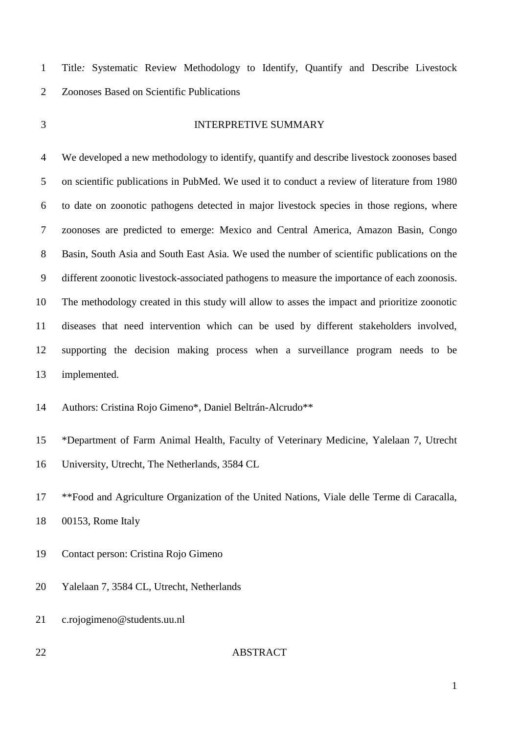Title: Systematic Review Methodology to Identify, Quantify and Describe Livestock Zoonoses Based on Scientific Publications

## INTERPRETIVE SUMMARY

We developed a new methodology to identify, quantify and describe livestock zoonoses based on scientific publications in PubMed. We used it to conduct a review of literature from 1980 to date on zoonotic pathogens detected in major livestock species in those regions, where zoonoses are predicted to emerge: Mexico and Central America, Amazon Basin, Congo Basin, South Asia and South East Asia. We used the number of scientific publications on the different zoonotic livestock-associated pathogens to measure the importance of each zoonosis. The methodology created in this study will allow to asses the impact and prioritize zoonotic diseases that need intervention which can be used by different stakeholders involved, supporting the decision making process when a surveillance program needs to be implemented.

Authors: Cristina Rojo Gimeno*, Daniel Beltrán-Alcrudo**

*Department of Farm Animal Health, Faculty of Veterinary Medicine, Yalelaan 7, Utrecht University, Utrecht, The Netherlands, 3584 CL

**Food and Agriculture Organization of the United Nations, Viale delle Terme di Caracalla, 00153, Rome Italy

Contact person: Cristina Rojo Gimeno

Yalelaan 7, 3584 CL, Utrecht, Netherlands

c.rojogimeno@students.uu.nl

## ABSTRACT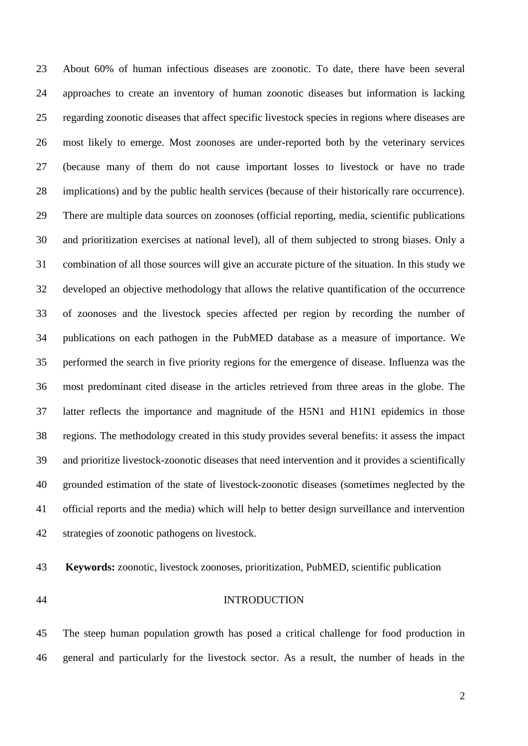About 60% of human infectious diseases are zoonotic. To date, there have been several approaches to create an inventory of human zoonotic diseases but information is lacking regarding zoonotic diseases that affect specific livestock species in regions where diseases are most likely to emerge. Most zoonoses are under-reported both by the veterinary services (because many of them do not cause important losses to livestock or have no trade implications) and by the public health services (because of their historically rare occurrence). There are multiple data sources on zoonoses (official reporting, media, scientific publications and prioritization exercises at national level), all of them subjected to strong biases. Only a combination of all those sources will give an accurate picture of the situation. In this study we developed an objective methodology that allows the relative quantification of the occurrence of zoonoses and the livestock species affected per region by recording the number of publications on each pathogen in the PubMED database as a measure of importance. We performed the search in five priority regions for the emergence of disease. Influenza was the most predominant cited disease in the articles retrieved from three areas in the globe. The latter reflects the importance and magnitude of the H5N1 and H1N1 epidemics in those regions. The methodology created in this study provides several benefits: it assess the impact and prioritize livestock-zoonotic diseases that need intervention and it provides a scientifically grounded estimation of the state of livestock-zoonotic diseases (sometimes neglected by the official reports and the media) which will help to better design surveillance and intervention strategies of zoonotic pathogens on livestock.

**Keywords:** zoonotic, livestock zoonoses, prioritization, PubMED, scientific publication

## INTRODUCTION

The steep human population growth has posed a critical challenge for food production in general and particularly for the livestock sector. As a result, the number of heads in the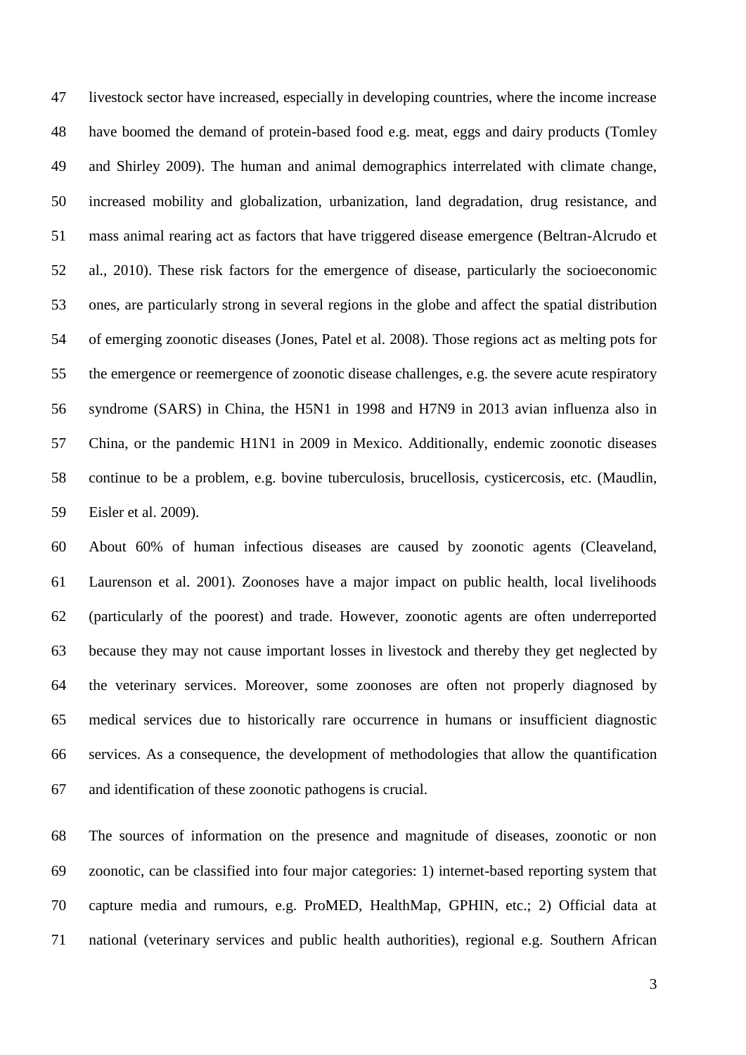livestock sector have increased, especially in developing countries, where the income increase have boomed the demand of protein-based food e.g. meat, eggs and dairy products (Tomley and Shirley 2009). The human and animal demographics interrelated with climate change, increased mobility and globalization, urbanization, land degradation, drug resistance, and mass animal rearing act as factors that have triggered disease emergence (Beltran-Alcrudo et al., 2010). These risk factors for the emergence of disease, particularly the socioeconomic ones, are particularly strong in several regions in the globe and affect the spatial distribution of emerging zoonotic diseases (Jones, Patel et al. 2008). Those regions act as melting pots for the emergence or reemergence of zoonotic disease challenges, e.g. the severe acute respiratory syndrome (SARS) in China, the H5N1 in 1998 and H7N9 in 2013 avian influenza also in China, or the pandemic H1N1 in 2009 in Mexico. Additionally, endemic zoonotic diseases continue to be a problem, e.g. bovine tuberculosis, brucellosis, cysticercosis, etc. (Maudlin, Eisler et al. 2009).

About 60% of human infectious diseases are caused by zoonotic agents (Cleaveland, Laurenson et al. 2001). Zoonoses have a major impact on public health, local livelihoods (particularly of the poorest) and trade. However, zoonotic agents are often underreported because they may not cause important losses in livestock and thereby they get neglected by the veterinary services. Moreover, some zoonoses are often not properly diagnosed by medical services due to historically rare occurrence in humans or insufficient diagnostic services. As a consequence, the development of methodologies that allow the quantification and identification of these zoonotic pathogens is crucial.

The sources of information on the presence and magnitude of diseases, zoonotic or non zoonotic, can be classified into four major categories: 1) internet-based reporting system that capture media and rumours, e.g. ProMED, HealthMap, GPHIN, etc.; 2) Official data at national (veterinary services and public health authorities), regional e.g. Southern African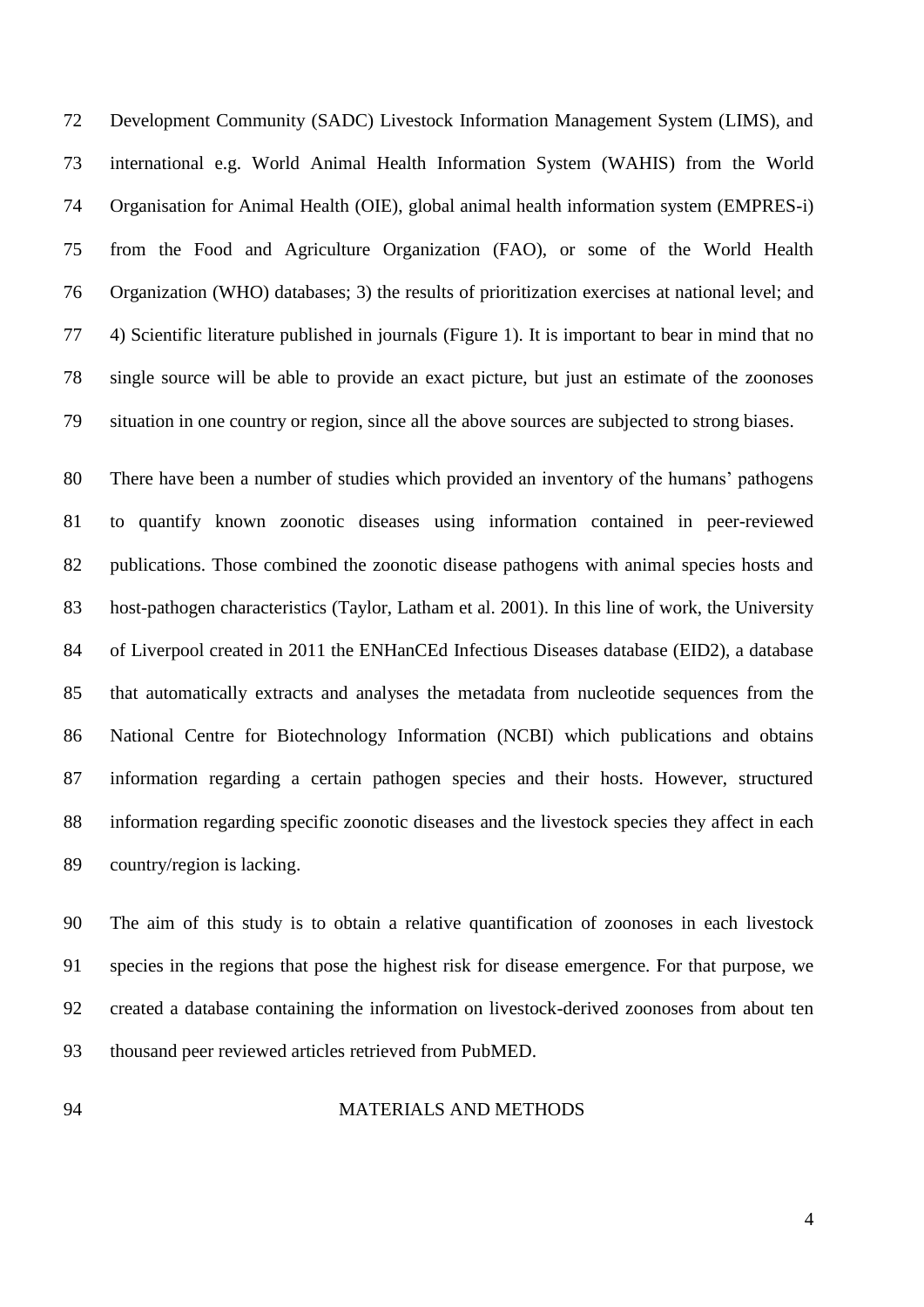Development Community (SADC) Livestock Information Management System (LIMS), and international e.g. World Animal Health Information System (WAHIS) from the World Organisation for Animal Health (OIE), global animal health information system (EMPRES-i) from the Food and Agriculture Organization (FAO), or some of the World Health Organization (WHO) databases; 3) the results of prioritization exercises at national level; and 4) Scientific literature published in journals (Figure 1). It is important to bear in mind that no single source will be able to provide an exact picture, but just an estimate of the zoonoses situation in one country or region, since all the above sources are subjected to strong biases.

There have been a number of studies which provided an inventory of the humans' pathogens to quantify known zoonotic diseases using information contained in peer-reviewed publications. Those combined the zoonotic disease pathogens with animal species hosts and host-pathogen characteristics (Taylor, Latham et al. 2001). In this line of work, the University of Liverpool created in 2011 the ENHanCEd Infectious Diseases database (EID2), a database that automatically extracts and analyses the metadata from nucleotide sequences from the National Centre for Biotechnology Information (NCBI) which publications and obtains information regarding a certain pathogen species and their hosts. However, structured information regarding specific zoonotic diseases and the livestock species they affect in each country/region is lacking.

The aim of this study is to obtain a relative quantification of zoonoses in each livestock species in the regions that pose the highest risk for disease emergence. For that purpose, we created a database containing the information on livestock-derived zoonoses from about ten thousand peer reviewed articles retrieved from PubMED.

## MATERIALS AND METHODS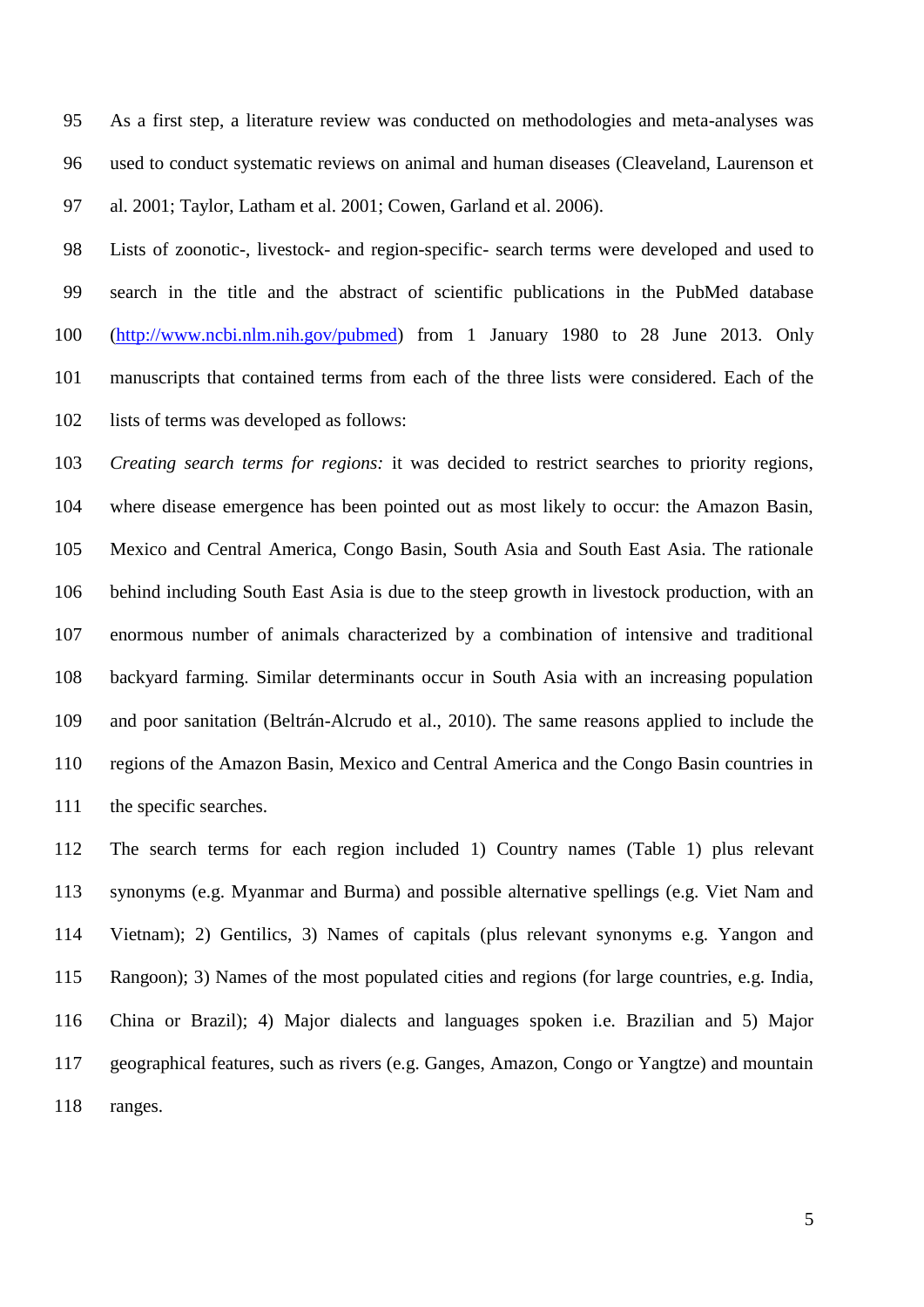As a first step, a literature review was conducted on methodologies and meta-analyses was used to conduct systematic reviews on animal and human diseases (Cleaveland, Laurenson et al. 2001; Taylor, Latham et al. 2001; Cowen, Garland et al. 2006).

Lists of zoonotic-, livestock- and region-specific- search terms were developed and used to search in the title and the abstract of scientific publications in the PubMed database (http://www.ncbi.nlm.nih.gov/pubmed) from 1 January 1980 to 28 June 2013. Only manuscripts that contained terms from each of the three lists were considered. Each of the lists of terms was developed as follows:

*Creating search terms for regions:* it was decided to restrict searches to priority regions, where disease emergence has been pointed out as most likely to occur: the Amazon Basin, Mexico and Central America, Congo Basin, South Asia and South East Asia. The rationale behind including South East Asia is due to the steep growth in livestock production, with an enormous number of animals characterized by a combination of intensive and traditional backyard farming. Similar determinants occur in South Asia with an increasing population and poor sanitation (Beltrán-Alcrudo et al., 2010). The same reasons applied to include the regions of the Amazon Basin, Mexico and Central America and the Congo Basin countries in the specific searches.

The search terms for each region included 1) Country names (Table 1) plus relevant synonyms (e.g. Myanmar and Burma) and possible alternative spellings (e.g. Viet Nam and Vietnam); 2) Gentilics, 3) Names of capitals (plus relevant synonyms e.g. Yangon and Rangoon); 3) Names of the most populated cities and regions (for large countries, e.g. India, China or Brazil); 4) Major dialects and languages spoken i.e. Brazilian and 5) Major geographical features, such as rivers (e.g. Ganges, Amazon, Congo or Yangtze) and mountain ranges.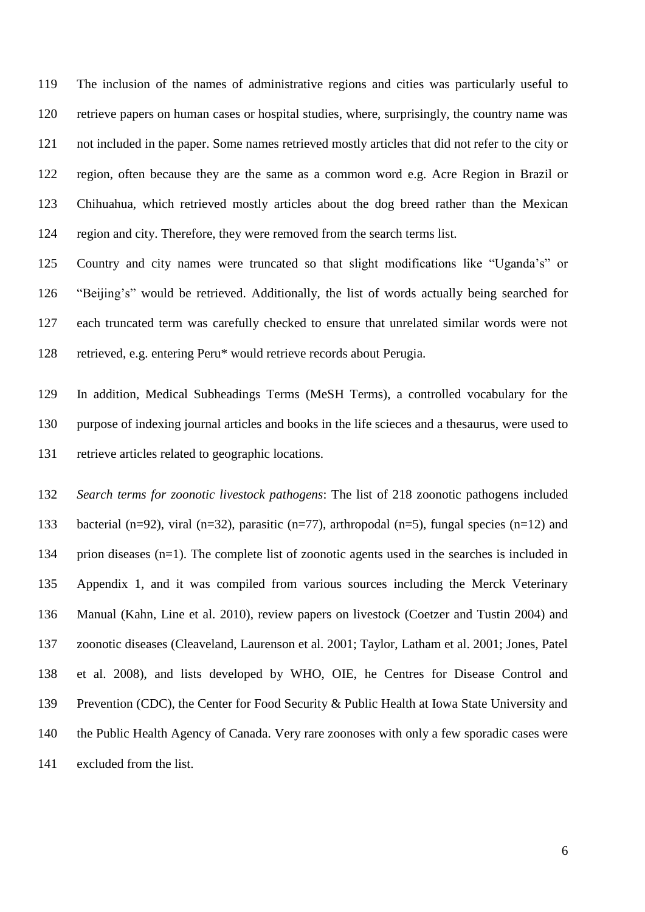The inclusion of the names of administrative regions and cities was particularly useful to retrieve papers on human cases or hospital studies, where, surprisingly, the country name was not included in the paper. Some names retrieved mostly articles that did not refer to the city or region, often because they are the same as a common word e.g. Acre Region in Brazil or Chihuahua, which retrieved mostly articles about the dog breed rather than the Mexican region and city. Therefore, they were removed from the search terms list.

Country and city names were truncated so that slight modifications like "Uganda's" or "Beijing's" would be retrieved. Additionally, the list of words actually being searched for each truncated term was carefully checked to ensure that unrelated similar words were not retrieved, e.g. entering Peru* would retrieve records about Perugia.

In addition, Medical Subheadings Terms (MeSH Terms), a controlled vocabulary for the purpose of indexing journal articles and books in the life scieces and a thesaurus, were used to retrieve articles related to geographic locations.

*Search terms for zoonotic livestock pathogens*: The list of 218 zoonotic pathogens included bacterial (n=92), viral (n=32), parasitic (n=77), arthropodal (n=5), fungal species (n=12) and prion diseases (n=1). The complete list of zoonotic agents used in the searches is included in Appendix 1, and it was compiled from various sources including the Merck Veterinary Manual (Kahn, Line et al. 2010), review papers on livestock (Coetzer and Tustin 2004) and zoonotic diseases (Cleaveland, Laurenson et al. 2001; Taylor, Latham et al. 2001; Jones, Patel et al. 2008), and lists developed by WHO, OIE, he Centres for Disease Control and Prevention (CDC), the Center for Food Security & Public Health at Iowa State University and the Public Health Agency of Canada. Very rare zoonoses with only a few sporadic cases were excluded from the list.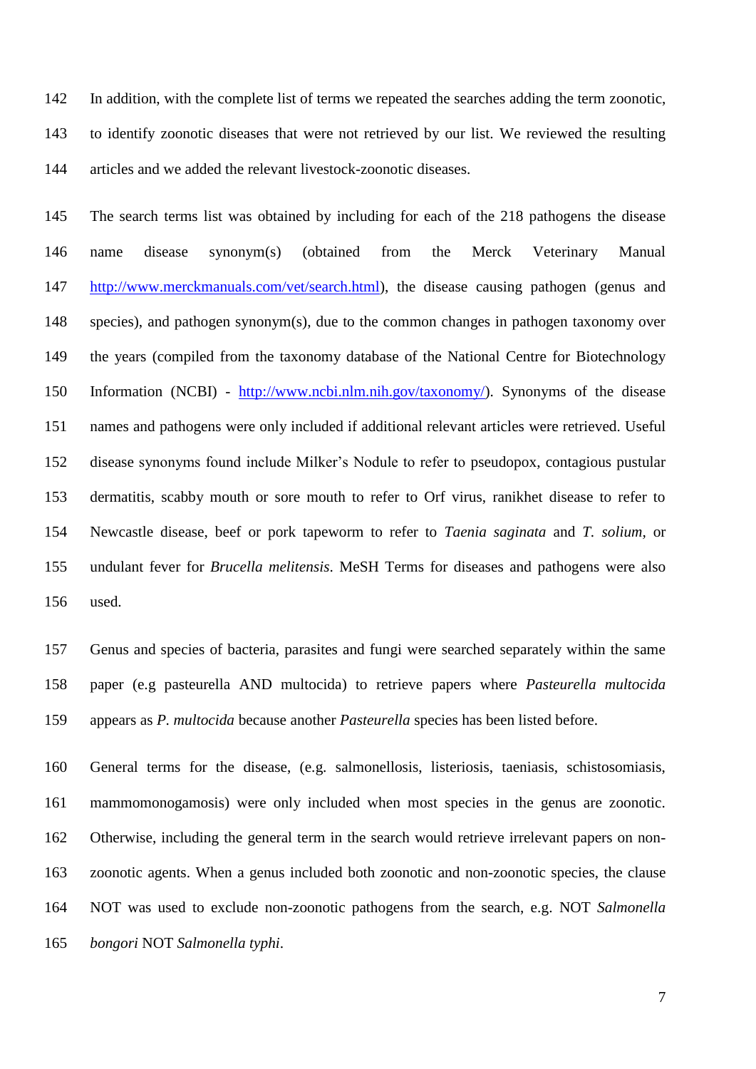In addition, with the complete list of terms we repeated the searches adding the term zoonotic, to identify zoonotic diseases that were not retrieved by our list. We reviewed the resulting articles and we added the relevant livestock-zoonotic diseases.

The search terms list was obtained by including for each of the 218 pathogens the disease name disease synonym(s) (obtained from the Merck Veterinary Manual http://www.merckmanuals.com/vet/search.html), the disease causing pathogen (genus and species), and pathogen synonym(s), due to the common changes in pathogen taxonomy over the years (compiled from the taxonomy database of the National Centre for Biotechnology Information (NCBI) - http://www.ncbi.nlm.nih.gov/taxonomy/). Synonyms of the disease names and pathogens were only included if additional relevant articles were retrieved. Useful disease synonyms found include Milker's Nodule to refer to pseudopox, contagious pustular dermatitis, scabby mouth or sore mouth to refer to Orf virus, ranikhet disease to refer to Newcastle disease, beef or pork tapeworm to refer to *Taenia saginata* and *T. solium*, or undulant fever for *Brucella melitensis*. MeSH Terms for diseases and pathogens were also used.

Genus and species of bacteria, parasites and fungi were searched separately within the same paper (e.g pasteurella AND multocida) to retrieve papers where *Pasteurella multocida* appears as *P. multocida* because another *Pasteurella* species has been listed before.

General terms for the disease, (e.g. salmonellosis, listeriosis, taeniasis, schistosomiasis, mammomonogamosis) were only included when most species in the genus are zoonotic. Otherwise, including the general term in the search would retrieve irrelevant papers on non-zoonotic agents. When a genus included both zoonotic and non-zoonotic species, the clause NOT was used to exclude non-zoonotic pathogens from the search, e.g. NOT *Salmonella bongori* NOT *Salmonella typhi*.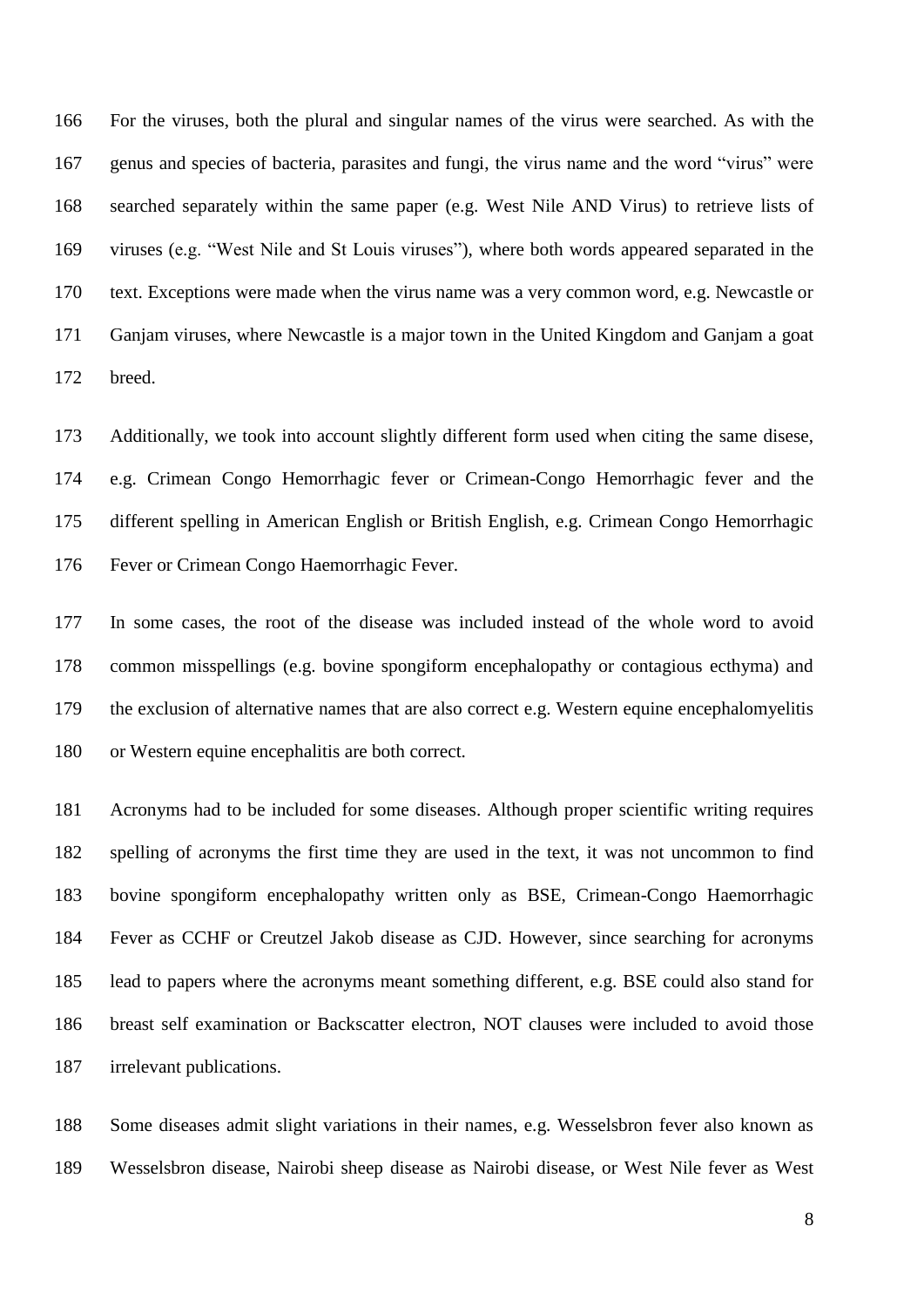For the viruses, both the plural and singular names of the virus were searched. As with the genus and species of bacteria, parasites and fungi, the virus name and the word "virus" were searched separately within the same paper (e.g. West Nile AND Virus) to retrieve lists of viruses (e.g. "West Nile and St Louis viruses"), where both words appeared separated in the text. Exceptions were made when the virus name was a very common word, e.g. Newcastle or Ganjam viruses, where Newcastle is a major town in the United Kingdom and Ganjam a goat breed.

Additionally, we took into account slightly different form used when citing the same disese, e.g. Crimean Congo Hemorrhagic fever or Crimean-Congo Hemorrhagic fever and the different spelling in American English or British English, e.g. Crimean Congo Hemorrhagic Fever or Crimean Congo Haemorrhagic Fever.

In some cases, the root of the disease was included instead of the whole word to avoid common misspellings (e.g. bovine spongiform encephalopathy or contagious ecthyma) and the exclusion of alternative names that are also correct e.g. Western equine encephalomyelitis or Western equine encephalitis are both correct.

Acronyms had to be included for some diseases. Although proper scientific writing requires spelling of acronyms the first time they are used in the text, it was not uncommon to find bovine spongiform encephalopathy written only as BSE, Crimean-Congo Haemorrhagic Fever as CCHF or Creutzel Jakob disease as CJD. However, since searching for acronyms lead to papers where the acronyms meant something different, e.g. BSE could also stand for breast self examination or Backscatter electron, NOT clauses were included to avoid those irrelevant publications.

Some diseases admit slight variations in their names, e.g. Wesselsbron fever also known as Wesselsbron disease, Nairobi sheep disease as Nairobi disease, or West Nile fever as West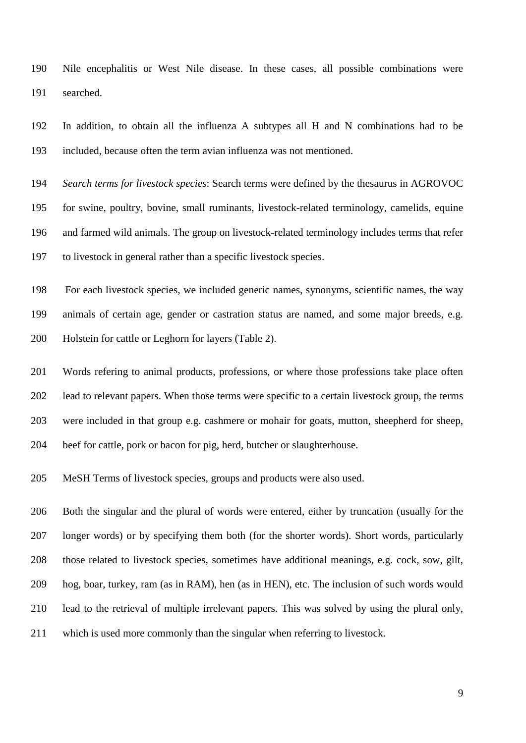Nile encephalitis or West Nile disease. In these cases, all possible combinations were searched.

In addition, to obtain all the influenza A subtypes all H and N combinations had to be included, because often the term avian influenza was not mentioned.

*Search terms for livestock species*: Search terms were defined by the thesaurus in AGROVOC for swine, poultry, bovine, small ruminants, livestock-related terminology, camelids, equine and farmed wild animals. The group on livestock-related terminology includes terms that refer to livestock in general rather than a specific livestock species.

For each livestock species, we included generic names, synonyms, scientific names, the way animals of certain age, gender or castration status are named, and some major breeds, e.g. Holstein for cattle or Leghorn for layers (Table 2).

Words refering to animal products, professions, or where those professions take place often lead to relevant papers. When those terms were specific to a certain livestock group, the terms were included in that group e.g. cashmere or mohair for goats, mutton, sheepherd for sheep, beef for cattle, pork or bacon for pig, herd, butcher or slaughterhouse.

MeSH Terms of livestock species, groups and products were also used.

Both the singular and the plural of words were entered, either by truncation (usually for the longer words) or by specifying them both (for the shorter words). Short words, particularly those related to livestock species, sometimes have additional meanings, e.g. cock, sow, gilt, hog, boar, turkey, ram (as in RAM), hen (as in HEN), etc. The inclusion of such words would lead to the retrieval of multiple irrelevant papers. This was solved by using the plural only, which is used more commonly than the singular when referring to livestock.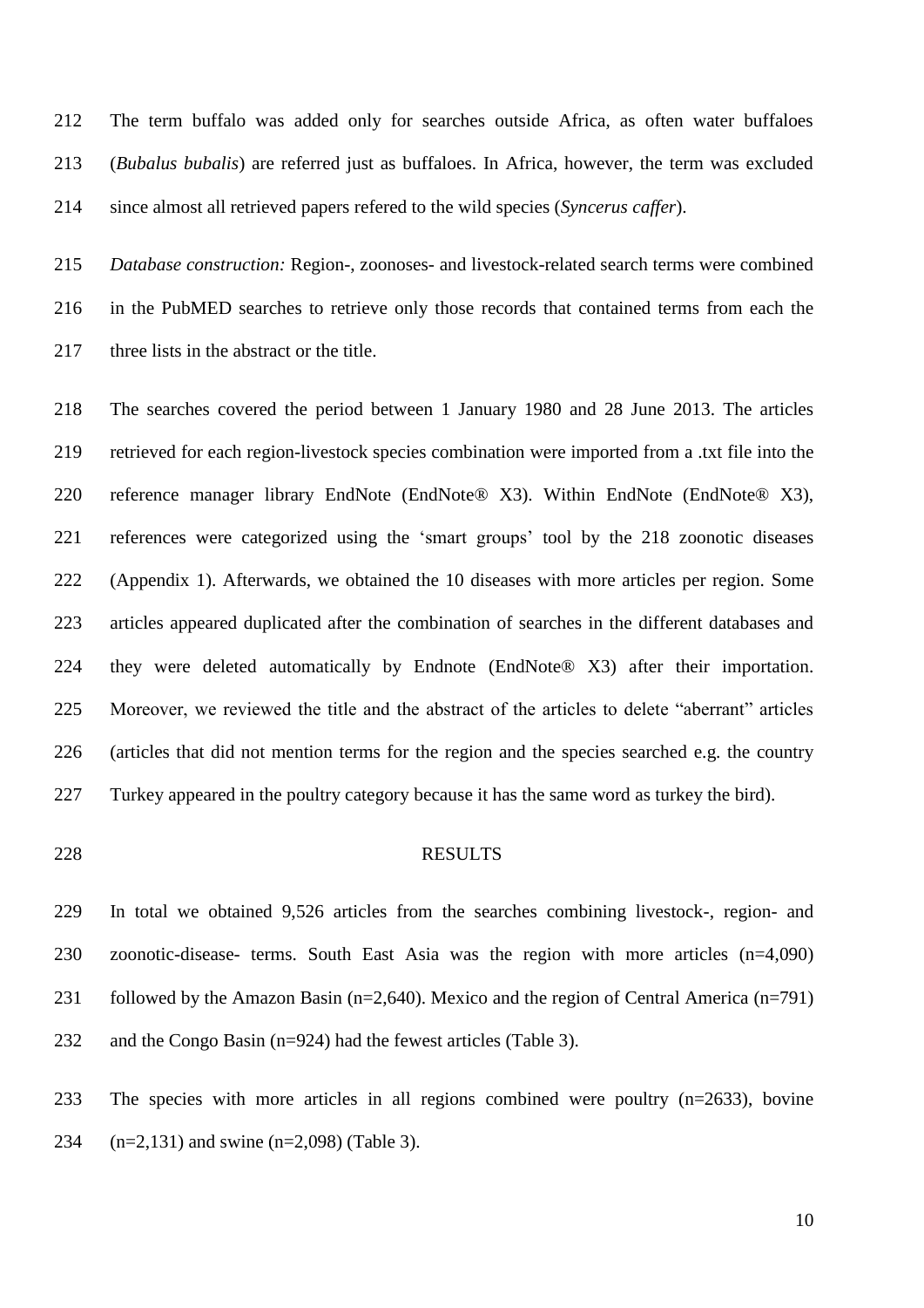The term buffalo was added only for searches outside Africa, as often water buffaloes (*Bubalus bubalis*) are referred just as buffaloes. In Africa, however, the term was excluded since almost all retrieved papers refered to the wild species (*Syncerus caffer*).

*Database construction:* Region-, zoonoses- and livestock-related search terms were combined in the PubMED searches to retrieve only those records that contained terms from each the three lists in the abstract or the title.

The searches covered the period between 1 January 1980 and 28 June 2013. The articles retrieved for each region-livestock species combination were imported from a .txt file into the reference manager library EndNote (EndNote® X3). Within EndNote (EndNote® X3), references were categorized using the 'smart groups' tool by the 218 zoonotic diseases (Appendix 1). Afterwards, we obtained the 10 diseases with more articles per region. Some articles appeared duplicated after the combination of searches in the different databases and they were deleted automatically by Endnote (EndNote® X3) after their importation. Moreover, we reviewed the title and the abstract of the articles to delete "aberrant" articles (articles that did not mention terms for the region and the species searched e.g. the country Turkey appeared in the poultry category because it has the same word as turkey the bird).

## RESULTS

In total we obtained 9,526 articles from the searches combining livestock-, region- and zoonotic-disease- terms. South East Asia was the region with more articles (n=4,090) followed by the Amazon Basin (n=2,640). Mexico and the region of Central America (n=791) and the Congo Basin (n=924) had the fewest articles (Table 3).

The species with more articles in all regions combined were poultry (n=2633), bovine (n=2,131) and swine (n=2,098) (Table 3).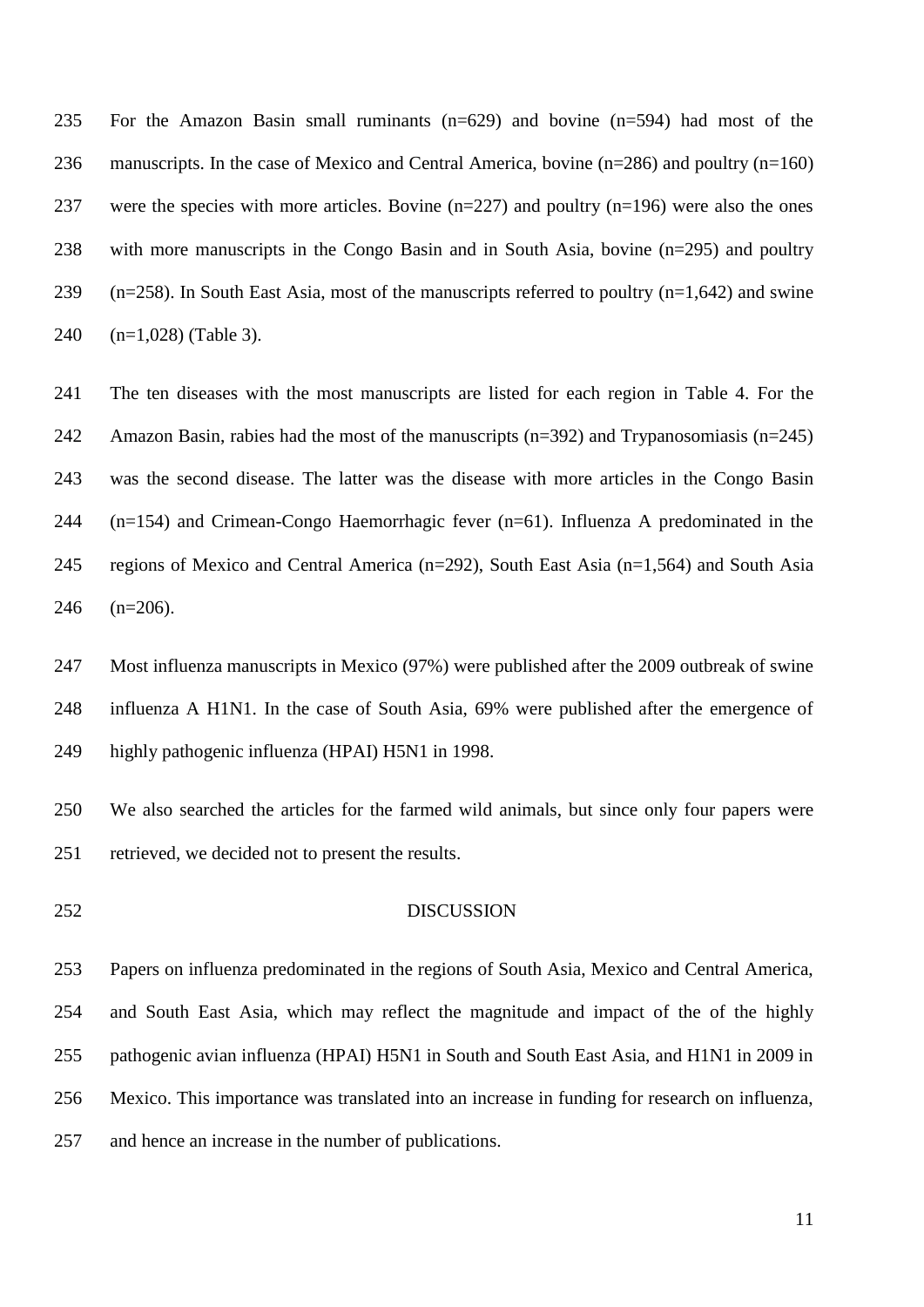For the Amazon Basin small ruminants (n=629) and bovine (n=594) had most of the manuscripts. In the case of Mexico and Central America, bovine (n=286) and poultry (n=160) were the species with more articles. Bovine (n=227) and poultry (n=196) were also the ones with more manuscripts in the Congo Basin and in South Asia, bovine (n=295) and poultry (n=258). In South East Asia, most of the manuscripts referred to poultry (n=1,642) and swine (n=1,028) (Table 3).

The ten diseases with the most manuscripts are listed for each region in Table 4. For the Amazon Basin, rabies had the most of the manuscripts (n=392) and Trypanosomiasis (n=245) was the second disease. The latter was the disease with more articles in the Congo Basin (n=154) and Crimean-Congo Haemorrhagic fever (n=61). Influenza A predominated in the regions of Mexico and Central America (n=292), South East Asia (n=1,564) and South Asia (n=206).

Most influenza manuscripts in Mexico (97%) were published after the 2009 outbreak of swine influenza A H1N1. In the case of South Asia, 69% were published after the emergence of highly pathogenic influenza (HPAI) H5N1 in 1998.

We also searched the articles for the farmed wild animals, but since only four papers were retrieved, we decided not to present the results.

## DISCUSSION

Papers on influenza predominated in the regions of South Asia, Mexico and Central America, and South East Asia, which may reflect the magnitude and impact of the of the highly pathogenic avian influenza (HPAI) H5N1 in South and South East Asia, and H1N1 in 2009 in Mexico. This importance was translated into an increase in funding for research on influenza, and hence an increase in the number of publications.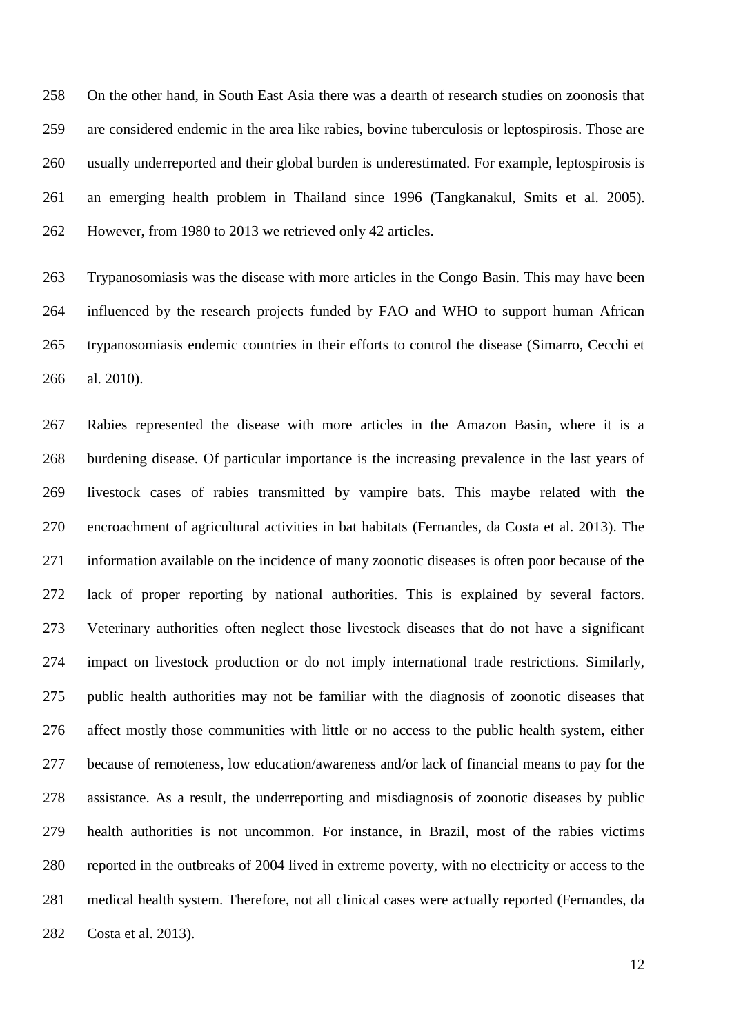On the other hand, in South East Asia there was a dearth of research studies on zoonosis that are considered endemic in the area like rabies, bovine tuberculosis or leptospirosis. Those are usually underreported and their global burden is underestimated. For example, leptospirosis is an emerging health problem in Thailand since 1996 (Tangkanakul, Smits et al. 2005). However, from 1980 to 2013 we retrieved only 42 articles.

Trypanosomiasis was the disease with more articles in the Congo Basin. This may have been influenced by the research projects funded by FAO and WHO to support human African trypanosomiasis endemic countries in their efforts to control the disease (Simarro, Cecchi et al. 2010).

Rabies represented the disease with more articles in the Amazon Basin, where it is a burdening disease. Of particular importance is the increasing prevalence in the last years of livestock cases of rabies transmitted by vampire bats. This maybe related with the encroachment of agricultural activities in bat habitats (Fernandes, da Costa et al. 2013). The information available on the incidence of many zoonotic diseases is often poor because of the lack of proper reporting by national authorities. This is explained by several factors. Veterinary authorities often neglect those livestock diseases that do not have a significant impact on livestock production or do not imply international trade restrictions. Similarly, public health authorities may not be familiar with the diagnosis of zoonotic diseases that affect mostly those communities with little or no access to the public health system, either because of remoteness, low education/awareness and/or lack of financial means to pay for the assistance. As a result, the underreporting and misdiagnosis of zoonotic diseases by public health authorities is not uncommon. For instance, in Brazil, most of the rabies victims reported in the outbreaks of 2004 lived in extreme poverty, with no electricity or access to the medical health system. Therefore, not all clinical cases were actually reported (Fernandes, da Costa et al. 2013).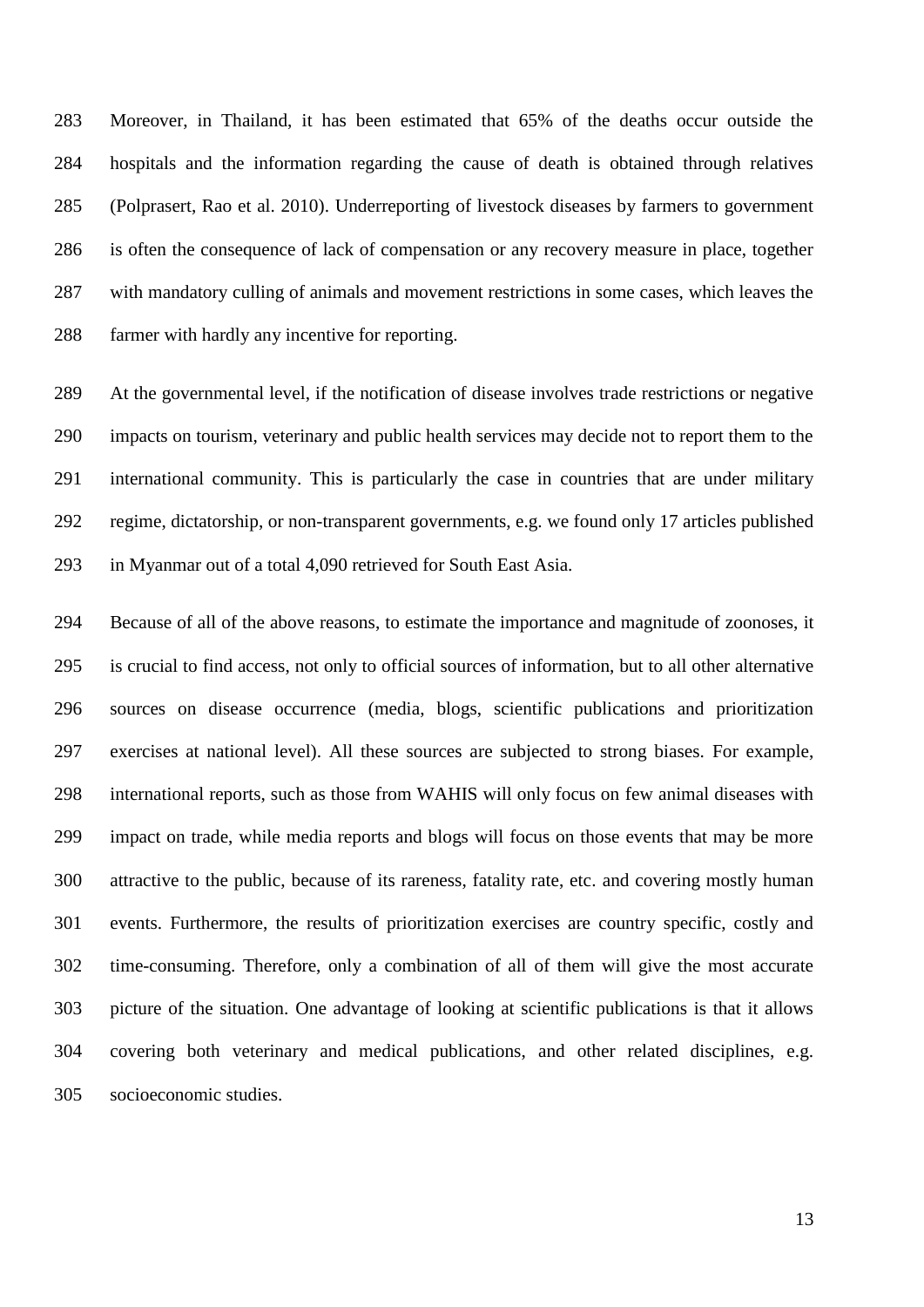Moreover, in Thailand, it has been estimated that 65% of the deaths occur outside the hospitals and the information regarding the cause of death is obtained through relatives (Polprasert, Rao et al. 2010). Underreporting of livestock diseases by farmers to government is often the consequence of lack of compensation or any recovery measure in place, together with mandatory culling of animals and movement restrictions in some cases, which leaves the farmer with hardly any incentive for reporting.

At the governmental level, if the notification of disease involves trade restrictions or negative impacts on tourism, veterinary and public health services may decide not to report them to the international community. This is particularly the case in countries that are under military regime, dictatorship, or non-transparent governments, e.g. we found only 17 articles published in Myanmar out of a total 4,090 retrieved for South East Asia.

Because of all of the above reasons, to estimate the importance and magnitude of zoonoses, it is crucial to find access, not only to official sources of information, but to all other alternative sources on disease occurrence (media, blogs, scientific publications and prioritization exercises at national level). All these sources are subjected to strong biases. For example, international reports, such as those from WAHIS will only focus on few animal diseases with impact on trade, while media reports and blogs will focus on those events that may be more attractive to the public, because of its rareness, fatality rate, etc. and covering mostly human events. Furthermore, the results of prioritization exercises are country specific, costly and time-consuming. Therefore, only a combination of all of them will give the most accurate picture of the situation. One advantage of looking at scientific publications is that it allows covering both veterinary and medical publications, and other related disciplines, e.g. socioeconomic studies.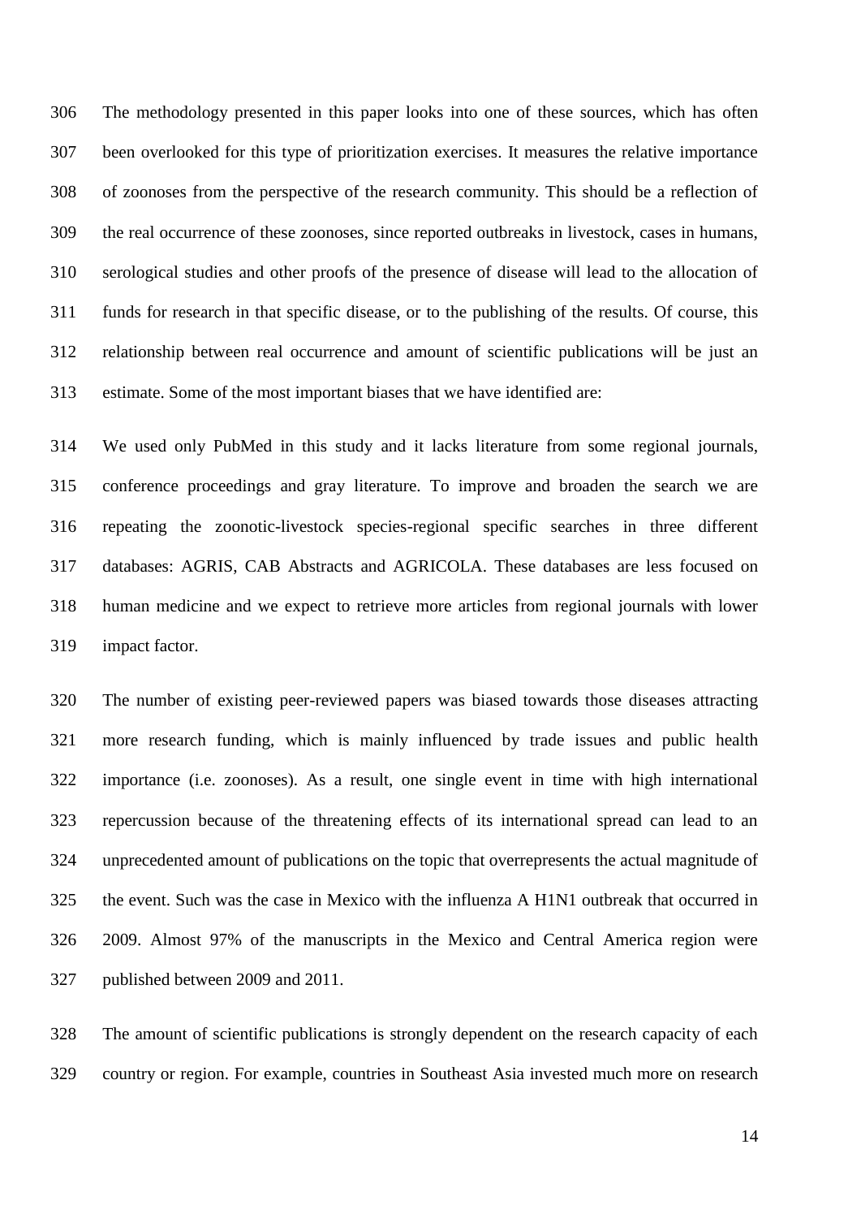The methodology presented in this paper looks into one of these sources, which has often been overlooked for this type of prioritization exercises. It measures the relative importance of zoonoses from the perspective of the research community. This should be a reflection of the real occurrence of these zoonoses, since reported outbreaks in livestock, cases in humans, serological studies and other proofs of the presence of disease will lead to the allocation of funds for research in that specific disease, or to the publishing of the results. Of course, this relationship between real occurrence and amount of scientific publications will be just an estimate. Some of the most important biases that we have identified are:

We used only PubMed in this study and it lacks literature from some regional journals, conference proceedings and gray literature. To improve and broaden the search we are repeating the zoonotic-livestock species-regional specific searches in three different databases: AGRIS, CAB Abstracts and AGRICOLA. These databases are less focused on human medicine and we expect to retrieve more articles from regional journals with lower impact factor.

The number of existing peer-reviewed papers was biased towards those diseases attracting more research funding, which is mainly influenced by trade issues and public health importance (i.e. zoonoses). As a result, one single event in time with high international repercussion because of the threatening effects of its international spread can lead to an unprecedented amount of publications on the topic that overrepresents the actual magnitude of the event. Such was the case in Mexico with the influenza A H1N1 outbreak that occurred in 2009. Almost 97% of the manuscripts in the Mexico and Central America region were published between 2009 and 2011.

The amount of scientific publications is strongly dependent on the research capacity of each country or region. For example, countries in Southeast Asia invested much more on research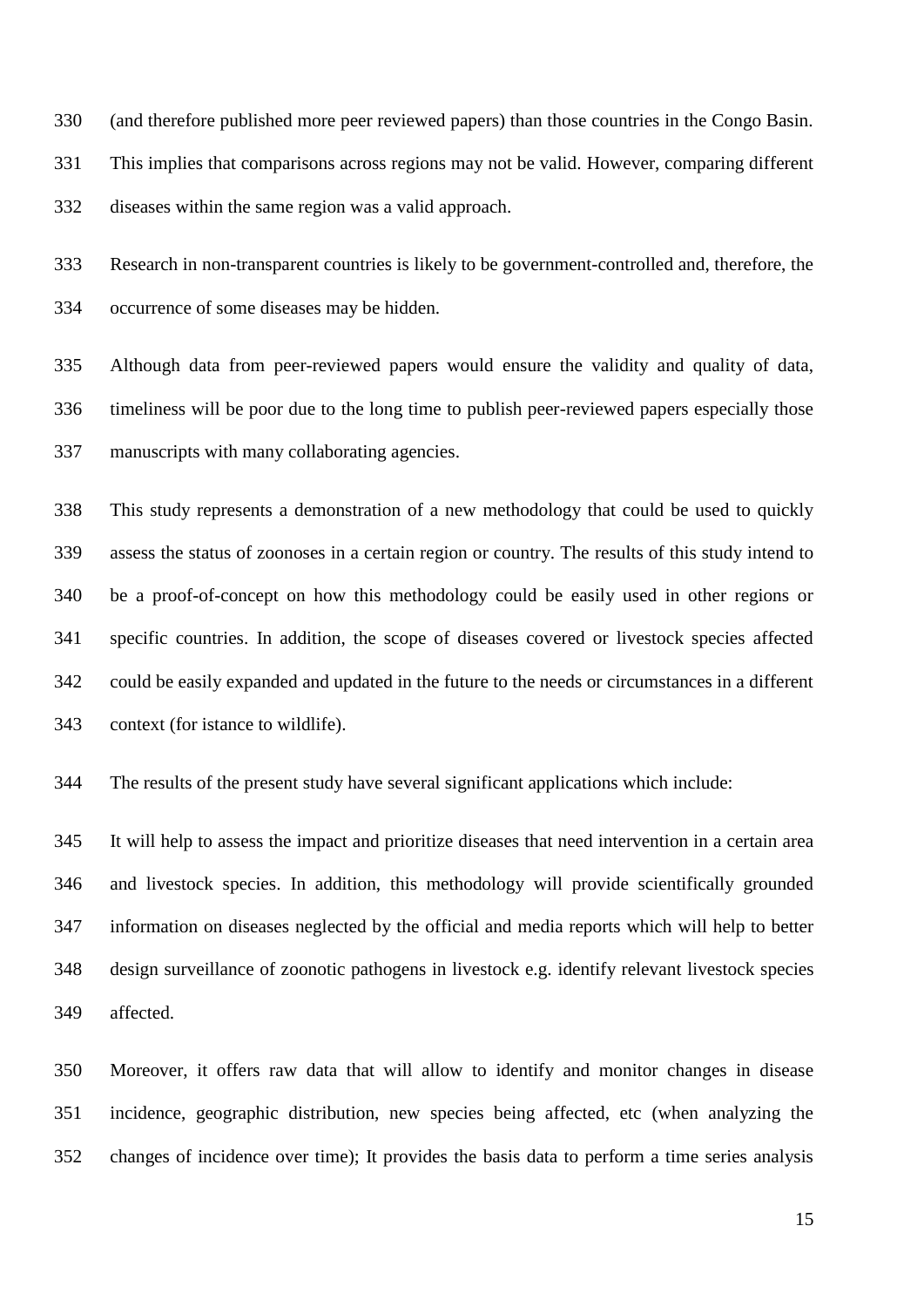(and therefore published more peer reviewed papers) than those countries in the Congo Basin. This implies that comparisons across regions may not be valid. However, comparing different diseases within the same region was a valid approach.

Research in non-transparent countries is likely to be government-controlled and, therefore, the occurrence of some diseases may be hidden.

Although data from peer-reviewed papers would ensure the validity and quality of data, timeliness will be poor due to the long time to publish peer-reviewed papers especially those manuscripts with many collaborating agencies.

This study represents a demonstration of a new methodology that could be used to quickly assess the status of zoonoses in a certain region or country. The results of this study intend to be a proof-of-concept on how this methodology could be easily used in other regions or specific countries. In addition, the scope of diseases covered or livestock species affected could be easily expanded and updated in the future to the needs or circumstances in a different context (for istance to wildlife).

The results of the present study have several significant applications which include:

It will help to assess the impact and prioritize diseases that need intervention in a certain area and livestock species. In addition, this methodology will provide scientifically grounded information on diseases neglected by the official and media reports which will help to better design surveillance of zoonotic pathogens in livestock e.g. identify relevant livestock species affected.

Moreover, it offers raw data that will allow to identify and monitor changes in disease incidence, geographic distribution, new species being affected, etc (when analyzing the changes of incidence over time); It provides the basis data to perform a time series analysis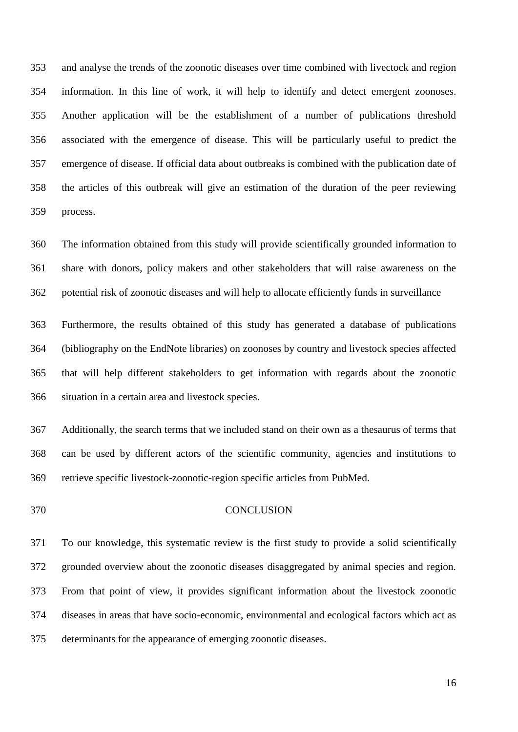and analyse the trends of the zoonotic diseases over time combined with livectock and region information. In this line of work, it will help to identify and detect emergent zoonoses. Another application will be the establishment of a number of publications threshold associated with the emergence of disease. This will be particularly useful to predict the emergence of disease. If official data about outbreaks is combined with the publication date of the articles of this outbreak will give an estimation of the duration of the peer reviewing process.

The information obtained from this study will provide scientifically grounded information to share with donors, policy makers and other stakeholders that will raise awareness on the potential risk of zoonotic diseases and will help to allocate efficiently funds in surveillance

Furthermore, the results obtained of this study has generated a database of publications (bibliography on the EndNote libraries) on zoonoses by country and livestock species affected that will help different stakeholders to get information with regards about the zoonotic situation in a certain area and livestock species.

Additionally, the search terms that we included stand on their own as a thesaurus of terms that can be used by different actors of the scientific community, agencies and institutions to retrieve specific livestock-zoonotic-region specific articles from PubMed.

## CONCLUSION

To our knowledge, this systematic review is the first study to provide a solid scientifically grounded overview about the zoonotic diseases disaggregated by animal species and region. From that point of view, it provides significant information about the livestock zoonotic diseases in areas that have socio-economic, environmental and ecological factors which act as determinants for the appearance of emerging zoonotic diseases.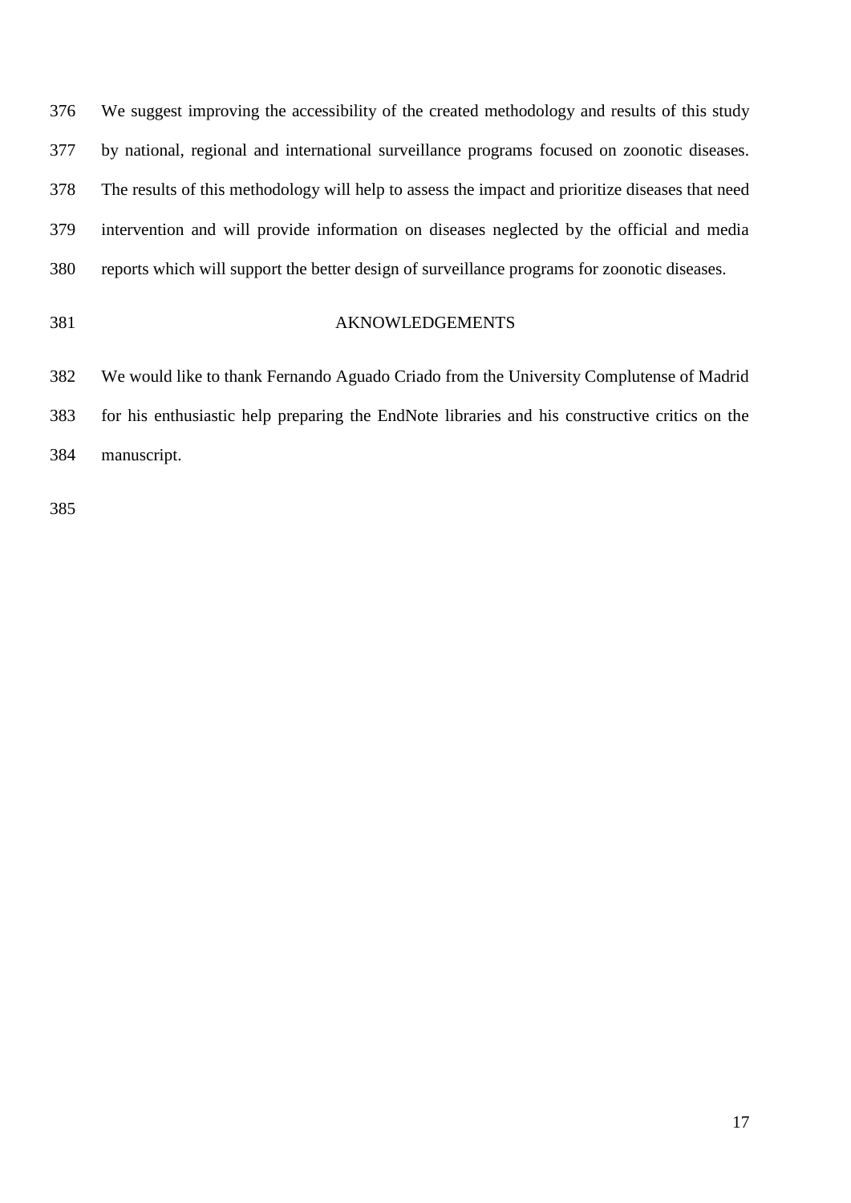We suggest improving the accessibility of the created methodology and results of this study by national, regional and international surveillance programs focused on zoonotic diseases. The results of this methodology will help to assess the impact and prioritize diseases that need intervention and will provide information on diseases neglected by the official and media reports which will support the better design of surveillance programs for zoonotic diseases.

## AKNOWLEDGEMENTS

We would like to thank Fernando Aguado Criado from the University Complutense of Madrid for his enthusiastic help preparing the EndNote libraries and his constructive critics on the manuscript.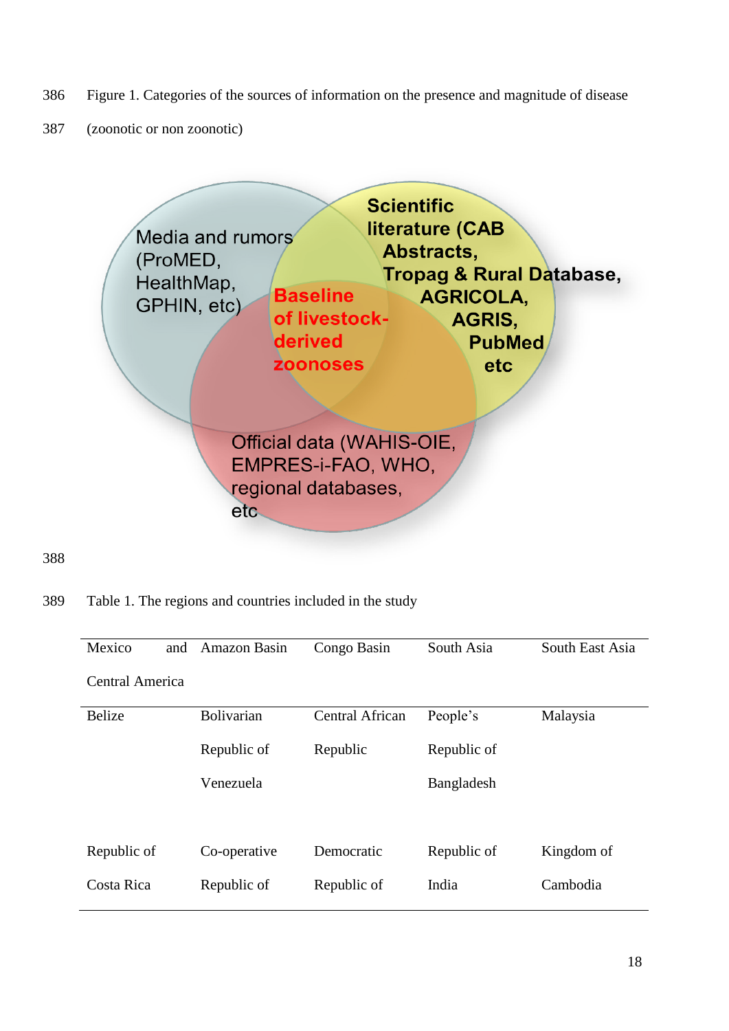Figure 1. Categories of the sources of information on the presence and magnitude of disease (zoonotic or non zoonotic)

Media and rumors (ProMED, HealthMap, GPHIN, etc)

**Scientific literature (CAB Abstracts, Tropag & Rural Database, AGRICOLA, AGRIS, PubMed etc**

**Baseline of livestock-derived zoonoses**

Official data (WAHIS-OIE, EMPRES-i-FAO, WHO, regional databases, etc

Table 1. The regions and countries included in the study

| Mexico and Central America | Amazon Basin | Congo Basin | South Asia | South East Asia |
|---|---|---|---|---|
| Belize | Bolivarian Republic of Venezuela | Central African Republic | People's Republic of Bangladesh | Malaysia |
| Republic of Costa Rica | Co-operative Republic of | Democratic Republic of | Republic of India | Kingdom of Cambodia |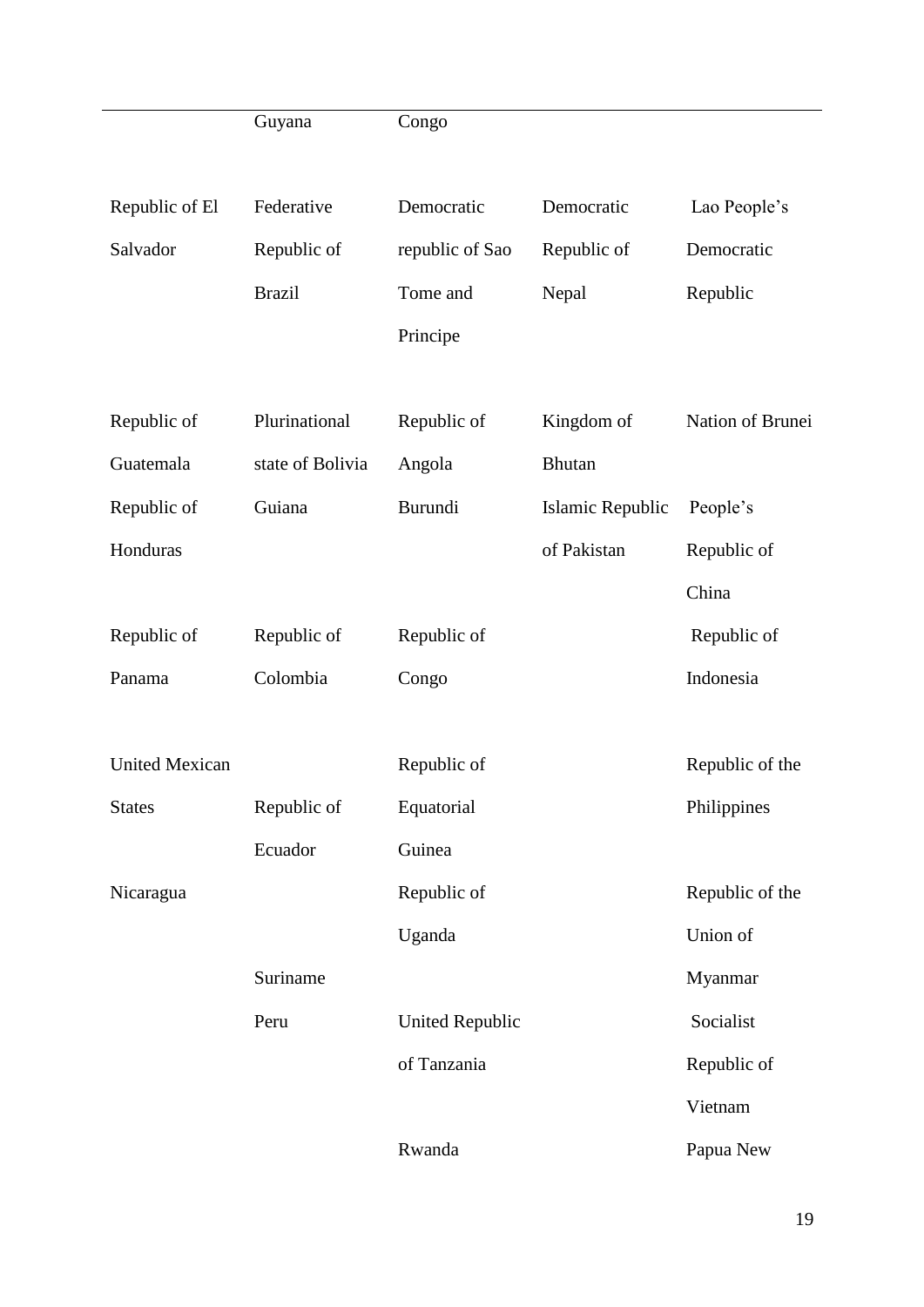| | Guyana | Congo | | |
|---|---|---|---|---|
| Republic of El Salvador | Federative Republic of Brazil | Democratic republic of Sao Tome and Principe | Democratic Republic of Nepal | Lao People's Democratic Republic |
| Republic of Guatemala | Plurinational state of Bolivia | Republic of Angola | Kingdom of Bhutan | Nation of Brunei |
| Republic of Honduras | Guiana | Burundi | Islamic Republic of Pakistan | People's Republic of China |
| Republic of Panama | Republic of Colombia | Republic of Congo | | Republic of Indonesia |
| United Mexican States | Republic of Ecuador | Republic of Equatorial Guinea | | Republic of the Philippines |
| Nicaragua | | Republic of Uganda | | Republic of the Union of Myanmar |
| | Suriname | | | |
| | Peru | United Republic of Tanzania | | Socialist Republic of Vietnam |
| | | Rwanda | | Papua New |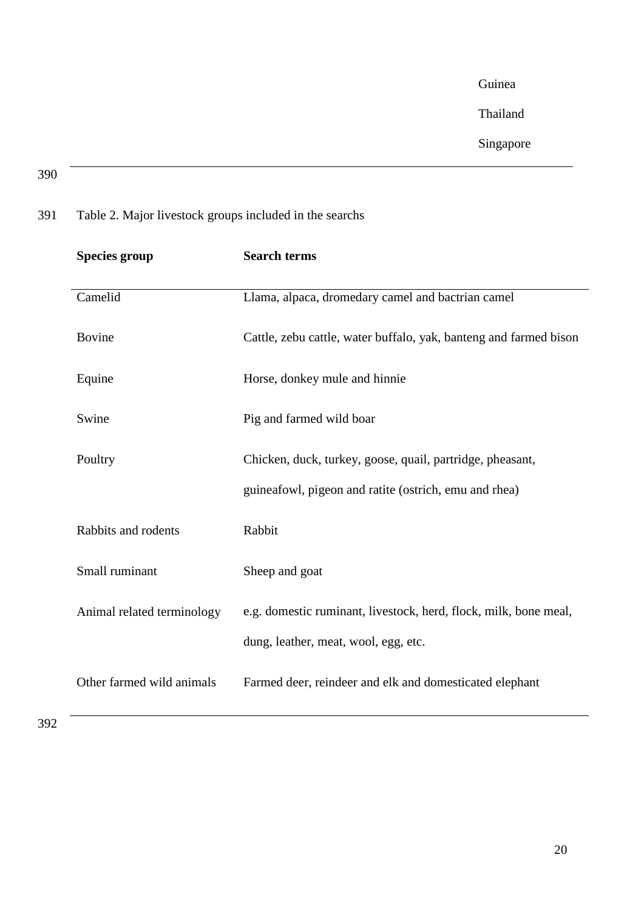Guinea

Thailand

Singapore

Table 2. Major livestock groups included in the searchs

| Species group | Search terms |
|---|---|
| Camelid | Llama, alpaca, dromedary camel and bactrian camel |
| Bovine | Cattle, zebu cattle, water buffalo, yak, banteng and farmed bison |
| Equine | Horse, donkey mule and hinnie |
| Swine | Pig and farmed wild boar |
| Poultry | Chicken, duck, turkey, goose, quail, partridge, pheasant, guineafowl, pigeon and ratite (ostrich, emu and rhea) |
| Rabbits and rodents | Rabbit |
| Small ruminant | Sheep and goat |
| Animal related terminology | e.g. domestic ruminant, livestock, herd, flock, milk, bone meal, dung, leather, meat, wool, egg, etc. |
| Other farmed wild animals | Farmed deer, reindeer and elk and domesticated elephant |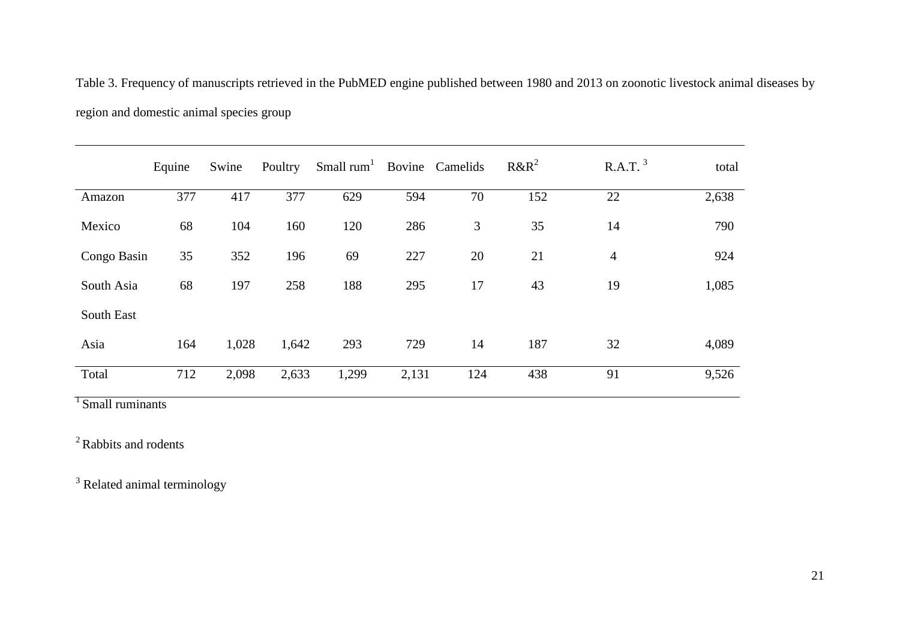Table 3. Frequency of manuscripts retrieved in the PubMED engine published between 1980 and 2013 on zoonotic livestock animal diseases by region and domestic animal species group

| | Equine | Swine | Poultry | Small rum[1] | Bovine | Camelids | R&R[2] | R.A.T. [3] | total |
|---|---|---|---|---|---|---|---|---|---|
| Amazon | 377 | 417 | 377 | 629 | 594 | 70 | 152 | 22 | 2,638 |
| Mexico | 68 | 104 | 160 | 120 | 286 | 3 | 35 | 14 | 790 |
| Congo Basin | 35 | 352 | 196 | 69 | 227 | 20 | 21 | 4 | 924 |
| South Asia | 68 | 197 | 258 | 188 | 295 | 17 | 43 | 19 | 1,085 |
| South East Asia | 164 | 1,028 | 1,642 | 293 | 729 | 14 | 187 | 32 | 4,089 |
| Total | 712 | 2,098 | 2,633 | 1,299 | 2,131 | 124 | 438 | 91 | 9,526 |

[1] Small ruminants

[2] Rabbits and rodents

[3] Related animal terminology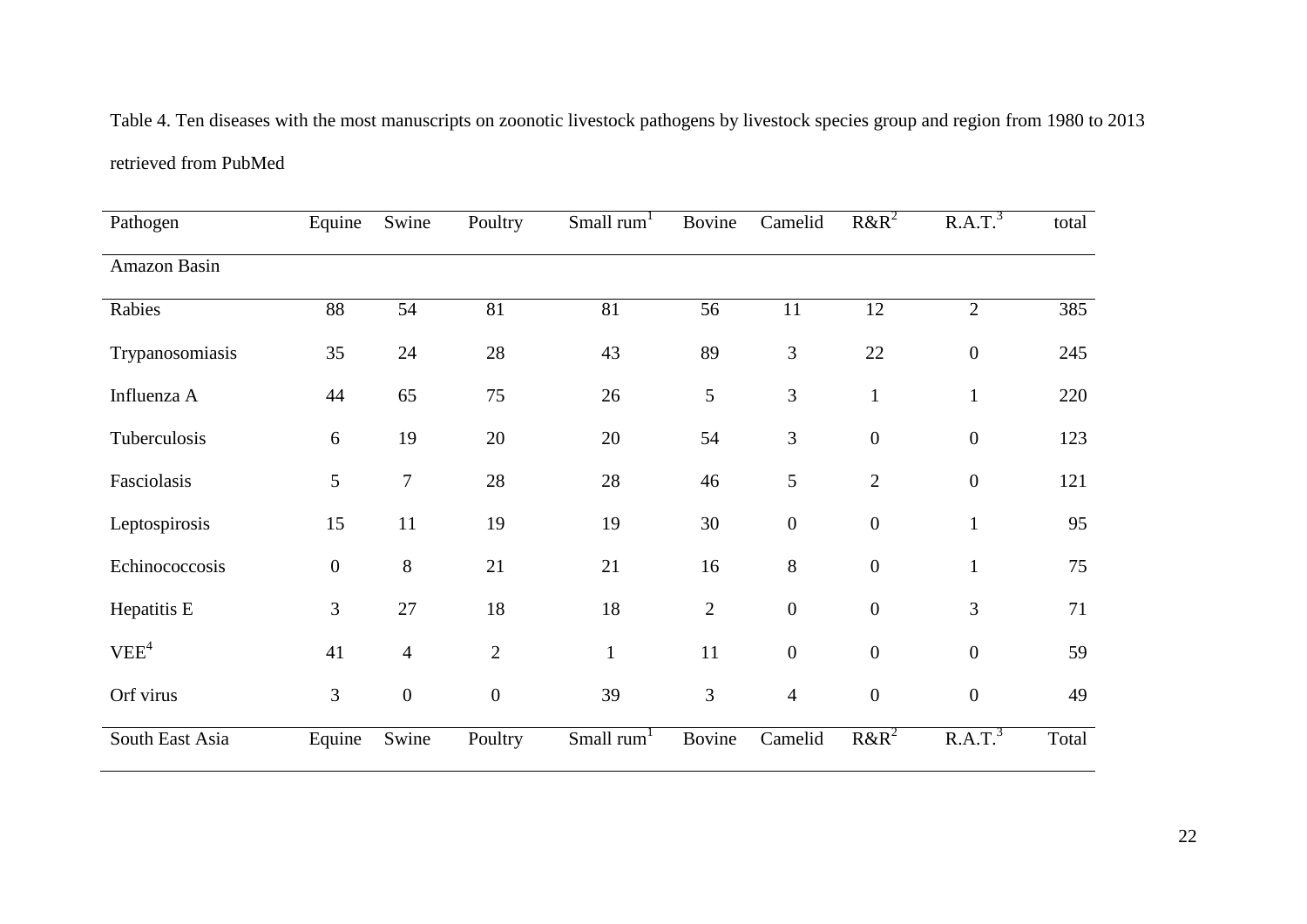Table 4. Ten diseases with the most manuscripts on zoonotic livestock pathogens by livestock species group and region from 1980 to 2013 retrieved from PubMed

| Pathogen | Equine | Swine | Poultry | Small rum[1] | Bovine | Camelid | R&R[2] | R.A.T.[3] | total |
|---|---|---|---|---|---|---|---|---|---|
| Amazon Basin | | | | | | | | | |
| Rabies | 88 | 54 | 81 | 81 | 56 | 11 | 12 | 2 | 385 |
| Trypanosomiasis | 35 | 24 | 28 | 43 | 89 | 3 | 22 | 0 | 245 |
| Influenza A | 44 | 65 | 75 | 26 | 5 | 3 | 1 | 1 | 220 |
| Tuberculosis | 6 | 19 | 20 | 20 | 54 | 3 | 0 | 0 | 123 |
| Fasciolasis | 5 | 7 | 28 | 28 | 46 | 5 | 2 | 0 | 121 |
| Leptospirosis | 15 | 11 | 19 | 19 | 30 | 0 | 0 | 1 | 95 |
| Echinococcosis | 0 | 8 | 21 | 21 | 16 | 8 | 0 | 1 | 75 |
| Hepatitis E | 3 | 27 | 18 | 18 | 2 | 0 | 0 | 3 | 71 |
| VEE[4] | 41 | 4 | 2 | 1 | 11 | 0 | 0 | 0 | 59 |
| Orf virus | 3 | 0 | 0 | 39 | 3 | 4 | 0 | 0 | 49 |
| South East Asia | Equine | Swine | Poultry | Small rum[1] | Bovine | Camelid | R&R[2] | R.A.T.[3] | Total |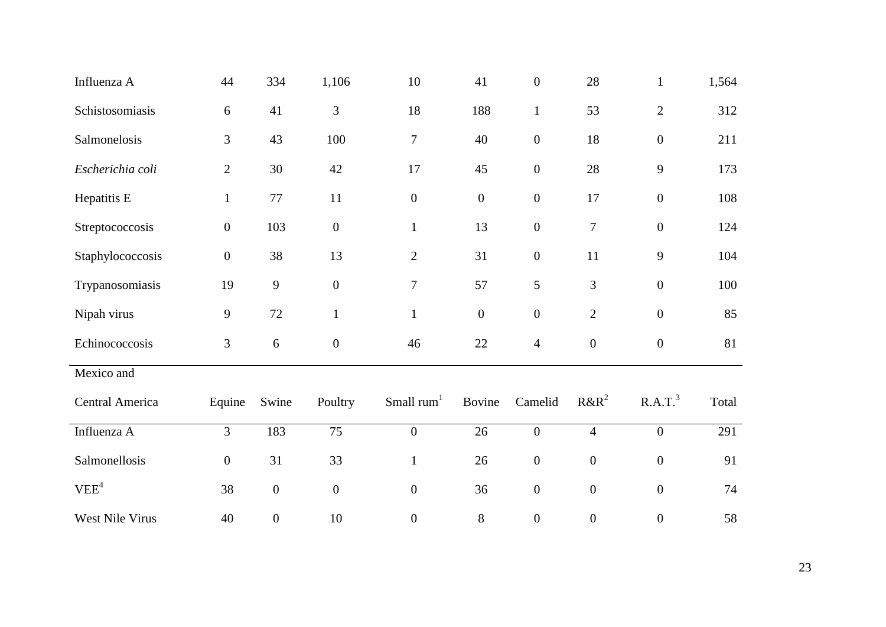| | | | | | | | | | |
|---|---|---|---|---|---|---|---|---|---|
| Influenza A | 44 | 334 | 1,106 | 10 | 41 | 0 | 28 | 1 | 1,564 |
| Schistosomiasis | 6 | 41 | 3 | 18 | 188 | 1 | 53 | 2 | 312 |
| Salmonelosis | 3 | 43 | 100 | 7 | 40 | 0 | 18 | 0 | 211 |
| *Escherichia coli* | 2 | 30 | 42 | 17 | 45 | 0 | 28 | 9 | 173 |
| Hepatitis E | 1 | 77 | 11 | 0 | 0 | 0 | 17 | 0 | 108 |
| Streptococcosis | 0 | 103 | 0 | 1 | 13 | 0 | 7 | 0 | 124 |
| Staphylococcosis | 0 | 38 | 13 | 2 | 31 | 0 | 11 | 9 | 104 |
| Trypanosomiasis | 19 | 9 | 0 | 7 | 57 | 5 | 3 | 0 | 100 |
| Nipah virus | 9 | 72 | 1 | 1 | 0 | 0 | 2 | 0 | 85 |
| Echinococcosis | 3 | 6 | 0 | 46 | 22 | 4 | 0 | 0 | 81 |

| Mexico and Central America | Equine | Swine | Poultry | Small rum[1] | Bovine | Camelid | R&R[2] | R.A.T.[3] | Total |
|---|---|---|---|---|---|---|---|---|---|
| Influenza A | 3 | 183 | 75 | 0 | 26 | 0 | 4 | 0 | 291 |
| Salmonellosis | 0 | 31 | 33 | 1 | 26 | 0 | 0 | 0 | 91 |
| VEE[4] | 38 | 0 | 0 | 0 | 36 | 0 | 0 | 0 | 74 |
| West Nile Virus | 40 | 0 | 10 | 0 | 8 | 0 | 0 | 0 | 58 |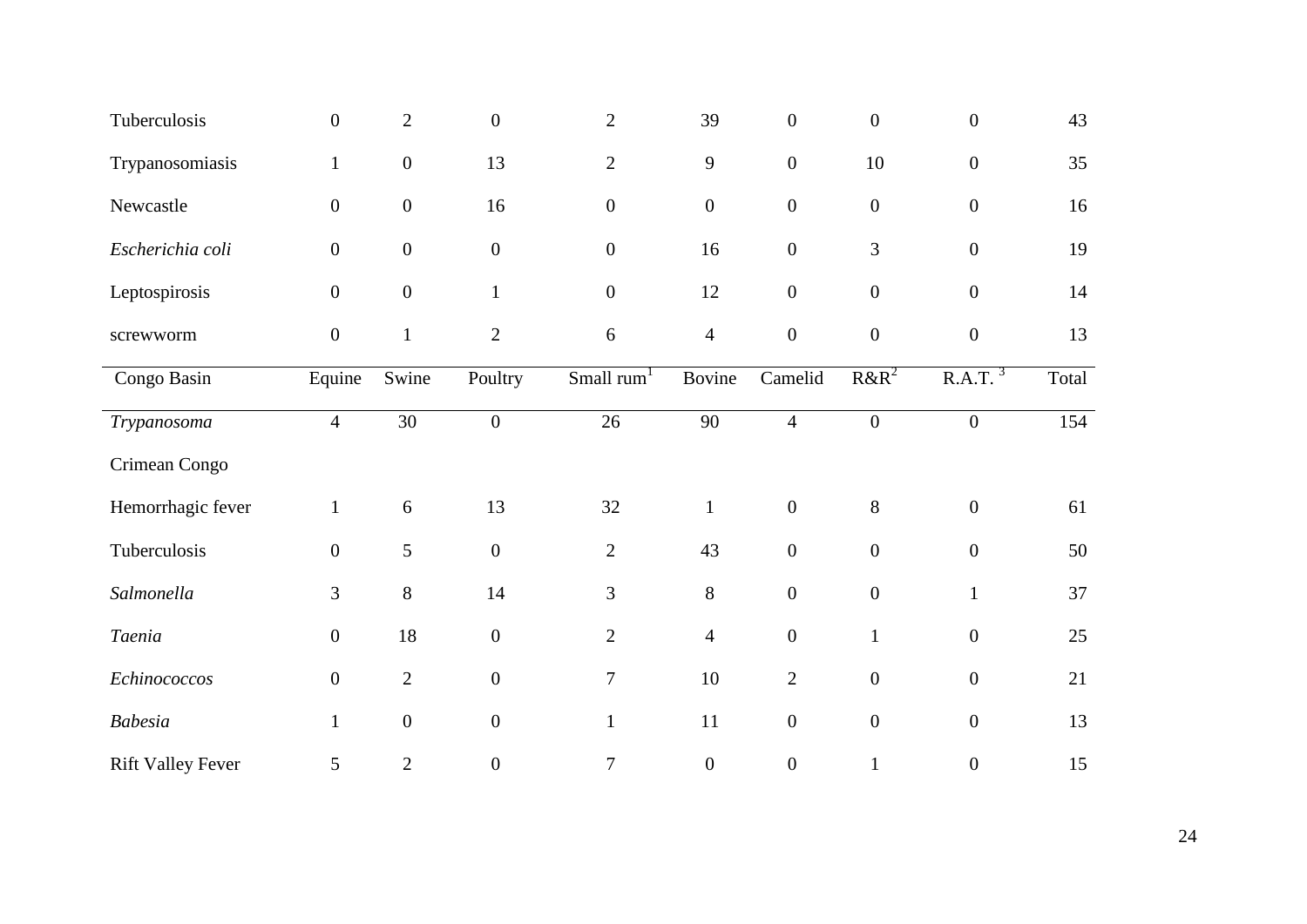| | | | | | | | | | |
|---|---|---|---|---|---|---|---|---|---|
| Tuberculosis | 0 | 2 | 0 | 2 | 39 | 0 | 0 | 0 | 43 |
| Trypanosomiasis | 1 | 0 | 13 | 2 | 9 | 0 | 10 | 0 | 35 |
| Newcastle | 0 | 0 | 16 | 0 | 0 | 0 | 0 | 0 | 16 |
| *Escherichia coli* | 0 | 0 | 0 | 0 | 16 | 0 | 3 | 0 | 19 |
| Leptospirosis | 0 | 0 | 1 | 0 | 12 | 0 | 0 | 0 | 14 |
| screwworm | 0 | 1 | 2 | 6 | 4 | 0 | 0 | 0 | 13 |

| Congo Basin | Equine | Swine | Poultry | Small rum[1] | Bovine | Camelid | R&R[2] | R.A.T. [3] | Total |
|---|---|---|---|---|---|---|---|---|---|
| *Trypanosoma* | 4 | 30 | 0 | 26 | 90 | 4 | 0 | 0 | 154 |
| Crimean Congo Hemorrhagic fever | 1 | 6 | 13 | 32 | 1 | 0 | 8 | 0 | 61 |
| Tuberculosis | 0 | 5 | 0 | 2 | 43 | 0 | 0 | 0 | 50 |
| *Salmonella* | 3 | 8 | 14 | 3 | 8 | 0 | 0 | 1 | 37 |
| *Taenia* | 0 | 18 | 0 | 2 | 4 | 0 | 1 | 0 | 25 |
| *Echinococcos* | 0 | 2 | 0 | 7 | 10 | 2 | 0 | 0 | 21 |
| *Babesia* | 1 | 0 | 0 | 1 | 11 | 0 | 0 | 0 | 13 |
| Rift Valley Fever | 5 | 2 | 0 | 7 | 0 | 0 | 1 | 0 | 15 |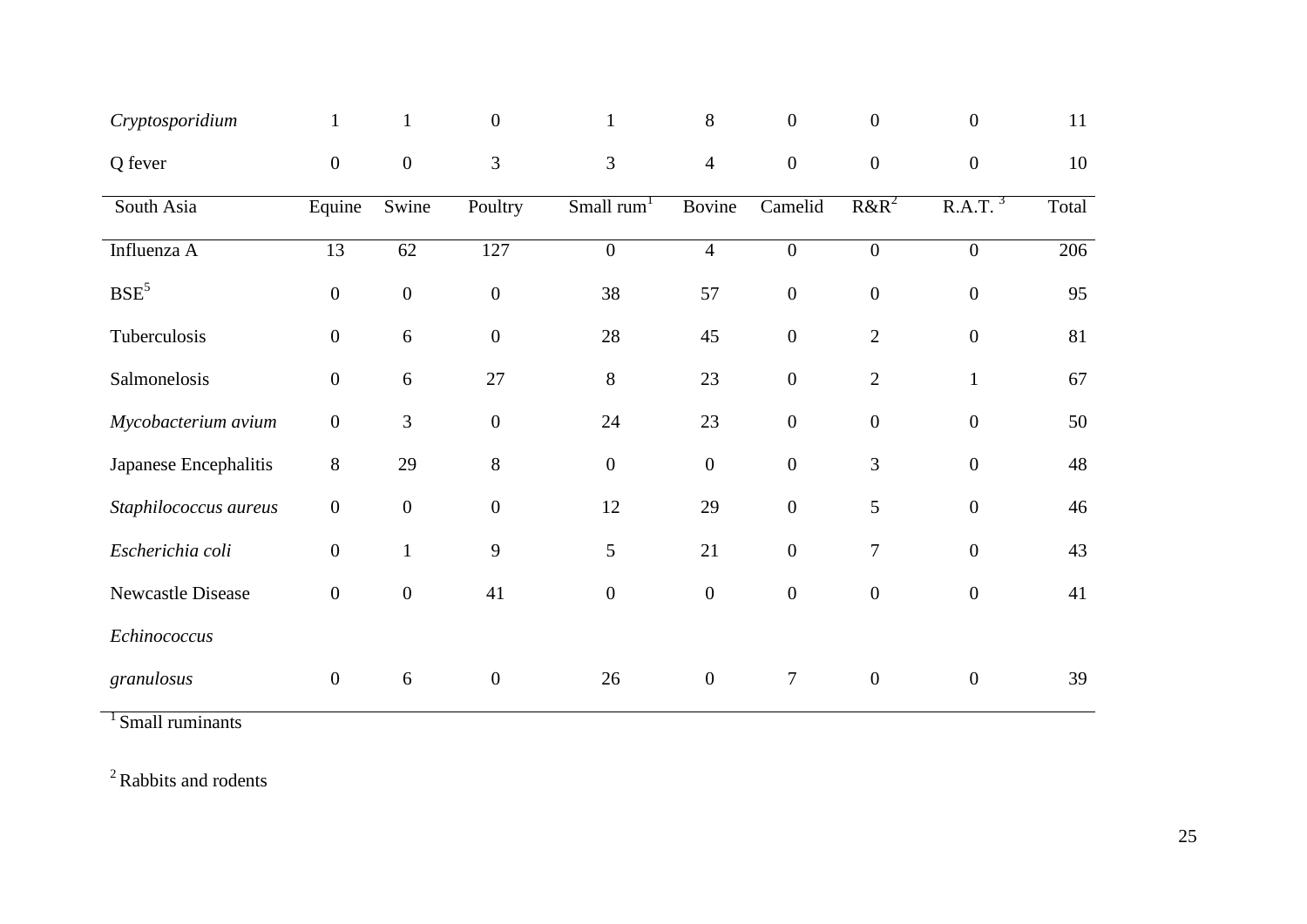| | | | | | | | | | |
|---|---|---|---|---|---|---|---|---|---|
| *Cryptosporidium* | 1 | 1 | 0 | 1 | 8 | 0 | 0 | 0 | 11 |
| Q fever | 0 | 0 | 3 | 3 | 4 | 0 | 0 | 0 | 10 |

| South Asia | Equine | Swine | Poultry | Small rum[1] | Bovine | Camelid | R&R[2] | R.A.T. [3] | Total |
|---|---|---|---|---|---|---|---|---|---|
| Influenza A | 13 | 62 | 127 | 0 | 4 | 0 | 0 | 0 | 206 |
| BSE[5] | 0 | 0 | 0 | 38 | 57 | 0 | 0 | 0 | 95 |
| Tuberculosis | 0 | 6 | 0 | 28 | 45 | 0 | 2 | 0 | 81 |
| Salmonelosis | 0 | 6 | 27 | 8 | 23 | 0 | 2 | 1 | 67 |
| *Mycobacterium avium* | 0 | 3 | 0 | 24 | 23 | 0 | 0 | 0 | 50 |
| Japanese Encephalitis | 8 | 29 | 8 | 0 | 0 | 0 | 3 | 0 | 48 |
| *Staphilococcus aureus* | 0 | 0 | 0 | 12 | 29 | 0 | 5 | 0 | 46 |
| *Escherichia coli* | 0 | 1 | 9 | 5 | 21 | 0 | 7 | 0 | 43 |
| Newcastle Disease | 0 | 0 | 41 | 0 | 0 | 0 | 0 | 0 | 41 |
| *Echinococcus granulosus* | 0 | 6 | 0 | 26 | 0 | 7 | 0 | 0 | 39 |

[1] Small ruminants

[2] Rabbits and rodents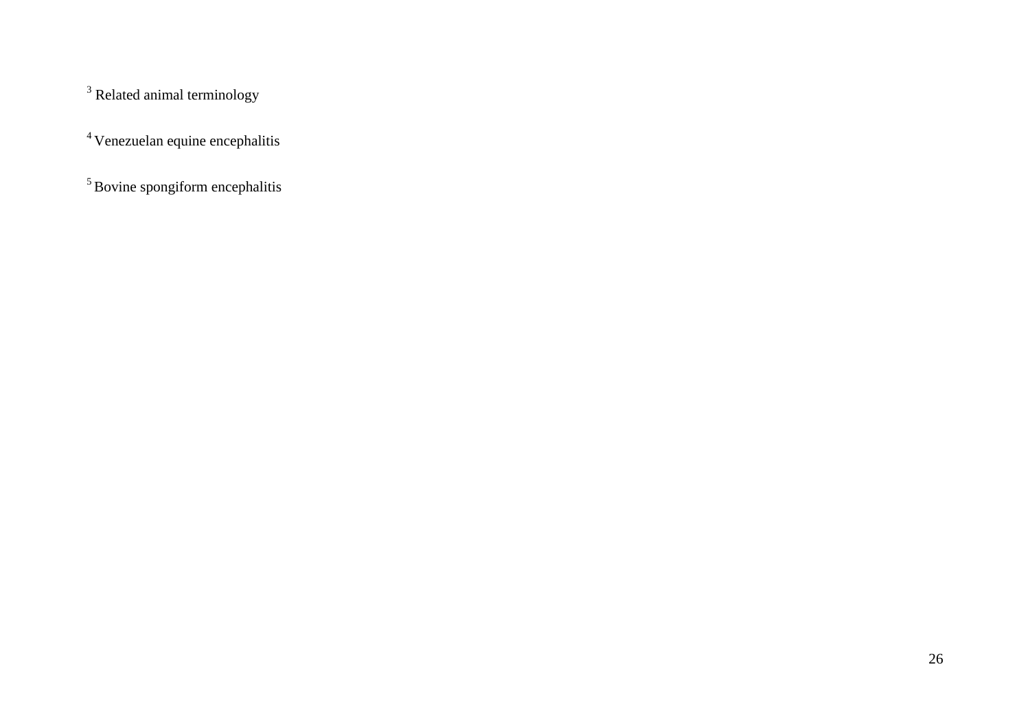[3] Related animal terminology

[4] Venezuelan equine encephalitis

[5] Bovine spongiform encephalitis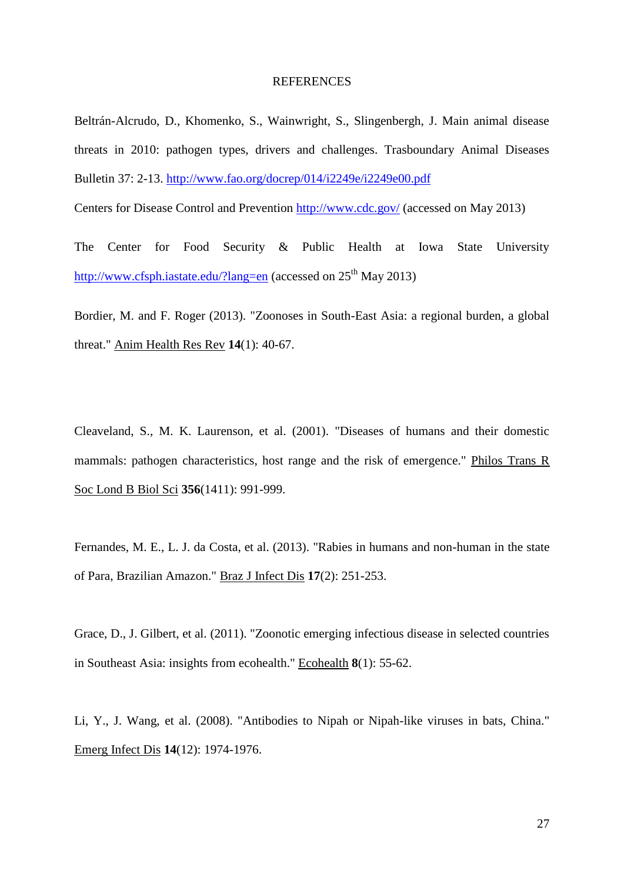# REFERENCES

Beltrán-Alcrudo, D., Khomenko, S., Wainwright, S., Slingenbergh, J. Main animal disease threats in 2010: pathogen types, drivers and challenges. Trasboundary Animal Diseases Bulletin 37: 2-13. http://www.fao.org/docrep/014/i2249e/i2249e00.pdf

Centers for Disease Control and Prevention http://www.cdc.gov/ (accessed on May 2013)

The Center for Food Security & Public Health at Iowa State University http://www.cfsph.iastate.edu/?lang=en (accessed on 25th May 2013)

Bordier, M. and F. Roger (2013). "Zoonoses in South-East Asia: a regional burden, a global threat." Anim Health Res Rev **14**(1): 40-67.

Cleaveland, S., M. K. Laurenson, et al. (2001). "Diseases of humans and their domestic mammals: pathogen characteristics, host range and the risk of emergence." Philos Trans R Soc Lond B Biol Sci **356**(1411): 991-999.

Fernandes, M. E., L. J. da Costa, et al. (2013). "Rabies in humans and non-human in the state of Para, Brazilian Amazon." Braz J Infect Dis **17**(2): 251-253.

Grace, D., J. Gilbert, et al. (2011). "Zoonotic emerging infectious disease in selected countries in Southeast Asia: insights from ecohealth." Ecohealth **8**(1): 55-62.

Li, Y., J. Wang, et al. (2008). "Antibodies to Nipah or Nipah-like viruses in bats, China." Emerg Infect Dis **14**(12): 1974-1976.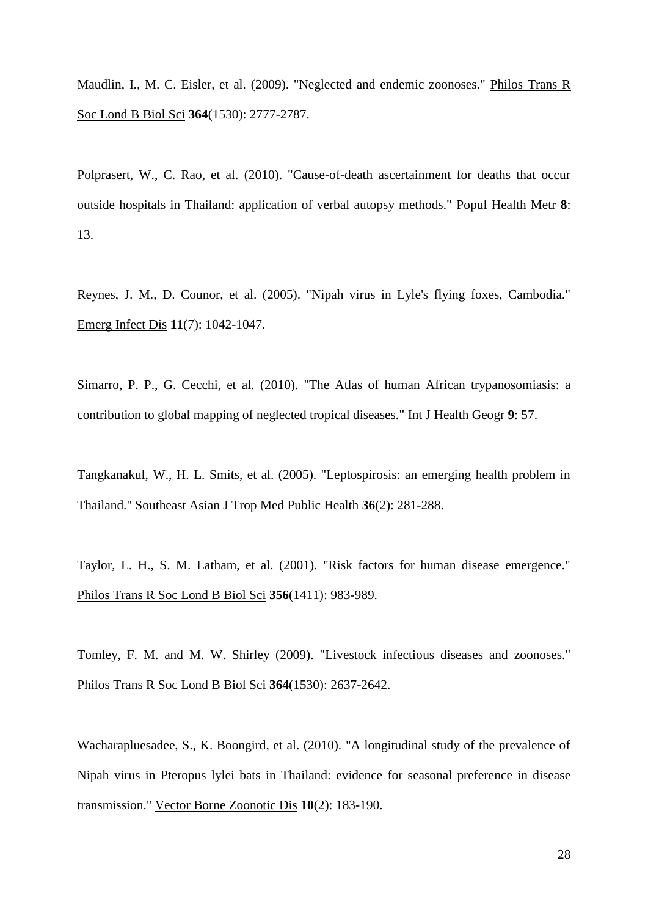Maudlin, I., M. C. Eisler, et al. (2009). "Neglected and endemic zoonoses." Philos Trans R Soc Lond B Biol Sci **364**(1530): 2777-2787.

Polprasert, W., C. Rao, et al. (2010). "Cause-of-death ascertainment for deaths that occur outside hospitals in Thailand: application of verbal autopsy methods." Popul Health Metr **8**: 13.

Reynes, J. M., D. Counor, et al. (2005). "Nipah virus in Lyle's flying foxes, Cambodia." Emerg Infect Dis **11**(7): 1042-1047.

Simarro, P. P., G. Cecchi, et al. (2010). "The Atlas of human African trypanosomiasis: a contribution to global mapping of neglected tropical diseases." Int J Health Geogr **9**: 57.

Tangkanakul, W., H. L. Smits, et al. (2005). "Leptospirosis: an emerging health problem in Thailand." Southeast Asian J Trop Med Public Health **36**(2): 281-288.

Taylor, L. H., S. M. Latham, et al. (2001). "Risk factors for human disease emergence." Philos Trans R Soc Lond B Biol Sci **356**(1411): 983-989.

Tomley, F. M. and M. W. Shirley (2009). "Livestock infectious diseases and zoonoses." Philos Trans R Soc Lond B Biol Sci **364**(1530): 2637-2642.

Wacharapluesadee, S., K. Boongird, et al. (2010). "A longitudinal study of the prevalence of Nipah virus in Pteropus lylei bats in Thailand: evidence for seasonal preference in disease transmission." Vector Borne Zoonotic Dis **10**(2): 183-190.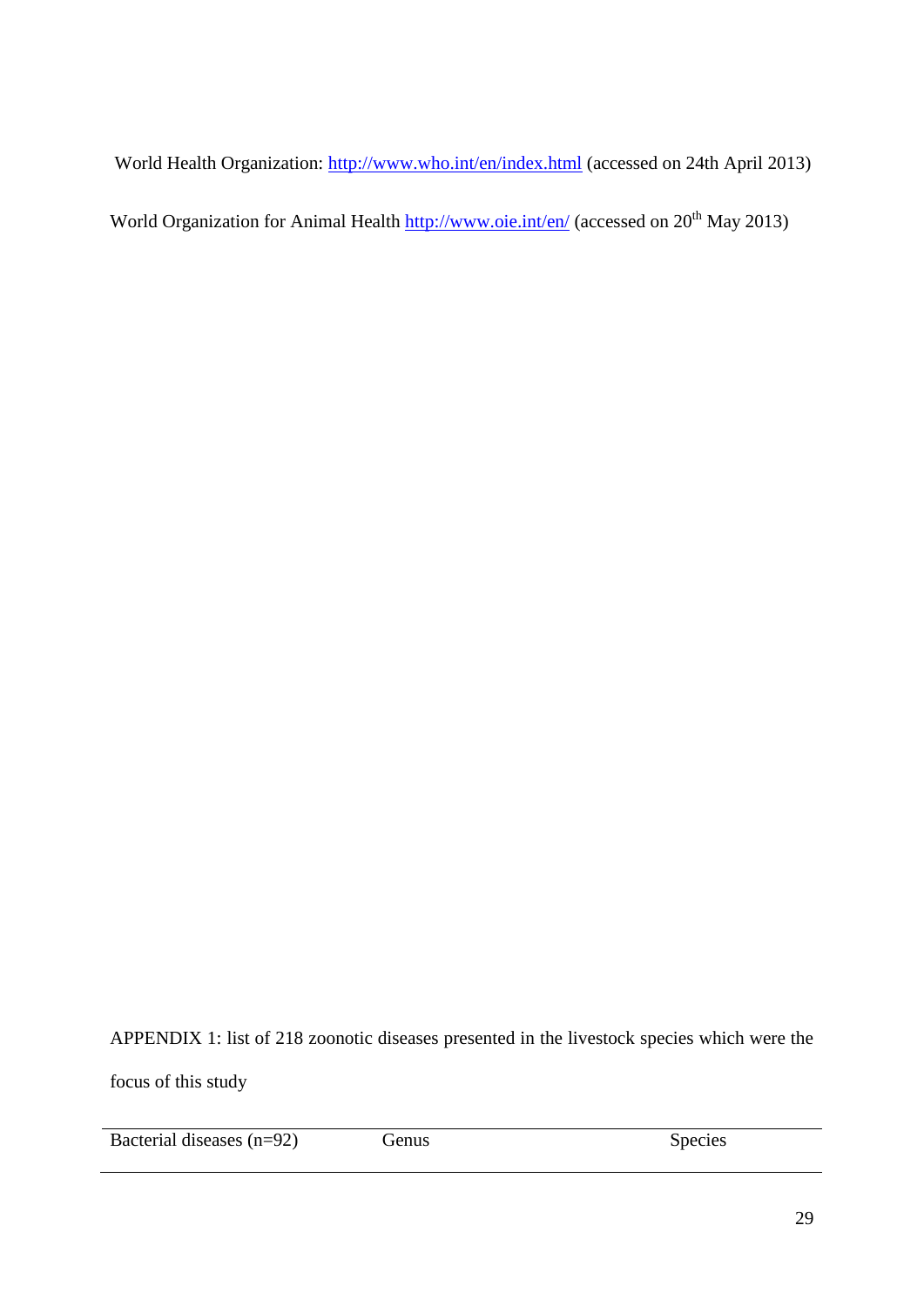World Health Organization: http://www.who.int/en/index.html (accessed on 24th April 2013)

World Organization for Animal Health http://www.oie.int/en/ (accessed on 20th May 2013)

APPENDIX 1: list of 218 zoonotic diseases presented in the livestock species which were the focus of this study

| Bacterial diseases (n=92) | Genus | Species |
|---|---|---|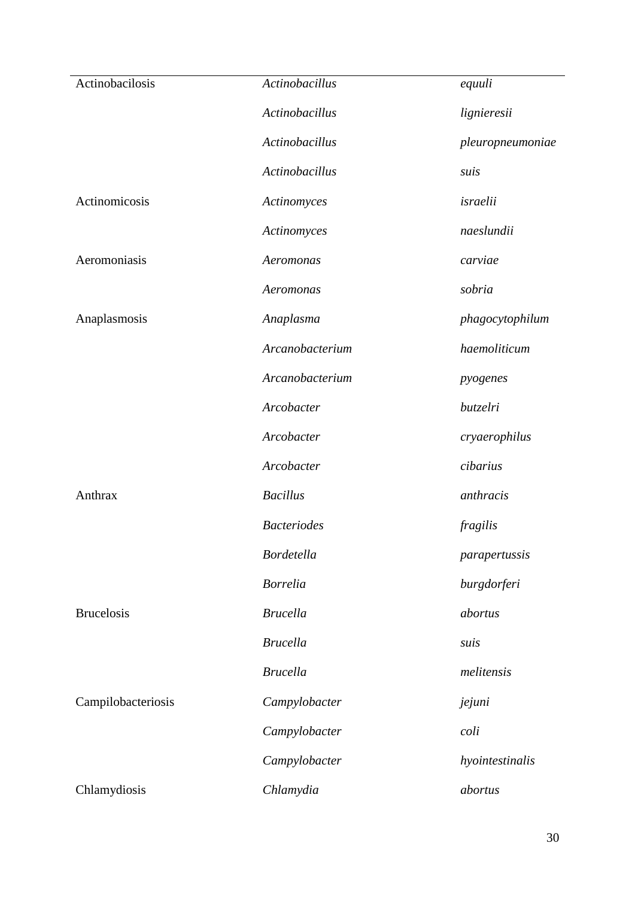| | | |
|---|---|---|
| Actinobacilosis | *Actinobacillus* | *equuli* |
| | *Actinobacillus* | *lignieresii* |
| | *Actinobacillus* | *pleuropneumoniae* |
| | *Actinobacillus* | *suis* |
| Actinomicosis | *Actinomyces* | *israelii* |
| | *Actinomyces* | *naeslundii* |
| Aeromoniasis | *Aeromonas* | *carviae* |
| | *Aeromonas* | *sobria* |
| Anaplasmosis | *Anaplasma* | *phagocytophilum* |
| | *Arcanobacterium* | *haemoliticum* |
| | *Arcanobacterium* | *pyogenes* |
| | *Arcobacter* | *butzelri* |
| | *Arcobacter* | *cryaerophilus* |
| | *Arcobacter* | *cibarius* |
| Anthrax | *Bacillus* | *anthracis* |
| | *Bacteriodes* | *fragilis* |
| | *Bordetella* | *parapertussis* |
| | *Borrelia* | *burgdorferi* |
| Brucelosis | *Brucella* | *abortus* |
| | *Brucella* | *suis* |
| | *Brucella* | *melitensis* |
| Campilobacteriosis | *Campylobacter* | *jejuni* |
| | *Campylobacter* | *coli* |
| | *Campylobacter* | *hyointestinalis* |
| Chlamydiosis | *Chlamydia* | *abortus* |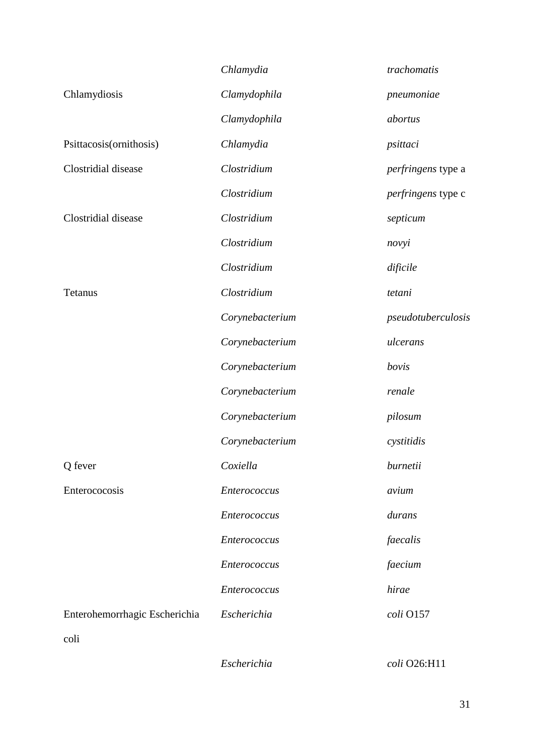| | | |
|---|---|---|
| | *Chlamydia* | *trachomatis* |
| Chlamydiosis | *Clamydophila* | *pneumoniae* |
| | *Clamydophila* | *abortus* |
| Psittacosis(ornithosis) | *Chlamydia* | *psittaci* |
| Clostridial disease | *Clostridium* | *perfringens* type a |
| | *Clostridium* | *perfringens* type c |
| Clostridial disease | *Clostridium* | *septicum* |
| | *Clostridium* | *novyi* |
| | *Clostridium* | *dificile* |
| Tetanus | *Clostridium* | *tetani* |
| | *Corynebacterium* | *pseudotuberculosis* |
| | *Corynebacterium* | *ulcerans* |
| | *Corynebacterium* | *bovis* |
| | *Corynebacterium* | *renale* |
| | *Corynebacterium* | *pilosum* |
| | *Corynebacterium* | *cystitidis* |
| Q fever | *Coxiella* | *burnetii* |
| Enterococosis | *Enterococcus* | *avium* |
| | *Enterococcus* | *durans* |
| | *Enterococcus* | *faecalis* |
| | *Enterococcus* | *faecium* |
| | *Enterococcus* | *hirae* |
| Enterohemorrhagic Escherichia coli | *Escherichia* | *coli* O157 |
| | *Escherichia* | *coli* O26:H11 |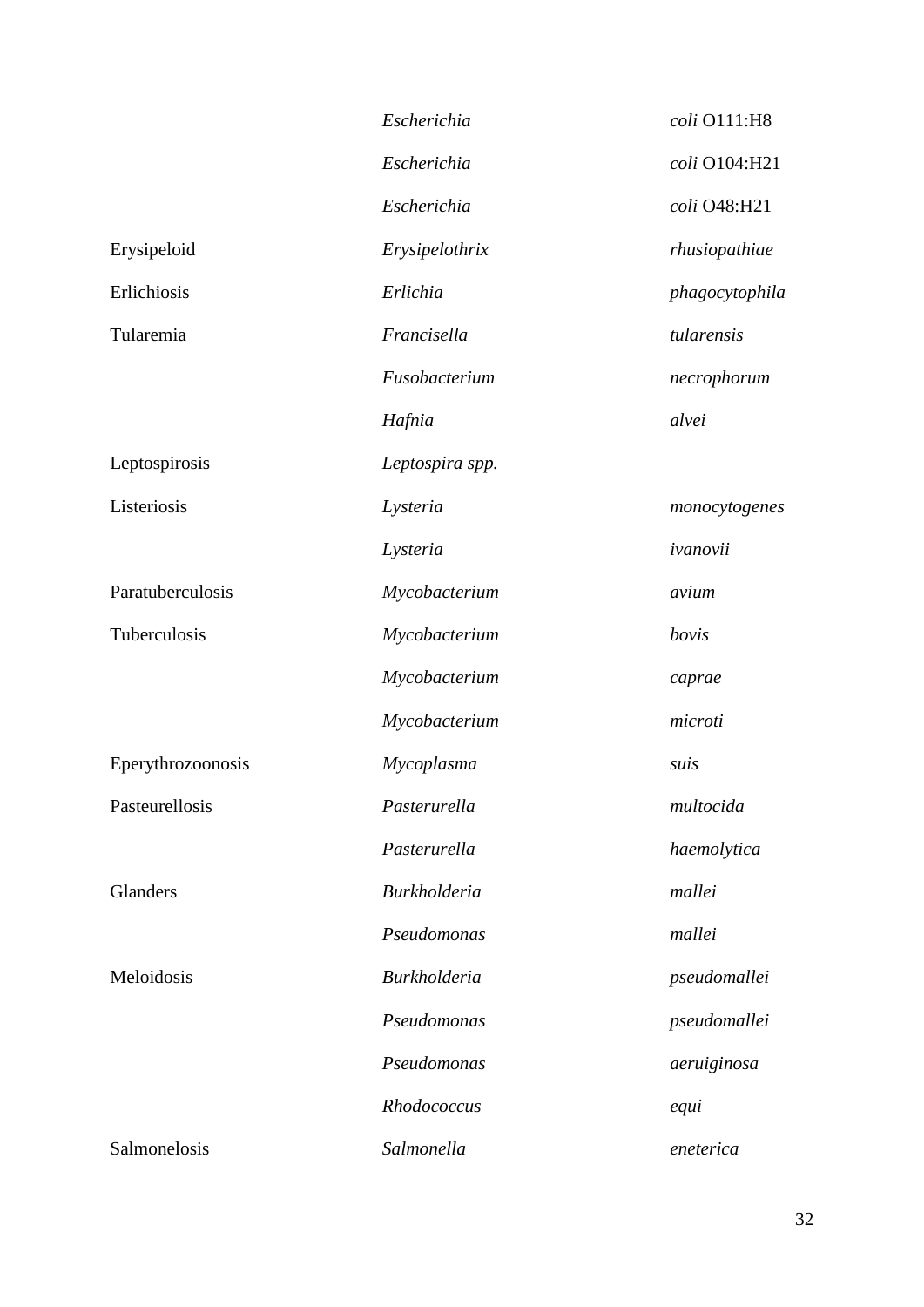| | | |
|---|---|---|
| | *Escherichia* | *coli* O111:H8 |
| | *Escherichia* | *coli* O104:H21 |
| | *Escherichia* | *coli* O48:H21 |
| Erysipeloid | *Erysipelothrix* | *rhusiopathiae* |
| Erlichiosis | *Erlichia* | *phagocytophila* |
| Tularemia | *Francisella* | *tularensis* |
| | *Fusobacterium* | *necrophorum* |
| | *Hafnia* | *alvei* |
| Leptospirosis | *Leptospira spp.* | |
| Listeriosis | *Lysteria* | *monocytogenes* |
| | *Lysteria* | *ivanovii* |
| Paratuberculosis | *Mycobacterium* | *avium* |
| Tuberculosis | *Mycobacterium* | *bovis* |
| | *Mycobacterium* | *caprae* |
| | *Mycobacterium* | *microti* |
| Eperythrozoonosis | *Mycoplasma* | *suis* |
| Pasteurellosis | *Pasterurella* | *multocida* |
| | *Pasterurella* | *haemolytica* |
| Glanders | *Burkholderia* | *mallei* |
| | *Pseudomonas* | *mallei* |
| Meloidosis | *Burkholderia* | *pseudomallei* |
| | *Pseudomonas* | *pseudomallei* |
| | *Pseudomonas* | *aeruiginosa* |
| | *Rhodococcus* | *equi* |
| Salmonelosis | *Salmonella* | *eneterica* |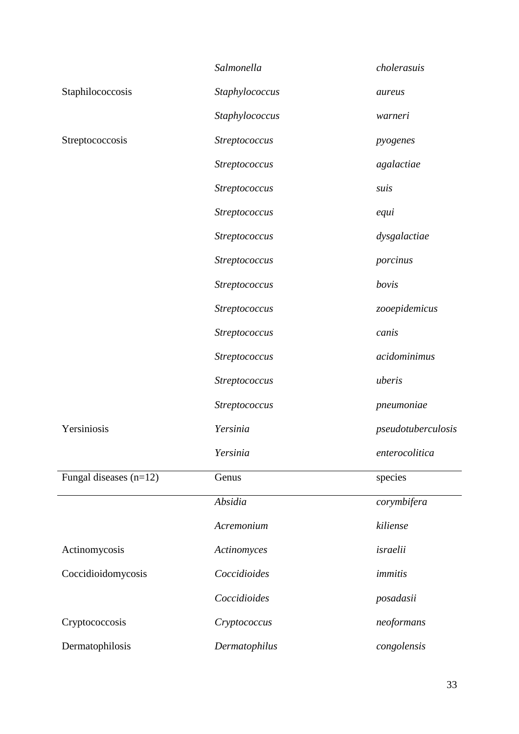| | | |
|---|---|---|
| | *Salmonella* | *cholerasuis* |
| Staphilococcosis | *Staphylococcus* | *aureus* |
| | *Staphylococcus* | *warneri* |
| Streptococcosis | *Streptococcus* | *pyogenes* |
| | *Streptococcus* | *agalactiae* |
| | *Streptococcus* | *suis* |
| | *Streptococcus* | *equi* |
| | *Streptococcus* | *dysgalactiae* |
| | *Streptococcus* | *porcinus* |
| | *Streptococcus* | *bovis* |
| | *Streptococcus* | *zooepidemicus* |
| | *Streptococcus* | *canis* |
| | *Streptococcus* | *acidominimus* |
| | *Streptococcus* | *uberis* |
| | *Streptococcus* | *pneumoniae* |
| Yersiniosis | *Yersinia* | *pseudotuberculosis* |
| | *Yersinia* | *enterocolitica* |

| Fungal diseases (n=12) | Genus | species |
|---|---|---|
| | *Absidia* | *corymbifera* |
| | *Acremonium* | *kiliense* |
| Actinomycosis | *Actinomyces* | *israelii* |
| Coccidioidomycosis | *Coccidioides* | *immitis* |
| | *Coccidioides* | *posadasii* |
| Cryptococcosis | *Cryptococcus* | *neoformans* |
| Dermatophilosis | *Dermatophilus* | *congolensis* |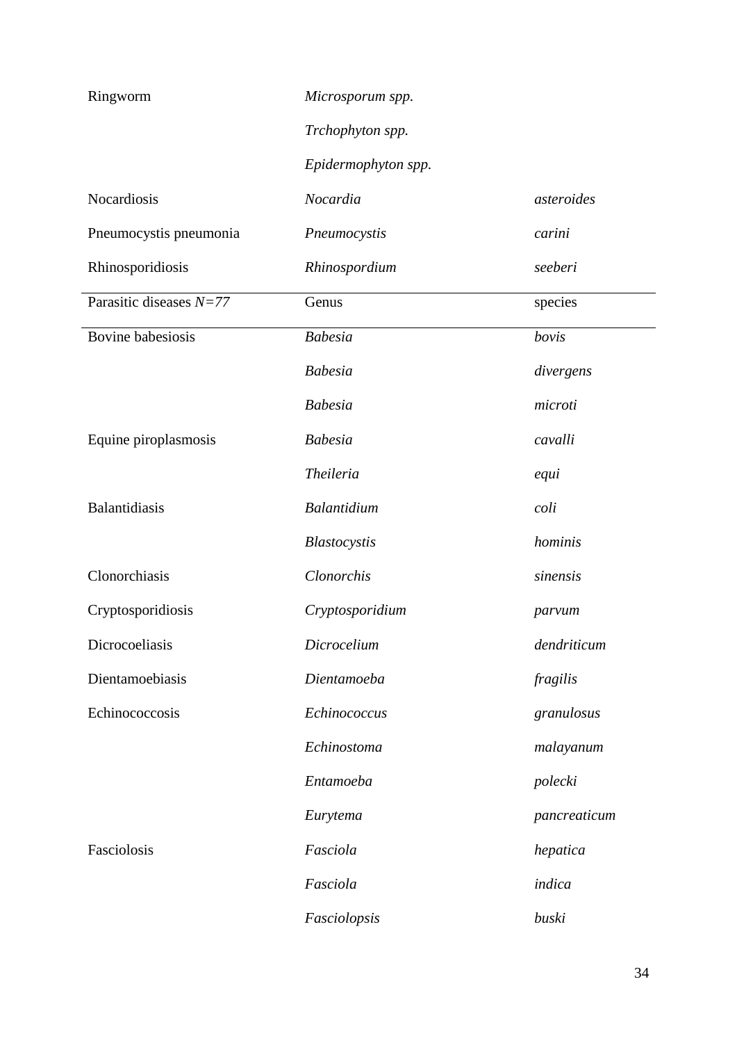| | | |
|---|---|---|
| Ringworm | *Microsporum spp.* | |
| | *Trchophyton spp.* | |
| | *Epidermophyton spp.* | |
| Nocardiosis | *Nocardia* | *asteroides* |
| Pneumocystis pneumonia | *Pneumocystis* | *carini* |
| Rhinosporidiosis | *Rhinospordium* | *seeberi* |
| Parasitic diseases *N=77* | Genus | species |
| Bovine babesiosis | *Babesia* | *bovis* |
| | *Babesia* | *divergens* |
| | *Babesia* | *microti* |
| Equine piroplasmosis | *Babesia* | *cavalli* |
| | *Theileria* | *equi* |
| Balantidiasis | *Balantidium* | *coli* |
| | *Blastocystis* | *hominis* |
| Clonorchiasis | *Clonorchis* | *sinensis* |
| Cryptosporidiosis | *Cryptosporidium* | *parvum* |
| Dicrocoeliasis | *Dicrocelium* | *dendriticum* |
| Dientamoebiasis | *Dientamoeba* | *fragilis* |
| Echinococcosis | *Echinococcus* | *granulosus* |
| | *Echinostoma* | *malayanum* |
| | *Entamoeba* | *polecki* |
| | *Eurytema* | *pancreaticum* |
| Fasciolosis | *Fasciola* | *hepatica* |
| | *Fasciola* | *indica* |
| | *Fasciolopsis* | *buski* |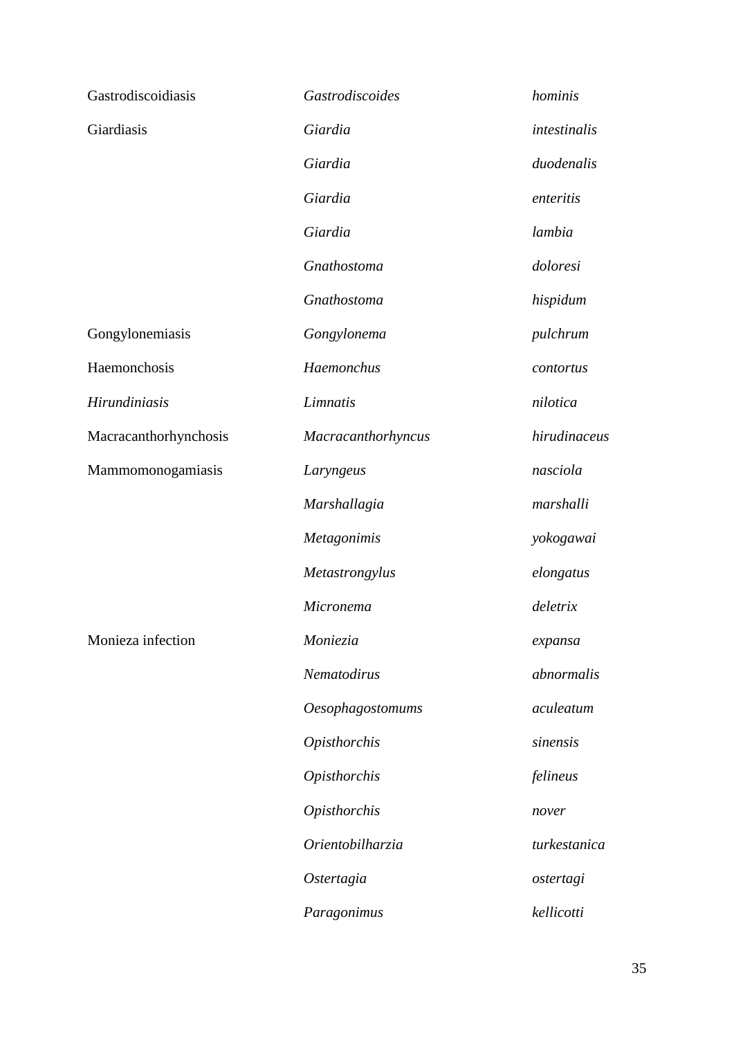| | | |
|---|---|---|
| Gastrodiscoidiasis | *Gastrodiscoides* | *hominis* |
| Giardiasis | *Giardia* | *intestinalis* |
| | *Giardia* | *duodenalis* |
| | *Giardia* | *enteritis* |
| | *Giardia* | *lambia* |
| | *Gnathostoma* | *doloresi* |
| | *Gnathostoma* | *hispidum* |
| Gongylonemiasis | *Gongylonema* | *pulchrum* |
| Haemonchosis | *Haemonchus* | *contortus* |
| *Hirundiniasis* | *Limnatis* | *nilotica* |
| Macracanthorhynchosis | *Macracanthorhyncus* | *hirudinaceus* |
| Mammomonogamiasis | *Laryngeus* | *nasciola* |
| | *Marshallagia* | *marshalli* |
| | *Metagonimis* | *yokogawai* |
| | *Metastrongylus* | *elongatus* |
| | *Micronema* | *deletrix* |
| Monieza infection | *Moniezia* | *expansa* |
| | *Nematodirus* | *abnormalis* |
| | *Oesophagostomums* | *aculeatum* |
| | *Opisthorchis* | *sinensis* |
| | *Opisthorchis* | *felineus* |
| | *Opisthorchis* | *nover* |
| | *Orientobilharzia* | *turkestanica* |
| | *Ostertagia* | *ostertagi* |
| | *Paragonimus* | *kellicotti* |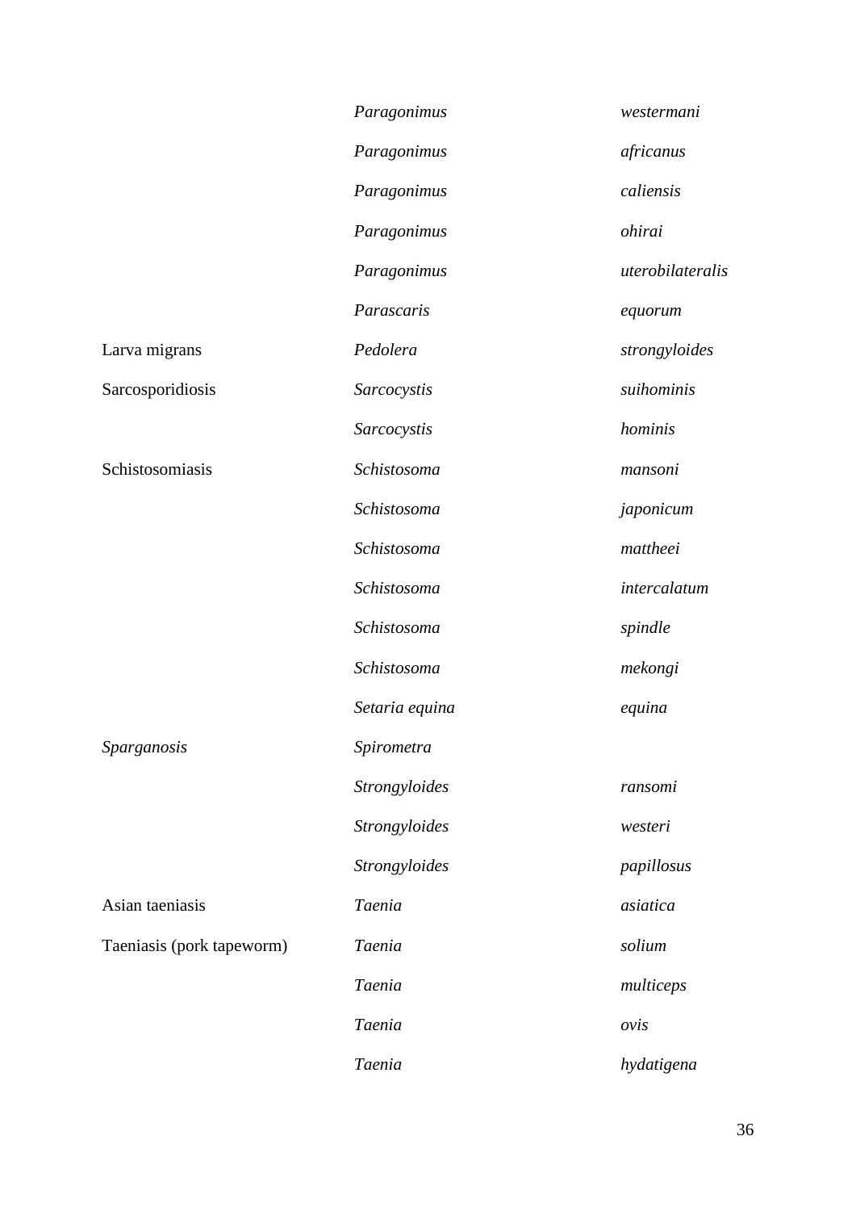| | | |
|---|---|---|
| | *Paragonimus* | *westermani* |
| | *Paragonimus* | *africanus* |
| | *Paragonimus* | *caliensis* |
| | *Paragonimus* | *ohirai* |
| | *Paragonimus* | *uterobilateralis* |
| | *Parascaris* | *equorum* |
| Larva migrans | *Pedolera* | *strongyloides* |
| Sarcosporidiosis | *Sarcocystis* | *suihominis* |
| | *Sarcocystis* | *hominis* |
| Schistosomiasis | *Schistosoma* | *mansoni* |
| | *Schistosoma* | *japonicum* |
| | *Schistosoma* | *mattheei* |
| | *Schistosoma* | *intercalatum* |
| | *Schistosoma* | *spindle* |
| | *Schistosoma* | *mekongi* |
| | *Setaria equina* | *equina* |
| *Sparganosis* | *Spirometra* | |
| | *Strongyloides* | *ransomi* |
| | *Strongyloides* | *westeri* |
| | *Strongyloides* | *papillosus* |
| Asian taeniasis | *Taenia* | *asiatica* |
| Taeniasis (pork tapeworm) | *Taenia* | *solium* |
| | *Taenia* | *multiceps* |
| | *Taenia* | *ovis* |
| | *Taenia* | *hydatigena* |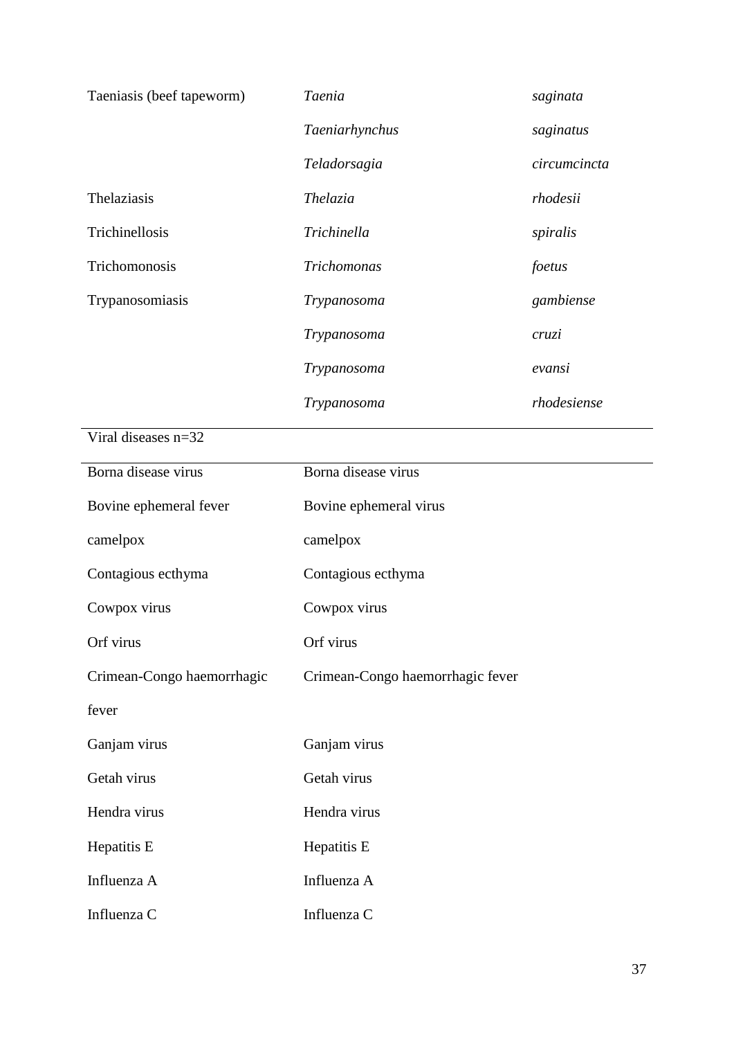| | | |
|---|---|---|
| Taeniasis (beef tapeworm) | *Taenia* | *saginata* |
| | *Taeniarhynchus* | *saginatus* |
| | *Teladorsagia* | *circumcincta* |
| Thelaziasis | *Thelazia* | *rhodesii* |
| Trichinellosis | *Trichinella* | *spiralis* |
| Trichomonosis | *Trichomonas* | *foetus* |
| Trypanosomiasis | *Trypanosoma* | *gambiense* |
| | *Trypanosoma* | *cruzi* |
| | *Trypanosoma* | *evansi* |
| | *Trypanosoma* | *rhodesiense* |
| Viral diseases n=32 | | |
| Borna disease virus | Borna disease virus | |
| Bovine ephemeral fever | Bovine ephemeral virus | |
| camelpox | camelpox | |
| Contagious ecthyma | Contagious ecthyma | |
| Cowpox virus | Cowpox virus | |
| Orf virus | Orf virus | |
| Crimean-Congo haemorrhagic fever | Crimean-Congo haemorrhagic fever | |
| Ganjam virus | Ganjam virus | |
| Getah virus | Getah virus | |
| Hendra virus | Hendra virus | |
| Hepatitis E | Hepatitis E | |
| Influenza A | Influenza A | |
| Influenza C | Influenza C | |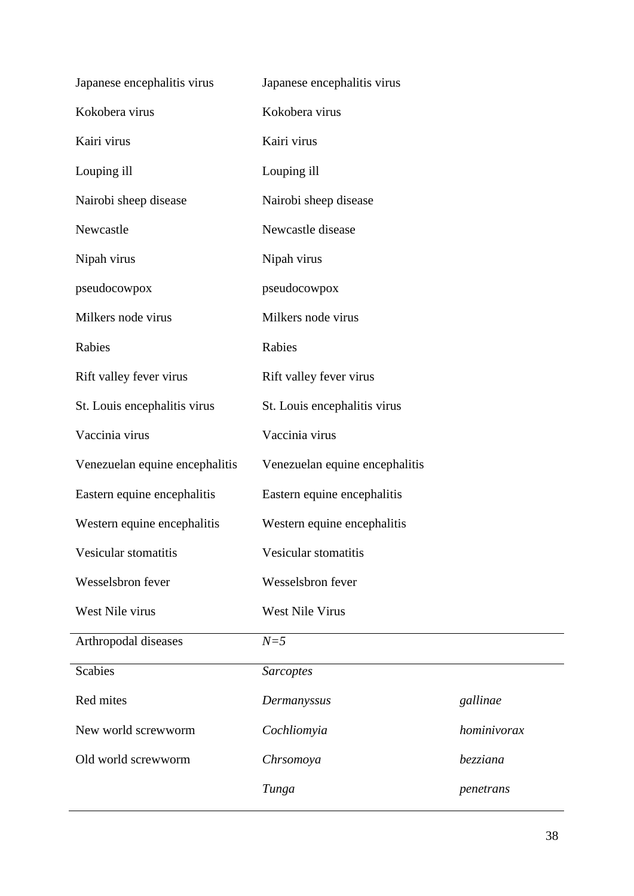| | | |
|---|---|---|
| Japanese encephalitis virus | Japanese encephalitis virus | |
| Kokobera virus | Kokobera virus | |
| Kairi virus | Kairi virus | |
| Louping ill | Louping ill | |
| Nairobi sheep disease | Nairobi sheep disease | |
| Newcastle | Newcastle disease | |
| Nipah virus | Nipah virus | |
| pseudocowpox | pseudocowpox | |
| Milkers node virus | Milkers node virus | |
| Rabies | Rabies | |
| Rift valley fever virus | Rift valley fever virus | |
| St. Louis encephalitis virus | St. Louis encephalitis virus | |
| Vaccinia virus | Vaccinia virus | |
| Venezuelan equine encephalitis | Venezuelan equine encephalitis | |
| Eastern equine encephalitis | Eastern equine encephalitis | |
| Western equine encephalitis | Western equine encephalitis | |
| Vesicular stomatitis | Vesicular stomatitis | |
| Wesselsbron fever | Wesselsbron fever | |
| West Nile virus | West Nile Virus | |
| Arthropodal diseases | *N=5* | |
| Scabies | *Sarcoptes* | |
| Red mites | *Dermanyssus* | *gallinae* |
| New world screwworm | *Cochliomyia* | *hominivorax* |
| Old world screwworm | *Chrsomoya* | *bezziana* |
| | *Tunga* | *penetrans* |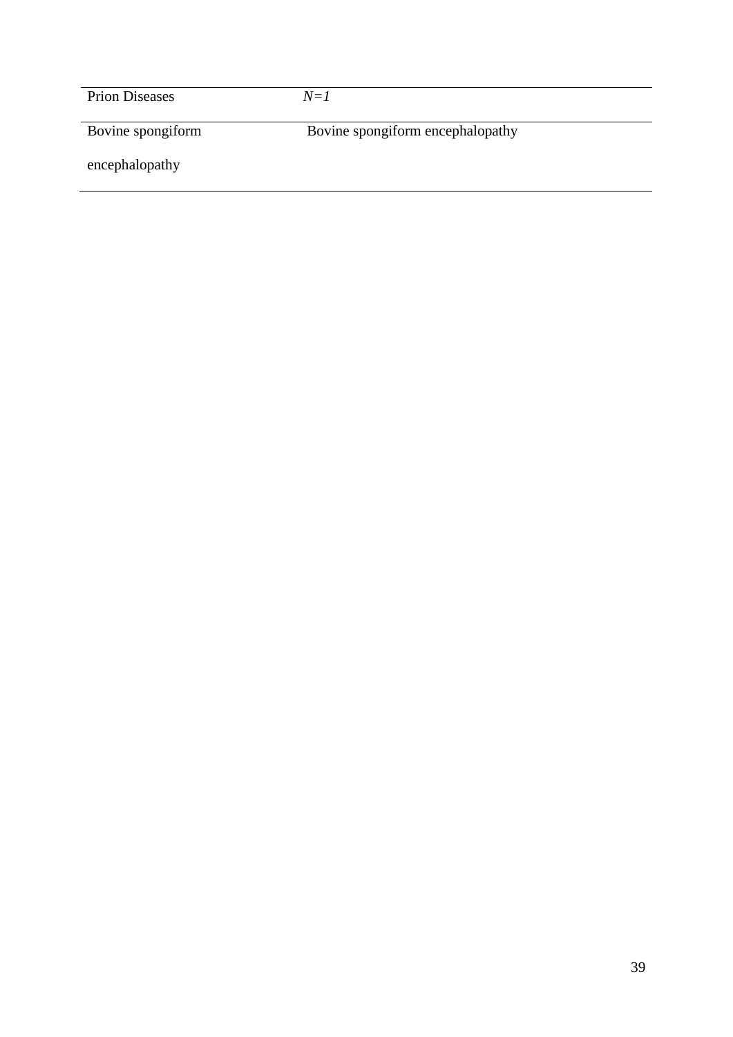| Prion Diseases | *N=1* |
| --- | --- |
| Bovine spongiform encephalopathy | Bovine spongiform encephalopathy |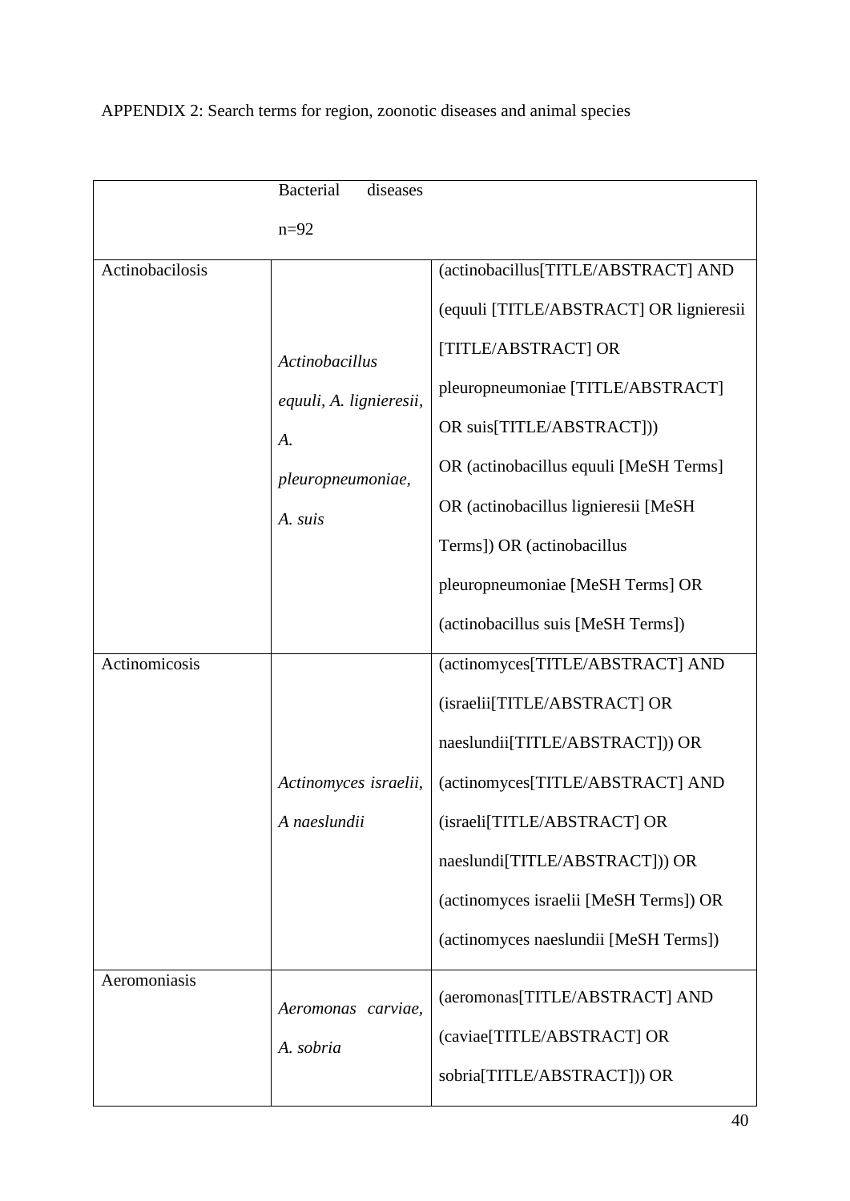APPENDIX 2: Search terms for region, zoonotic diseases and animal species

| | Bacterial diseases n=92 | |
|---|---|---|
| Actinobacilosis | *Actinobacillus equuli, A. lignieresii, A. pleuropneumoniae, A. suis* | (actinobacillus[TITLE/ABSTRACT] AND (equuli [TITLE/ABSTRACT] OR lignieresii [TITLE/ABSTRACT] OR pleuropneumoniae [TITLE/ABSTRACT] OR suis[TITLE/ABSTRACT])) OR (actinobacillus equuli [MeSH Terms] OR (actinobacillus lignieresii [MeSH Terms]) OR (actinobacillus pleuropneumoniae [MeSH Terms] OR (actinobacillus suis [MeSH Terms]) |
| Actinomicosis | *Actinomyces israelii, A naeslundii* | (actinomyces[TITLE/ABSTRACT] AND (israelii[TITLE/ABSTRACT] OR naeslundii[TITLE/ABSTRACT])) OR (actinomyces[TITLE/ABSTRACT] AND (israeli[TITLE/ABSTRACT] OR naeslundi[TITLE/ABSTRACT])) OR (actinomyces israelii [MeSH Terms]) OR (actinomyces naeslundii [MeSH Terms]) |
| Aeromoniasis | *Aeromonas carviae, A. sobria* | (aeromonas[TITLE/ABSTRACT] AND (caviae[TITLE/ABSTRACT] OR sobria[TITLE/ABSTRACT])) OR |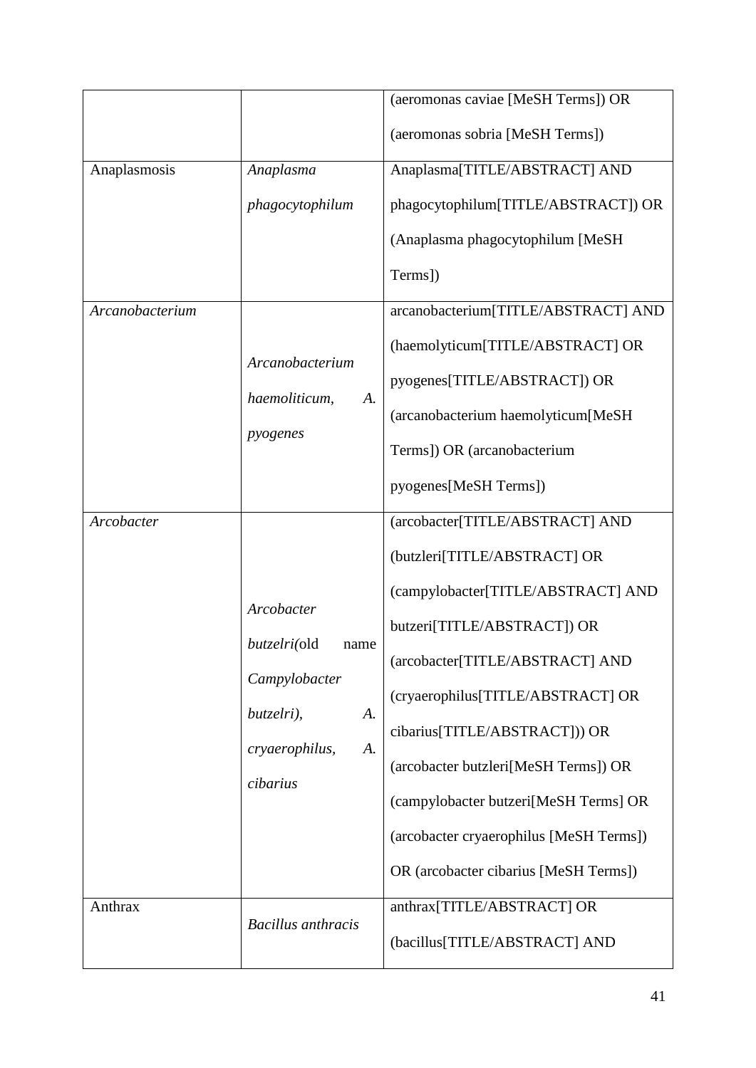| | | |
|---|---|---|
| | | (aeromonas caviae [MeSH Terms]) OR (aeromonas sobria [MeSH Terms]) |
| Anaplasmosis | *Anaplasma phagocytophilum* | Anaplasma[TITLE/ABSTRACT] AND phagocytophilum[TITLE/ABSTRACT]) OR (Anaplasma phagocytophilum [MeSH Terms]) |
| *Arcanobacterium* | *Arcanobacterium haemoliticum, A. pyogenes* | arcanobacterium[TITLE/ABSTRACT] AND (haemolyticum[TITLE/ABSTRACT] OR pyogenes[TITLE/ABSTRACT]) OR (arcanobacterium haemolyticum[MeSH Terms]) OR (arcanobacterium pyogenes[MeSH Terms]) |
| *Arcobacter* | *Arcobacter butzelri(*old name *Campylobacter butzelri), A. cryaerophilus, A. cibarius* | (arcobacter[TITLE/ABSTRACT] AND (butzleri[TITLE/ABSTRACT] OR (campylobacter[TITLE/ABSTRACT] AND butzeri[TITLE/ABSTRACT]) OR (arcobacter[TITLE/ABSTRACT] AND (cryaerophilus[TITLE/ABSTRACT] OR cibarius[TITLE/ABSTRACT])) OR (arcobacter butzleri[MeSH Terms]) OR (campylobacter butzeri[MeSH Terms] OR (arcobacter cryaerophilus [MeSH Terms]) OR (arcobacter cibarius [MeSH Terms]) |
| Anthrax | *Bacillus anthracis* | anthrax[TITLE/ABSTRACT] OR (bacillus[TITLE/ABSTRACT] AND |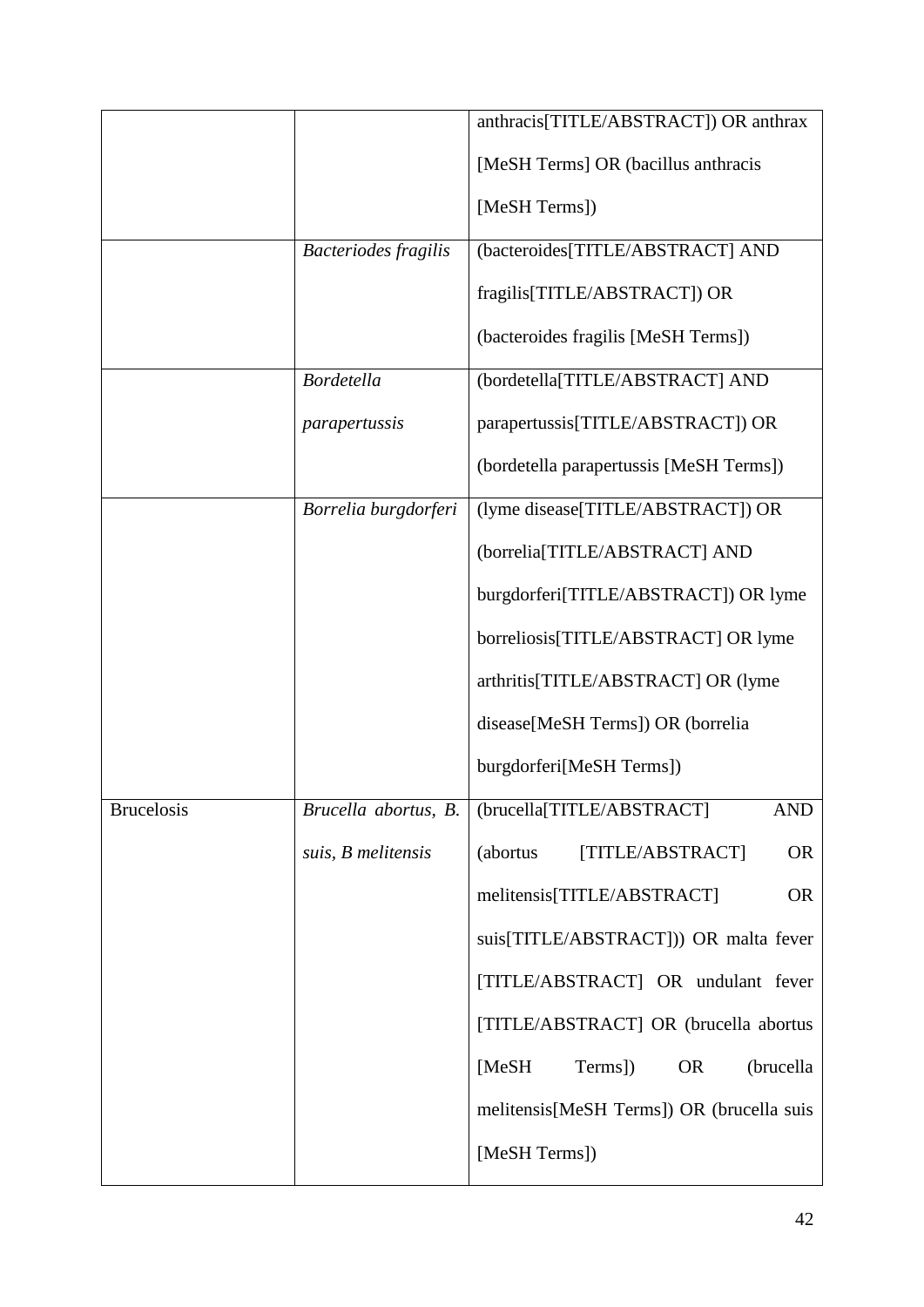| | | |
|---|---|---|
| | | anthracis[TITLE/ABSTRACT]) OR anthrax [MeSH Terms] OR (bacillus anthracis [MeSH Terms]) |
| | *Bacteriodes fragilis* | (bacteroides[TITLE/ABSTRACT] AND fragilis[TITLE/ABSTRACT]) OR (bacteroides fragilis [MeSH Terms]) |
| | *Bordetella parapertussis* | (bordetella[TITLE/ABSTRACT] AND parapertussis[TITLE/ABSTRACT]) OR (bordetella parapertussis [MeSH Terms]) |
| | *Borrelia burgdorferi* | (lyme disease[TITLE/ABSTRACT]) OR (borrelia[TITLE/ABSTRACT] AND burgdorferi[TITLE/ABSTRACT]) OR lyme borreliosis[TITLE/ABSTRACT] OR lyme arthritis[TITLE/ABSTRACT] OR (lyme disease[MeSH Terms]) OR (borrelia burgdorferi[MeSH Terms]) |
| Brucelosis | *Brucella abortus, B. suis, B melitensis* | (brucella[TITLE/ABSTRACT] AND (abortus [TITLE/ABSTRACT] OR melitensis[TITLE/ABSTRACT] OR suis[TITLE/ABSTRACT])) OR malta fever [TITLE/ABSTRACT] OR undulant fever [TITLE/ABSTRACT] OR (brucella abortus [MeSH Terms]) OR (brucella melitensis[MeSH Terms]) OR (brucella suis [MeSH Terms]) |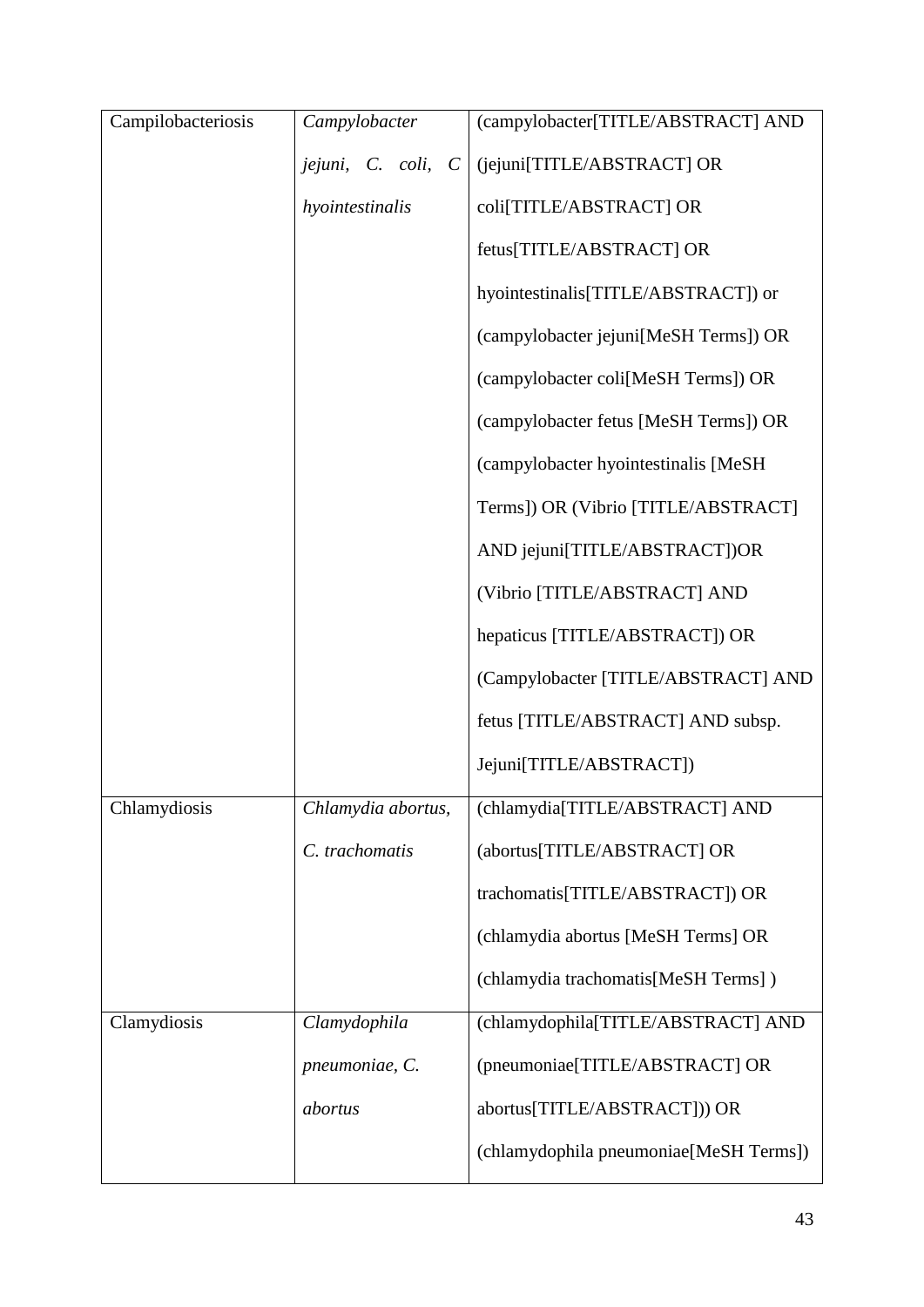| Campilobacteriosis | *Campylobacter jejuni, C. coli, C hyointestinalis* | (campylobacter[TITLE/ABSTRACT] AND (jejuni[TITLE/ABSTRACT] OR coli[TITLE/ABSTRACT] OR fetus[TITLE/ABSTRACT] OR hyointestinalis[TITLE/ABSTRACT]) or (campylobacter jejuni[MeSH Terms]) OR (campylobacter coli[MeSH Terms]) OR (campylobacter fetus [MeSH Terms]) OR (campylobacter hyointestinalis [MeSH Terms]) OR (Vibrio [TITLE/ABSTRACT] AND jejuni[TITLE/ABSTRACT])OR (Vibrio [TITLE/ABSTRACT] AND hepaticus [TITLE/ABSTRACT]) OR (Campylobacter [TITLE/ABSTRACT] AND fetus [TITLE/ABSTRACT] AND subsp. Jejuni[TITLE/ABSTRACT]) |
|---|---|---|
| Chlamydiosis | *Chlamydia abortus, C. trachomatis* | (chlamydia[TITLE/ABSTRACT] AND (abortus[TITLE/ABSTRACT] OR trachomatis[TITLE/ABSTRACT]) OR (chlamydia abortus [MeSH Terms] OR (chlamydia trachomatis[MeSH Terms] ) |
| Clamydiosis | *Clamydophila pneumoniae, C. abortus* | (chlamydophila[TITLE/ABSTRACT] AND (pneumoniae[TITLE/ABSTRACT] OR abortus[TITLE/ABSTRACT])) OR (chlamydophila pneumoniae[MeSH Terms]) |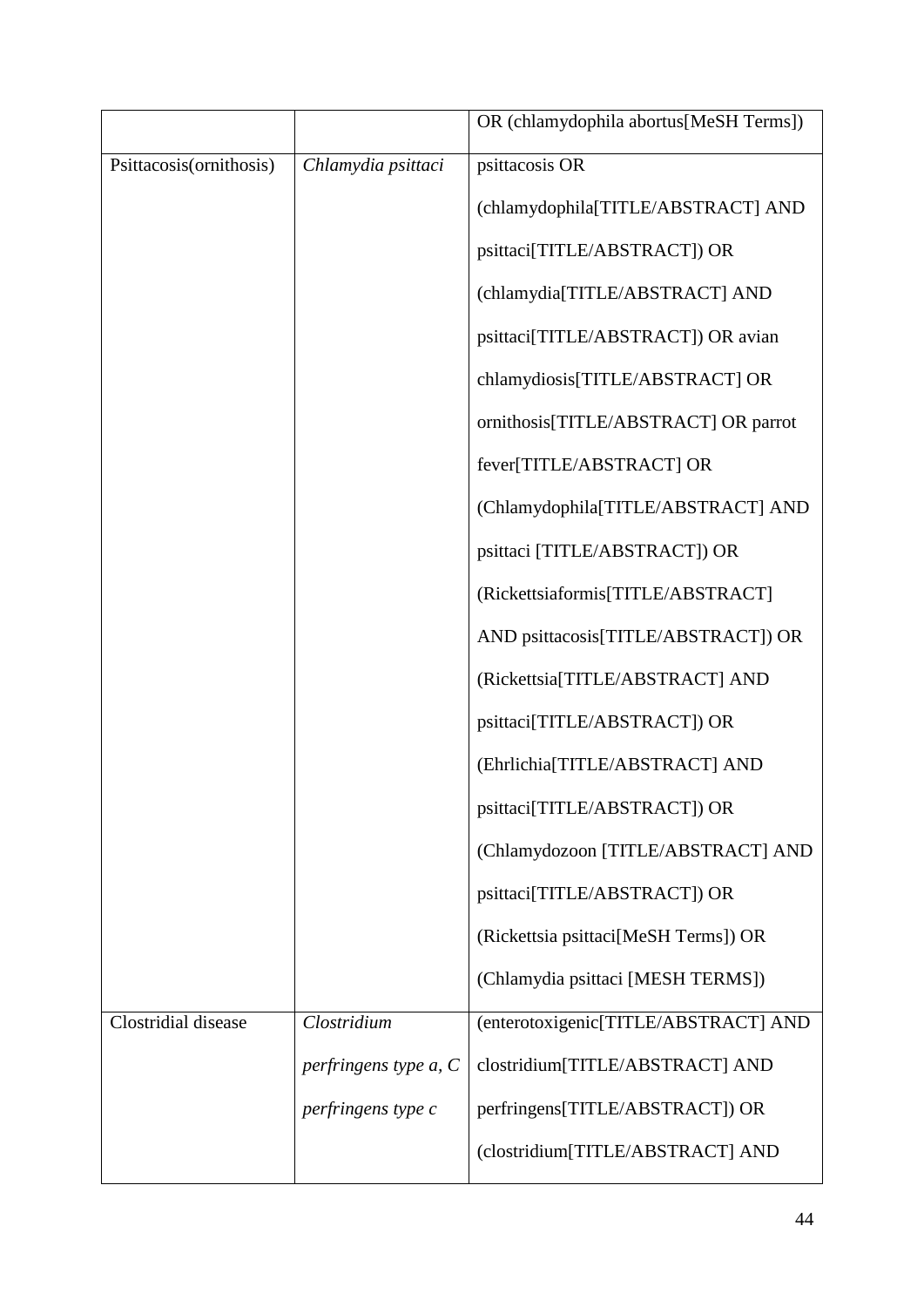| | | |
|---|---|---|
| | | OR (chlamydophila abortus[MeSH Terms]) |
| Psittacosis(ornithosis) | *Chlamydia psittaci* | psittacosis OR (chlamydophila[TITLE/ABSTRACT] AND psittaci[TITLE/ABSTRACT]) OR (chlamydia[TITLE/ABSTRACT] AND psittaci[TITLE/ABSTRACT]) OR avian chlamydiosis[TITLE/ABSTRACT] OR ornithosis[TITLE/ABSTRACT] OR parrot fever[TITLE/ABSTRACT] OR (Chlamydophila[TITLE/ABSTRACT] AND psittaci [TITLE/ABSTRACT]) OR (Rickettsiaformis[TITLE/ABSTRACT] AND psittacosis[TITLE/ABSTRACT]) OR (Rickettsia[TITLE/ABSTRACT] AND psittaci[TITLE/ABSTRACT]) OR (Ehrlichia[TITLE/ABSTRACT] AND psittaci[TITLE/ABSTRACT]) OR (Chlamydozoon [TITLE/ABSTRACT] AND psittaci[TITLE/ABSTRACT]) OR (Rickettsia psittaci[MeSH Terms]) OR (Chlamydia psittaci [MESH TERMS]) |
| Clostridial disease | *Clostridium perfringens type a, C perfringens type c* | (enterotoxigenic[TITLE/ABSTRACT] AND clostridium[TITLE/ABSTRACT] AND perfringens[TITLE/ABSTRACT]) OR (clostridium[TITLE/ABSTRACT] AND |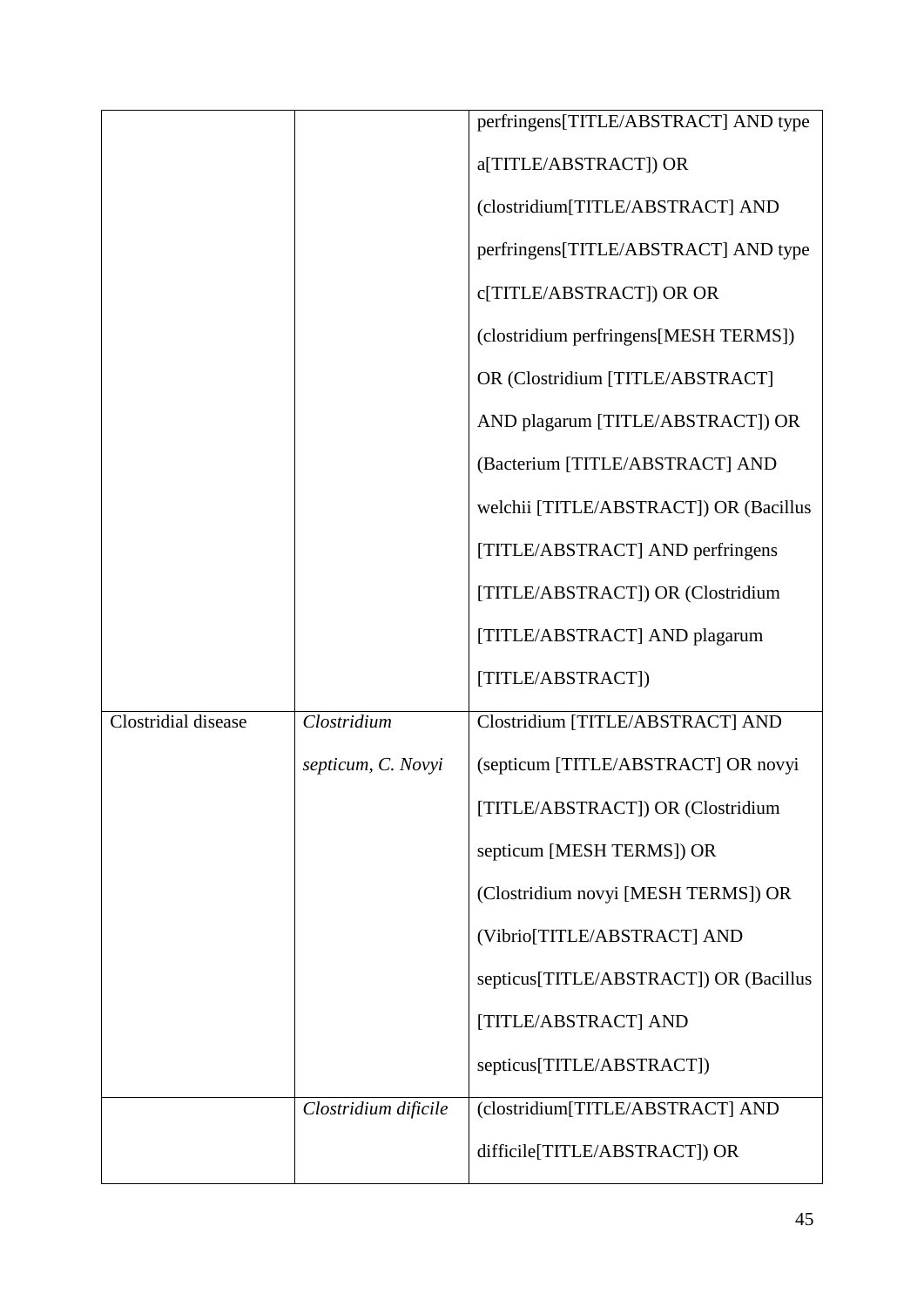| | | |
|---|---|---|
| | | perfringens[TITLE/ABSTRACT] AND type a[TITLE/ABSTRACT]) OR (clostridium[TITLE/ABSTRACT] AND perfringens[TITLE/ABSTRACT] AND type c[TITLE/ABSTRACT]) OR OR (clostridium perfringens[MESH TERMS]) OR (Clostridium [TITLE/ABSTRACT] AND plagarum [TITLE/ABSTRACT]) OR (Bacterium [TITLE/ABSTRACT] AND welchii [TITLE/ABSTRACT]) OR (Bacillus [TITLE/ABSTRACT] AND perfringens [TITLE/ABSTRACT]) OR (Clostridium [TITLE/ABSTRACT] AND plagarum [TITLE/ABSTRACT]) |
| Clostridial disease | *Clostridium septicum, C. Novyi* | Clostridium [TITLE/ABSTRACT] AND (septicum [TITLE/ABSTRACT] OR novyi [TITLE/ABSTRACT]) OR (Clostridium septicum [MESH TERMS]) OR (Clostridium novyi [MESH TERMS]) OR (Vibrio[TITLE/ABSTRACT] AND septicus[TITLE/ABSTRACT]) OR (Bacillus [TITLE/ABSTRACT] AND septicus[TITLE/ABSTRACT]) |
| | *Clostridium dificile* | (clostridium[TITLE/ABSTRACT] AND difficile[TITLE/ABSTRACT]) OR |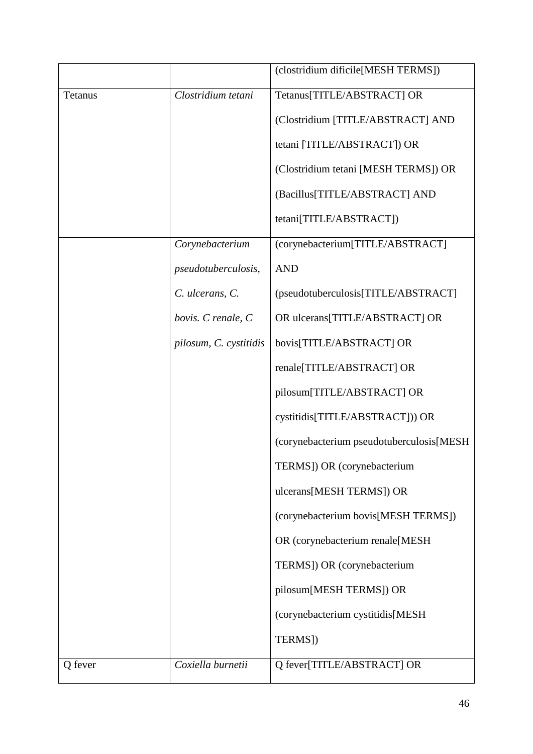| | | |
|---|---|---|
| | | (clostridium dificile[MESH TERMS]) |
| Tetanus | *Clostridium tetani* | Tetanus[TITLE/ABSTRACT] OR (Clostridium [TITLE/ABSTRACT] AND tetani [TITLE/ABSTRACT]) OR (Clostridium tetani [MESH TERMS]) OR (Bacillus[TITLE/ABSTRACT] AND tetani[TITLE/ABSTRACT]) |
| | *Corynebacterium pseudotuberculosis, C. ulcerans, C. bovis. C renale, C pilosum, C. cystitidis* | (corynebacterium[TITLE/ABSTRACT] AND (pseudotuberculosis[TITLE/ABSTRACT] OR ulcerans[TITLE/ABSTRACT] OR bovis[TITLE/ABSTRACT] OR renale[TITLE/ABSTRACT] OR pilosum[TITLE/ABSTRACT] OR cystitidis[TITLE/ABSTRACT])) OR (corynebacterium pseudotuberculosis[MESH TERMS]) OR (corynebacterium ulcerans[MESH TERMS]) OR (corynebacterium bovis[MESH TERMS]) OR (corynebacterium renale[MESH TERMS]) OR (corynebacterium pilosum[MESH TERMS]) OR (corynebacterium cystitidis[MESH TERMS]) |
| Q fever | *Coxiella burnetii* | Q fever[TITLE/ABSTRACT] OR |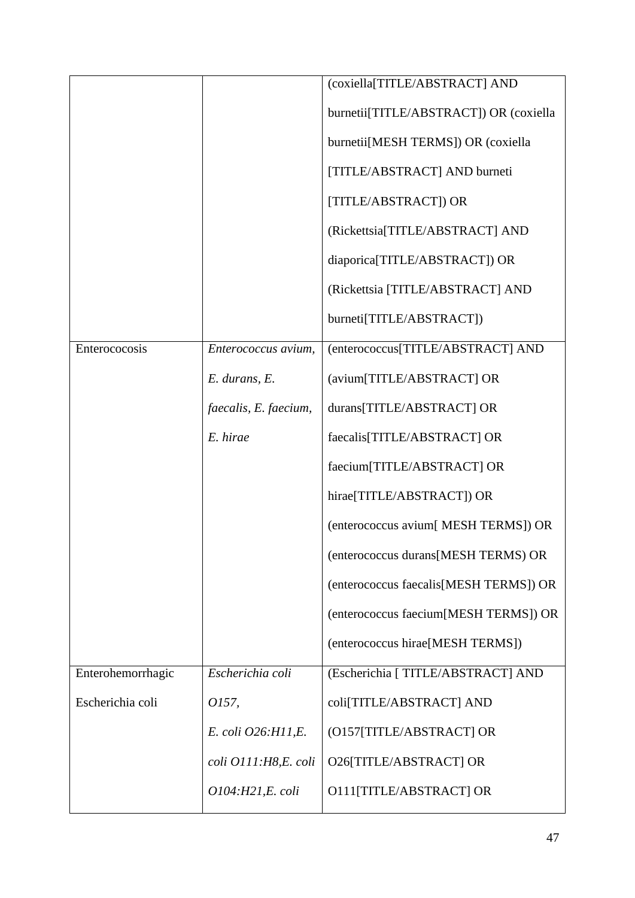| | | |
|---|---|---|
| | | (coxiella[TITLE/ABSTRACT] AND burnetii[TITLE/ABSTRACT]) OR (coxiella burnetii[MESH TERMS]) OR (coxiella [TITLE/ABSTRACT] AND burneti [TITLE/ABSTRACT]) OR (Rickettsia[TITLE/ABSTRACT] AND diaporica[TITLE/ABSTRACT]) OR (Rickettsia [TITLE/ABSTRACT] AND burneti[TITLE/ABSTRACT]) |
| Enterococosis | *Enterococcus avium, E. durans, E. faecalis, E. faecium, E. hirae* | (enterococcus[TITLE/ABSTRACT] AND (avium[TITLE/ABSTRACT] OR durans[TITLE/ABSTRACT] OR faecalis[TITLE/ABSTRACT] OR faecium[TITLE/ABSTRACT] OR hirae[TITLE/ABSTRACT]) OR (enterococcus avium[ MESH TERMS]) OR (enterococcus durans[MESH TERMS) OR (enterococcus faecalis[MESH TERMS]) OR (enterococcus faecium[MESH TERMS]) OR (enterococcus hirae[MESH TERMS]) |
| Enterohemorrhagic Escherichia coli | *Escherichia coli O157, E. coli O26:H11,E. coli O111:H8,E. coli O104:H21,E. coli* | (Escherichia [ TITLE/ABSTRACT] AND coli[TITLE/ABSTRACT] AND (O157[TITLE/ABSTRACT] OR O26[TITLE/ABSTRACT] OR O111[TITLE/ABSTRACT] OR |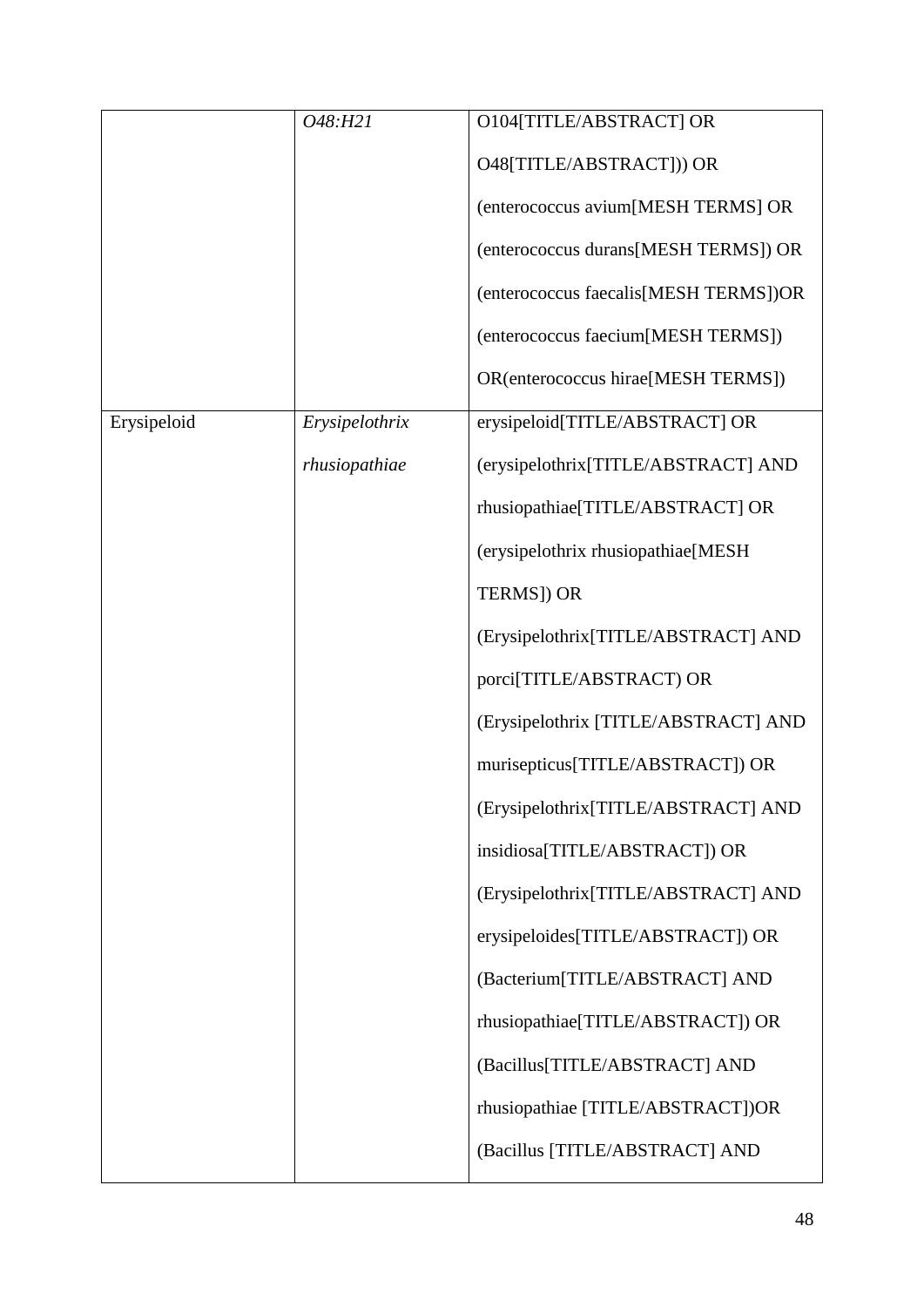| | *O48:H21* | O104[TITLE/ABSTRACT] OR O48[TITLE/ABSTRACT])) OR (enterococcus avium[MESH TERMS] OR (enterococcus durans[MESH TERMS]) OR (enterococcus faecalis[MESH TERMS])OR (enterococcus faecium[MESH TERMS]) OR(enterococcus hirae[MESH TERMS]) |
|---|---|---|
| Erysipeloid | *Erysipelothrix rhusiopathiae* | erysipeloid[TITLE/ABSTRACT] OR (erysipelothrix[TITLE/ABSTRACT] AND rhusiopathiae[TITLE/ABSTRACT] OR (erysipelothrix rhusiopathiae[MESH TERMS]) OR (Erysipelothrix[TITLE/ABSTRACT] AND porci[TITLE/ABSTRACT) OR (Erysipelothrix [TITLE/ABSTRACT] AND murisepticus[TITLE/ABSTRACT]) OR (Erysipelothrix[TITLE/ABSTRACT] AND insidiosa[TITLE/ABSTRACT]) OR (Erysipelothrix[TITLE/ABSTRACT] AND erysipeloides[TITLE/ABSTRACT]) OR (Bacterium[TITLE/ABSTRACT] AND rhusiopathiae[TITLE/ABSTRACT]) OR (Bacillus[TITLE/ABSTRACT] AND rhusiopathiae [TITLE/ABSTRACT])OR (Bacillus [TITLE/ABSTRACT] AND |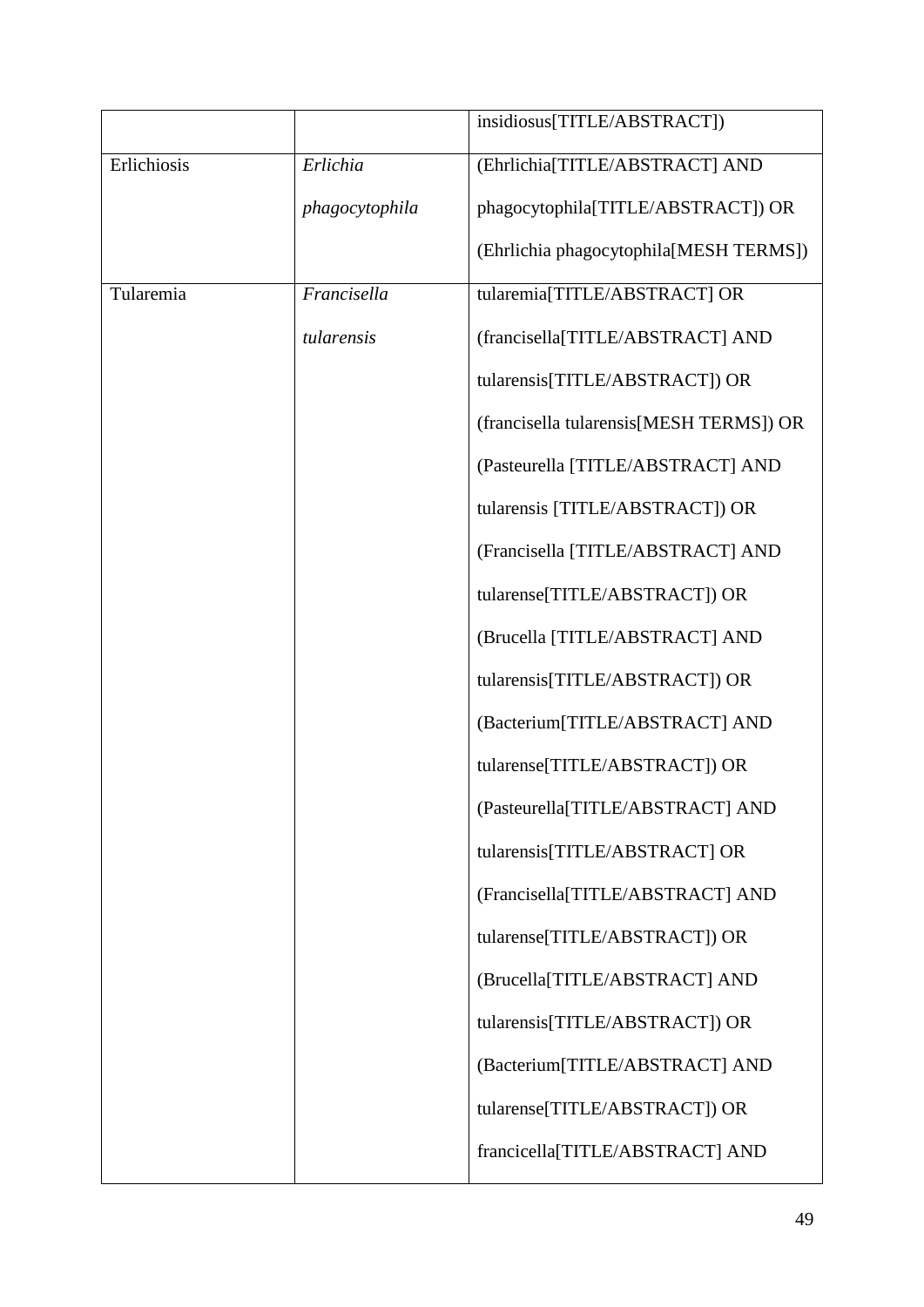| | | insidiosus[TITLE/ABSTRACT]) |
|---|---|---|
| Erlichiosis | *Erlichia phagocytophila* | (Ehrlichia[TITLE/ABSTRACT] AND phagocytophila[TITLE/ABSTRACT]) OR (Ehrlichia phagocytophila[MESH TERMS]) |
| Tularemia | *Francisella tularensis* | tularemia[TITLE/ABSTRACT] OR (francisella[TITLE/ABSTRACT] AND tularensis[TITLE/ABSTRACT]) OR (francisella tularensis[MESH TERMS]) OR (Pasteurella [TITLE/ABSTRACT] AND tularensis [TITLE/ABSTRACT]) OR (Francisella [TITLE/ABSTRACT] AND tularense[TITLE/ABSTRACT]) OR (Brucella [TITLE/ABSTRACT] AND tularensis[TITLE/ABSTRACT]) OR (Bacterium[TITLE/ABSTRACT] AND tularense[TITLE/ABSTRACT]) OR (Pasteurella[TITLE/ABSTRACT] AND tularensis[TITLE/ABSTRACT] OR (Francisella[TITLE/ABSTRACT] AND tularense[TITLE/ABSTRACT]) OR (Brucella[TITLE/ABSTRACT] AND tularensis[TITLE/ABSTRACT]) OR (Bacterium[TITLE/ABSTRACT] AND tularense[TITLE/ABSTRACT]) OR francicella[TITLE/ABSTRACT] AND |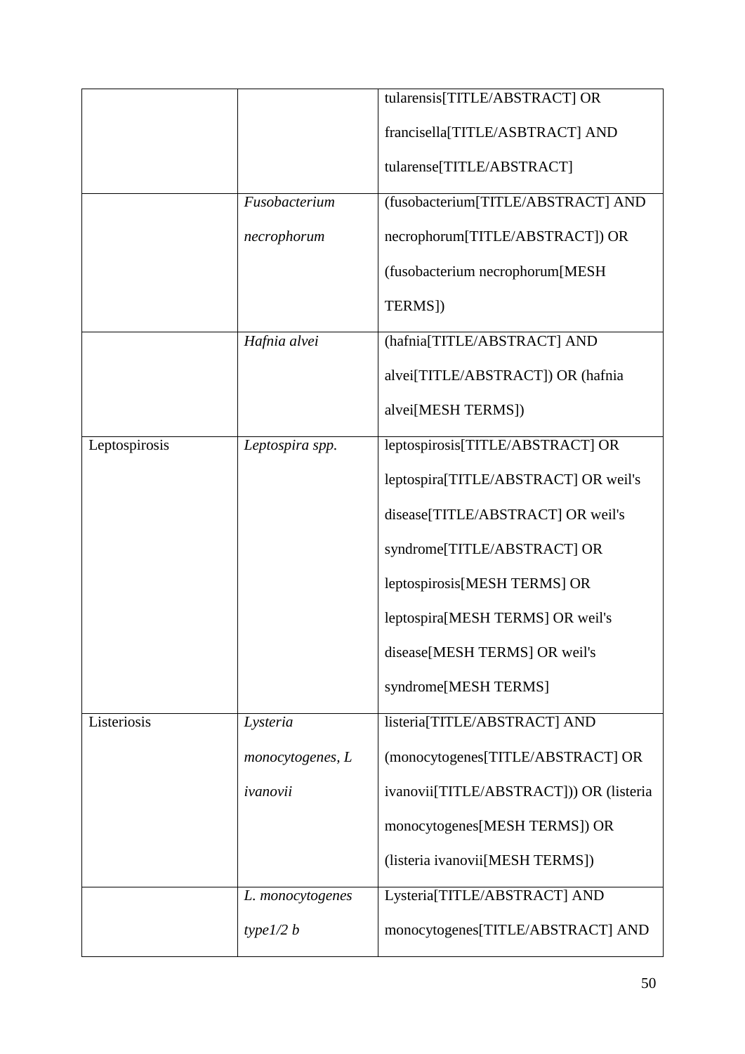| | | |
|---|---|---|
| | | tularensis[TITLE/ABSTRACT] OR francisella[TITLE/ASBTRACT] AND tularense[TITLE/ABSTRACT] |
| | *Fusobacterium necrophorum* | (fusobacterium[TITLE/ABSTRACT] AND necrophorum[TITLE/ABSTRACT]) OR (fusobacterium necrophorum[MESH TERMS]) |
| | *Hafnia alvei* | (hafnia[TITLE/ABSTRACT] AND alvei[TITLE/ABSTRACT]) OR (hafnia alvei[MESH TERMS]) |
| Leptospirosis | *Leptospira spp.* | leptospirosis[TITLE/ABSTRACT] OR leptospira[TITLE/ABSTRACT] OR weil's disease[TITLE/ABSTRACT] OR weil's syndrome[TITLE/ABSTRACT] OR leptospirosis[MESH TERMS] OR leptospira[MESH TERMS] OR weil's disease[MESH TERMS] OR weil's syndrome[MESH TERMS] |
| Listeriosis | *Lysteria monocytogenes, L ivanovii* | listeria[TITLE/ABSTRACT] AND (monocytogenes[TITLE/ABSTRACT] OR ivanovii[TITLE/ABSTRACT])) OR (listeria monocytogenes[MESH TERMS]) OR (listeria ivanovii[MESH TERMS]) |
| | *L. monocytogenes type1/2 b* | Lysteria[TITLE/ABSTRACT] AND monocytogenes[TITLE/ABSTRACT] AND |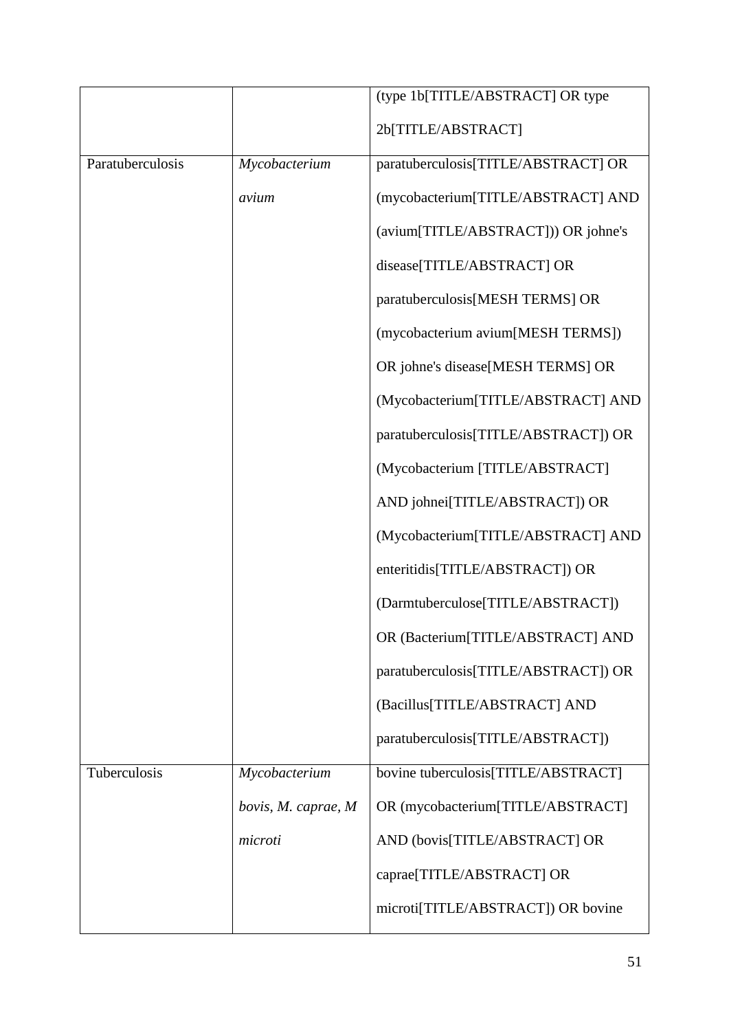| | | |
|---|---|---|
| | | (type 1b[TITLE/ABSTRACT] OR type 2b[TITLE/ABSTRACT] |
| Paratuberculosis | *Mycobacterium avium* | paratuberculosis[TITLE/ABSTRACT] OR (mycobacterium[TITLE/ABSTRACT] AND (avium[TITLE/ABSTRACT])) OR johne's disease[TITLE/ABSTRACT] OR paratuberculosis[MESH TERMS] OR (mycobacterium avium[MESH TERMS]) OR johne's disease[MESH TERMS] OR (Mycobacterium[TITLE/ABSTRACT] AND paratuberculosis[TITLE/ABSTRACT]) OR (Mycobacterium [TITLE/ABSTRACT] AND johnei[TITLE/ABSTRACT]) OR (Mycobacterium[TITLE/ABSTRACT] AND enteritidis[TITLE/ABSTRACT]) OR (Darmtuberculose[TITLE/ABSTRACT]) OR (Bacterium[TITLE/ABSTRACT] AND paratuberculosis[TITLE/ABSTRACT]) OR (Bacillus[TITLE/ABSTRACT] AND paratuberculosis[TITLE/ABSTRACT]) |
| Tuberculosis | *Mycobacterium bovis, M. caprae, M microti* | bovine tuberculosis[TITLE/ABSTRACT] OR (mycobacterium[TITLE/ABSTRACT] AND (bovis[TITLE/ABSTRACT] OR caprae[TITLE/ABSTRACT] OR microti[TITLE/ABSTRACT]) OR bovine |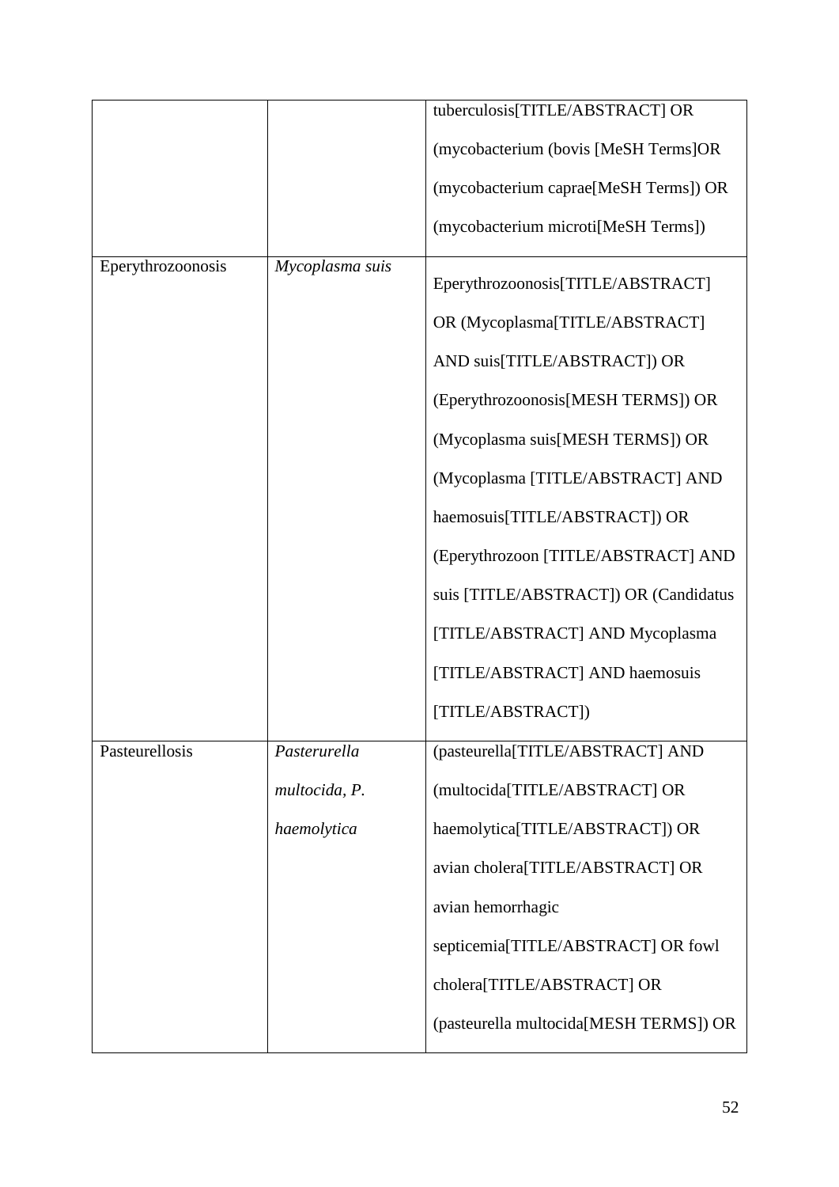| | | |
|---|---|---|
| | | tuberculosis[TITLE/ABSTRACT] OR (mycobacterium (bovis [MeSH Terms]OR (mycobacterium caprae[MeSH Terms]) OR (mycobacterium microti[MeSH Terms]) |
| Eperythrozoonosis | *Mycoplasma suis* | Eperythrozoonosis[TITLE/ABSTRACT] OR (Mycoplasma[TITLE/ABSTRACT] AND suis[TITLE/ABSTRACT]) OR (Eperythrozoonosis[MESH TERMS]) OR (Mycoplasma suis[MESH TERMS]) OR (Mycoplasma [TITLE/ABSTRACT] AND haemosuis[TITLE/ABSTRACT]) OR (Eperythrozoon [TITLE/ABSTRACT] AND suis [TITLE/ABSTRACT]) OR (Candidatus [TITLE/ABSTRACT] AND Mycoplasma [TITLE/ABSTRACT] AND haemosuis [TITLE/ABSTRACT]) |
| Pasteurellosis | *Pasterurella multocida, P. haemolytica* | (pasteurella[TITLE/ABSTRACT] AND (multocida[TITLE/ABSTRACT] OR haemolytica[TITLE/ABSTRACT]) OR avian cholera[TITLE/ABSTRACT] OR avian hemorrhagic septicemia[TITLE/ABSTRACT] OR fowl cholera[TITLE/ABSTRACT] OR (pasteurella multocida[MESH TERMS]) OR |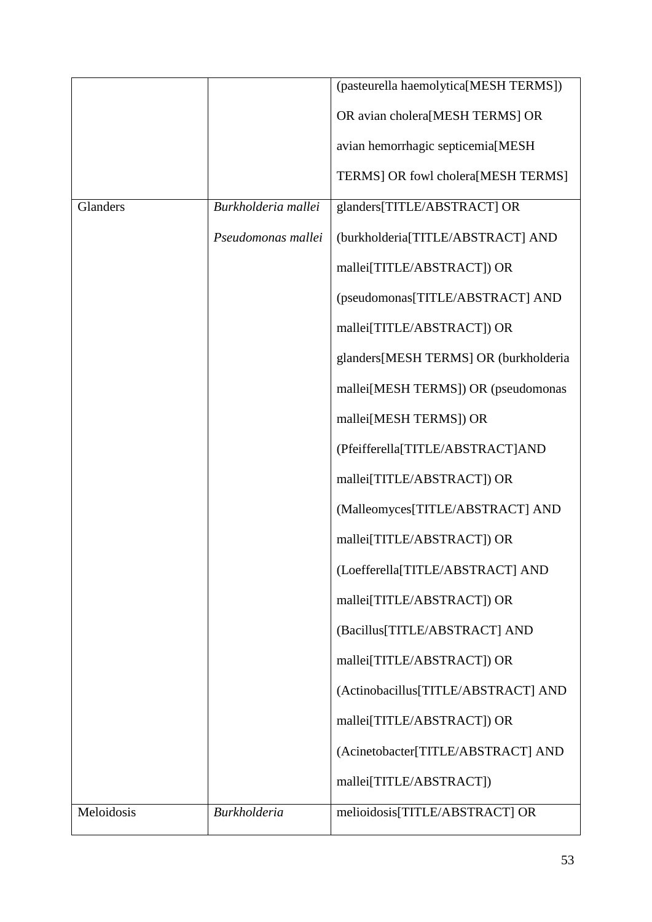| | | |
|---|---|---|
| | | (pasteurella haemolytica[MESH TERMS]) OR avian cholera[MESH TERMS] OR avian hemorrhagic septicemia[MESH TERMS] OR fowl cholera[MESH TERMS] |
| Glanders | *Burkholderia mallei* *Pseudomonas mallei* | glanders[TITLE/ABSTRACT] OR (burkholderia[TITLE/ABSTRACT] AND mallei[TITLE/ABSTRACT]) OR (pseudomonas[TITLE/ABSTRACT] AND mallei[TITLE/ABSTRACT]) OR glanders[MESH TERMS] OR (burkholderia mallei[MESH TERMS]) OR (pseudomonas mallei[MESH TERMS]) OR (Pfeifferella[TITLE/ABSTRACT]AND mallei[TITLE/ABSTRACT]) OR (Malleomyces[TITLE/ABSTRACT] AND mallei[TITLE/ABSTRACT]) OR (Loefferella[TITLE/ABSTRACT] AND mallei[TITLE/ABSTRACT]) OR (Bacillus[TITLE/ABSTRACT] AND mallei[TITLE/ABSTRACT]) OR (Actinobacillus[TITLE/ABSTRACT] AND mallei[TITLE/ABSTRACT]) OR (Acinetobacter[TITLE/ABSTRACT] AND mallei[TITLE/ABSTRACT]) |
| Meloidosis | *Burkholderia* | melioidosis[TITLE/ABSTRACT] OR |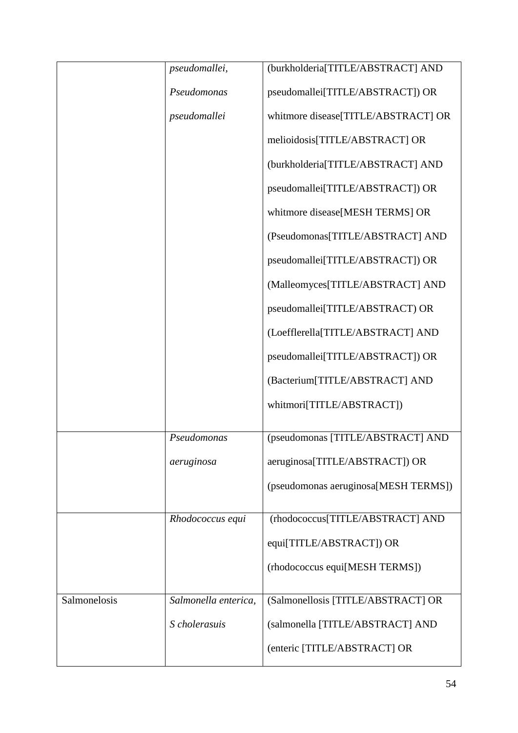| | | |
|---|---|---|
| | *pseudomallei, Pseudomonas pseudomallei* | (burkholderia[TITLE/ABSTRACT] AND pseudomallei[TITLE/ABSTRACT]) OR whitmore disease[TITLE/ABSTRACT] OR melioidosis[TITLE/ABSTRACT] OR (burkholderia[TITLE/ABSTRACT] AND pseudomallei[TITLE/ABSTRACT]) OR whitmore disease[MESH TERMS] OR (Pseudomonas[TITLE/ABSTRACT] AND pseudomallei[TITLE/ABSTRACT]) OR (Malleomyces[TITLE/ABSTRACT] AND pseudomallei[TITLE/ABSTRACT) OR (Loefflerella[TITLE/ABSTRACT] AND pseudomallei[TITLE/ABSTRACT]) OR (Bacterium[TITLE/ABSTRACT] AND whitmori[TITLE/ABSTRACT]) |
| | *Pseudomonas aeruginosa* | (pseudomonas [TITLE/ABSTRACT] AND aeruginosa[TITLE/ABSTRACT]) OR (pseudomonas aeruginosa[MESH TERMS]) |
| | *Rhodococcus equi* | (rhodococcus[TITLE/ABSTRACT] AND equi[TITLE/ABSTRACT]) OR (rhodococcus equi[MESH TERMS]) |
| Salmonelosis | *Salmonella enterica, S cholerasuis* | (Salmonellosis [TITLE/ABSTRACT] OR (salmonella [TITLE/ABSTRACT] AND (enteric [TITLE/ABSTRACT] OR |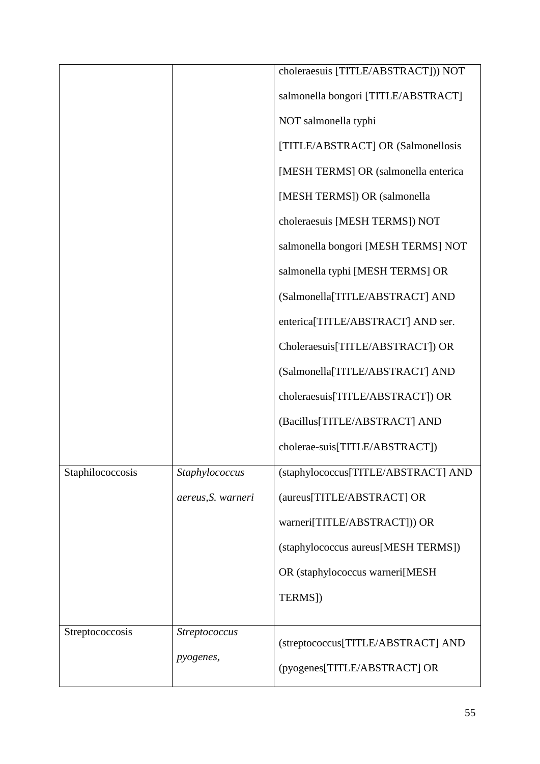| | | |
|---|---|---|
| | | choleraesuis [TITLE/ABSTRACT])) NOT salmonella bongori [TITLE/ABSTRACT] NOT salmonella typhi [TITLE/ABSTRACT] OR (Salmonellosis [MESH TERMS] OR (salmonella enterica [MESH TERMS]) OR (salmonella choleraesuis [MESH TERMS]) NOT salmonella bongori [MESH TERMS] NOT salmonella typhi [MESH TERMS] OR (Salmonella[TITLE/ABSTRACT] AND enterica[TITLE/ABSTRACT] AND ser. Choleraesuis[TITLE/ABSTRACT]) OR (Salmonella[TITLE/ABSTRACT] AND choleraesuis[TITLE/ABSTRACT]) OR (Bacillus[TITLE/ABSTRACT] AND cholerae-suis[TITLE/ABSTRACT]) |
| Staphilococcosis | *Staphylococcus aereus,S. warneri* | (staphylococcus[TITLE/ABSTRACT] AND (aureus[TITLE/ABSTRACT] OR warneri[TITLE/ABSTRACT])) OR (staphylococcus aureus[MESH TERMS]) OR (staphylococcus warneri[MESH TERMS]) |
| Streptococcosis | *Streptococcus pyogenes,* | (streptococcus[TITLE/ABSTRACT] AND (pyogenes[TITLE/ABSTRACT] OR |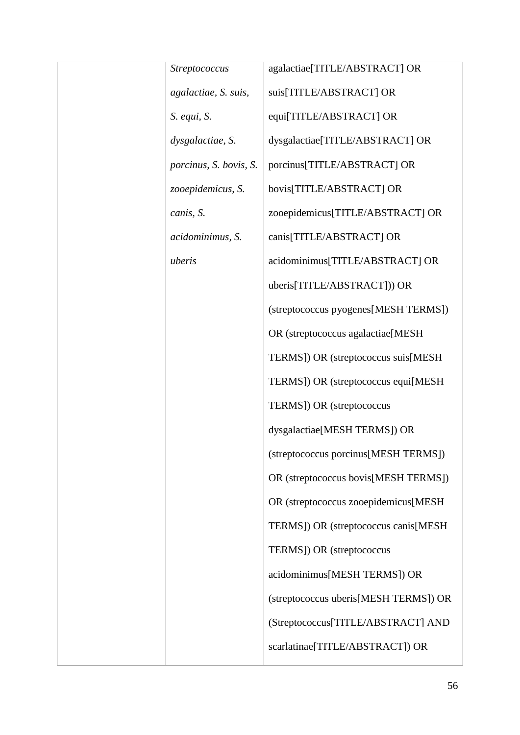|  |  |  |
|---|---|---|
|  | *Streptococcus agalactiae, S. suis, S. equi, S. dysgalactiae, S. porcinus, S. bovis, S. zooepidemicus, S. canis, S. acidominimus, S. uberis* | agalactiae[TITLE/ABSTRACT] OR suis[TITLE/ABSTRACT] OR equi[TITLE/ABSTRACT] OR dysgalactiae[TITLE/ABSTRACT] OR porcinus[TITLE/ABSTRACT] OR bovis[TITLE/ABSTRACT] OR zooepidemicus[TITLE/ABSTRACT] OR canis[TITLE/ABSTRACT] OR acidominimus[TITLE/ABSTRACT] OR uberis[TITLE/ABSTRACT])) OR (streptococcus pyogenes[MESH TERMS]) OR (streptococcus agalactiae[MESH TERMS]) OR (streptococcus suis[MESH TERMS]) OR (streptococcus equi[MESH TERMS]) OR (streptococcus dysgalactiae[MESH TERMS]) OR (streptococcus porcinus[MESH TERMS]) OR (streptococcus bovis[MESH TERMS]) OR (streptococcus zooepidemicus[MESH TERMS]) OR (streptococcus canis[MESH TERMS]) OR (streptococcus acidominimus[MESH TERMS]) OR (streptococcus uberis[MESH TERMS]) OR (Streptococcus[TITLE/ABSTRACT] AND scarlatinae[TITLE/ABSTRACT]) OR |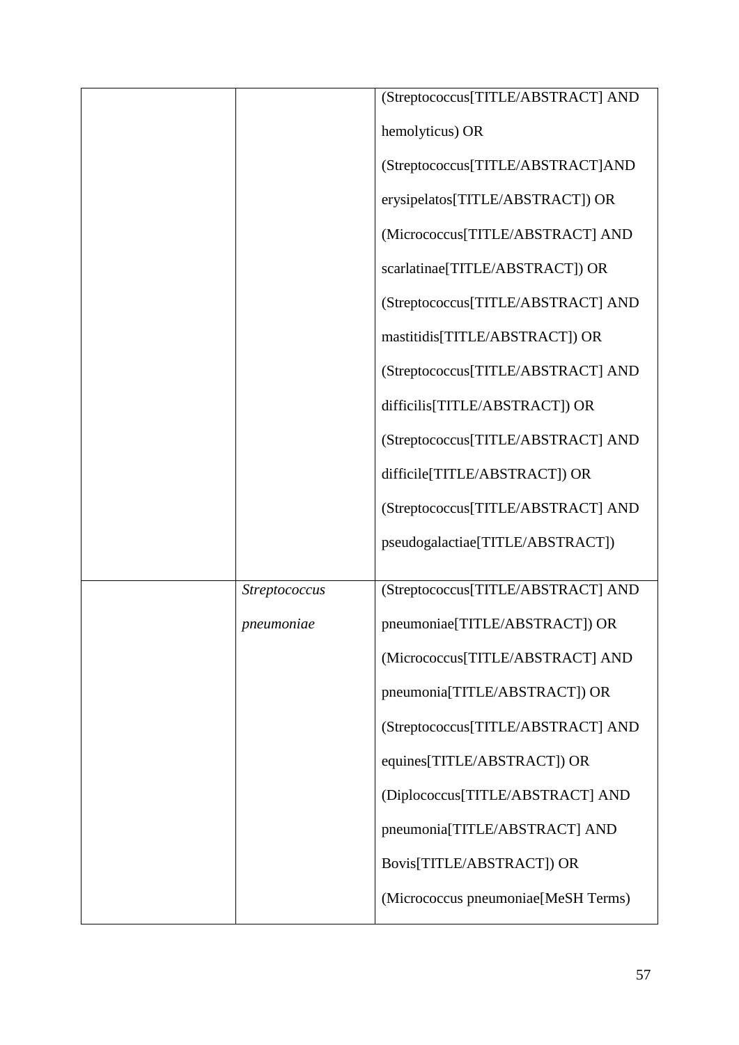| | | |
|---|---|---|
| | | (Streptococcus[TITLE/ABSTRACT] AND hemolyticus) OR (Streptococcus[TITLE/ABSTRACT]AND erysipelatos[TITLE/ABSTRACT]) OR (Micrococcus[TITLE/ABSTRACT] AND scarlatinae[TITLE/ABSTRACT]) OR (Streptococcus[TITLE/ABSTRACT] AND mastitidis[TITLE/ABSTRACT]) OR (Streptococcus[TITLE/ABSTRACT] AND difficilis[TITLE/ABSTRACT]) OR (Streptococcus[TITLE/ABSTRACT] AND difficile[TITLE/ABSTRACT]) OR (Streptococcus[TITLE/ABSTRACT] AND pseudogalactiae[TITLE/ABSTRACT]) |
| | *Streptococcus pneumoniae* | (Streptococcus[TITLE/ABSTRACT] AND pneumoniae[TITLE/ABSTRACT]) OR (Micrococcus[TITLE/ABSTRACT] AND pneumonia[TITLE/ABSTRACT]) OR (Streptococcus[TITLE/ABSTRACT] AND equines[TITLE/ABSTRACT]) OR (Diplococcus[TITLE/ABSTRACT] AND pneumonia[TITLE/ABSTRACT] AND Bovis[TITLE/ABSTRACT]) OR (Micrococcus pneumoniae[MeSH Terms) |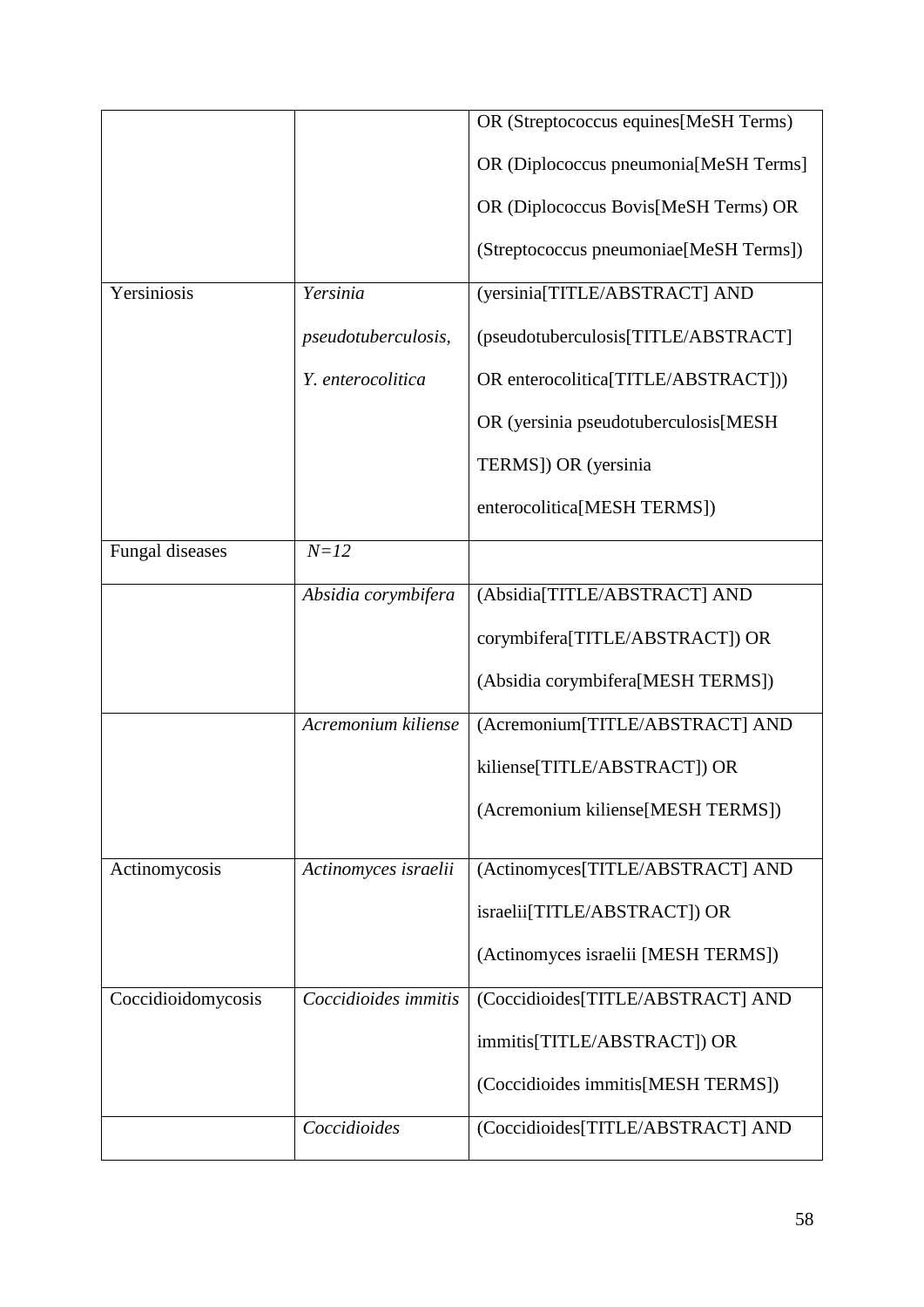| | | |
|---|---|---|
| | | OR (Streptococcus equines[MeSH Terms) OR (Diplococcus pneumonia[MeSH Terms] OR (Diplococcus Bovis[MeSH Terms) OR (Streptococcus pneumoniae[MeSH Terms]) |
| Yersiniosis | *Yersinia pseudotuberculosis, Y. enterocolitica* | (yersinia[TITLE/ABSTRACT] AND (pseudotuberculosis[TITLE/ABSTRACT] OR enterocolitica[TITLE/ABSTRACT])) OR (yersinia pseudotuberculosis[MESH TERMS]) OR (yersinia enterocolitica[MESH TERMS]) |
| Fungal diseases | *N=12* | |
| | *Absidia corymbifera* | (Absidia[TITLE/ABSTRACT] AND corymbifera[TITLE/ABSTRACT]) OR (Absidia corymbifera[MESH TERMS]) |
| | *Acremonium kiliense* | (Acremonium[TITLE/ABSTRACT] AND kiliense[TITLE/ABSTRACT]) OR (Acremonium kiliense[MESH TERMS]) |
| Actinomycosis | *Actinomyces israelii* | (Actinomyces[TITLE/ABSTRACT] AND israelii[TITLE/ABSTRACT]) OR (Actinomyces israelii [MESH TERMS]) |
| Coccidioidomycosis | *Coccidioides immitis* | (Coccidioides[TITLE/ABSTRACT] AND immitis[TITLE/ABSTRACT]) OR (Coccidioides immitis[MESH TERMS]) |
| | *Coccidioides* | (Coccidioides[TITLE/ABSTRACT] AND |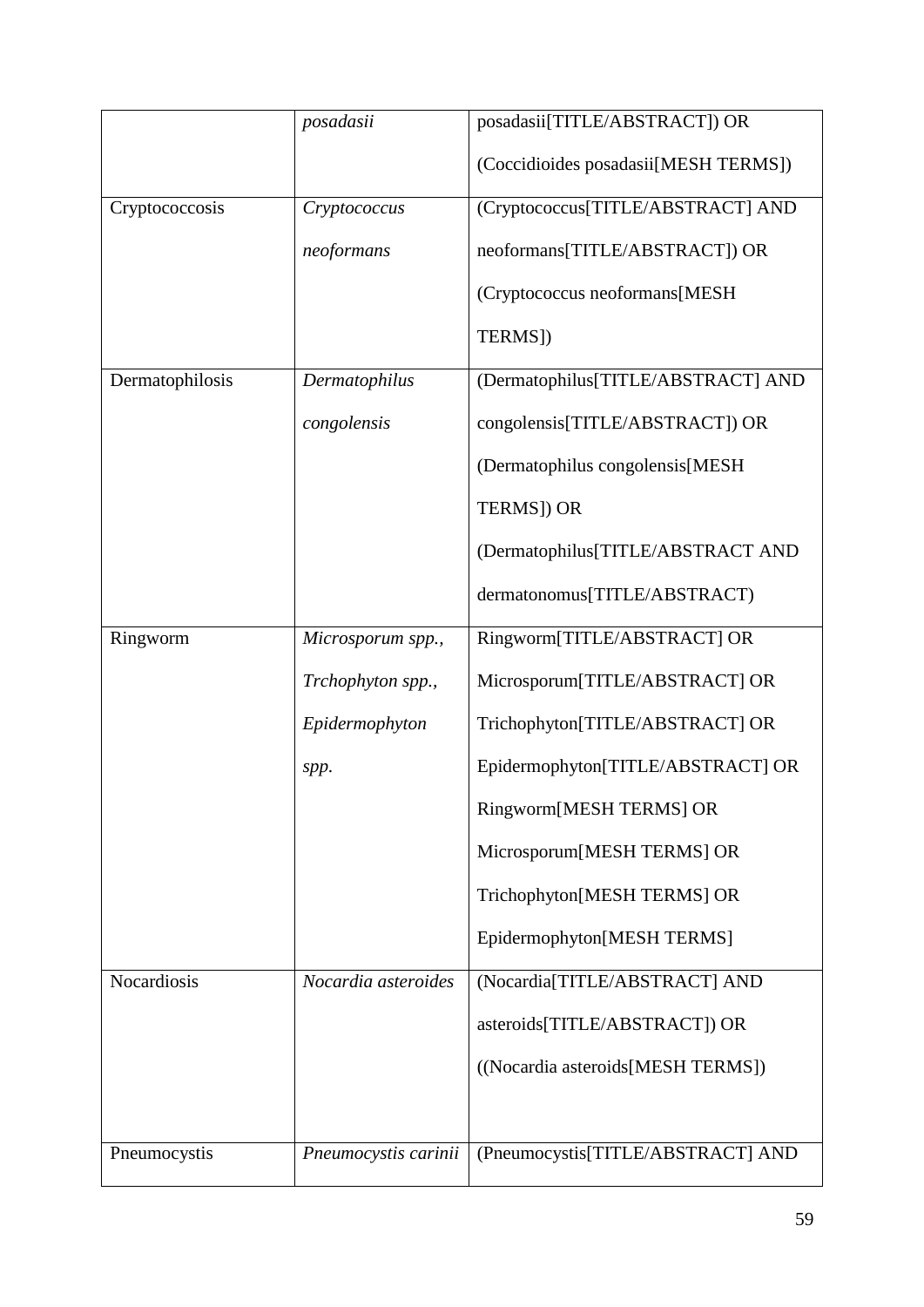| | *posadasii* | posadasii[TITLE/ABSTRACT]) OR (Coccidioides posadasii[MESH TERMS]) |
|---|---|---|
| Cryptococcosis | *Cryptococcus neoformans* | (Cryptococcus[TITLE/ABSTRACT] AND neoformans[TITLE/ABSTRACT]) OR (Cryptococcus neoformans[MESH TERMS]) |
| Dermatophilosis | *Dermatophilus congolensis* | (Dermatophilus[TITLE/ABSTRACT] AND congolensis[TITLE/ABSTRACT]) OR (Dermatophilus congolensis[MESH TERMS]) OR (Dermatophilus[TITLE/ABSTRACT AND dermatonomus[TITLE/ABSTRACT) |
| Ringworm | *Microsporum spp., Trchophyton spp., Epidermophyton spp.* | Ringworm[TITLE/ABSTRACT] OR Microsporum[TITLE/ABSTRACT] OR Trichophyton[TITLE/ABSTRACT] OR Epidermophyton[TITLE/ABSTRACT] OR Ringworm[MESH TERMS] OR Microsporum[MESH TERMS] OR Trichophyton[MESH TERMS] OR Epidermophyton[MESH TERMS] |
| Nocardiosis | *Nocardia asteroides* | (Nocardia[TITLE/ABSTRACT] AND asteroids[TITLE/ABSTRACT]) OR ((Nocardia asteroids[MESH TERMS]) |
| Pneumocystis | *Pneumocystis carinii* | (Pneumocystis[TITLE/ABSTRACT] AND |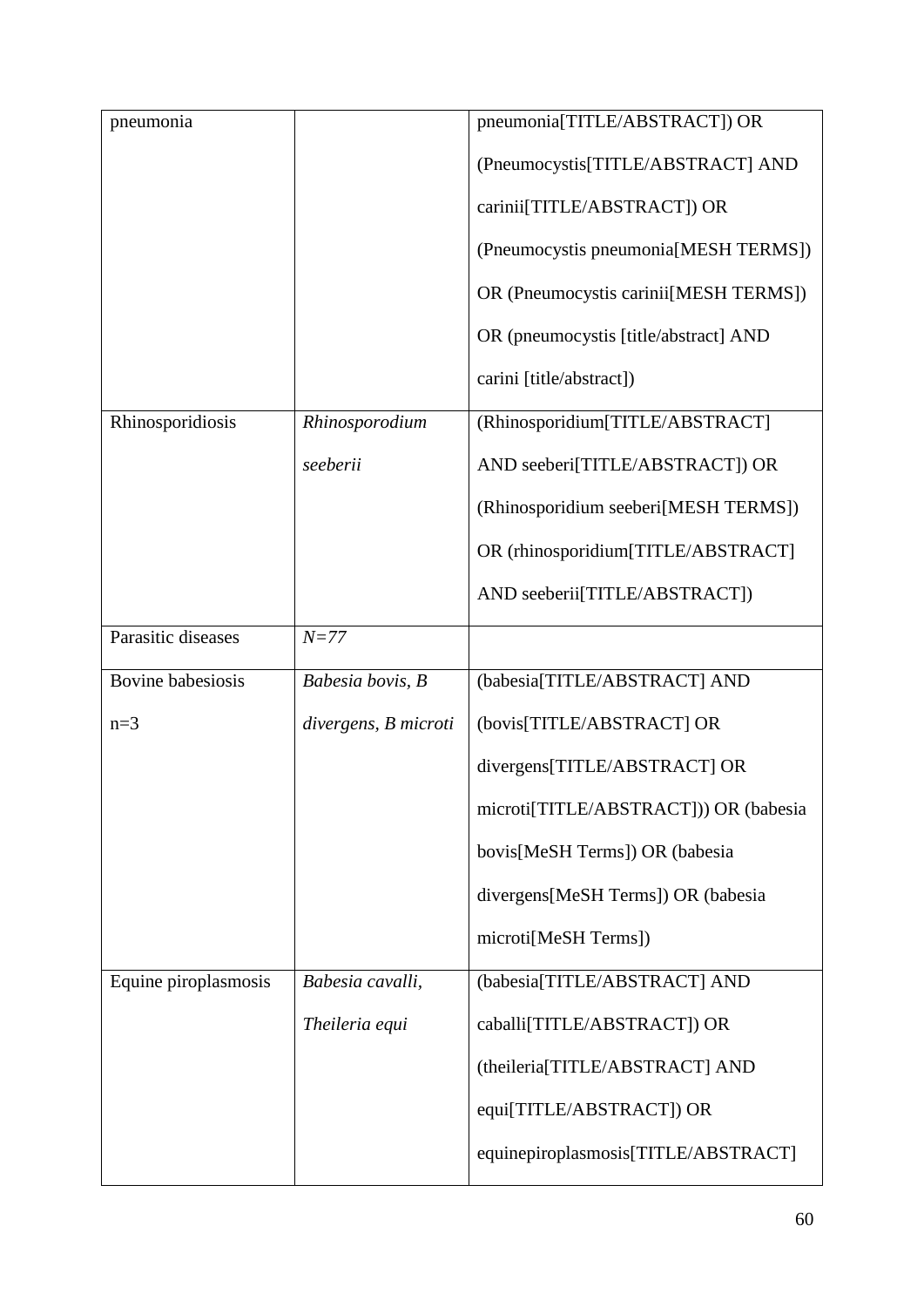| pneumonia | | pneumonia[TITLE/ABSTRACT]) OR (Pneumocystis[TITLE/ABSTRACT] AND carinii[TITLE/ABSTRACT]) OR (Pneumocystis pneumonia[MESH TERMS]) OR (Pneumocystis carinii[MESH TERMS]) OR (pneumocystis [title/abstract] AND carini [title/abstract]) |
|---|---|---|
| Rhinosporidiosis | *Rhinosporodium seeberii* | (Rhinosporidium[TITLE/ABSTRACT] AND seeberi[TITLE/ABSTRACT]) OR (Rhinosporidium seeberi[MESH TERMS]) OR (rhinosporidium[TITLE/ABSTRACT] AND seeberii[TITLE/ABSTRACT]) |
| Parasitic diseases | *N=77* | |
| Bovine babesiosis n=3 | *Babesia bovis, B divergens, B microti* | (babesia[TITLE/ABSTRACT] AND (bovis[TITLE/ABSTRACT] OR divergens[TITLE/ABSTRACT] OR microti[TITLE/ABSTRACT])) OR (babesia bovis[MeSH Terms]) OR (babesia divergens[MeSH Terms]) OR (babesia microti[MeSH Terms]) |
| Equine piroplasmosis | *Babesia cavalli, Theileria equi* | (babesia[TITLE/ABSTRACT] AND caballi[TITLE/ABSTRACT]) OR (theileria[TITLE/ABSTRACT] AND equi[TITLE/ABSTRACT]) OR equinepiroplasmosis[TITLE/ABSTRACT] |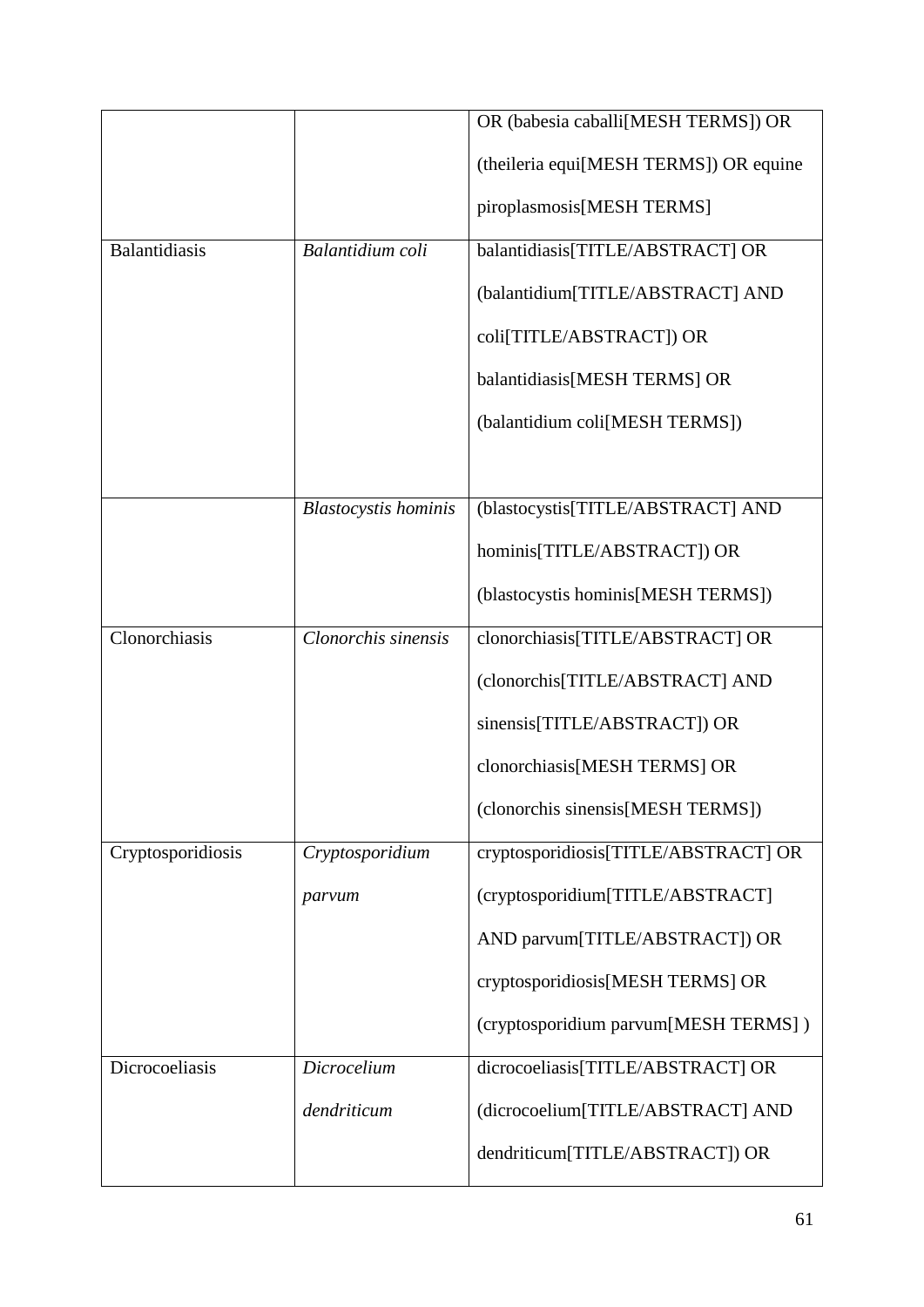| | | |
|---|---|---|
| | | OR (babesia caballi[MESH TERMS]) OR (theileria equi[MESH TERMS]) OR equine piroplasmosis[MESH TERMS] |
| Balantidiasis | *Balantidium coli* | balantidiasis[TITLE/ABSTRACT] OR (balantidium[TITLE/ABSTRACT] AND coli[TITLE/ABSTRACT]) OR balantidiasis[MESH TERMS] OR (balantidium coli[MESH TERMS]) |
| | *Blastocystis hominis* | (blastocystis[TITLE/ABSTRACT] AND hominis[TITLE/ABSTRACT]) OR (blastocystis hominis[MESH TERMS]) |
| Clonorchiasis | *Clonorchis sinensis* | clonorchiasis[TITLE/ABSTRACT] OR (clonorchis[TITLE/ABSTRACT] AND sinensis[TITLE/ABSTRACT]) OR clonorchiasis[MESH TERMS] OR (clonorchis sinensis[MESH TERMS]) |
| Cryptosporidiosis | *Cryptosporidium parvum* | cryptosporidiosis[TITLE/ABSTRACT] OR (cryptosporidium[TITLE/ABSTRACT] AND parvum[TITLE/ABSTRACT]) OR cryptosporidiosis[MESH TERMS] OR (cryptosporidium parvum[MESH TERMS] ) |
| Dicrocoeliasis | *Dicrocelium dendriticum* | dicrocoeliasis[TITLE/ABSTRACT] OR (dicrocoelium[TITLE/ABSTRACT] AND dendriticum[TITLE/ABSTRACT]) OR |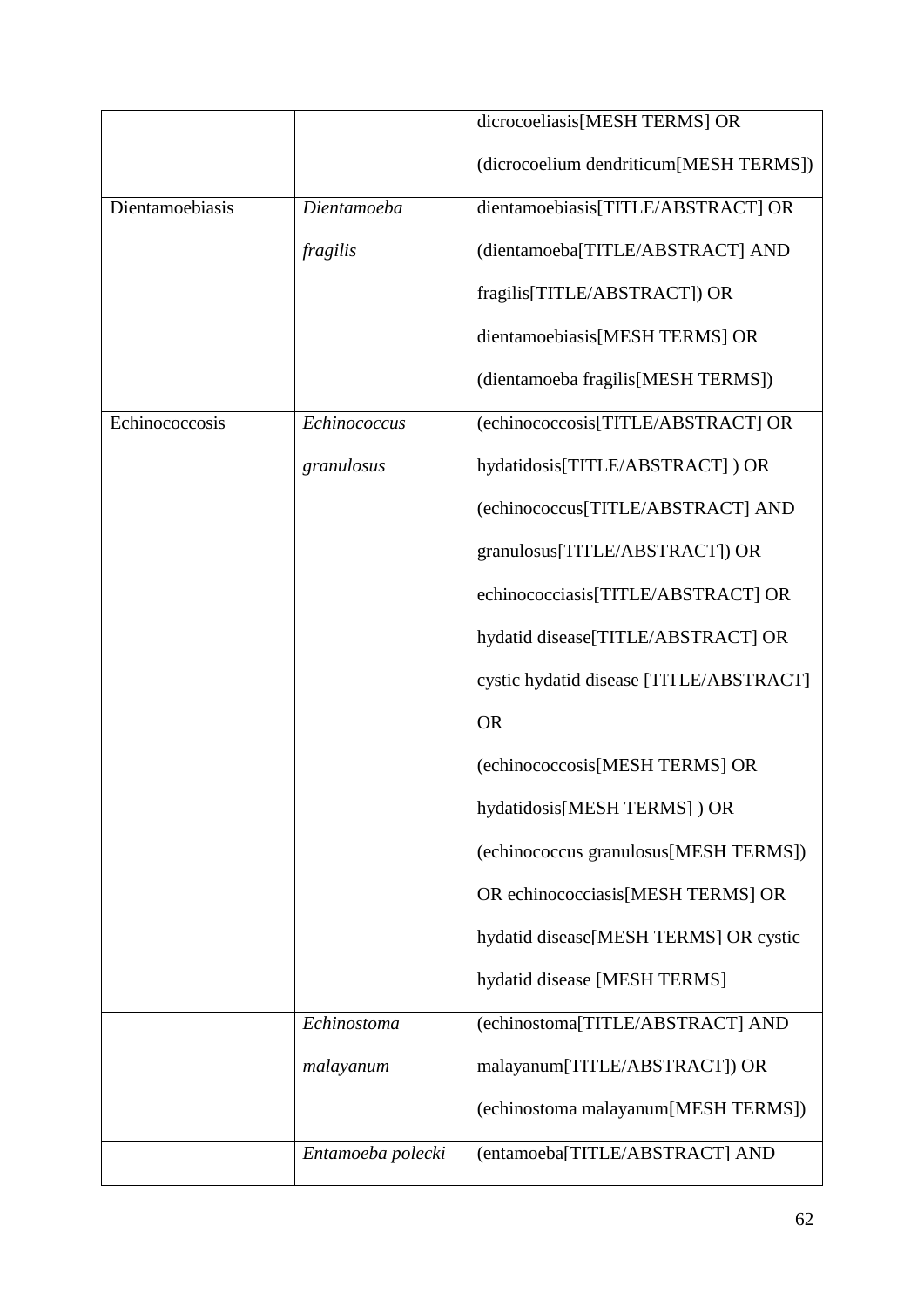| | | |
|---|---|---|
| | | dicrocoeliasis[MESH TERMS] OR (dicrocoelium dendriticum[MESH TERMS]) |
| Dientamoebiasis | *Dientamoeba fragilis* | dientamoebiasis[TITLE/ABSTRACT] OR (dientamoeba[TITLE/ABSTRACT] AND fragilis[TITLE/ABSTRACT]) OR dientamoebiasis[MESH TERMS] OR (dientamoeba fragilis[MESH TERMS]) |
| Echinococcosis | *Echinococcus granulosus* | (echinococcosis[TITLE/ABSTRACT] OR hydatidosis[TITLE/ABSTRACT] ) OR (echinococcus[TITLE/ABSTRACT] AND granulosus[TITLE/ABSTRACT]) OR echinococciasis[TITLE/ABSTRACT] OR hydatid disease[TITLE/ABSTRACT] OR cystic hydatid disease [TITLE/ABSTRACT] OR (echinococcosis[MESH TERMS] OR hydatidosis[MESH TERMS] ) OR (echinococcus granulosus[MESH TERMS]) OR echinococciasis[MESH TERMS] OR hydatid disease[MESH TERMS] OR cystic hydatid disease [MESH TERMS] |
| | *Echinostoma malayanum* | (echinostoma[TITLE/ABSTRACT] AND malayanum[TITLE/ABSTRACT]) OR (echinostoma malayanum[MESH TERMS]) |
| | *Entamoeba polecki* | (entamoeba[TITLE/ABSTRACT] AND |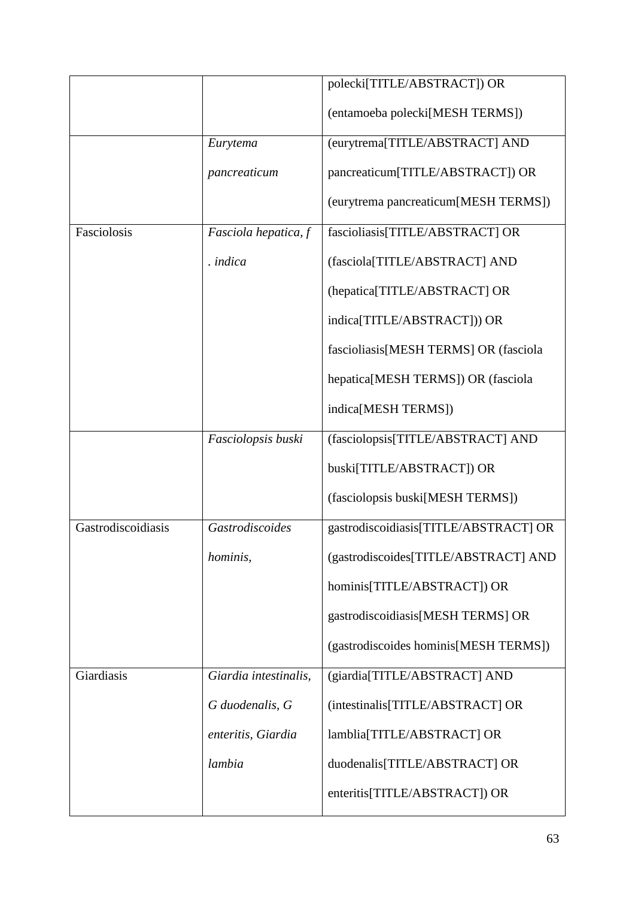| | | polecki[TITLE/ABSTRACT]) OR (entamoeba polecki[MESH TERMS]) |
|---|---|---|
| | *Eurytema pancreaticum* | (eurytrema[TITLE/ABSTRACT] AND pancreaticum[TITLE/ABSTRACT]) OR (eurytrema pancreaticum[MESH TERMS]) |
| Fasciolosis | *Fasciola hepatica, f . indica* | fascioliasis[TITLE/ABSTRACT] OR (fasciola[TITLE/ABSTRACT] AND (hepatica[TITLE/ABSTRACT] OR indica[TITLE/ABSTRACT])) OR fascioliasis[MESH TERMS] OR (fasciola hepatica[MESH TERMS]) OR (fasciola indica[MESH TERMS]) |
| | *Fasciolopsis buski* | (fasciolopsis[TITLE/ABSTRACT] AND buski[TITLE/ABSTRACT]) OR (fasciolopsis buski[MESH TERMS]) |
| Gastrodiscoidiasis | *Gastrodiscoides hominis,* | gastrodiscoidiasis[TITLE/ABSTRACT] OR (gastrodiscoides[TITLE/ABSTRACT] AND hominis[TITLE/ABSTRACT]) OR gastrodiscoidiasis[MESH TERMS] OR (gastrodiscoides hominis[MESH TERMS]) |
| Giardiasis | *Giardia intestinalis, G duodenalis, G enteritis, Giardia lambia* | (giardia[TITLE/ABSTRACT] AND (intestinalis[TITLE/ABSTRACT] OR lamblia[TITLE/ABSTRACT] OR duodenalis[TITLE/ABSTRACT] OR enteritis[TITLE/ABSTRACT]) OR |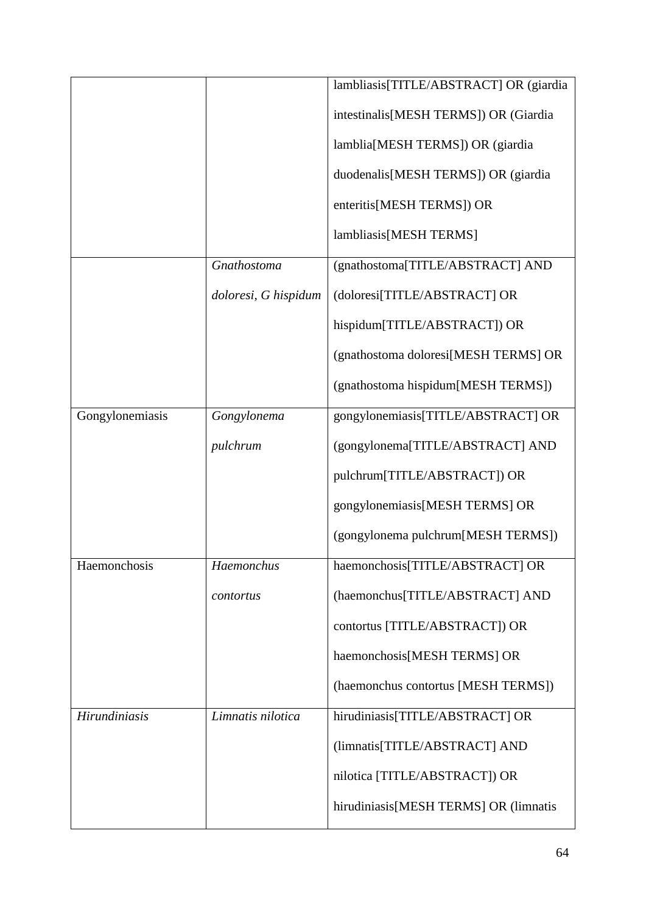| | | |
|---|---|---|
| | | lambliasis[TITLE/ABSTRACT] OR (giardia intestinalis[MESH TERMS]) OR (Giardia lamblia[MESH TERMS]) OR (giardia duodenalis[MESH TERMS]) OR (giardia enteritis[MESH TERMS]) OR lambliasis[MESH TERMS] |
| | *Gnathostoma doloresi, G hispidum* | (gnathostoma[TITLE/ABSTRACT] AND (doloresi[TITLE/ABSTRACT] OR hispidum[TITLE/ABSTRACT]) OR (gnathostoma doloresi[MESH TERMS] OR (gnathostoma hispidum[MESH TERMS]) |
| Gongylonemiasis | *Gongylonema pulchrum* | gongylonemiasis[TITLE/ABSTRACT] OR (gongylonema[TITLE/ABSTRACT] AND pulchrum[TITLE/ABSTRACT]) OR gongylonemiasis[MESH TERMS] OR (gongylonema pulchrum[MESH TERMS]) |
| Haemonchosis | *Haemonchus contortus* | haemonchosis[TITLE/ABSTRACT] OR (haemonchus[TITLE/ABSTRACT] AND contortus [TITLE/ABSTRACT]) OR haemonchosis[MESH TERMS] OR (haemonchus contortus [MESH TERMS]) |
| *Hirundiniasis* | *Limnatis nilotica* | hirudiniasis[TITLE/ABSTRACT] OR (limnatis[TITLE/ABSTRACT] AND nilotica [TITLE/ABSTRACT]) OR hirudiniasis[MESH TERMS] OR (limnatis |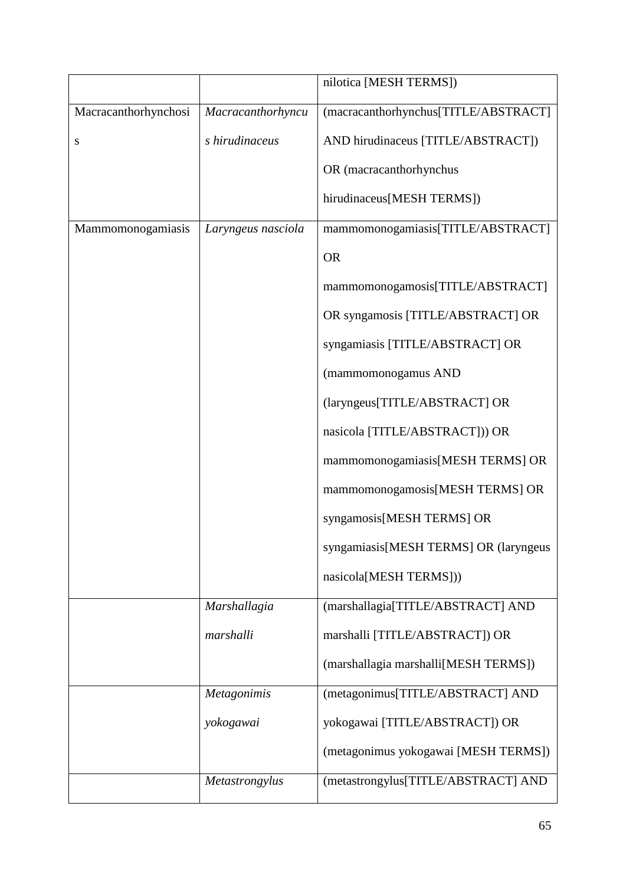| | | nilotica [MESH TERMS]) |
|---|---|---|
| Macracanthorhynchosis | *Macracanthorhyncus hirudinaceus* | (macracanthorhynchus[TITLE/ABSTRACT] AND hirudinaceus [TITLE/ABSTRACT]) OR (macracanthorhynchus hirudinaceus[MESH TERMS]) |
| Mammomonogamiasis | *Laryngeus nasciola* | mammomonogamiasis[TITLE/ABSTRACT] OR mammomonogamosis[TITLE/ABSTRACT] OR syngamosis [TITLE/ABSTRACT] OR syngamiasis [TITLE/ABSTRACT] OR (mammomonogamus AND (laryngeus[TITLE/ABSTRACT] OR nasicola [TITLE/ABSTRACT])) OR mammomonogamiasis[MESH TERMS] OR mammomonogamosis[MESH TERMS] OR syngamosis[MESH TERMS] OR syngamiasis[MESH TERMS] OR (laryngeus nasicola[MESH TERMS])) |
| | *Marshallagia marshalli* | (marshallagia[TITLE/ABSTRACT] AND marshalli [TITLE/ABSTRACT]) OR (marshallagia marshalli[MESH TERMS]) |
| | *Metagonimis yokogawai* | (metagonimus[TITLE/ABSTRACT] AND yokogawai [TITLE/ABSTRACT]) OR (metagonimus yokogawai [MESH TERMS]) |
| | *Metastrongylus* | (metastrongylus[TITLE/ABSTRACT] AND |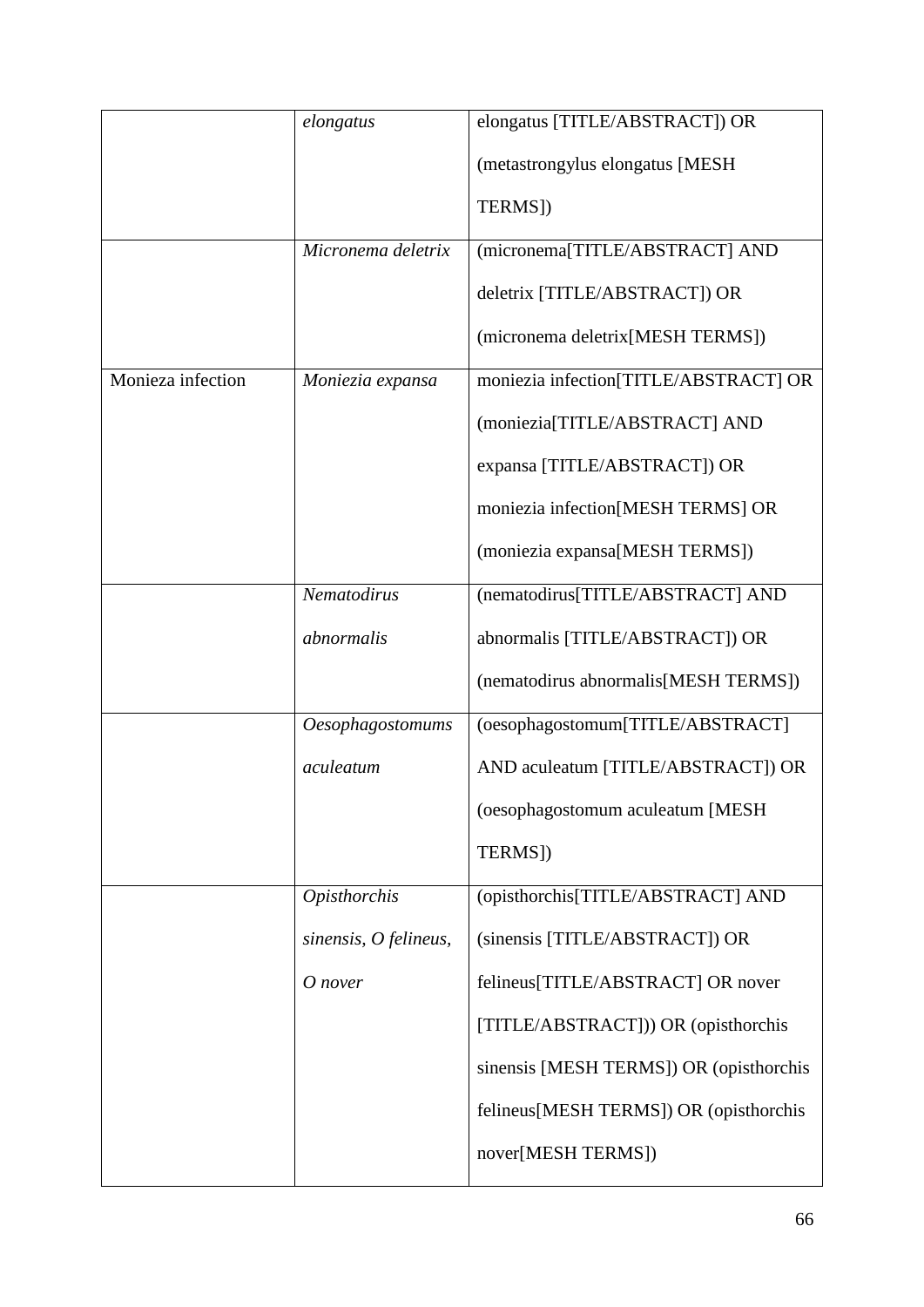| | | |
|---|---|---|
| | *elongatus* | elongatus [TITLE/ABSTRACT]) OR (metastrongylus elongatus [MESH TERMS]) |
| | *Micronema deletrix* | (micronema[TITLE/ABSTRACT] AND deletrix [TITLE/ABSTRACT]) OR (micronema deletrix[MESH TERMS]) |
| Monieza infection | *Moniezia expansa* | moniezia infection[TITLE/ABSTRACT] OR (moniezia[TITLE/ABSTRACT] AND expansa [TITLE/ABSTRACT]) OR moniezia infection[MESH TERMS] OR (moniezia expansa[MESH TERMS]) |
| | *Nematodirus abnormalis* | (nematodirus[TITLE/ABSTRACT] AND abnormalis [TITLE/ABSTRACT]) OR (nematodirus abnormalis[MESH TERMS]) |
| | *Oesophagostomums aculeatum* | (oesophagostomum[TITLE/ABSTRACT] AND aculeatum [TITLE/ABSTRACT]) OR (oesophagostomum aculeatum [MESH TERMS]) |
| | *Opisthorchis sinensis, O felineus, O nover* | (opisthorchis[TITLE/ABSTRACT] AND (sinensis [TITLE/ABSTRACT]) OR felineus[TITLE/ABSTRACT] OR nover [TITLE/ABSTRACT])) OR (opisthorchis sinensis [MESH TERMS]) OR (opisthorchis felineus[MESH TERMS]) OR (opisthorchis nover[MESH TERMS]) |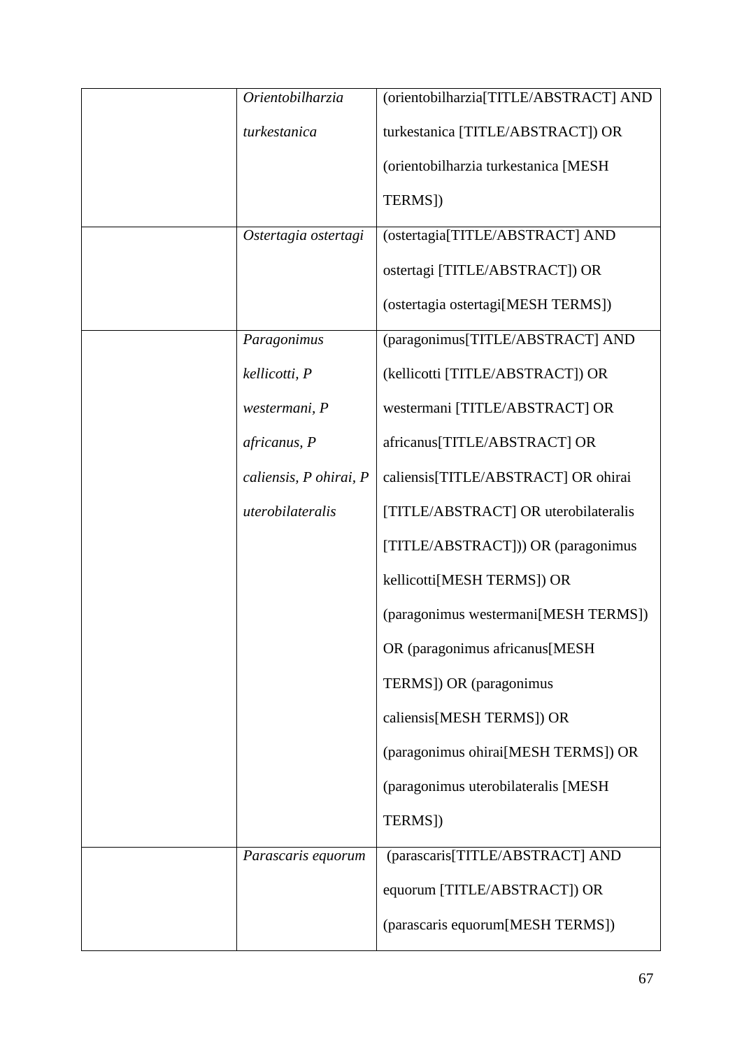| | | |
|---|---|---|
| | *Orientobilharzia turkestanica* | (orientobilharzia[TITLE/ABSTRACT] AND turkestanica [TITLE/ABSTRACT]) OR (orientobilharzia turkestanica [MESH TERMS]) |
| | *Ostertagia ostertagi* | (ostertagia[TITLE/ABSTRACT] AND ostertagi [TITLE/ABSTRACT]) OR (ostertagia ostertagi[MESH TERMS]) |
| | *Paragonimus kellicotti, P westermani, P africanus, P caliensis, P ohirai, P uterobilateralis* | (paragonimus[TITLE/ABSTRACT] AND (kellicotti [TITLE/ABSTRACT]) OR westermani [TITLE/ABSTRACT] OR africanus[TITLE/ABSTRACT] OR caliensis[TITLE/ABSTRACT] OR ohirai [TITLE/ABSTRACT] OR uterobilateralis [TITLE/ABSTRACT])) OR (paragonimus kellicotti[MESH TERMS]) OR (paragonimus westermani[MESH TERMS]) OR (paragonimus africanus[MESH TERMS]) OR (paragonimus caliensis[MESH TERMS]) OR (paragonimus ohirai[MESH TERMS]) OR (paragonimus uterobilateralis [MESH TERMS]) |
| | *Parascaris equorum* | (parascaris[TITLE/ABSTRACT] AND equorum [TITLE/ABSTRACT]) OR (parascaris equorum[MESH TERMS]) |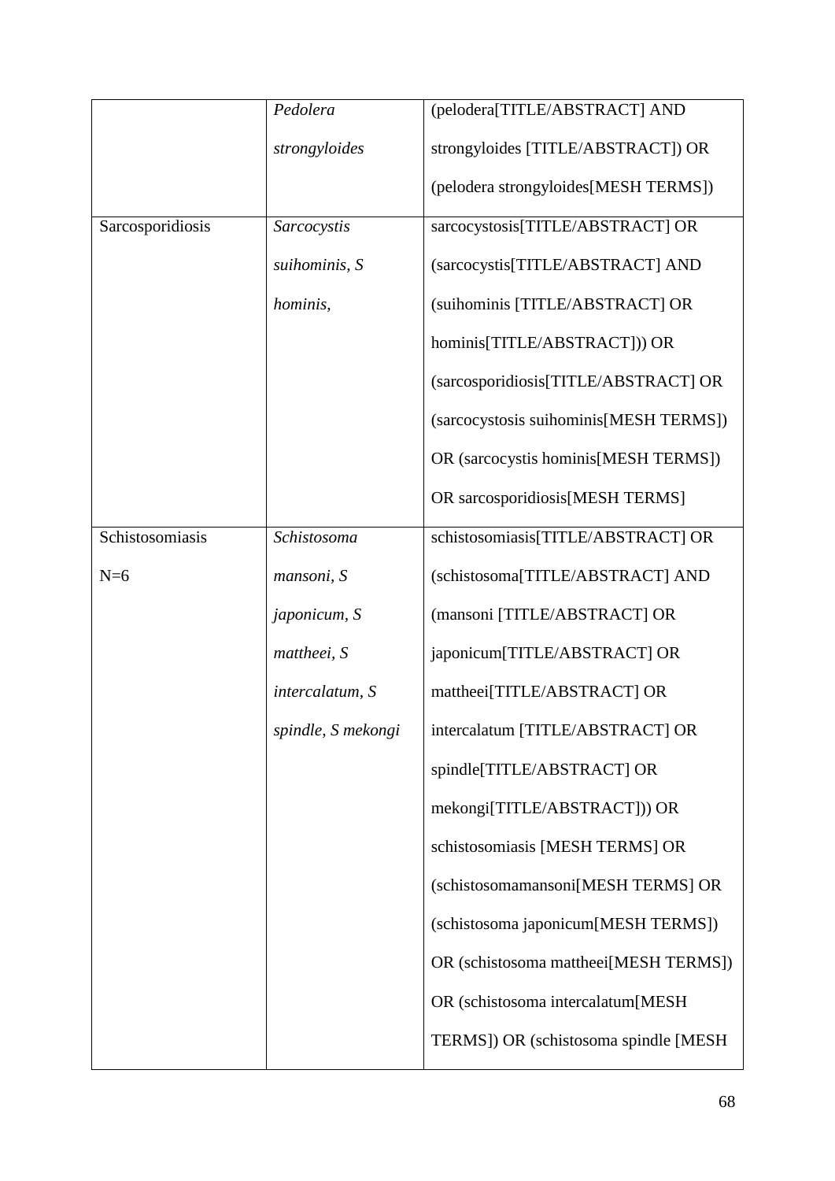| | | |
|---|---|---|
| | *Pedolera strongyloides* | (pelodera[TITLE/ABSTRACT] AND strongyloides [TITLE/ABSTRACT]) OR (pelodera strongyloides[MESH TERMS]) |
| Sarcosporidiosis | *Sarcocystis suihominis, S hominis,* | sarcocystosis[TITLE/ABSTRACT] OR (sarcocystis[TITLE/ABSTRACT] AND (suihominis [TITLE/ABSTRACT] OR hominis[TITLE/ABSTRACT])) OR (sarcosporidiosis[TITLE/ABSTRACT] OR (sarcocystosis suihominis[MESH TERMS]) OR (sarcocystis hominis[MESH TERMS]) OR sarcosporidiosis[MESH TERMS] |
| Schistosomiasis N=6 | *Schistosoma mansoni, S japonicum, S mattheei, S intercalatum, S spindle, S mekongi* | schistosomiasis[TITLE/ABSTRACT] OR (schistosoma[TITLE/ABSTRACT] AND (mansoni [TITLE/ABSTRACT] OR japonicum[TITLE/ABSTRACT] OR mattheei[TITLE/ABSTRACT] OR intercalatum [TITLE/ABSTRACT] OR spindle[TITLE/ABSTRACT] OR mekongi[TITLE/ABSTRACT])) OR schistosomiasis [MESH TERMS] OR (schistosomamansoni[MESH TERMS] OR (schistosoma japonicum[MESH TERMS]) OR (schistosoma mattheei[MESH TERMS]) OR (schistosoma intercalatum[MESH TERMS]) OR (schistosoma spindle [MESH |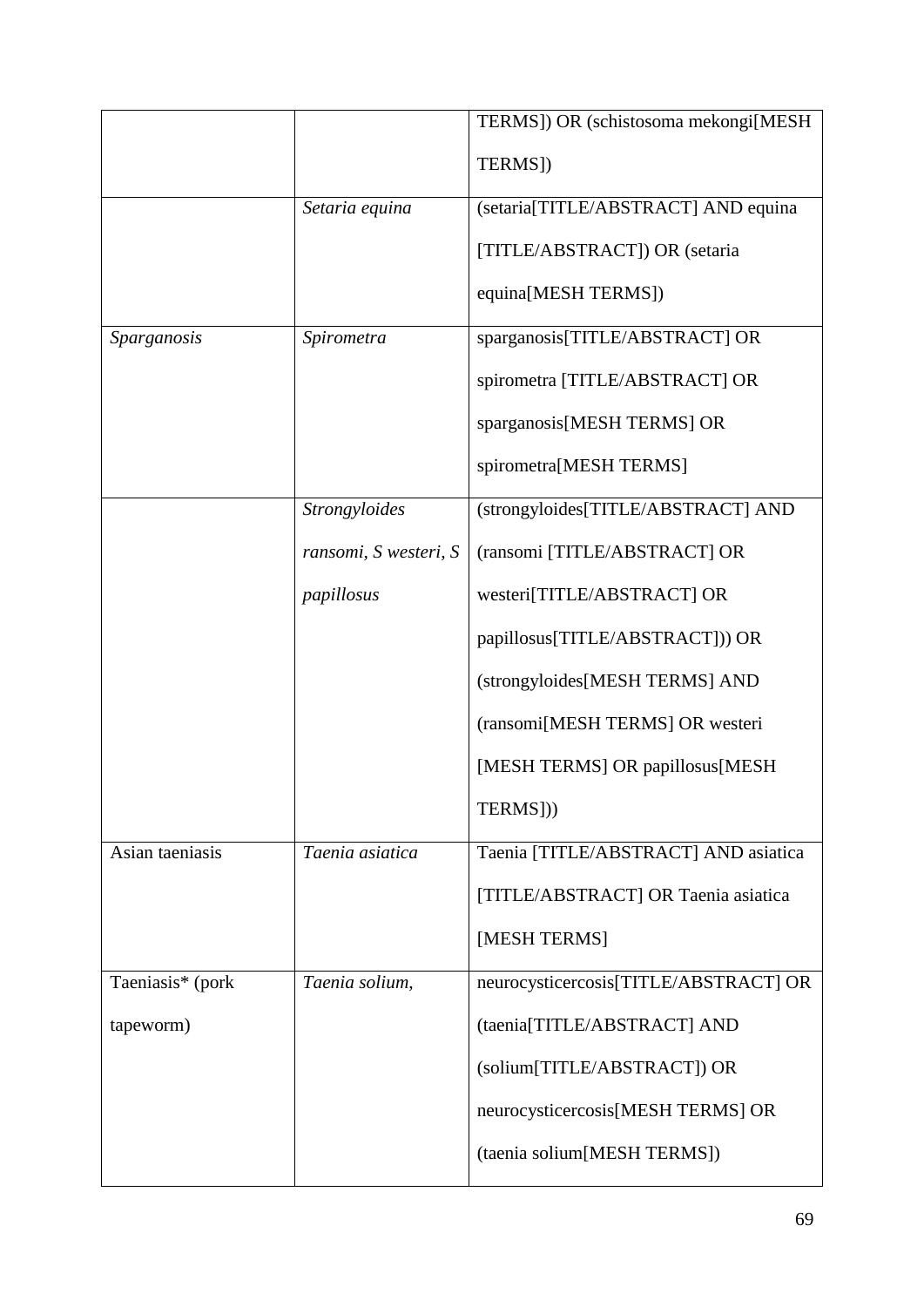| | | |
|---|---|---|
| | | TERMS]) OR (schistosoma mekongi[MESH TERMS]) |
| | *Setaria equina* | (setaria[TITLE/ABSTRACT] AND equina [TITLE/ABSTRACT]) OR (setaria equina[MESH TERMS]) |
| *Sparganosis* | *Spirometra* | sparganosis[TITLE/ABSTRACT] OR spirometra [TITLE/ABSTRACT] OR sparganosis[MESH TERMS] OR spirometra[MESH TERMS] |
| | *Strongyloides ransomi, S westeri, S papillosus* | (strongyloides[TITLE/ABSTRACT] AND (ransomi [TITLE/ABSTRACT] OR westeri[TITLE/ABSTRACT] OR papillosus[TITLE/ABSTRACT])) OR (strongyloides[MESH TERMS] AND (ransomi[MESH TERMS] OR westeri [MESH TERMS] OR papillosus[MESH TERMS])) |
| Asian taeniasis | *Taenia asiatica* | Taenia [TITLE/ABSTRACT] AND asiatica [TITLE/ABSTRACT] OR Taenia asiatica [MESH TERMS] |
| Taeniasis* (pork tapeworm) | *Taenia solium,* | neurocysticercosis[TITLE/ABSTRACT] OR (taenia[TITLE/ABSTRACT] AND (solium[TITLE/ABSTRACT]) OR neurocysticercosis[MESH TERMS] OR (taenia solium[MESH TERMS]) |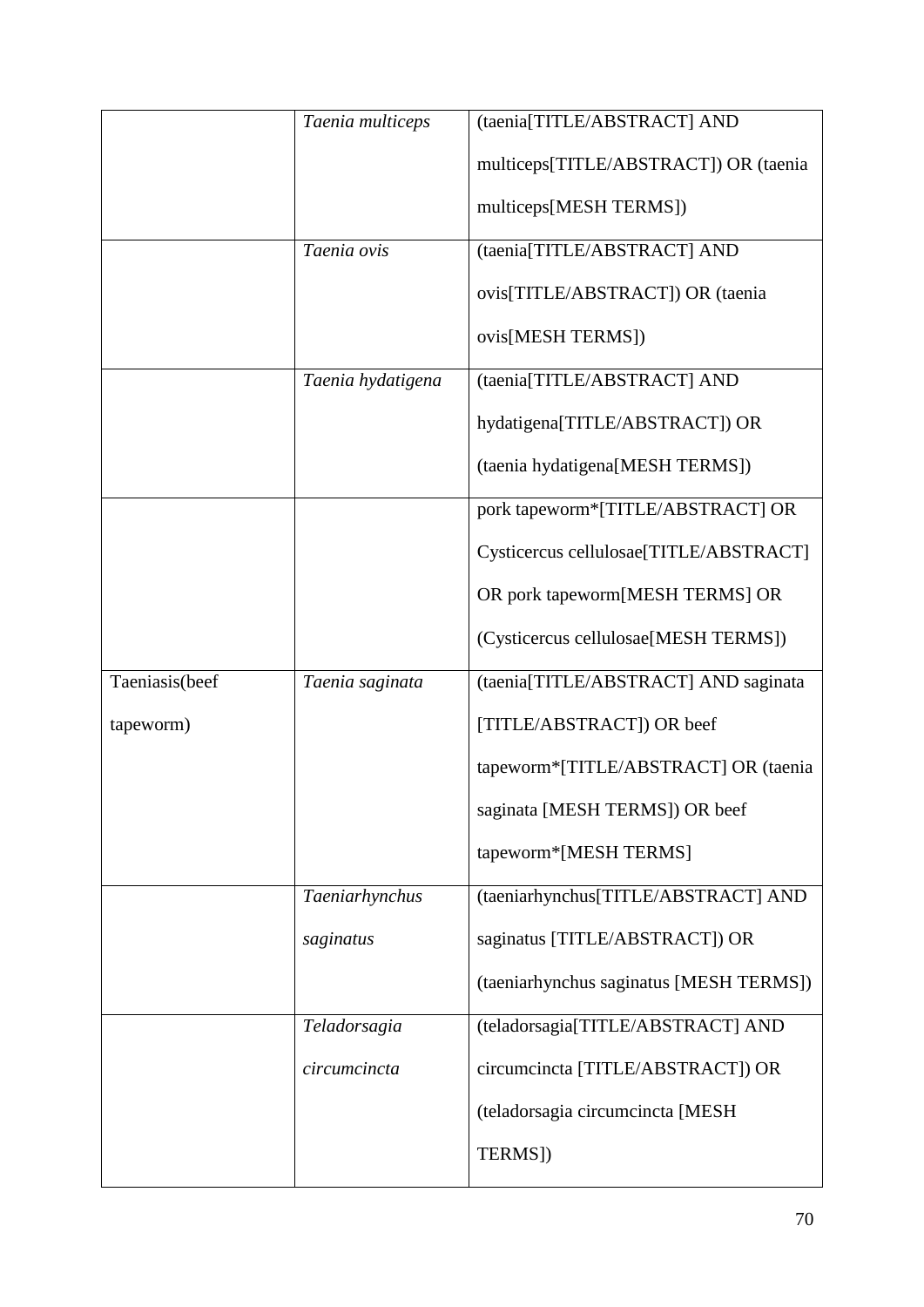| | | |
|---|---|---|
| | *Taenia multiceps* | (taenia[TITLE/ABSTRACT] AND multiceps[TITLE/ABSTRACT]) OR (taenia multiceps[MESH TERMS]) |
| | *Taenia ovis* | (taenia[TITLE/ABSTRACT] AND ovis[TITLE/ABSTRACT]) OR (taenia ovis[MESH TERMS]) |
| | *Taenia hydatigena* | (taenia[TITLE/ABSTRACT] AND hydatigena[TITLE/ABSTRACT]) OR (taenia hydatigena[MESH TERMS]) |
| | | pork tapeworm*[TITLE/ABSTRACT] OR Cysticercus cellulosae[TITLE/ABSTRACT] OR pork tapeworm[MESH TERMS] OR (Cysticercus cellulosae[MESH TERMS]) |
| Taeniasis(beef tapeworm) | *Taenia saginata* | (taenia[TITLE/ABSTRACT] AND saginata [TITLE/ABSTRACT]) OR beef tapeworm*[TITLE/ABSTRACT] OR (taenia saginata [MESH TERMS]) OR beef tapeworm*[MESH TERMS] |
| | *Taeniarhynchus saginatus* | (taeniarhynchus[TITLE/ABSTRACT] AND saginatus [TITLE/ABSTRACT]) OR (taeniarhynchus saginatus [MESH TERMS]) |
| | *Teladorsagia circumcincta* | (teladorsagia[TITLE/ABSTRACT] AND circumcincta [TITLE/ABSTRACT]) OR (teladorsagia circumcincta [MESH TERMS]) |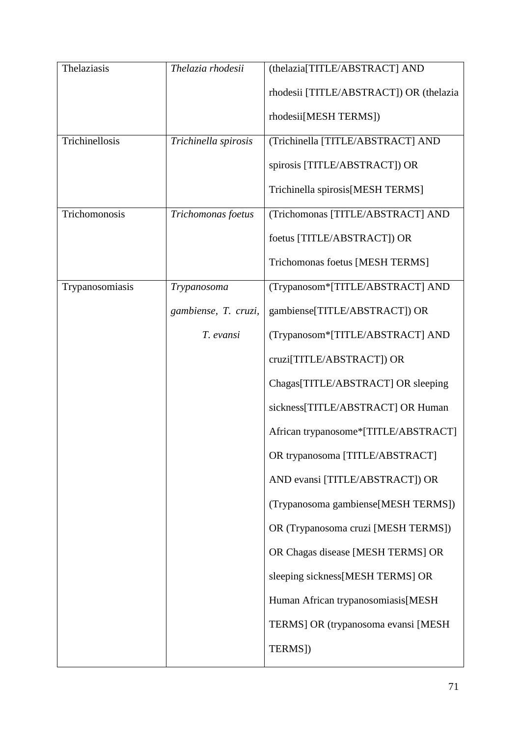| Thelaziasis | *Thelazia rhodesii* | (thelazia[TITLE/ABSTRACT] AND rhodesii [TITLE/ABSTRACT]) OR (thelazia rhodesii[MESH TERMS]) |
|---|---|---|
| Trichinellosis | *Trichinella spirosis* | (Trichinella [TITLE/ABSTRACT] AND spirosis [TITLE/ABSTRACT]) OR Trichinella spirosis[MESH TERMS] |
| Trichomonosis | *Trichomonas foetus* | (Trichomonas [TITLE/ABSTRACT] AND foetus [TITLE/ABSTRACT]) OR Trichomonas foetus [MESH TERMS] |
| Trypanosomiasis | *Trypanosoma gambiense, T. cruzi, T. evansi* | (Trypanosom*[TITLE/ABSTRACT] AND gambiense[TITLE/ABSTRACT]) OR (Trypanosom*[TITLE/ABSTRACT] AND cruzi[TITLE/ABSTRACT]) OR Chagas[TITLE/ABSTRACT] OR sleeping sickness[TITLE/ABSTRACT] OR Human African trypanosome*[TITLE/ABSTRACT] OR trypanosoma [TITLE/ABSTRACT] AND evansi [TITLE/ABSTRACT]) OR (Trypanosoma gambiense[MESH TERMS]) OR (Trypanosoma cruzi [MESH TERMS]) OR Chagas disease [MESH TERMS] OR sleeping sickness[MESH TERMS] OR Human African trypanosomiasis[MESH TERMS] OR (trypanosoma evansi [MESH TERMS]) |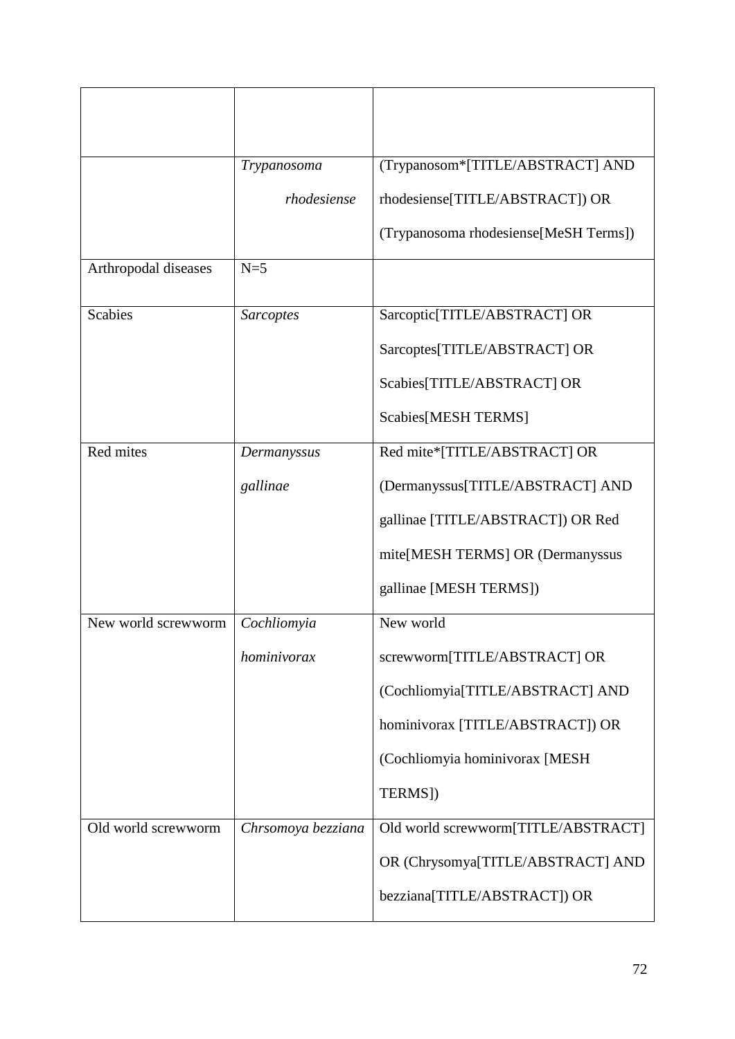| | | |
|---|---|---|
| | *Trypanosoma rhodesiense* | (Trypanosom*[TITLE/ABSTRACT] AND rhodesiense[TITLE/ABSTRACT]) OR (Trypanosoma rhodesiense[MeSH Terms]) |
| Arthropodal diseases | N=5 | |
| Scabies | *Sarcoptes* | Sarcoptic[TITLE/ABSTRACT] OR Sarcoptes[TITLE/ABSTRACT] OR Scabies[TITLE/ABSTRACT] OR Scabies[MESH TERMS] |
| Red mites | *Dermanyssus gallinae* | Red mite*[TITLE/ABSTRACT] OR (Dermanyssus[TITLE/ABSTRACT] AND gallinae [TITLE/ABSTRACT]) OR Red mite[MESH TERMS] OR (Dermanyssus gallinae [MESH TERMS]) |
| New world screwworm | *Cochliomyia hominivorax* | New world screwworm[TITLE/ABSTRACT] OR (Cochliomyia[TITLE/ABSTRACT] AND hominivorax [TITLE/ABSTRACT]) OR (Cochliomyia hominivorax [MESH TERMS]) |
| Old world screwworm | *Chrsomoya bezziana* | Old world screwworm[TITLE/ABSTRACT] OR (Chrysomya[TITLE/ABSTRACT] AND bezziana[TITLE/ABSTRACT]) OR |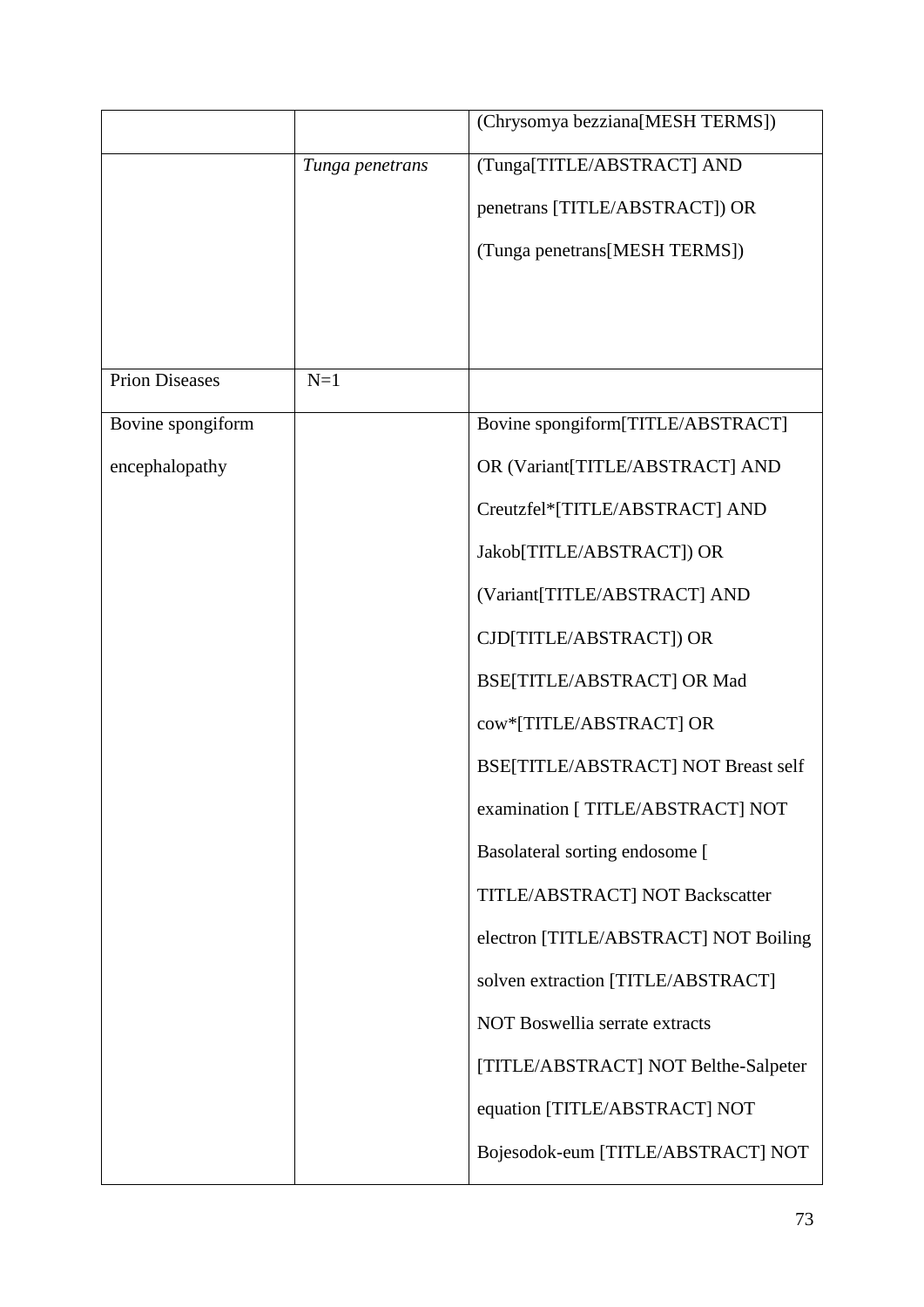| | | |
|---|---|---|
| | | (Chrysomya bezziana[MESH TERMS]) |
| | *Tunga penetrans* | (Tunga[TITLE/ABSTRACT] AND penetrans [TITLE/ABSTRACT]) OR (Tunga penetrans[MESH TERMS]) |
| Prion Diseases | N=1 | |
| Bovine spongiform encephalopathy | | Bovine spongiform[TITLE/ABSTRACT] OR (Variant[TITLE/ABSTRACT] AND Creutzfel*[TITLE/ABSTRACT] AND Jakob[TITLE/ABSTRACT]) OR (Variant[TITLE/ABSTRACT] AND CJD[TITLE/ABSTRACT]) OR BSE[TITLE/ABSTRACT] OR Mad cow*[TITLE/ABSTRACT] OR BSE[TITLE/ABSTRACT] NOT Breast self examination [ TITLE/ABSTRACT] NOT Basolateral sorting endosome [ TITLE/ABSTRACT] NOT Backscatter electron [TITLE/ABSTRACT] NOT Boiling solven extraction [TITLE/ABSTRACT] NOT Boswellia serrate extracts [TITLE/ABSTRACT] NOT Belthe-Salpeter equation [TITLE/ABSTRACT] NOT Bojesodok-eum [TITLE/ABSTRACT] NOT |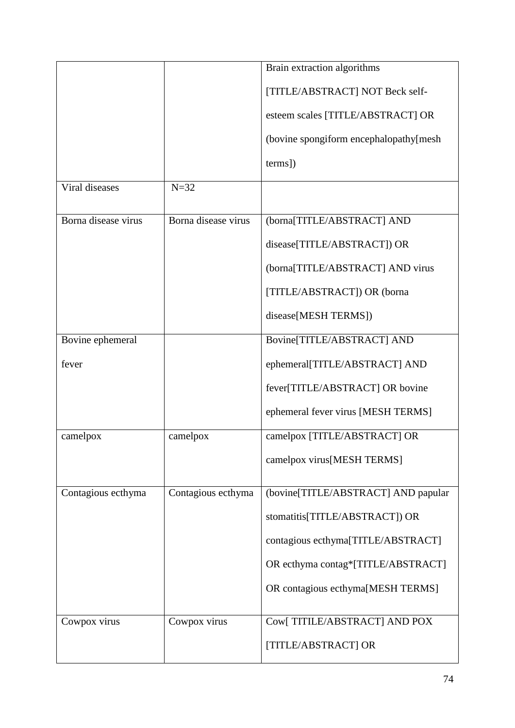| | | |
|---|---|---|
| | | Brain extraction algorithms [TITLE/ABSTRACT] NOT Beck self-esteem scales [TITLE/ABSTRACT] OR (bovine spongiform encephalopathy[mesh terms]) |
| Viral diseases | N=32 | |
| Borna disease virus | Borna disease virus | (borna[TITLE/ABSTRACT] AND disease[TITLE/ABSTRACT]) OR (borna[TITLE/ABSTRACT] AND virus [TITLE/ABSTRACT]) OR (borna disease[MESH TERMS]) |
| Bovine ephemeral fever | | Bovine[TITLE/ABSTRACT] AND ephemeral[TITLE/ABSTRACT] AND fever[TITLE/ABSTRACT] OR bovine ephemeral fever virus [MESH TERMS] |
| camelpox | camelpox | camelpox [TITLE/ABSTRACT] OR camelpox virus[MESH TERMS] |
| Contagious ecthyma | Contagious ecthyma | (bovine[TITLE/ABSTRACT] AND papular stomatitis[TITLE/ABSTRACT]) OR contagious ecthyma[TITLE/ABSTRACT] OR ecthyma contag*[TITLE/ABSTRACT] OR contagious ecthyma[MESH TERMS] |
| Cowpox virus | Cowpox virus | Cow[ TITILE/ABSTRACT] AND POX [TITLE/ABSTRACT] OR |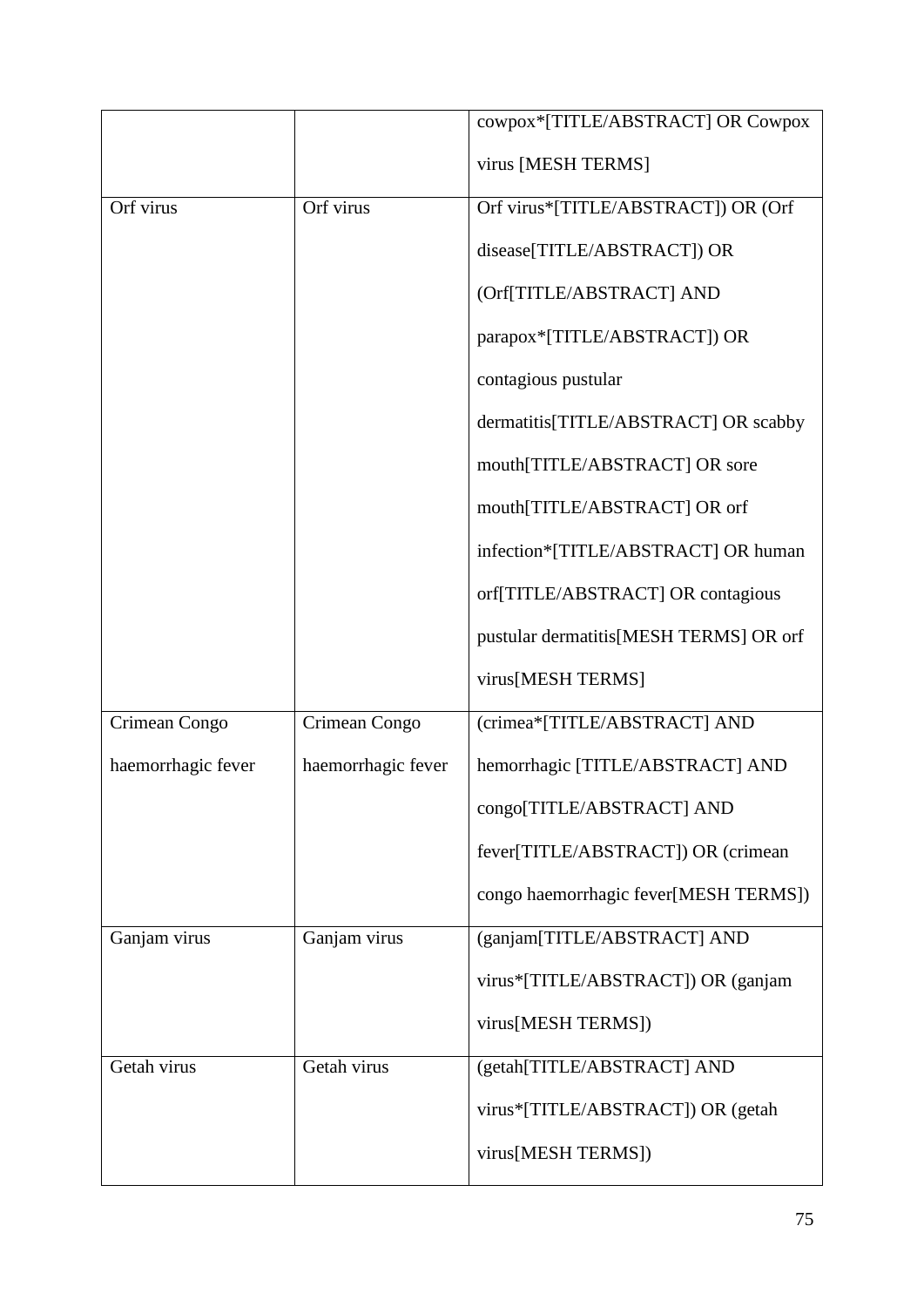| | | |
|---|---|---|
| | | cowpox*[TITLE/ABSTRACT] OR Cowpox virus [MESH TERMS] |
| Orf virus | Orf virus | Orf virus*[TITLE/ABSTRACT]) OR (Orf disease[TITLE/ABSTRACT]) OR (Orf[TITLE/ABSTRACT] AND parapox*[TITLE/ABSTRACT]) OR contagious pustular dermatitis[TITLE/ABSTRACT] OR scabby mouth[TITLE/ABSTRACT] OR sore mouth[TITLE/ABSTRACT] OR orf infection*[TITLE/ABSTRACT] OR human orf[TITLE/ABSTRACT] OR contagious pustular dermatitis[MESH TERMS] OR orf virus[MESH TERMS] |
| Crimean Congo haemorrhagic fever | Crimean Congo haemorrhagic fever | (crimea*[TITLE/ABSTRACT] AND hemorrhagic [TITLE/ABSTRACT] AND congo[TITLE/ABSTRACT] AND fever[TITLE/ABSTRACT]) OR (crimean congo haemorrhagic fever[MESH TERMS]) |
| Ganjam virus | Ganjam virus | (ganjam[TITLE/ABSTRACT] AND virus*[TITLE/ABSTRACT]) OR (ganjam virus[MESH TERMS]) |
| Getah virus | Getah virus | (getah[TITLE/ABSTRACT] AND virus*[TITLE/ABSTRACT]) OR (getah virus[MESH TERMS]) |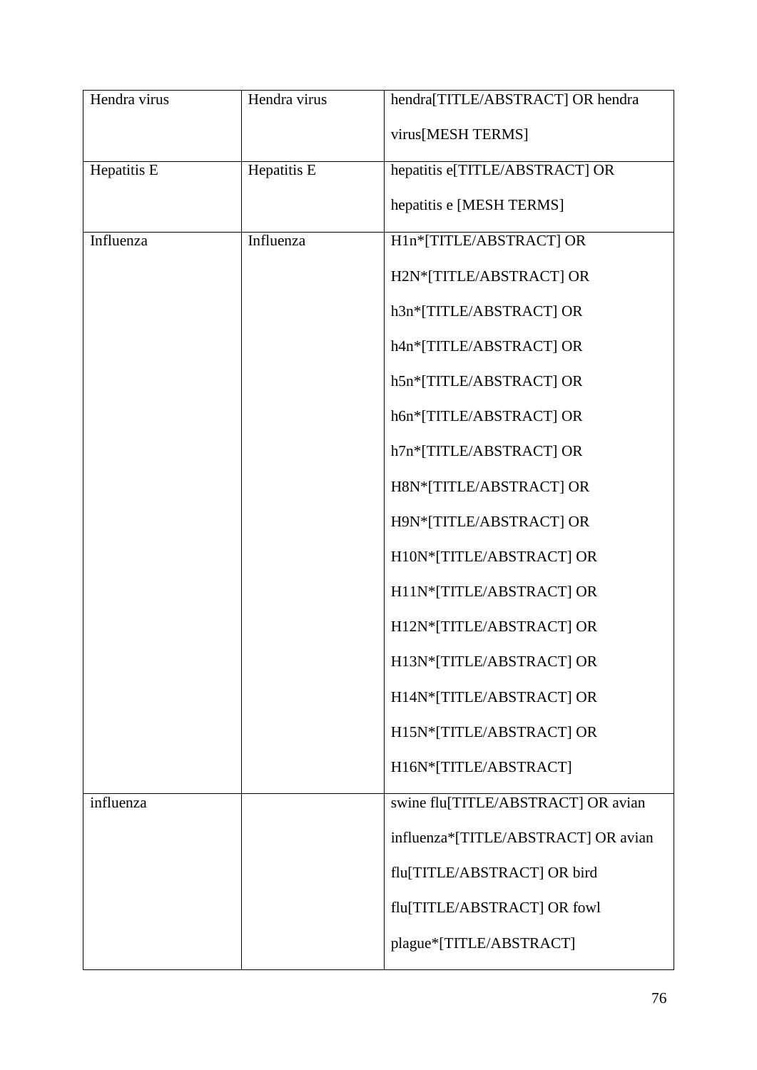| Hendra virus | Hendra virus | hendra[TITLE/ABSTRACT] OR hendra virus[MESH TERMS] |
|---|---|---|
| Hepatitis E | Hepatitis E | hepatitis e[TITLE/ABSTRACT] OR hepatitis e [MESH TERMS] |
| Influenza | Influenza | H1n*[TITLE/ABSTRACT] OR H2N*[TITLE/ABSTRACT] OR h3n*[TITLE/ABSTRACT] OR h4n*[TITLE/ABSTRACT] OR h5n*[TITLE/ABSTRACT] OR h6n*[TITLE/ABSTRACT] OR h7n*[TITLE/ABSTRACT] OR H8N*[TITLE/ABSTRACT] OR H9N*[TITLE/ABSTRACT] OR H10N*[TITLE/ABSTRACT] OR H11N*[TITLE/ABSTRACT] OR H12N*[TITLE/ABSTRACT] OR H13N*[TITLE/ABSTRACT] OR H14N*[TITLE/ABSTRACT] OR H15N*[TITLE/ABSTRACT] OR H16N*[TITLE/ABSTRACT] |
| influenza | | swine flu[TITLE/ABSTRACT] OR avian influenza*[TITLE/ABSTRACT] OR avian flu[TITLE/ABSTRACT] OR bird flu[TITLE/ABSTRACT] OR fowl plague*[TITLE/ABSTRACT] |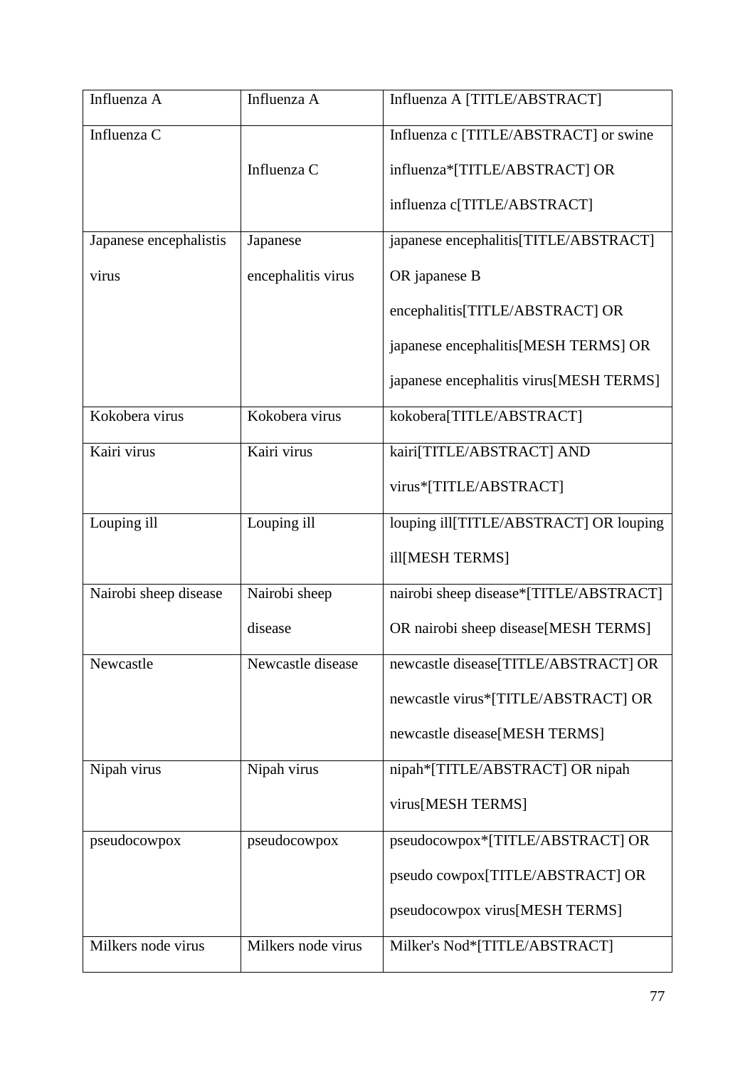| Influenza A | Influenza A | Influenza A [TITLE/ABSTRACT] |
|---|---|---|
| Influenza C | Influenza C | Influenza c [TITLE/ABSTRACT] or swine influenza*[TITLE/ABSTRACT] OR influenza c[TITLE/ABSTRACT] |
| Japanese encephalistis virus | Japanese encephalitis virus | japanese encephalitis[TITLE/ABSTRACT] OR japanese B encephalitis[TITLE/ABSTRACT] OR japanese encephalitis[MESH TERMS] OR japanese encephalitis virus[MESH TERMS] |
| Kokobera virus | Kokobera virus | kokobera[TITLE/ABSTRACT] |
| Kairi virus | Kairi virus | kairi[TITLE/ABSTRACT] AND virus*[TITLE/ABSTRACT] |
| Louping ill | Louping ill | louping ill[TITLE/ABSTRACT] OR louping ill[MESH TERMS] |
| Nairobi sheep disease | Nairobi sheep disease | nairobi sheep disease*[TITLE/ABSTRACT] OR nairobi sheep disease[MESH TERMS] |
| Newcastle | Newcastle disease | newcastle disease[TITLE/ABSTRACT] OR newcastle virus*[TITLE/ABSTRACT] OR newcastle disease[MESH TERMS] |
| Nipah virus | Nipah virus | nipah*[TITLE/ABSTRACT] OR nipah virus[MESH TERMS] |
| pseudocowpox | pseudocowpox | pseudocowpox*[TITLE/ABSTRACT] OR pseudo cowpox[TITLE/ABSTRACT] OR pseudocowpox virus[MESH TERMS] |
| Milkers node virus | Milkers node virus | Milker's Nod*[TITLE/ABSTRACT] |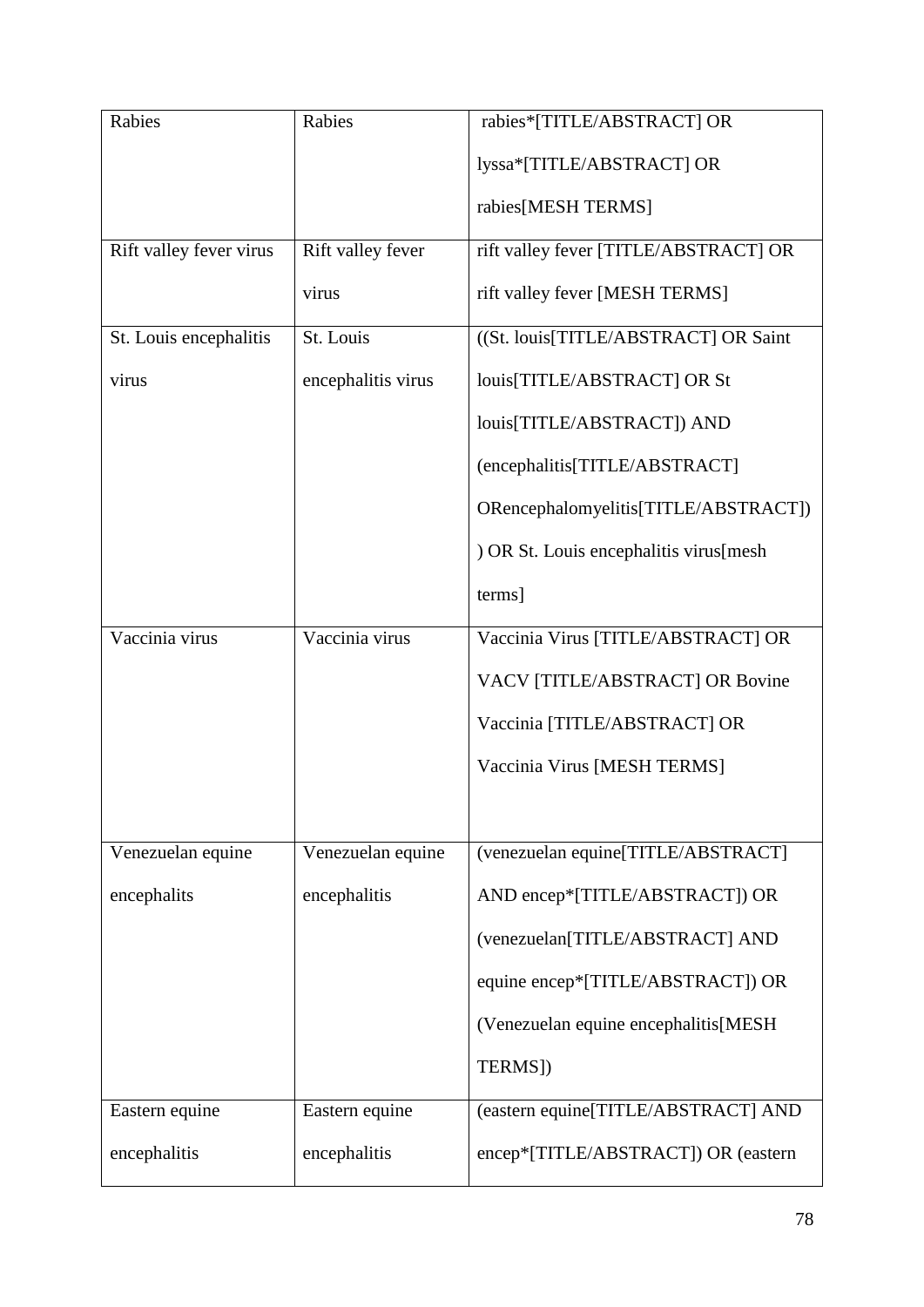| Rabies | Rabies | rabies*[TITLE/ABSTRACT] OR lyssa*[TITLE/ABSTRACT] OR rabies[MESH TERMS] |
|---|---|---|
| Rift valley fever virus | Rift valley fever virus | rift valley fever [TITLE/ABSTRACT] OR rift valley fever [MESH TERMS] |
| St. Louis encephalitis virus | St. Louis encephalitis virus | ((St. louis[TITLE/ABSTRACT] OR Saint louis[TITLE/ABSTRACT] OR St louis[TITLE/ABSTRACT]) AND (encephalitis[TITLE/ABSTRACT] ORencephalomyelitis[TITLE/ABSTRACT]) ) OR St. Louis encephalitis virus[mesh terms] |
| Vaccinia virus | Vaccinia virus | Vaccinia Virus [TITLE/ABSTRACT] OR VACV [TITLE/ABSTRACT] OR Bovine Vaccinia [TITLE/ABSTRACT] OR Vaccinia Virus [MESH TERMS] |
| Venezuelan equine encephalits | Venezuelan equine encephalitis | (venezuelan equine[TITLE/ABSTRACT] AND encep*[TITLE/ABSTRACT]) OR (venezuelan[TITLE/ABSTRACT] AND equine encep*[TITLE/ABSTRACT]) OR (Venezuelan equine encephalitis[MESH TERMS]) |
| Eastern equine encephalitis | Eastern equine encephalitis | (eastern equine[TITLE/ABSTRACT] AND encep*[TITLE/ABSTRACT]) OR (eastern |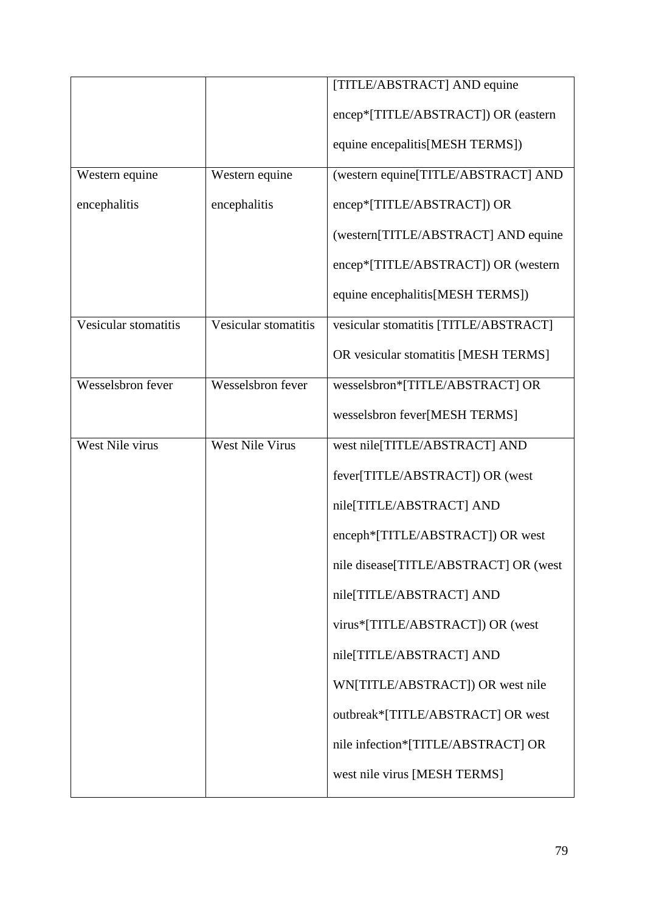| | | |
|---|---|---|
| | | [TITLE/ABSTRACT] AND equine encep*[TITLE/ABSTRACT]) OR (eastern equine encepalitis[MESH TERMS]) |
| Western equine encephalitis | Western equine encephalitis | (western equine[TITLE/ABSTRACT] AND encep*[TITLE/ABSTRACT]) OR (western[TITLE/ABSTRACT] AND equine encep*[TITLE/ABSTRACT]) OR (western equine encephalitis[MESH TERMS]) |
| Vesicular stomatitis | Vesicular stomatitis | vesicular stomatitis [TITLE/ABSTRACT] OR vesicular stomatitis [MESH TERMS] |
| Wesselsbron fever | Wesselsbron fever | wesselsbron*[TITLE/ABSTRACT] OR wesselsbron fever[MESH TERMS] |
| West Nile virus | West Nile Virus | west nile[TITLE/ABSTRACT] AND fever[TITLE/ABSTRACT]) OR (west nile[TITLE/ABSTRACT] AND enceph*[TITLE/ABSTRACT]) OR west nile disease[TITLE/ABSTRACT] OR (west nile[TITLE/ABSTRACT] AND virus*[TITLE/ABSTRACT]) OR (west nile[TITLE/ABSTRACT] AND WN[TITLE/ABSTRACT]) OR west nile outbreak*[TITLE/ABSTRACT] OR west nile infection*[TITLE/ABSTRACT] OR west nile virus [MESH TERMS] |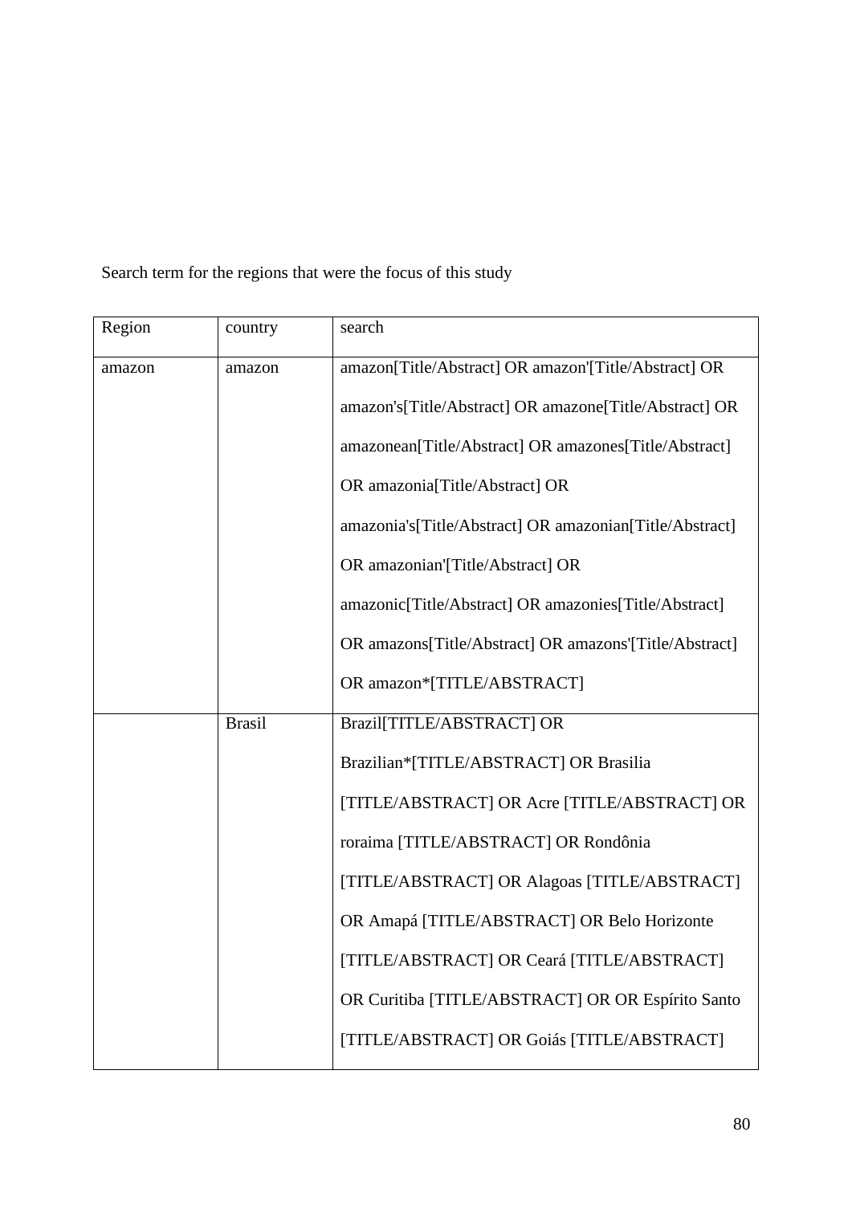Search term for the regions that were the focus of this study

| Region | country | search |
|---|---|---|
| amazon | amazon | amazon[Title/Abstract] OR amazon'[Title/Abstract] OR amazon's[Title/Abstract] OR amazone[Title/Abstract] OR amazonean[Title/Abstract] OR amazones[Title/Abstract] OR amazonia[Title/Abstract] OR amazonia's[Title/Abstract] OR amazonian[Title/Abstract] OR amazonian'[Title/Abstract] OR amazonic[Title/Abstract] OR amazonies[Title/Abstract] OR amazons[Title/Abstract] OR amazons'[Title/Abstract] OR amazon*[TITLE/ABSTRACT] |
| | Brasil | Brazil[TITLE/ABSTRACT] OR Brazilian*[TITLE/ABSTRACT] OR Brasilia [TITLE/ABSTRACT] OR Acre [TITLE/ABSTRACT] OR roraima [TITLE/ABSTRACT] OR Rondônia [TITLE/ABSTRACT] OR Alagoas [TITLE/ABSTRACT] OR Amapá [TITLE/ABSTRACT] OR Belo Horizonte [TITLE/ABSTRACT] OR Ceará [TITLE/ABSTRACT] OR Curitiba [TITLE/ABSTRACT] OR OR Espírito Santo [TITLE/ABSTRACT] OR Goiás [TITLE/ABSTRACT] |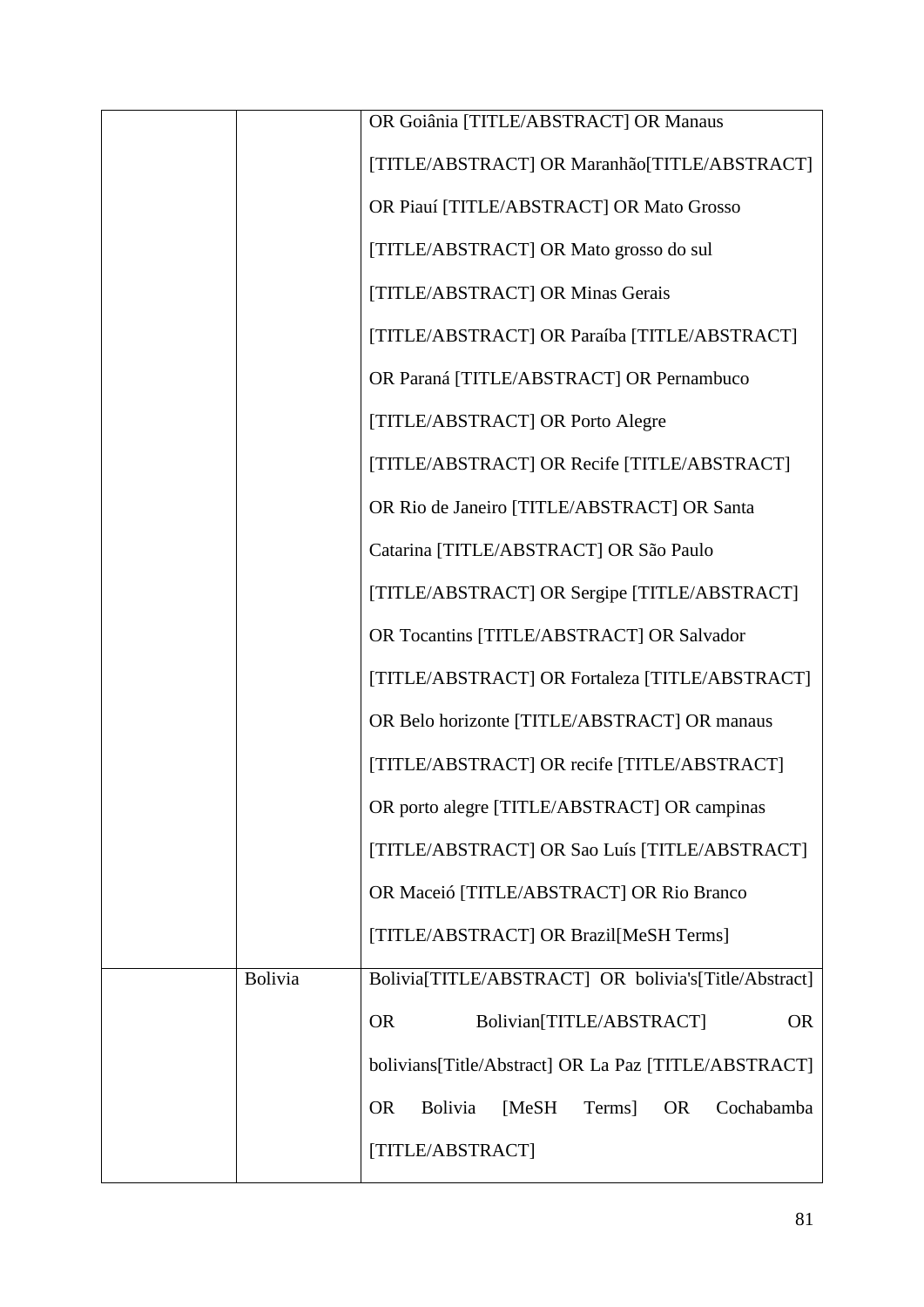| | | |
|---|---|---|
| | | OR Goiânia [TITLE/ABSTRACT] OR Manaus [TITLE/ABSTRACT] OR Maranhão[TITLE/ABSTRACT] OR Piauí [TITLE/ABSTRACT] OR Mato Grosso [TITLE/ABSTRACT] OR Mato grosso do sul [TITLE/ABSTRACT] OR Minas Gerais [TITLE/ABSTRACT] OR Paraíba [TITLE/ABSTRACT] OR Paraná [TITLE/ABSTRACT] OR Pernambuco [TITLE/ABSTRACT] OR Porto Alegre [TITLE/ABSTRACT] OR Recife [TITLE/ABSTRACT] OR Rio de Janeiro [TITLE/ABSTRACT] OR Santa Catarina [TITLE/ABSTRACT] OR São Paulo [TITLE/ABSTRACT] OR Sergipe [TITLE/ABSTRACT] OR Tocantins [TITLE/ABSTRACT] OR Salvador [TITLE/ABSTRACT] OR Fortaleza [TITLE/ABSTRACT] OR Belo horizonte [TITLE/ABSTRACT] OR manaus [TITLE/ABSTRACT] OR recife [TITLE/ABSTRACT] OR porto alegre [TITLE/ABSTRACT] OR campinas [TITLE/ABSTRACT] OR Sao Luís [TITLE/ABSTRACT] OR Maceió [TITLE/ABSTRACT] OR Rio Branco [TITLE/ABSTRACT] OR Brazil[MeSH Terms] |
| | Bolivia | Bolivia[TITLE/ABSTRACT] OR bolivia's[Title/Abstract] OR Bolivian[TITLE/ABSTRACT] OR bolivians[Title/Abstract] OR La Paz [TITLE/ABSTRACT] OR Bolivia [MeSH Terms] OR Cochabamba [TITLE/ABSTRACT] |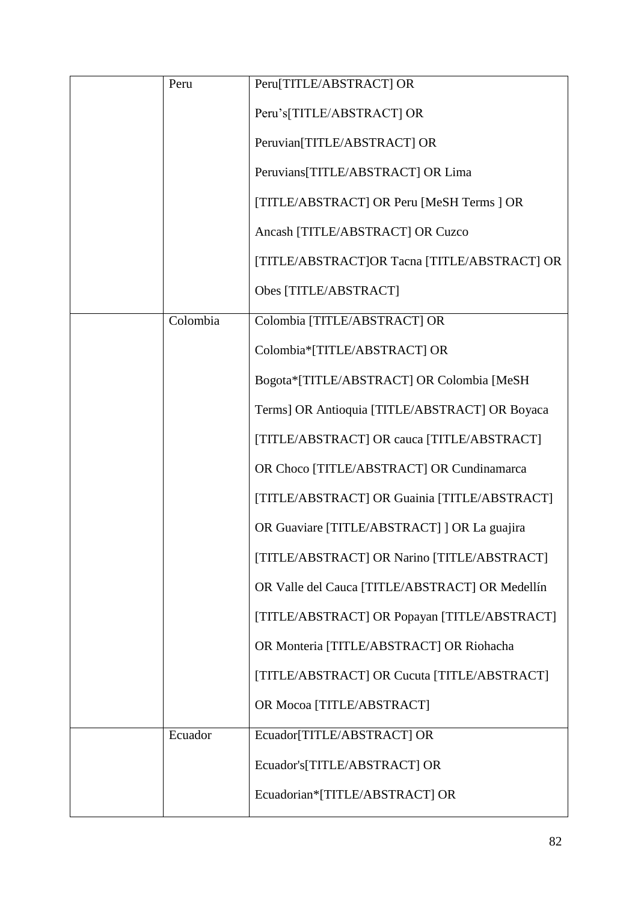| | | |
|---|---|---|
| | Peru | Peru[TITLE/ABSTRACT] OR Peru's[TITLE/ABSTRACT] OR Peruvian[TITLE/ABSTRACT] OR Peruvians[TITLE/ABSTRACT] OR Lima [TITLE/ABSTRACT] OR Peru [MeSH Terms ] OR Ancash [TITLE/ABSTRACT] OR Cuzco [TITLE/ABSTRACT]OR Tacna [TITLE/ABSTRACT] OR Obes [TITLE/ABSTRACT] |
| | Colombia | Colombia [TITLE/ABSTRACT] OR Colombia*[TITLE/ABSTRACT] OR Bogota*[TITLE/ABSTRACT] OR Colombia [MeSH Terms] OR Antioquia [TITLE/ABSTRACT] OR Boyaca [TITLE/ABSTRACT] OR cauca [TITLE/ABSTRACT] OR Choco [TITLE/ABSTRACT] OR Cundinamarca [TITLE/ABSTRACT] OR Guainia [TITLE/ABSTRACT] OR Guaviare [TITLE/ABSTRACT] ] OR La guajira [TITLE/ABSTRACT] OR Narino [TITLE/ABSTRACT] OR Valle del Cauca [TITLE/ABSTRACT] OR Medellín [TITLE/ABSTRACT] OR Popayan [TITLE/ABSTRACT] OR Monteria [TITLE/ABSTRACT] OR Riohacha [TITLE/ABSTRACT] OR Cucuta [TITLE/ABSTRACT] OR Mocoa [TITLE/ABSTRACT] |
| | Ecuador | Ecuador[TITLE/ABSTRACT] OR Ecuador's[TITLE/ABSTRACT] OR Ecuadorian*[TITLE/ABSTRACT] OR |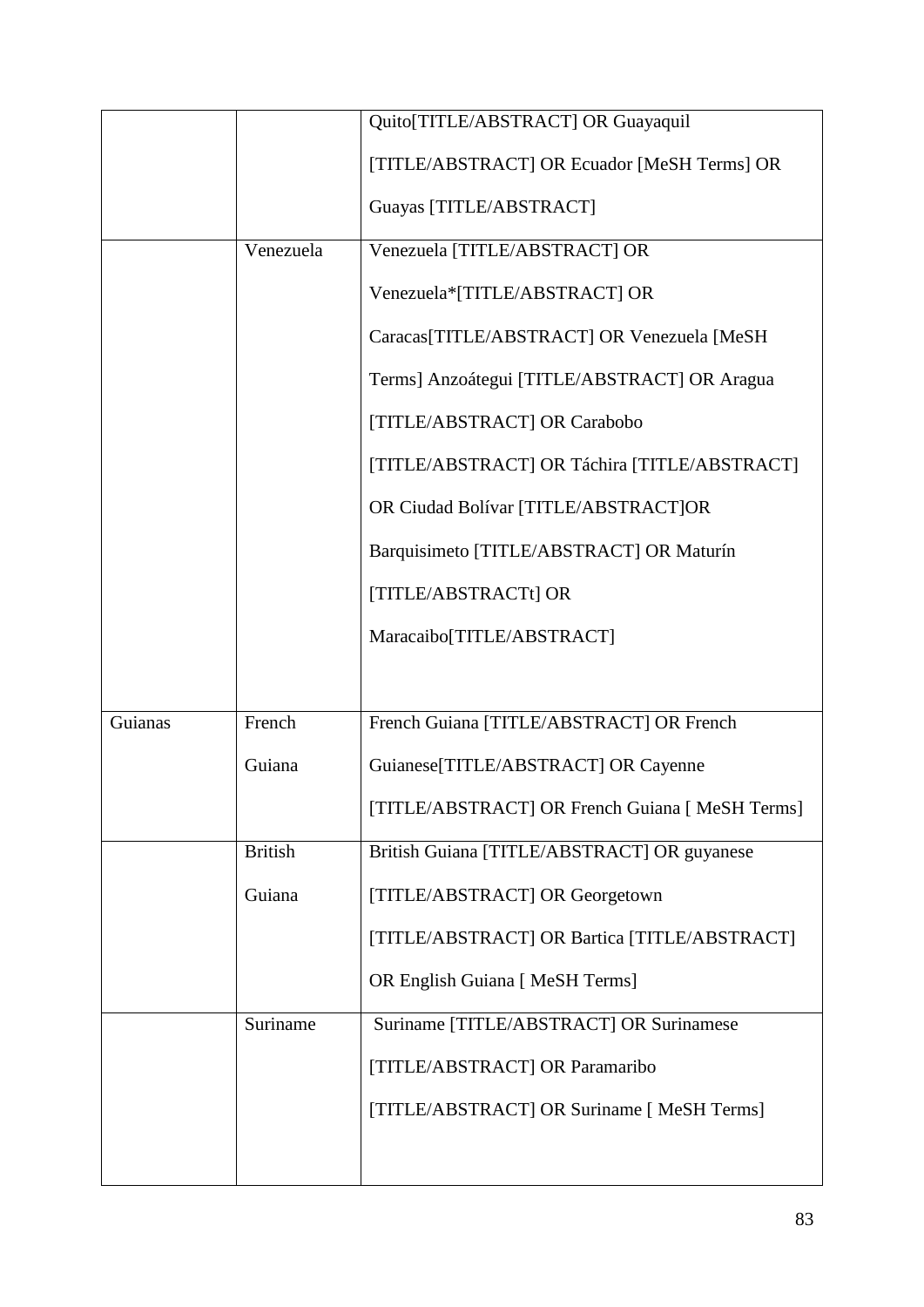| | | |
|---|---|---|
| | | Quito[TITLE/ABSTRACT] OR Guayaquil [TITLE/ABSTRACT] OR Ecuador [MeSH Terms] OR Guayas [TITLE/ABSTRACT] |
| | Venezuela | Venezuela [TITLE/ABSTRACT] OR Venezuela*[TITLE/ABSTRACT] OR Caracas[TITLE/ABSTRACT] OR Venezuela [MeSH Terms] Anzoátegui [TITLE/ABSTRACT] OR Aragua [TITLE/ABSTRACT] OR Carabobo [TITLE/ABSTRACT] OR Táchira [TITLE/ABSTRACT] OR Ciudad Bolívar [TITLE/ABSTRACT]OR Barquisimeto [TITLE/ABSTRACT] OR Maturín [TITLE/ABSTRACTt] OR Maracaibo[TITLE/ABSTRACT] |
| Guianas | French Guiana | French Guiana [TITLE/ABSTRACT] OR French Guianese[TITLE/ABSTRACT] OR Cayenne [TITLE/ABSTRACT] OR French Guiana [ MeSH Terms] |
| | British Guiana | British Guiana [TITLE/ABSTRACT] OR guyanese [TITLE/ABSTRACT] OR Georgetown [TITLE/ABSTRACT] OR Bartica [TITLE/ABSTRACT] OR English Guiana [ MeSH Terms] |
| | Suriname | Suriname [TITLE/ABSTRACT] OR Surinamese [TITLE/ABSTRACT] OR Paramaribo [TITLE/ABSTRACT] OR Suriname [ MeSH Terms] |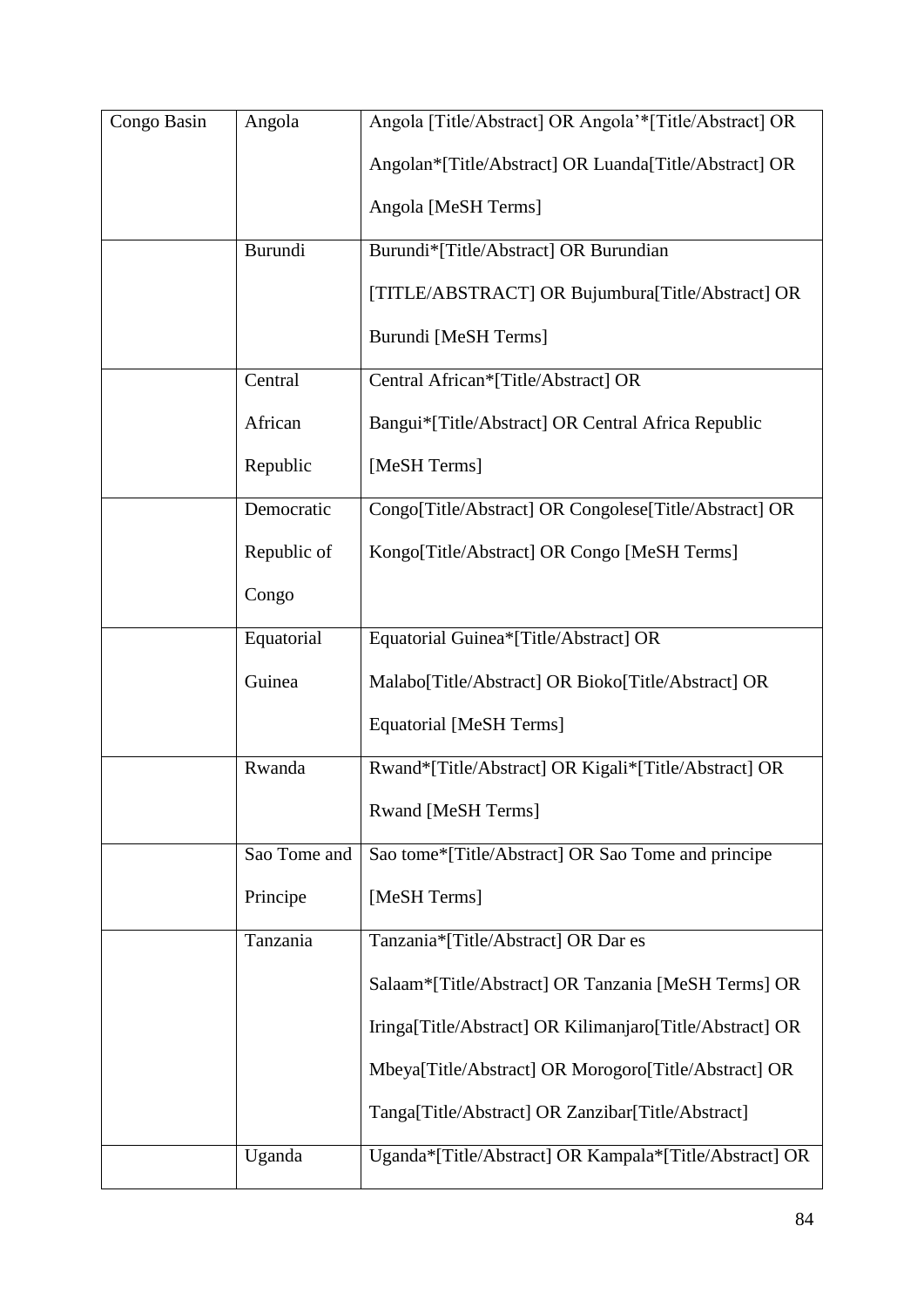| Congo Basin | Angola | Angola [Title/Abstract] OR Angola'*[Title/Abstract] OR Angolan*[Title/Abstract] OR Luanda[Title/Abstract] OR Angola [MeSH Terms] |
|---|---|---|
| | Burundi | Burundi*[Title/Abstract] OR Burundian [TITLE/ABSTRACT] OR Bujumbura[Title/Abstract] OR Burundi [MeSH Terms] |
| | Central African Republic | Central African*[Title/Abstract] OR Bangui*[Title/Abstract] OR Central Africa Republic [MeSH Terms] |
| | Democratic Republic of Congo | Congo[Title/Abstract] OR Congolese[Title/Abstract] OR Kongo[Title/Abstract] OR Congo [MeSH Terms] |
| | Equatorial Guinea | Equatorial Guinea*[Title/Abstract] OR Malabo[Title/Abstract] OR Bioko[Title/Abstract] OR Equatorial [MeSH Terms] |
| | Rwanda | Rwand*[Title/Abstract] OR Kigali*[Title/Abstract] OR Rwand [MeSH Terms] |
| | Sao Tome and Principe | Sao tome*[Title/Abstract] OR Sao Tome and principe [MeSH Terms] |
| | Tanzania | Tanzania*[Title/Abstract] OR Dar es Salaam*[Title/Abstract] OR Tanzania [MeSH Terms] OR Iringa[Title/Abstract] OR Kilimanjaro[Title/Abstract] OR Mbeya[Title/Abstract] OR Morogoro[Title/Abstract] OR Tanga[Title/Abstract] OR Zanzibar[Title/Abstract] |
| | Uganda | Uganda*[Title/Abstract] OR Kampala*[Title/Abstract] OR |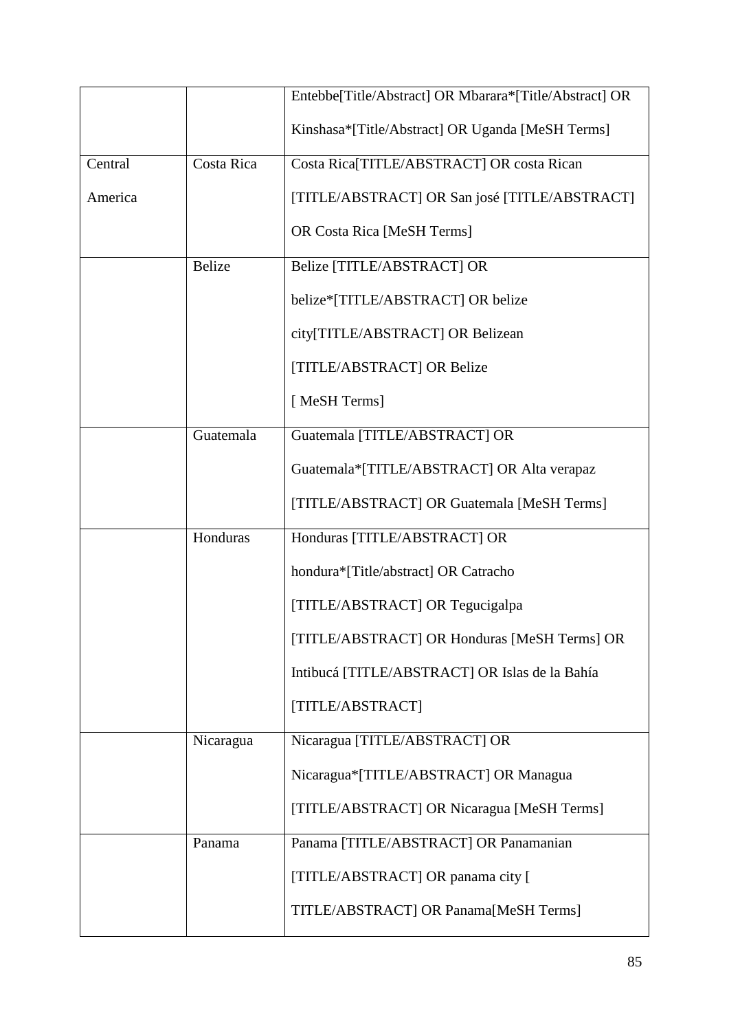| | | |
|---|---|---|
| | | Entebbe[Title/Abstract] OR Mbarara*[Title/Abstract] OR Kinshasa*[Title/Abstract] OR Uganda [MeSH Terms] |
| Central America | Costa Rica | Costa Rica[TITLE/ABSTRACT] OR costa Rican [TITLE/ABSTRACT] OR San josé [TITLE/ABSTRACT] OR Costa Rica [MeSH Terms] |
| | Belize | Belize [TITLE/ABSTRACT] OR belize*[TITLE/ABSTRACT] OR belize city[TITLE/ABSTRACT] OR Belizean [TITLE/ABSTRACT] OR Belize [ MeSH Terms] |
| | Guatemala | Guatemala [TITLE/ABSTRACT] OR Guatemala*[TITLE/ABSTRACT] OR Alta verapaz [TITLE/ABSTRACT] OR Guatemala [MeSH Terms] |
| | Honduras | Honduras [TITLE/ABSTRACT] OR hondura*[Title/abstract] OR Catracho [TITLE/ABSTRACT] OR Tegucigalpa [TITLE/ABSTRACT] OR Honduras [MeSH Terms] OR Intibucá [TITLE/ABSTRACT] OR Islas de la Bahía [TITLE/ABSTRACT] |
| | Nicaragua | Nicaragua [TITLE/ABSTRACT] OR Nicaragua*[TITLE/ABSTRACT] OR Managua [TITLE/ABSTRACT] OR Nicaragua [MeSH Terms] |
| | Panama | Panama [TITLE/ABSTRACT] OR Panamanian [TITLE/ABSTRACT] OR panama city [ TITLE/ABSTRACT] OR Panama[MeSH Terms] |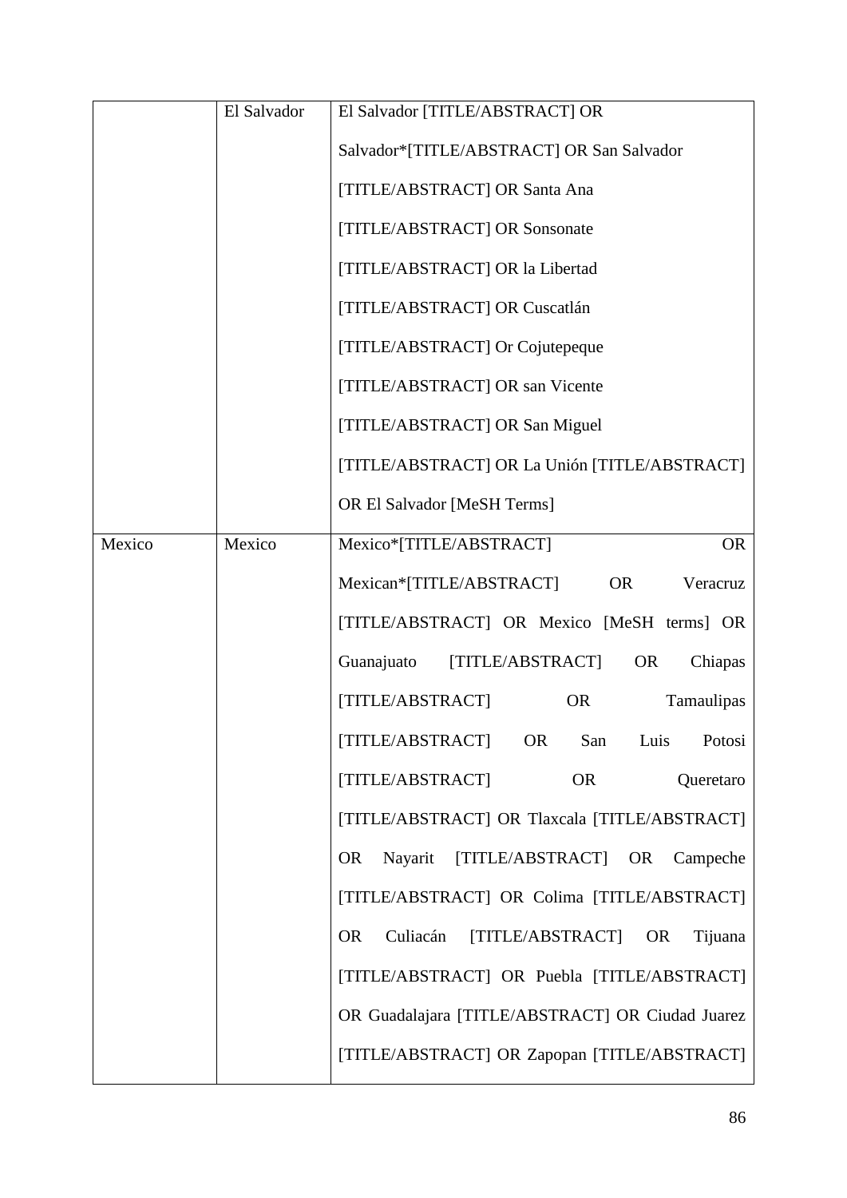| | | |
|---|---|---|
| | El Salvador | El Salvador [TITLE/ABSTRACT] OR Salvador*[TITLE/ABSTRACT] OR San Salvador [TITLE/ABSTRACT] OR Santa Ana [TITLE/ABSTRACT] OR Sonsonate [TITLE/ABSTRACT] OR la Libertad [TITLE/ABSTRACT] OR Cuscatlán [TITLE/ABSTRACT] Or Cojutepeque [TITLE/ABSTRACT] OR san Vicente [TITLE/ABSTRACT] OR San Miguel [TITLE/ABSTRACT] OR La Unión [TITLE/ABSTRACT] OR El Salvador [MeSH Terms] |
| Mexico | Mexico | Mexico*[TITLE/ABSTRACT] OR Mexican*[TITLE/ABSTRACT] OR Veracruz [TITLE/ABSTRACT] OR Mexico [MeSH terms] OR Guanajuato [TITLE/ABSTRACT] OR Chiapas [TITLE/ABSTRACT] OR Tamaulipas [TITLE/ABSTRACT] OR San Luis Potosi [TITLE/ABSTRACT] OR Queretaro [TITLE/ABSTRACT] OR Tlaxcala [TITLE/ABSTRACT] OR Nayarit [TITLE/ABSTRACT] OR Campeche [TITLE/ABSTRACT] OR Colima [TITLE/ABSTRACT] OR Culiacán [TITLE/ABSTRACT] OR Tijuana [TITLE/ABSTRACT] OR Puebla [TITLE/ABSTRACT] OR Guadalajara [TITLE/ABSTRACT] OR Ciudad Juarez [TITLE/ABSTRACT] OR Zapopan [TITLE/ABSTRACT] |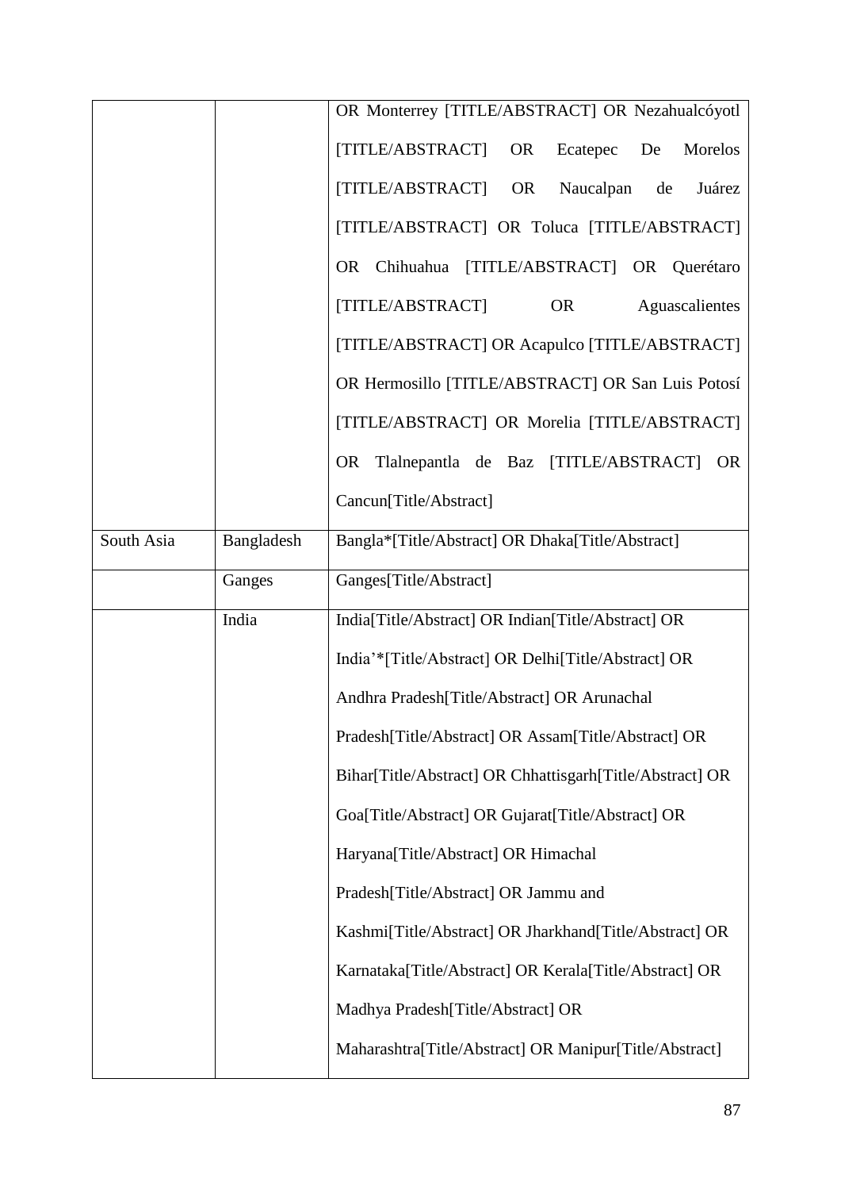| | | |
|---|---|---|
| | | OR Monterrey [TITLE/ABSTRACT] OR Nezahualcóyotl [TITLE/ABSTRACT] OR Ecatepec De Morelos [TITLE/ABSTRACT] OR Naucalpan de Juárez [TITLE/ABSTRACT] OR Toluca [TITLE/ABSTRACT] OR Chihuahua [TITLE/ABSTRACT] OR Querétaro [TITLE/ABSTRACT] OR Aguascalientes [TITLE/ABSTRACT] OR Acapulco [TITLE/ABSTRACT] OR Hermosillo [TITLE/ABSTRACT] OR San Luis Potosí [TITLE/ABSTRACT] OR Morelia [TITLE/ABSTRACT] OR Tlalnepantla de Baz [TITLE/ABSTRACT] OR Cancun[Title/Abstract] |
| South Asia | Bangladesh | Bangla*[Title/Abstract] OR Dhaka[Title/Abstract] |
| | Ganges | Ganges[Title/Abstract] |
| | India | India[Title/Abstract] OR Indian[Title/Abstract] OR India'*[Title/Abstract] OR Delhi[Title/Abstract] OR Andhra Pradesh[Title/Abstract] OR Arunachal Pradesh[Title/Abstract] OR Assam[Title/Abstract] OR Bihar[Title/Abstract] OR Chhattisgarh[Title/Abstract] OR Goa[Title/Abstract] OR Gujarat[Title/Abstract] OR Haryana[Title/Abstract] OR Himachal Pradesh[Title/Abstract] OR Jammu and Kashmi[Title/Abstract] OR Jharkhand[Title/Abstract] OR Karnataka[Title/Abstract] OR Kerala[Title/Abstract] OR Madhya Pradesh[Title/Abstract] OR Maharashtra[Title/Abstract] OR Manipur[Title/Abstract] |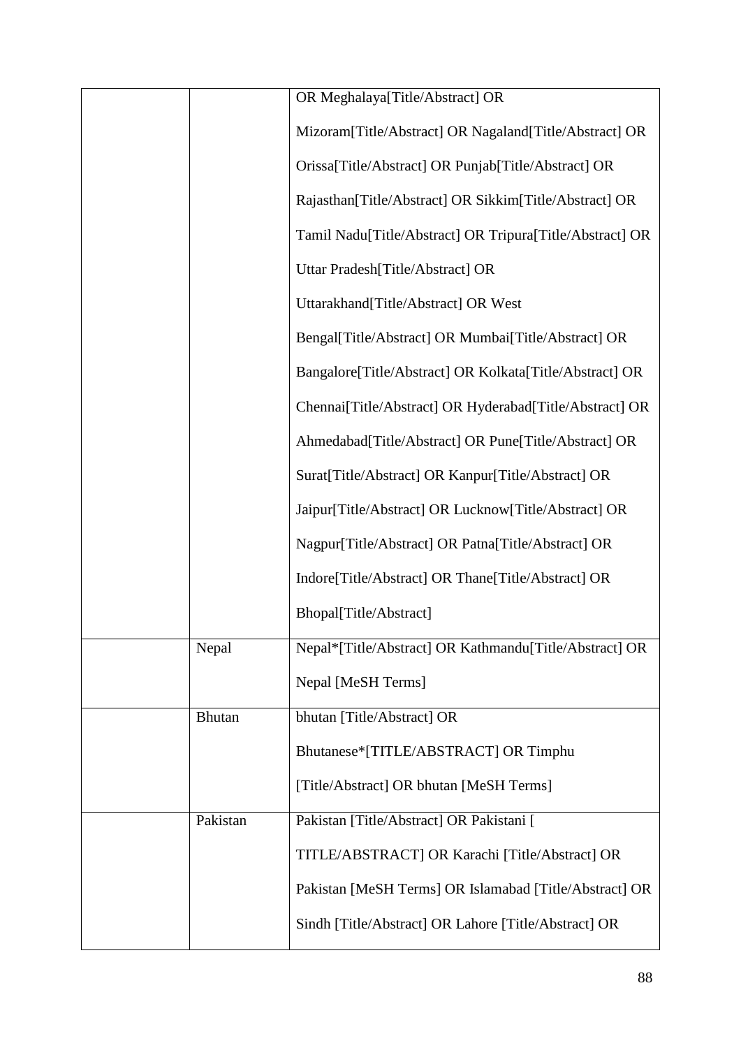| | | |
|---|---|---|
| | | OR Meghalaya[Title/Abstract] OR Mizoram[Title/Abstract] OR Nagaland[Title/Abstract] OR Orissa[Title/Abstract] OR Punjab[Title/Abstract] OR Rajasthan[Title/Abstract] OR Sikkim[Title/Abstract] OR Tamil Nadu[Title/Abstract] OR Tripura[Title/Abstract] OR Uttar Pradesh[Title/Abstract] OR Uttarakhand[Title/Abstract] OR West Bengal[Title/Abstract] OR Mumbai[Title/Abstract] OR Bangalore[Title/Abstract] OR Kolkata[Title/Abstract] OR Chennai[Title/Abstract] OR Hyderabad[Title/Abstract] OR Ahmedabad[Title/Abstract] OR Pune[Title/Abstract] OR Surat[Title/Abstract] OR Kanpur[Title/Abstract] OR Jaipur[Title/Abstract] OR Lucknow[Title/Abstract] OR Nagpur[Title/Abstract] OR Patna[Title/Abstract] OR Indore[Title/Abstract] OR Thane[Title/Abstract] OR Bhopal[Title/Abstract] |
| | Nepal | Nepal*[Title/Abstract] OR Kathmandu[Title/Abstract] OR Nepal [MeSH Terms] |
| | Bhutan | bhutan [Title/Abstract] OR Bhutanese*[TITLE/ABSTRACT] OR Timphu [Title/Abstract] OR bhutan [MeSH Terms] |
| | Pakistan | Pakistan [Title/Abstract] OR Pakistani [ TITLE/ABSTRACT] OR Karachi [Title/Abstract] OR Pakistan [MeSH Terms] OR Islamabad [Title/Abstract] OR Sindh [Title/Abstract] OR Lahore [Title/Abstract] OR |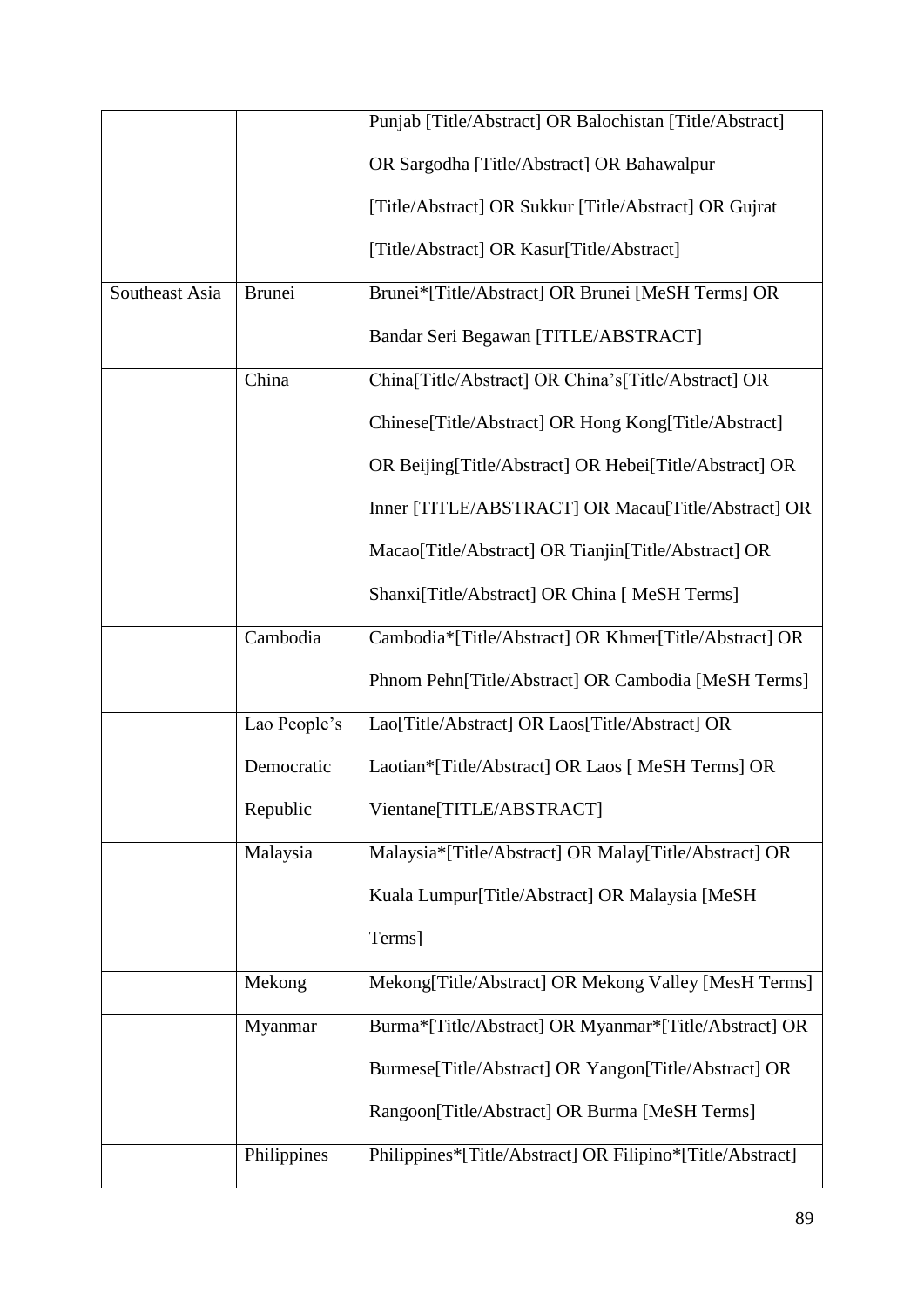|  |  |  |
| --- | --- | --- |
|  |  | Punjab [Title/Abstract] OR Balochistan [Title/Abstract] OR Sargodha [Title/Abstract] OR Bahawalpur [Title/Abstract] OR Sukkur [Title/Abstract] OR Gujrat [Title/Abstract] OR Kasur[Title/Abstract] |
| Southeast Asia | Brunei | Brunei*[Title/Abstract] OR Brunei [MeSH Terms] OR Bandar Seri Begawan [TITLE/ABSTRACT] |
|  | China | China[Title/Abstract] OR China's[Title/Abstract] OR Chinese[Title/Abstract] OR Hong Kong[Title/Abstract] OR Beijing[Title/Abstract] OR Hebei[Title/Abstract] OR Inner [TITLE/ABSTRACT] OR Macau[Title/Abstract] OR Macao[Title/Abstract] OR Tianjin[Title/Abstract] OR Shanxi[Title/Abstract] OR China [ MeSH Terms] |
|  | Cambodia | Cambodia*[Title/Abstract] OR Khmer[Title/Abstract] OR Phnom Pehn[Title/Abstract] OR Cambodia [MeSH Terms] |
|  | Lao People's Democratic Republic | Lao[Title/Abstract] OR Laos[Title/Abstract] OR Laotian*[Title/Abstract] OR Laos [ MeSH Terms] OR Vientane[TITLE/ABSTRACT] |
|  | Malaysia | Malaysia*[Title/Abstract] OR Malay[Title/Abstract] OR Kuala Lumpur[Title/Abstract] OR Malaysia [MeSH Terms] |
|  | Mekong | Mekong[Title/Abstract] OR Mekong Valley [MesH Terms] |
|  | Myanmar | Burma*[Title/Abstract] OR Myanmar*[Title/Abstract] OR Burmese[Title/Abstract] OR Yangon[Title/Abstract] OR Rangoon[Title/Abstract] OR Burma [MeSH Terms] |
|  | Philippines | Philippines*[Title/Abstract] OR Filipino*[Title/Abstract] |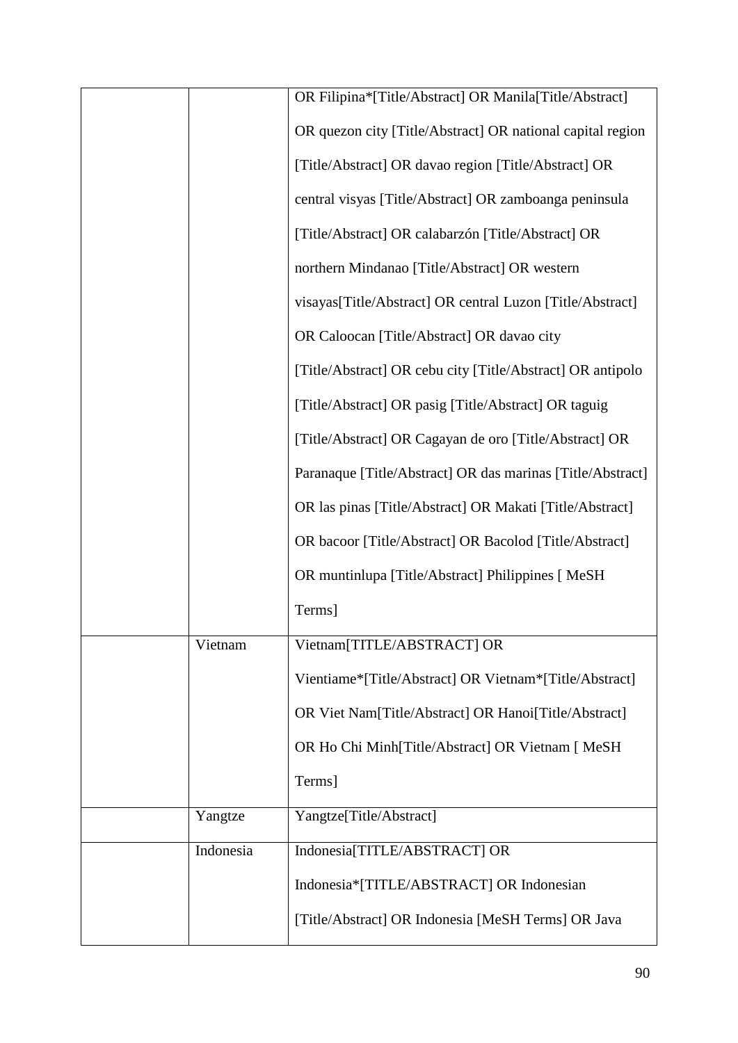| | | |
|---|---|---|
| | | OR Filipina*[Title/Abstract] OR Manila[Title/Abstract] OR quezon city [Title/Abstract] OR national capital region [Title/Abstract] OR davao region [Title/Abstract] OR central visyas [Title/Abstract] OR zamboanga peninsula [Title/Abstract] OR calabarzón [Title/Abstract] OR northern Mindanao [Title/Abstract] OR western visayas[Title/Abstract] OR central Luzon [Title/Abstract] OR Caloocan [Title/Abstract] OR davao city [Title/Abstract] OR cebu city [Title/Abstract] OR antipolo [Title/Abstract] OR pasig [Title/Abstract] OR taguig [Title/Abstract] OR Cagayan de oro [Title/Abstract] OR Paranaque [Title/Abstract] OR das marinas [Title/Abstract] OR las pinas [Title/Abstract] OR Makati [Title/Abstract] OR bacoor [Title/Abstract] OR Bacolod [Title/Abstract] OR muntinlupa [Title/Abstract] Philippines [ MeSH Terms] |
| | Vietnam | Vietnam[TITLE/ABSTRACT] OR Vientiame*[Title/Abstract] OR Vietnam*[Title/Abstract] OR Viet Nam[Title/Abstract] OR Hanoi[Title/Abstract] OR Ho Chi Minh[Title/Abstract] OR Vietnam [ MeSH Terms] |
| | Yangtze | Yangtze[Title/Abstract] |
| | Indonesia | Indonesia[TITLE/ABSTRACT] OR Indonesia*[TITLE/ABSTRACT] OR Indonesian [Title/Abstract] OR Indonesia [MeSH Terms] OR Java |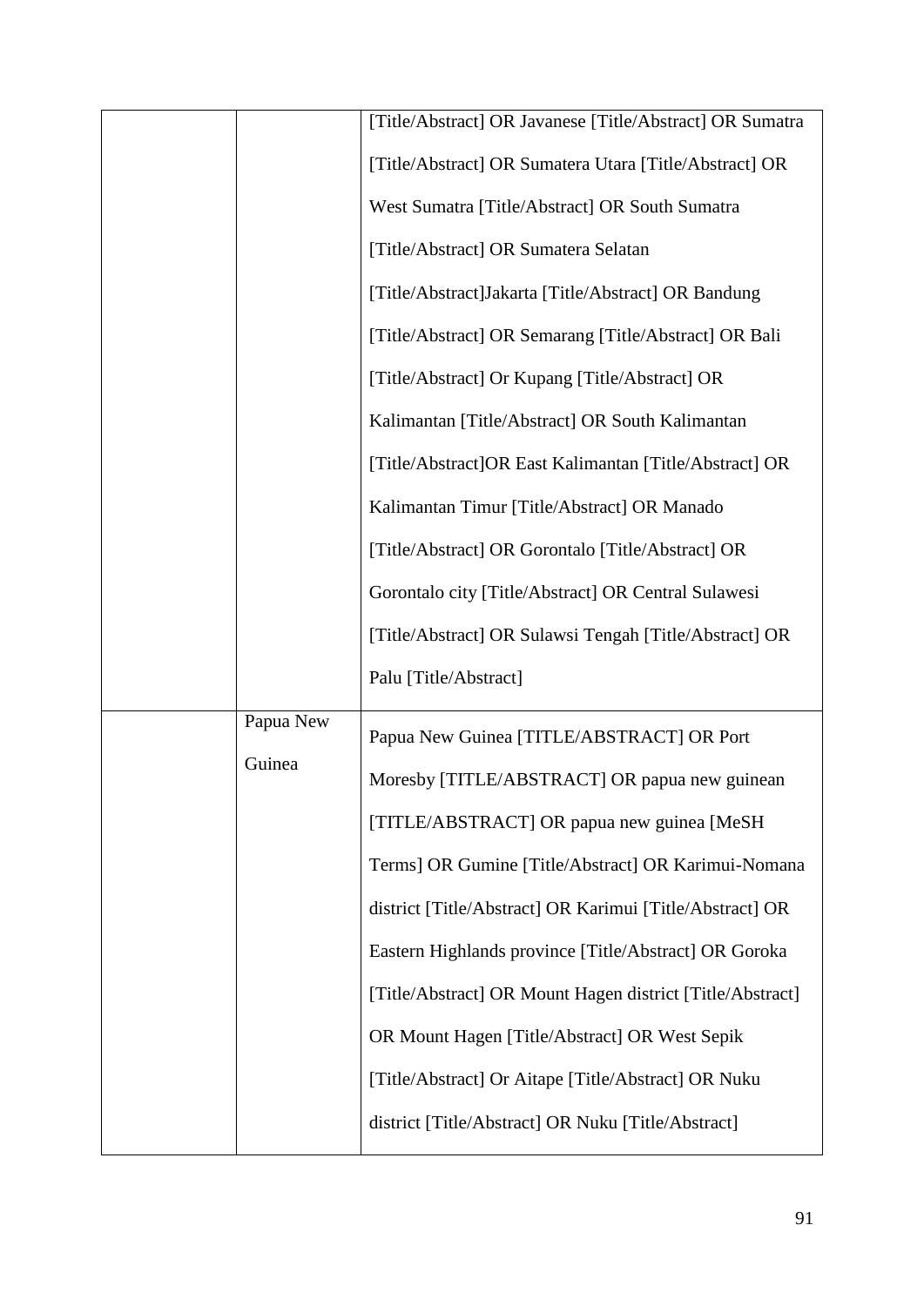|  |  |  |
|---|---|---|
|  |  | [Title/Abstract] OR Javanese [Title/Abstract] OR Sumatra [Title/Abstract] OR Sumatera Utara [Title/Abstract] OR West Sumatra [Title/Abstract] OR South Sumatra [Title/Abstract] OR Sumatera Selatan [Title/Abstract]Jakarta [Title/Abstract] OR Bandung [Title/Abstract] OR Semarang [Title/Abstract] OR Bali [Title/Abstract] Or Kupang [Title/Abstract] OR Kalimantan [Title/Abstract] OR South Kalimantan [Title/Abstract]OR East Kalimantan [Title/Abstract] OR Kalimantan Timur [Title/Abstract] OR Manado [Title/Abstract] OR Gorontalo [Title/Abstract] OR Gorontalo city [Title/Abstract] OR Central Sulawesi [Title/Abstract] OR Sulawsi Tengah [Title/Abstract] OR Palu [Title/Abstract] |
|  | Papua New Guinea | Papua New Guinea [TITLE/ABSTRACT] OR Port Moresby [TITLE/ABSTRACT] OR papua new guinean [TITLE/ABSTRACT] OR papua new guinea [MeSH Terms] OR Gumine [Title/Abstract] OR Karimui-Nomana district [Title/Abstract] OR Karimui [Title/Abstract] OR Eastern Highlands province [Title/Abstract] OR Goroka [Title/Abstract] OR Mount Hagen district [Title/Abstract] OR Mount Hagen [Title/Abstract] OR West Sepik [Title/Abstract] Or Aitape [Title/Abstract] OR Nuku district [Title/Abstract] OR Nuku [Title/Abstract] |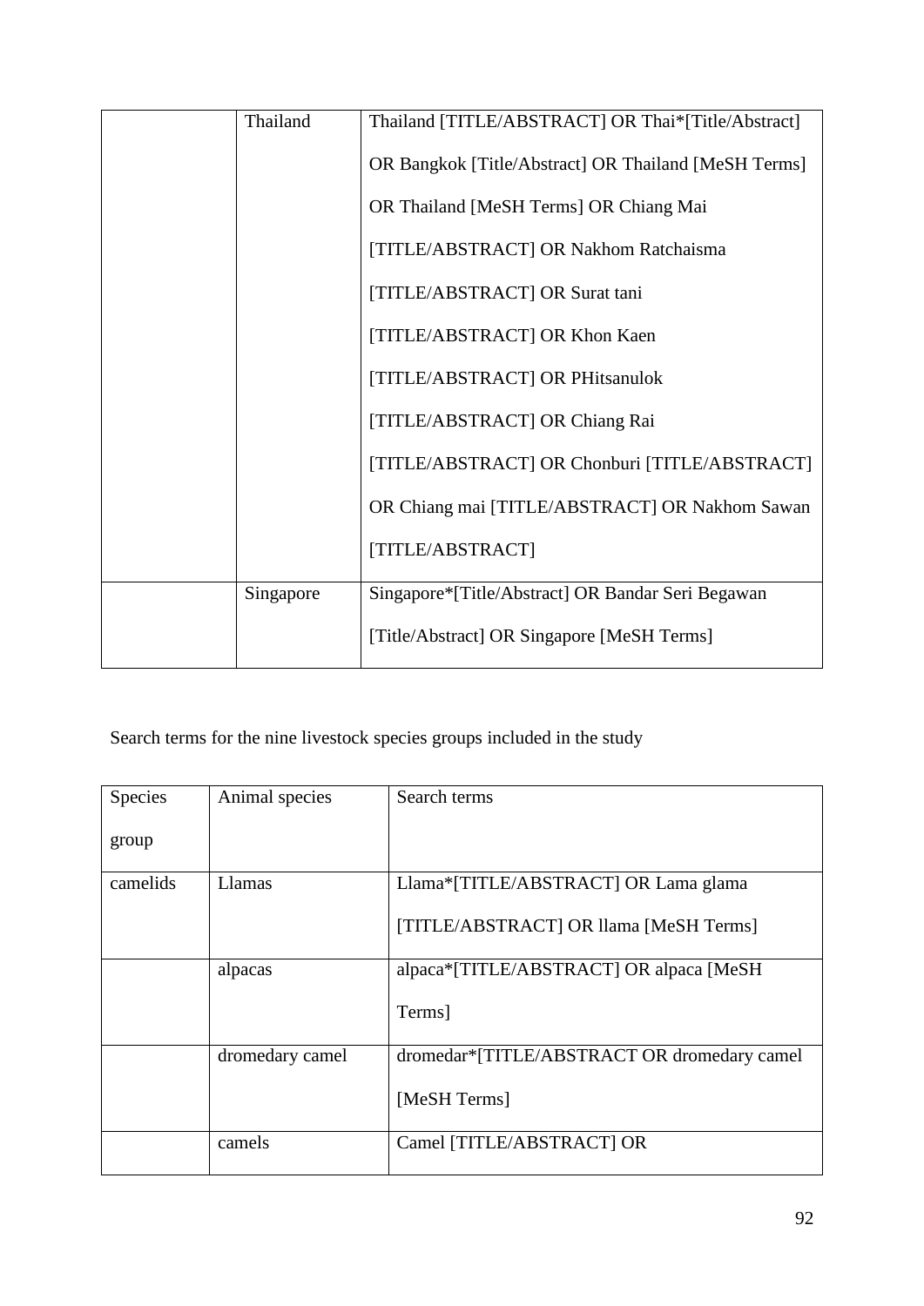|  | Thailand | Thailand [TITLE/ABSTRACT] OR Thai*[Title/Abstract] OR Bangkok [Title/Abstract] OR Thailand [MeSH Terms] OR Thailand [MeSH Terms] OR Chiang Mai [TITLE/ABSTRACT] OR Nakhom Ratchaisma [TITLE/ABSTRACT] OR Surat tani [TITLE/ABSTRACT] OR Khon Kaen [TITLE/ABSTRACT] OR PHitsanulok [TITLE/ABSTRACT] OR Chiang Rai [TITLE/ABSTRACT] OR Chonburi [TITLE/ABSTRACT] OR Chiang mai [TITLE/ABSTRACT] OR Nakhom Sawan [TITLE/ABSTRACT] |
|---|---|---|
|  | Singapore | Singapore*[Title/Abstract] OR Bandar Seri Begawan [Title/Abstract] OR Singapore [MeSH Terms] |

Search terms for the nine livestock species groups included in the study

| Species group | Animal species | Search terms |
|---|---|---|
| camelids | Llamas | Llama*[TITLE/ABSTRACT] OR Lama glama [TITLE/ABSTRACT] OR llama [MeSH Terms] |
|  | alpacas | alpaca*[TITLE/ABSTRACT] OR alpaca [MeSH Terms] |
|  | dromedary camel | dromedar*[TITLE/ABSTRACT OR dromedary camel [MeSH Terms] |
|  | camels | Camel [TITLE/ABSTRACT] OR |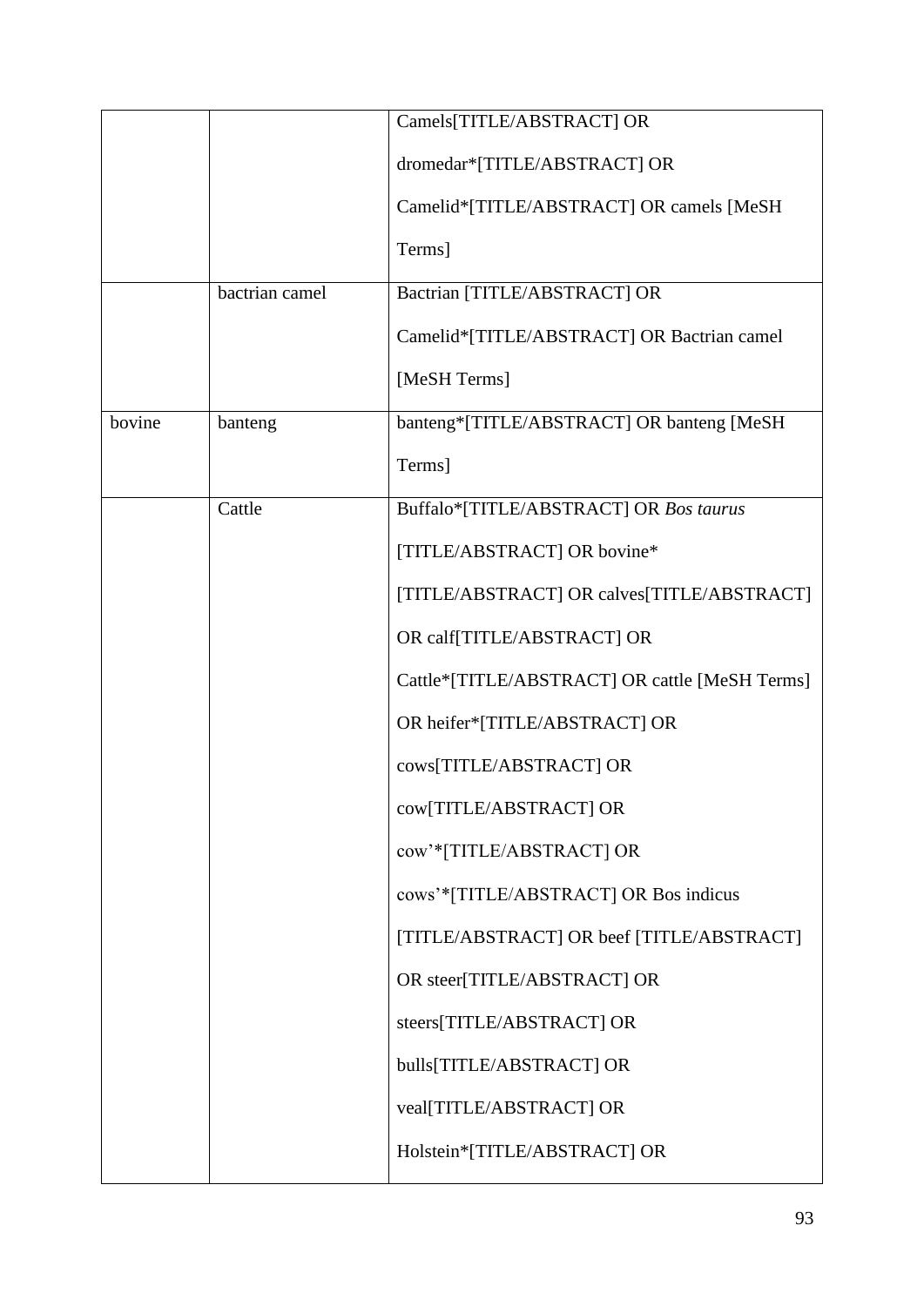| | | |
|---|---|---|
| | | Camels[TITLE/ABSTRACT] OR dromedar*[TITLE/ABSTRACT] OR Camelid*[TITLE/ABSTRACT] OR camels [MeSH Terms] |
| | bactrian camel | Bactrian [TITLE/ABSTRACT] OR Camelid*[TITLE/ABSTRACT] OR Bactrian camel [MeSH Terms] |
| bovine | banteng | banteng*[TITLE/ABSTRACT] OR banteng [MeSH Terms] |
| | Cattle | Buffalo*[TITLE/ABSTRACT] OR *Bos taurus* [TITLE/ABSTRACT] OR bovine* [TITLE/ABSTRACT] OR calves[TITLE/ABSTRACT] OR calf[TITLE/ABSTRACT] OR Cattle*[TITLE/ABSTRACT] OR cattle [MeSH Terms] OR heifer*[TITLE/ABSTRACT] OR cows[TITLE/ABSTRACT] OR cow[TITLE/ABSTRACT] OR cow'*[TITLE/ABSTRACT] OR cows'*[TITLE/ABSTRACT] OR Bos indicus [TITLE/ABSTRACT] OR beef [TITLE/ABSTRACT] OR steer[TITLE/ABSTRACT] OR steers[TITLE/ABSTRACT] OR bulls[TITLE/ABSTRACT] OR veal[TITLE/ABSTRACT] OR Holstein*[TITLE/ABSTRACT] OR |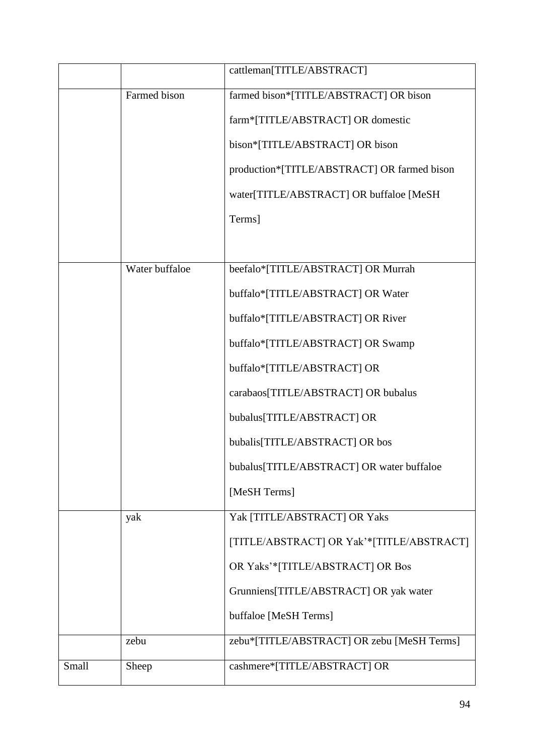| | | |
|---|---|---|
| | | cattleman[TITLE/ABSTRACT] |
| | Farmed bison | farmed bison*[TITLE/ABSTRACT] OR bison farm*[TITLE/ABSTRACT] OR domestic bison*[TITLE/ABSTRACT] OR bison production*[TITLE/ABSTRACT] OR farmed bison water[TITLE/ABSTRACT] OR buffaloe [MeSH Terms] |
| | Water buffaloe | beefalo*[TITLE/ABSTRACT] OR Murrah buffalo*[TITLE/ABSTRACT] OR Water buffalo*[TITLE/ABSTRACT] OR River buffalo*[TITLE/ABSTRACT] OR Swamp buffalo*[TITLE/ABSTRACT] OR carabaos[TITLE/ABSTRACT] OR bubalus bubalus[TITLE/ABSTRACT] OR bubalis[TITLE/ABSTRACT] OR bos bubalus[TITLE/ABSTRACT] OR water buffaloe [MeSH Terms] |
| | yak | Yak [TITLE/ABSTRACT] OR Yaks [TITLE/ABSTRACT] OR Yak'*[TITLE/ABSTRACT] OR Yaks'*[TITLE/ABSTRACT] OR Bos Grunniens[TITLE/ABSTRACT] OR yak water buffaloe [MeSH Terms] |
| | zebu | zebu*[TITLE/ABSTRACT] OR zebu [MeSH Terms] |
| Small | Sheep | cashmere*[TITLE/ABSTRACT] OR |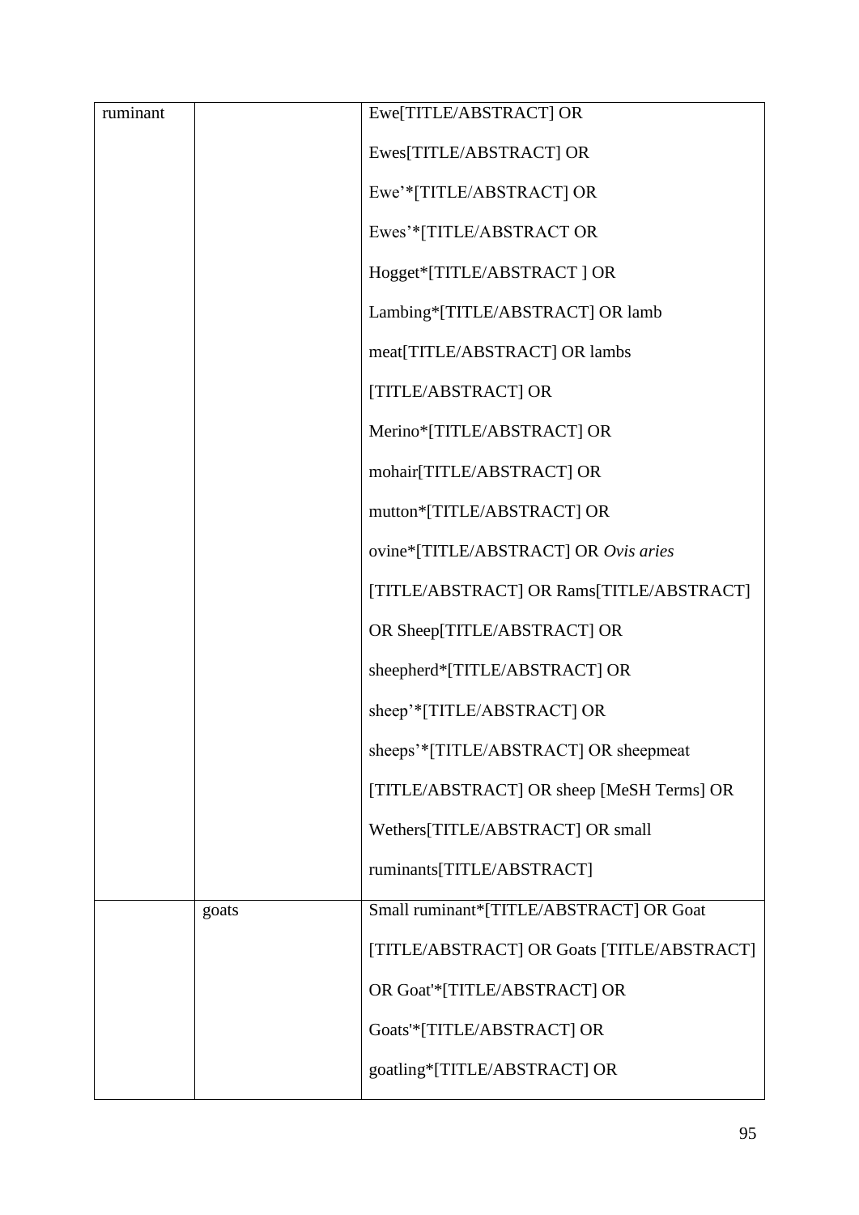| ruminant | | Ewe[TITLE/ABSTRACT] OR Ewes[TITLE/ABSTRACT] OR Ewe'*[TITLE/ABSTRACT] OR Ewes'*[TITLE/ABSTRACT OR Hogget*[TITLE/ABSTRACT ] OR Lambing*[TITLE/ABSTRACT] OR lamb meat[TITLE/ABSTRACT] OR lambs [TITLE/ABSTRACT] OR Merino*[TITLE/ABSTRACT] OR mohair[TITLE/ABSTRACT] OR mutton*[TITLE/ABSTRACT] OR ovine*[TITLE/ABSTRACT] OR *Ovis aries* [TITLE/ABSTRACT] OR Rams[TITLE/ABSTRACT] OR Sheep[TITLE/ABSTRACT] OR sheepherd*[TITLE/ABSTRACT] OR sheep'*[TITLE/ABSTRACT] OR sheeps'*[TITLE/ABSTRACT] OR sheepmeat [TITLE/ABSTRACT] OR sheep [MeSH Terms] OR Wethers[TITLE/ABSTRACT] OR small ruminants[TITLE/ABSTRACT] |
|---|---|---|
| | goats | Small ruminant*[TITLE/ABSTRACT] OR Goat [TITLE/ABSTRACT] OR Goats [TITLE/ABSTRACT] OR Goat'*[TITLE/ABSTRACT] OR Goats'*[TITLE/ABSTRACT] OR goatling*[TITLE/ABSTRACT] OR |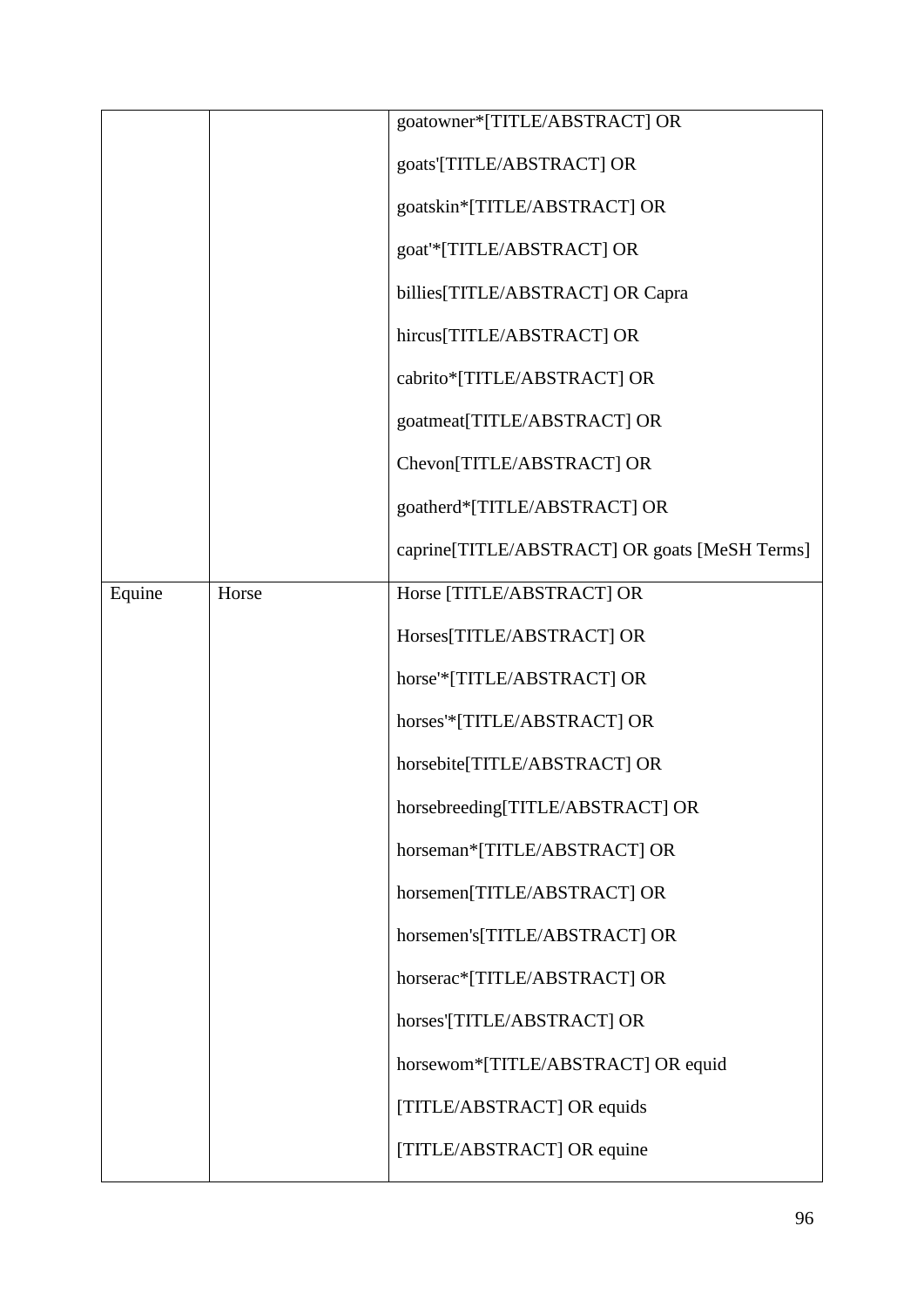| | | |
|---|---|---|
| | | goatowner*[TITLE/ABSTRACT] OR goats'[TITLE/ABSTRACT] OR goatskin*[TITLE/ABSTRACT] OR goat'*[TITLE/ABSTRACT] OR billies[TITLE/ABSTRACT] OR Capra hircus[TITLE/ABSTRACT] OR cabrito*[TITLE/ABSTRACT] OR goatmeat[TITLE/ABSTRACT] OR Chevon[TITLE/ABSTRACT] OR goatherd*[TITLE/ABSTRACT] OR caprine[TITLE/ABSTRACT] OR goats [MeSH Terms] |
| Equine | Horse | Horse [TITLE/ABSTRACT] OR Horses[TITLE/ABSTRACT] OR horse'*[TITLE/ABSTRACT] OR horses'*[TITLE/ABSTRACT] OR horsebite[TITLE/ABSTRACT] OR horsebreeding[TITLE/ABSTRACT] OR horseman*[TITLE/ABSTRACT] OR horsemen[TITLE/ABSTRACT] OR horsemen's[TITLE/ABSTRACT] OR horserac*[TITLE/ABSTRACT] OR horses'[TITLE/ABSTRACT] OR horsewom*[TITLE/ABSTRACT] OR equid [TITLE/ABSTRACT] OR equids [TITLE/ABSTRACT] OR equine |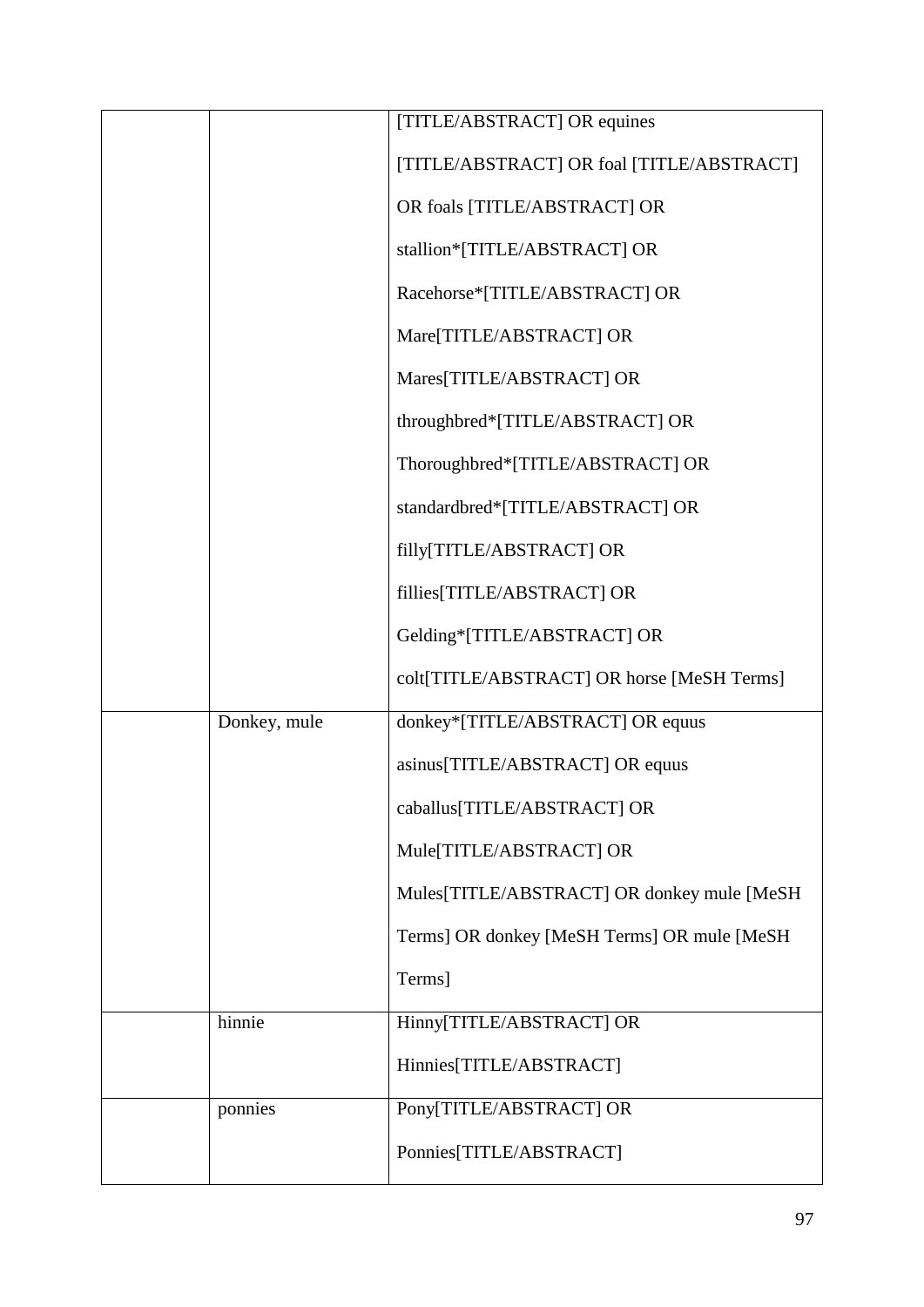| | | |
|---|---|---|
| | | [TITLE/ABSTRACT] OR equines [TITLE/ABSTRACT] OR foal [TITLE/ABSTRACT] OR foals [TITLE/ABSTRACT] OR stallion*[TITLE/ABSTRACT] OR Racehorse*[TITLE/ABSTRACT] OR Mare[TITLE/ABSTRACT] OR Mares[TITLE/ABSTRACT] OR throughbred*[TITLE/ABSTRACT] OR Thoroughbred*[TITLE/ABSTRACT] OR standardbred*[TITLE/ABSTRACT] OR filly[TITLE/ABSTRACT] OR fillies[TITLE/ABSTRACT] OR Gelding*[TITLE/ABSTRACT] OR colt[TITLE/ABSTRACT] OR horse [MeSH Terms] |
| | Donkey, mule | donkey*[TITLE/ABSTRACT] OR equus asinus[TITLE/ABSTRACT] OR equus caballus[TITLE/ABSTRACT] OR Mule[TITLE/ABSTRACT] OR Mules[TITLE/ABSTRACT] OR donkey mule [MeSH Terms] OR donkey [MeSH Terms] OR mule [MeSH Terms] |
| | hinnie | Hinny[TITLE/ABSTRACT] OR Hinnies[TITLE/ABSTRACT] |
| | ponnies | Pony[TITLE/ABSTRACT] OR Ponnies[TITLE/ABSTRACT] |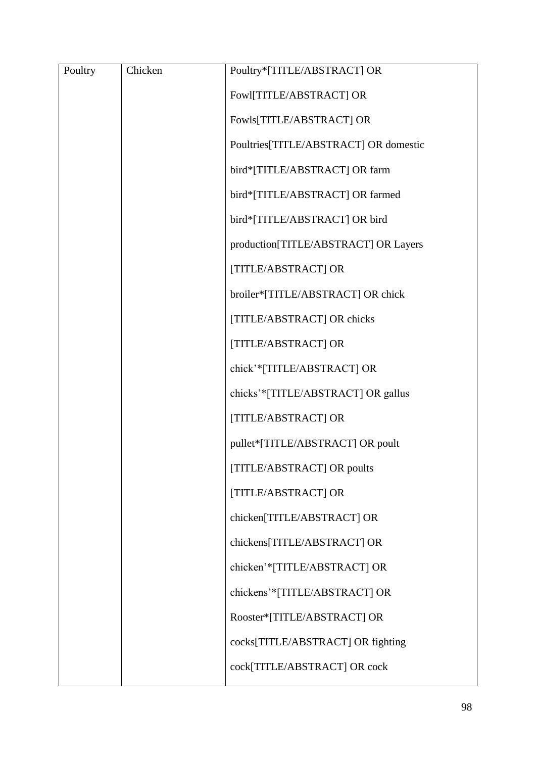| Poultry | Chicken | Poultry*[TITLE/ABSTRACT] OR Fowl[TITLE/ABSTRACT] OR Fowls[TITLE/ABSTRACT] OR Poultries[TITLE/ABSTRACT] OR domestic bird*[TITLE/ABSTRACT] OR farm bird*[TITLE/ABSTRACT] OR farmed bird*[TITLE/ABSTRACT] OR bird production[TITLE/ABSTRACT] OR Layers [TITLE/ABSTRACT] OR broiler*[TITLE/ABSTRACT] OR chick [TITLE/ABSTRACT] OR chicks [TITLE/ABSTRACT] OR chick'*[TITLE/ABSTRACT] OR chicks'*[TITLE/ABSTRACT] OR gallus [TITLE/ABSTRACT] OR pullet*[TITLE/ABSTRACT] OR poult [TITLE/ABSTRACT] OR poults [TITLE/ABSTRACT] OR chicken[TITLE/ABSTRACT] OR chickens[TITLE/ABSTRACT] OR chicken'*[TITLE/ABSTRACT] OR chickens'*[TITLE/ABSTRACT] OR Rooster*[TITLE/ABSTRACT] OR cocks[TITLE/ABSTRACT] OR fighting cock[TITLE/ABSTRACT] OR cock |
|---|---|---|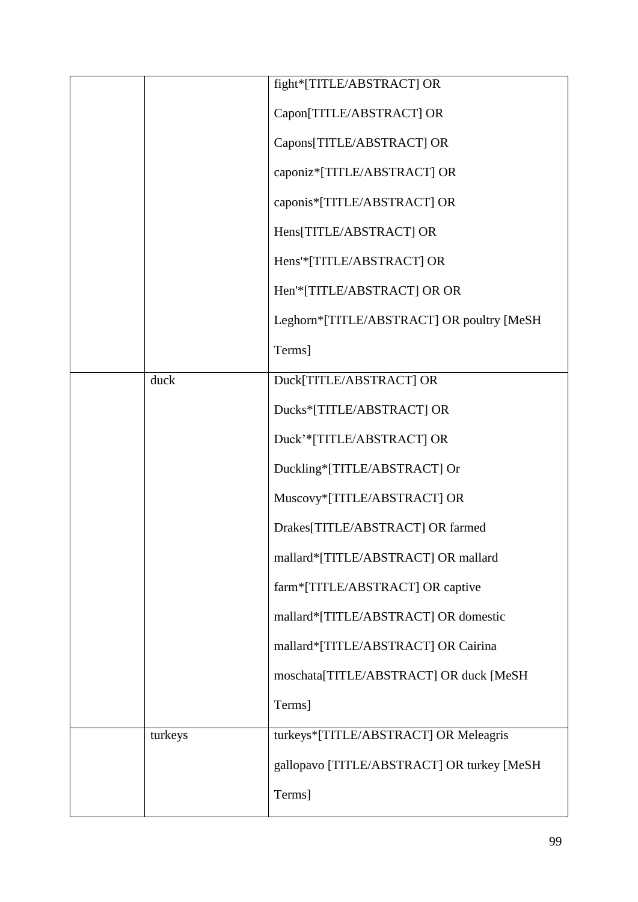| | | |
|---|---|---|
| | | fight*[TITLE/ABSTRACT] OR Capon[TITLE/ABSTRACT] OR Capons[TITLE/ABSTRACT] OR caponiz*[TITLE/ABSTRACT] OR caponis*[TITLE/ABSTRACT] OR Hens[TITLE/ABSTRACT] OR Hens'*[TITLE/ABSTRACT] OR Hen'*[TITLE/ABSTRACT] OR OR Leghorn*[TITLE/ABSTRACT] OR poultry [MeSH Terms] |
| | duck | Duck[TITLE/ABSTRACT] OR Ducks*[TITLE/ABSTRACT] OR Duck'*[TITLE/ABSTRACT] OR Duckling*[TITLE/ABSTRACT] Or Muscovy*[TITLE/ABSTRACT] OR Drakes[TITLE/ABSTRACT] OR farmed mallard*[TITLE/ABSTRACT] OR mallard farm*[TITLE/ABSTRACT] OR captive mallard*[TITLE/ABSTRACT] OR domestic mallard*[TITLE/ABSTRACT] OR Cairina moschata[TITLE/ABSTRACT] OR duck [MeSH Terms] |
| | turkeys | turkeys*[TITLE/ABSTRACT] OR Meleagris gallopavo [TITLE/ABSTRACT] OR turkey [MeSH Terms] |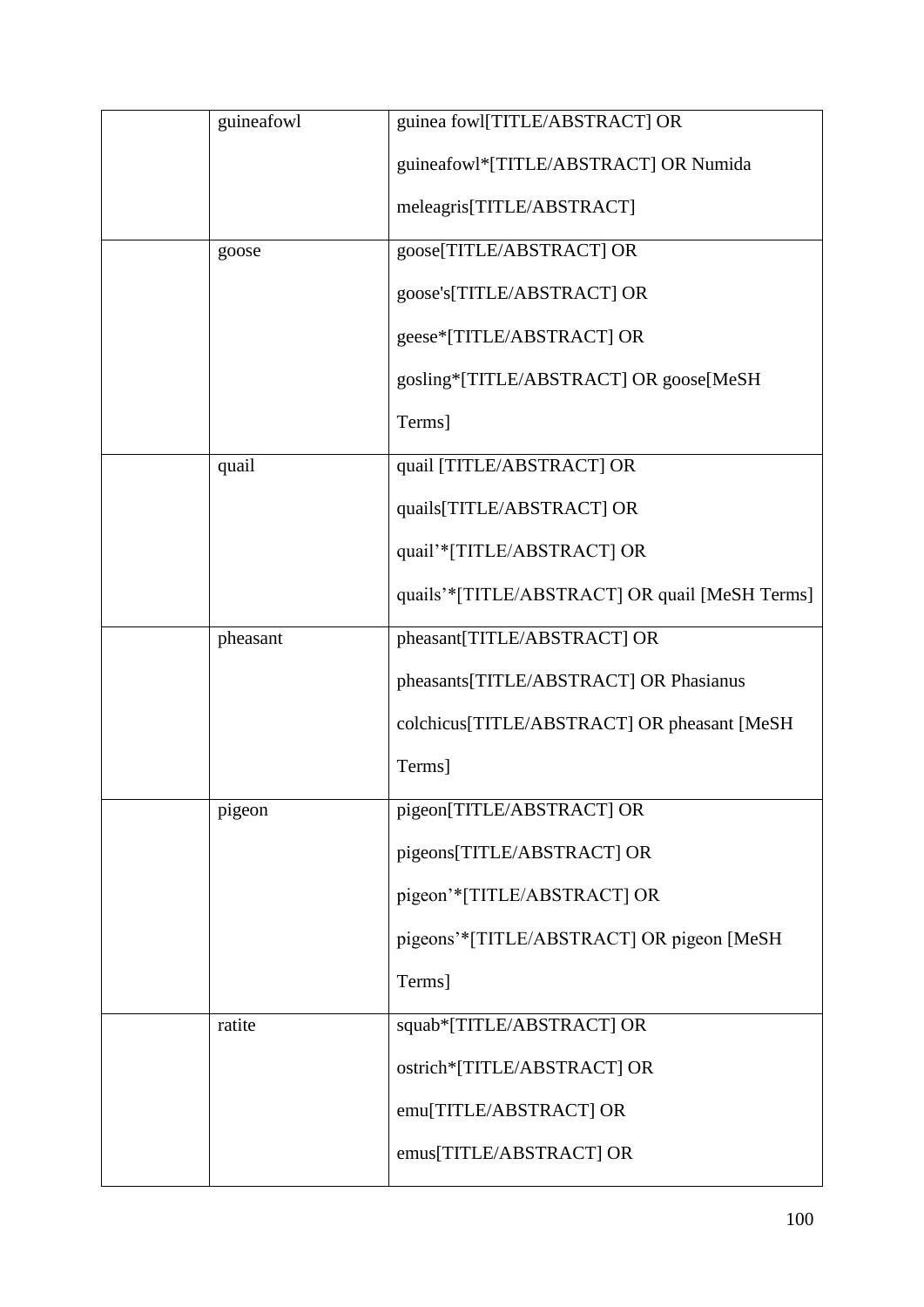| | | |
|---|---|---|
| | guineafowl | guinea fowl[TITLE/ABSTRACT] OR guineafowl*[TITLE/ABSTRACT] OR Numida meleagris[TITLE/ABSTRACT] |
| | goose | goose[TITLE/ABSTRACT] OR goose's[TITLE/ABSTRACT] OR geese*[TITLE/ABSTRACT] OR gosling*[TITLE/ABSTRACT] OR goose[MeSH Terms] |
| | quail | quail [TITLE/ABSTRACT] OR quails[TITLE/ABSTRACT] OR quail'*[TITLE/ABSTRACT] OR quails'*[TITLE/ABSTRACT] OR quail [MeSH Terms] |
| | pheasant | pheasant[TITLE/ABSTRACT] OR pheasants[TITLE/ABSTRACT] OR Phasianus colchicus[TITLE/ABSTRACT] OR pheasant [MeSH Terms] |
| | pigeon | pigeon[TITLE/ABSTRACT] OR pigeons[TITLE/ABSTRACT] OR pigeon'*[TITLE/ABSTRACT] OR pigeons'*[TITLE/ABSTRACT] OR pigeon [MeSH Terms] |
| | ratite | squab*[TITLE/ABSTRACT] OR ostrich*[TITLE/ABSTRACT] OR emu[TITLE/ABSTRACT] OR emus[TITLE/ABSTRACT] OR |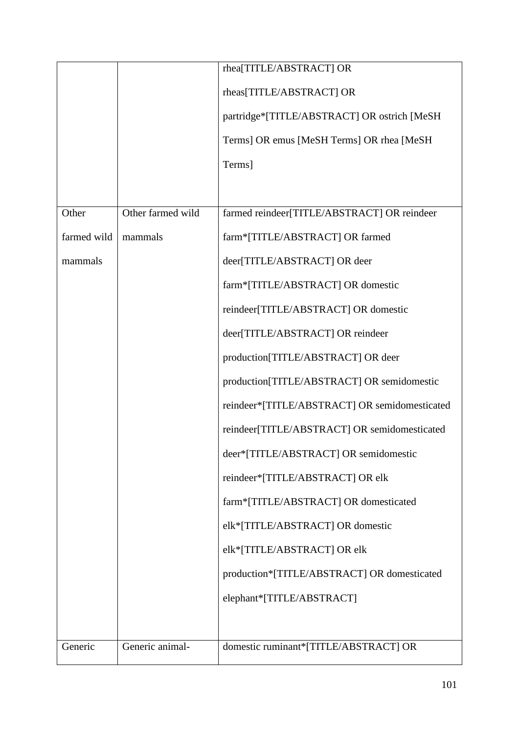|  |  |  |
|---|---|---|
|  |  | rhea[TITLE/ABSTRACT] OR rheas[TITLE/ABSTRACT] OR partridge*[TITLE/ABSTRACT] OR ostrich [MeSH Terms] OR emus [MeSH Terms] OR rhea [MeSH Terms] |
| Other farmed wild mammals | Other farmed wild mammals | farmed reindeer[TITLE/ABSTRACT] OR reindeer farm*[TITLE/ABSTRACT] OR farmed deer[TITLE/ABSTRACT] OR deer farm*[TITLE/ABSTRACT] OR domestic reindeer[TITLE/ABSTRACT] OR domestic deer[TITLE/ABSTRACT] OR reindeer production[TITLE/ABSTRACT] OR deer production[TITLE/ABSTRACT] OR semidomestic reindeer*[TITLE/ABSTRACT] OR semidomesticated reindeer[TITLE/ABSTRACT] OR semidomesticated deer*[TITLE/ABSTRACT] OR semidomestic reindeer*[TITLE/ABSTRACT] OR elk farm*[TITLE/ABSTRACT] OR domesticated elk*[TITLE/ABSTRACT] OR domestic elk*[TITLE/ABSTRACT] OR elk production*[TITLE/ABSTRACT] OR domesticated elephant*[TITLE/ABSTRACT] |
| Generic | Generic animal- | domestic ruminant*[TITLE/ABSTRACT] OR |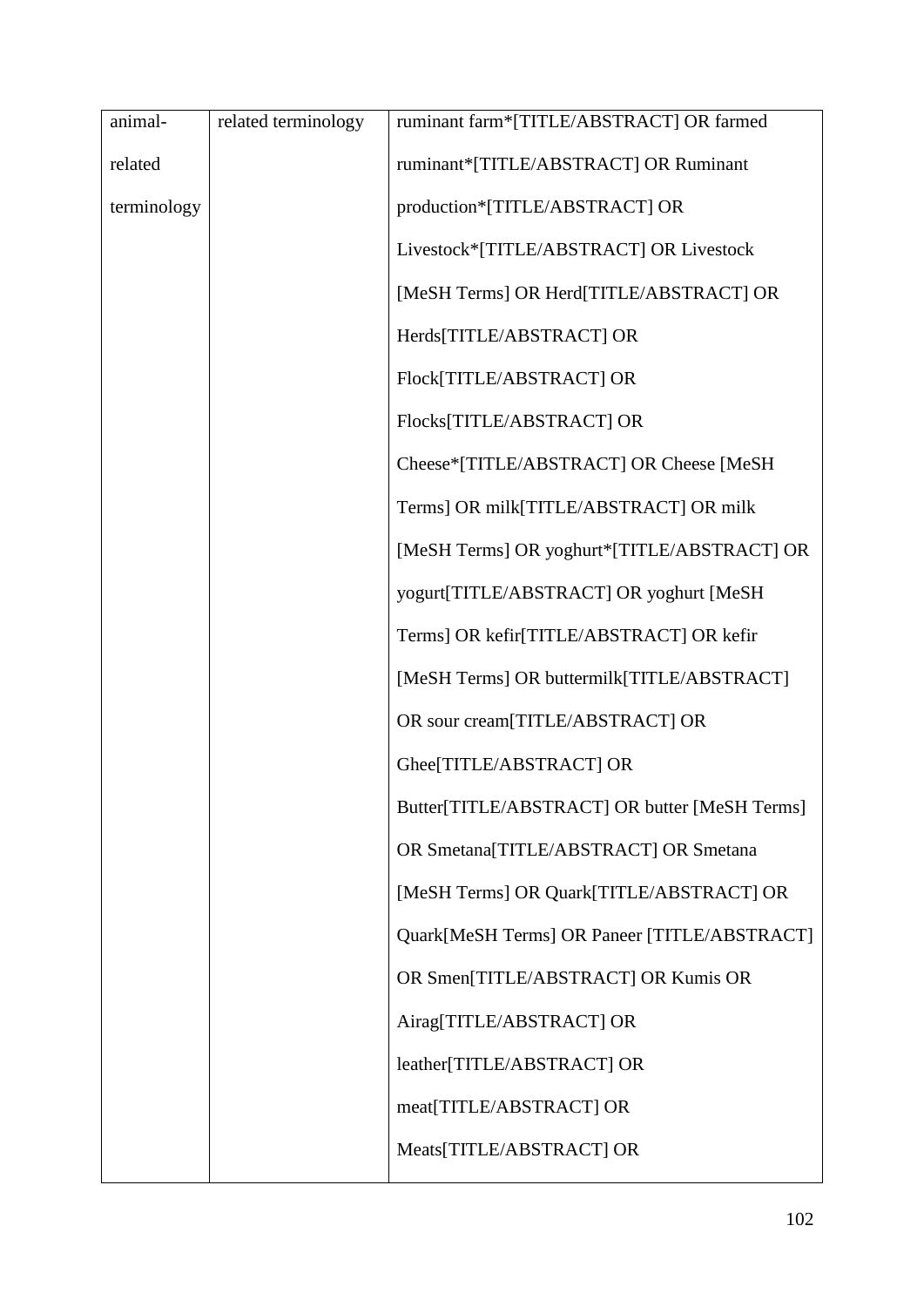| animal-related terminology | related terminology | ruminant farm*[TITLE/ABSTRACT] OR farmed ruminant*[TITLE/ABSTRACT] OR Ruminant production*[TITLE/ABSTRACT] OR Livestock*[TITLE/ABSTRACT] OR Livestock [MeSH Terms] OR Herd[TITLE/ABSTRACT] OR Herds[TITLE/ABSTRACT] OR Flock[TITLE/ABSTRACT] OR Flocks[TITLE/ABSTRACT] OR Cheese*[TITLE/ABSTRACT] OR Cheese [MeSH Terms] OR milk[TITLE/ABSTRACT] OR milk [MeSH Terms] OR yoghurt*[TITLE/ABSTRACT] OR yogurt[TITLE/ABSTRACT] OR yoghurt [MeSH Terms] OR kefir[TITLE/ABSTRACT] OR kefir [MeSH Terms] OR buttermilk[TITLE/ABSTRACT] OR sour cream[TITLE/ABSTRACT] OR Ghee[TITLE/ABSTRACT] OR Butter[TITLE/ABSTRACT] OR butter [MeSH Terms] OR Smetana[TITLE/ABSTRACT] OR Smetana [MeSH Terms] OR Quark[TITLE/ABSTRACT] OR Quark[MeSH Terms] OR Paneer [TITLE/ABSTRACT] OR Smen[TITLE/ABSTRACT] OR Kumis OR Airag[TITLE/ABSTRACT] OR leather[TITLE/ABSTRACT] OR meat[TITLE/ABSTRACT] OR Meats[TITLE/ABSTRACT] OR |
|---|---|---|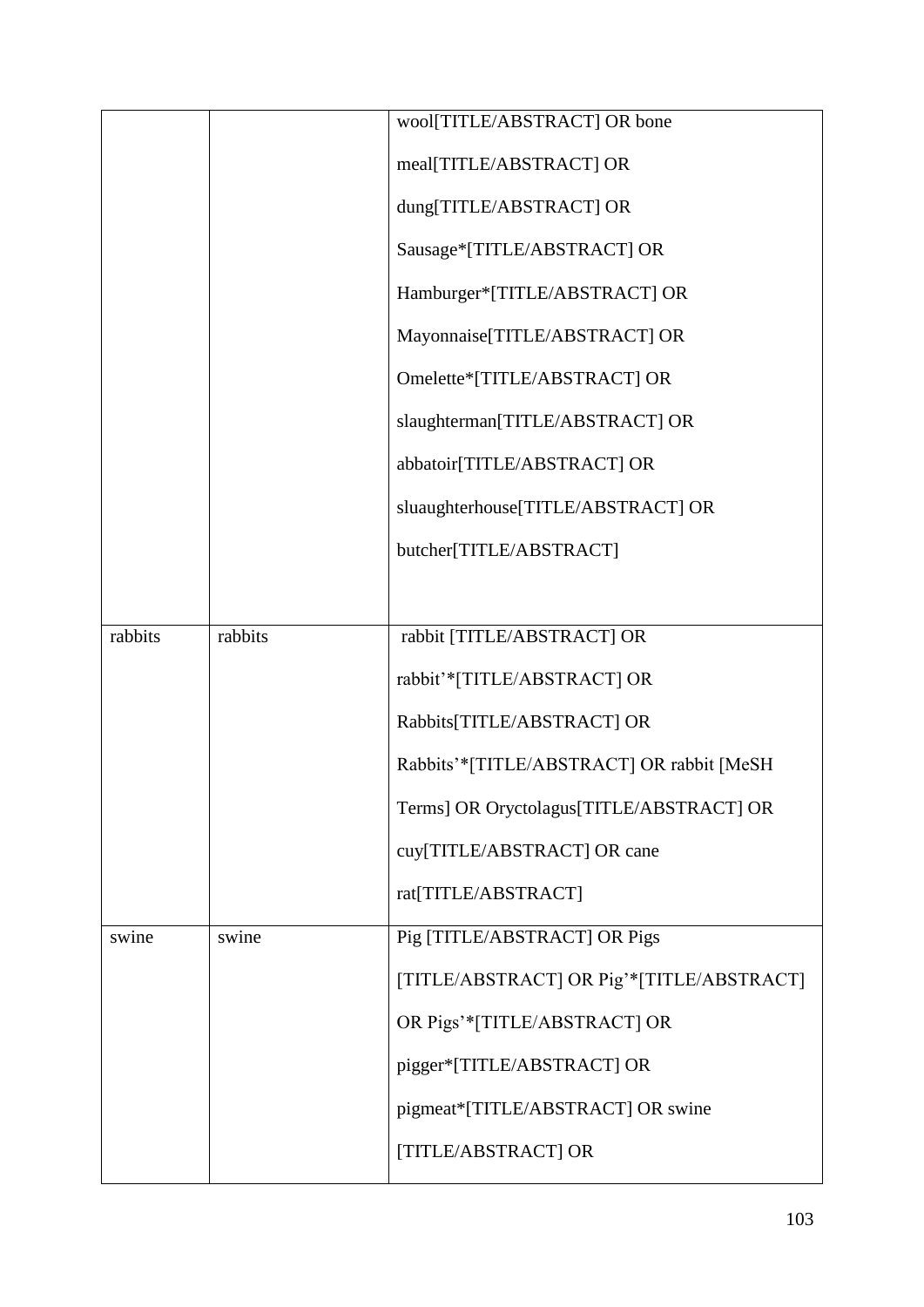| | | |
|---|---|---|
| | | wool[TITLE/ABSTRACT] OR bone meal[TITLE/ABSTRACT] OR dung[TITLE/ABSTRACT] OR Sausage*[TITLE/ABSTRACT] OR Hamburger*[TITLE/ABSTRACT] OR Mayonnaise[TITLE/ABSTRACT] OR Omelette*[TITLE/ABSTRACT] OR slaughterman[TITLE/ABSTRACT] OR abbatoir[TITLE/ABSTRACT] OR sluaughterhouse[TITLE/ABSTRACT] OR butcher[TITLE/ABSTRACT] |
| rabbits | rabbits | rabbit [TITLE/ABSTRACT] OR rabbit'*[TITLE/ABSTRACT] OR Rabbits[TITLE/ABSTRACT] OR Rabbits'*[TITLE/ABSTRACT] OR rabbit [MeSH Terms] OR Oryctolagus[TITLE/ABSTRACT] OR cuy[TITLE/ABSTRACT] OR cane rat[TITLE/ABSTRACT] |
| swine | swine | Pig [TITLE/ABSTRACT] OR Pigs [TITLE/ABSTRACT] OR Pig'*[TITLE/ABSTRACT] OR Pigs'*[TITLE/ABSTRACT] OR pigger*[TITLE/ABSTRACT] OR pigmeat*[TITLE/ABSTRACT] OR swine [TITLE/ABSTRACT] OR |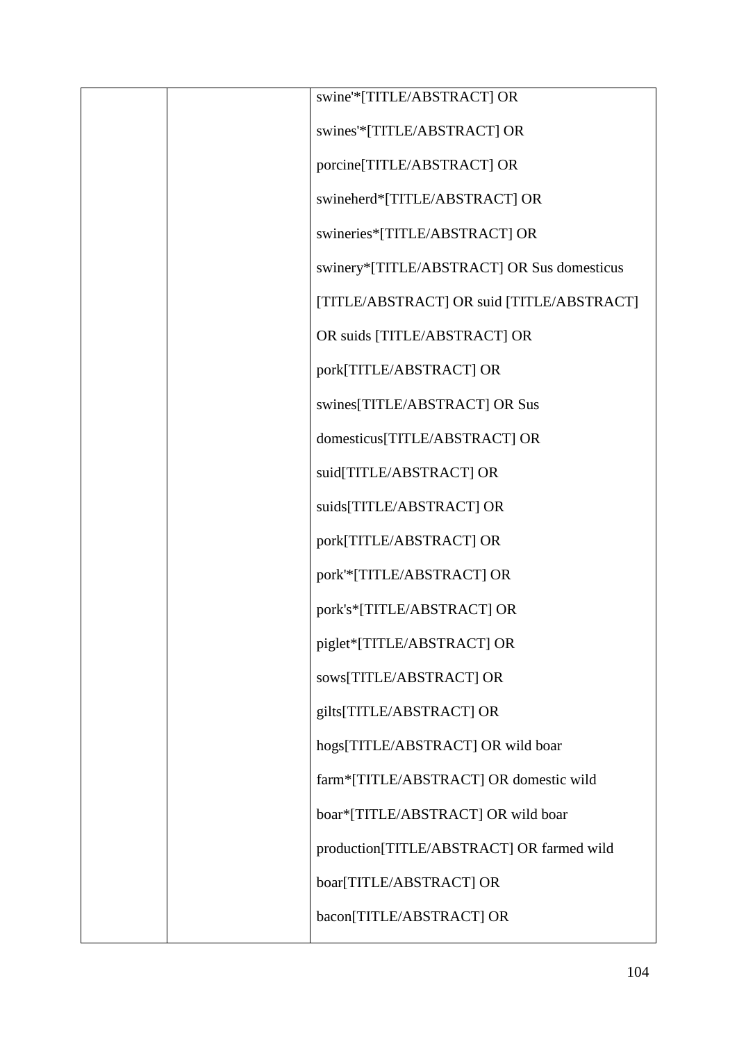|  |  | swine'*[TITLE/ABSTRACT] OR<br><br>swines'*[TITLE/ABSTRACT] OR<br><br>porcine[TITLE/ABSTRACT] OR<br><br>swineherd*[TITLE/ABSTRACT] OR<br><br>swineries*[TITLE/ABSTRACT] OR<br><br>swinery*[TITLE/ABSTRACT] OR Sus domesticus [TITLE/ABSTRACT] OR suid [TITLE/ABSTRACT] OR suids [TITLE/ABSTRACT] OR<br><br>pork[TITLE/ABSTRACT] OR<br><br>swines[TITLE/ABSTRACT] OR Sus domesticus[TITLE/ABSTRACT] OR<br><br>suid[TITLE/ABSTRACT] OR<br><br>suids[TITLE/ABSTRACT] OR<br><br>pork[TITLE/ABSTRACT] OR<br><br>pork'*[TITLE/ABSTRACT] OR<br><br>pork's*[TITLE/ABSTRACT] OR<br><br>piglet*[TITLE/ABSTRACT] OR<br><br>sows[TITLE/ABSTRACT] OR<br><br>gilts[TITLE/ABSTRACT] OR<br><br>hogs[TITLE/ABSTRACT] OR wild boar farm*[TITLE/ABSTRACT] OR domestic wild boar*[TITLE/ABSTRACT] OR wild boar production[TITLE/ABSTRACT] OR farmed wild boar[TITLE/ABSTRACT] OR<br><br>bacon[TITLE/ABSTRACT] OR |
|---|---|---|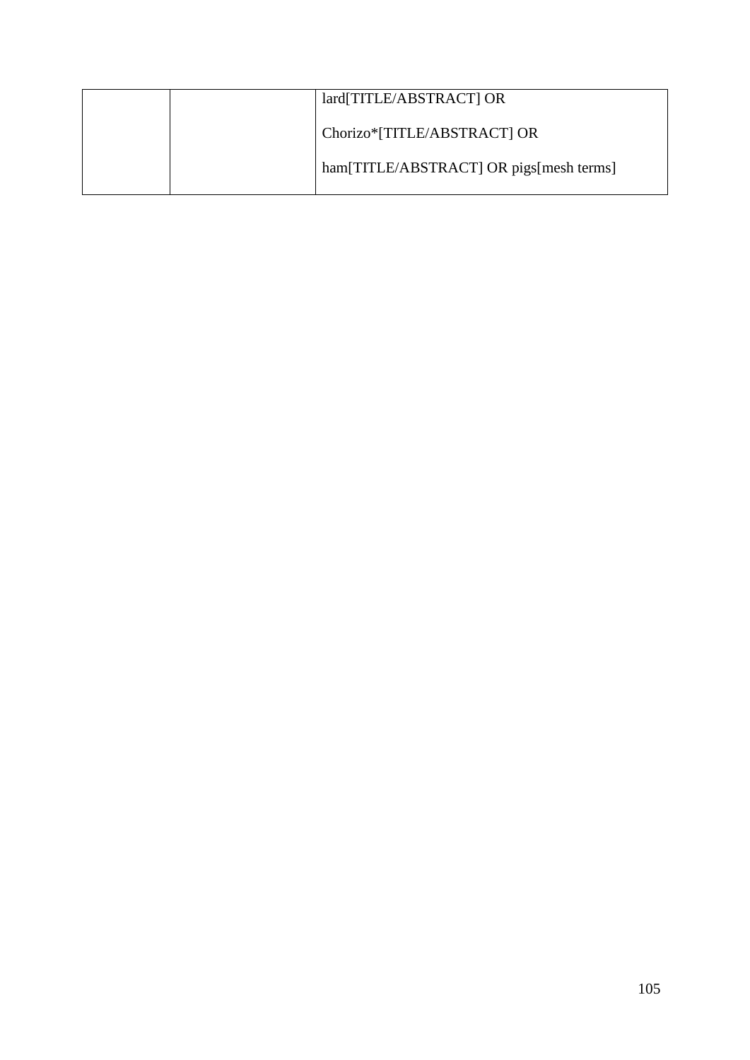| | | |
|---|---|---|
| | | lard[TITLE/ABSTRACT] OR<br><br>Chorizo*[TITLE/ABSTRACT] OR<br><br>ham[TITLE/ABSTRACT] OR pigs[mesh terms] |